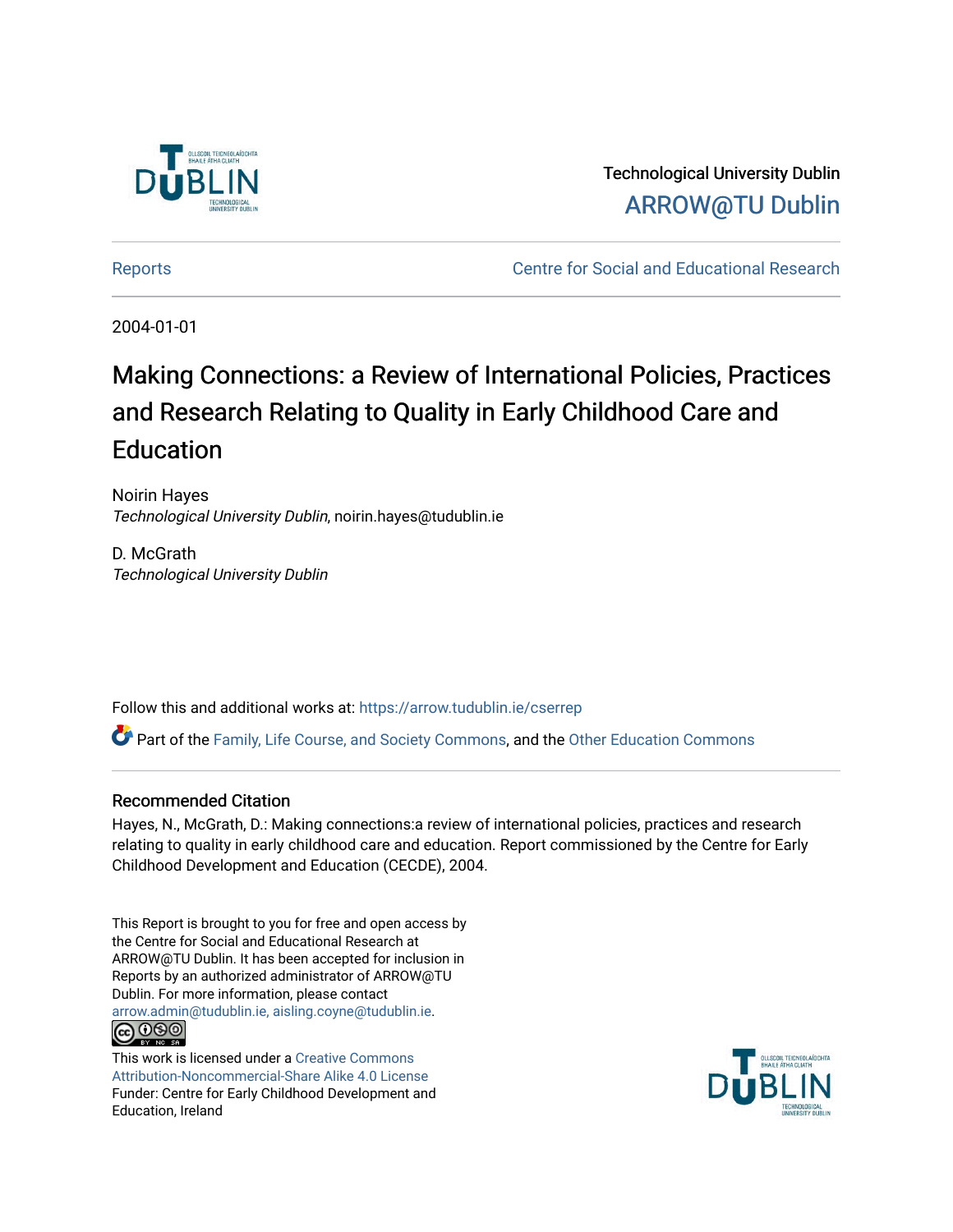Technological University Dublin

ARROW@TU Dublin

Reports | Centre for Social and Educational Research

2004-01-01

# Making Connections: a Review of International Policies, Practices and Research Relating to Quality in Early Childhood Care and Education

Noirin Hayes
*Technological University Dublin*, noirin.hayes@tudublin.ie

D. McGrath
*Technological University Dublin*

Follow this and additional works at: https://arrow.tudublin.ie/cserrep

Part of the Family, Life Course, and Society Commons, and the Other Education Commons

## Recommended Citation

Hayes, N., McGrath, D.: Making connections:a review of international policies, practices and research relating to quality in early childhood care and education. Report commissioned by the Centre for Early Childhood Development and Education (CECDE), 2004.

This Report is brought to you for free and open access by the Centre for Social and Educational Research at ARROW@TU Dublin. It has been accepted for inclusion in Reports by an authorized administrator of ARROW@TU Dublin. For more information, please contact arrow.admin@tudublin.ie, aisling.coyne@tudublin.ie.

This work is licensed under a Creative Commons Attribution-Noncommercial-Share Alike 4.0 License

Funder: Centre for Early Childhood Development and Education, Ireland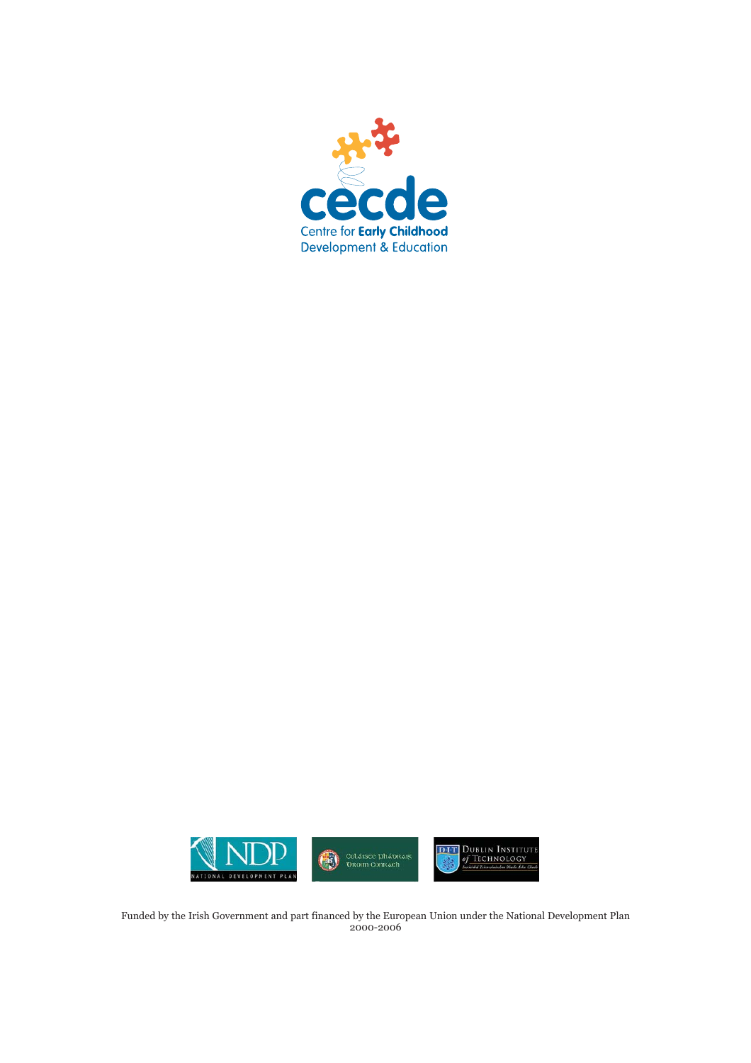cecde

Centre for **Early Childhood** Development & Education

Funded by the Irish Government and part financed by the European Union under the National Development Plan 2000-2006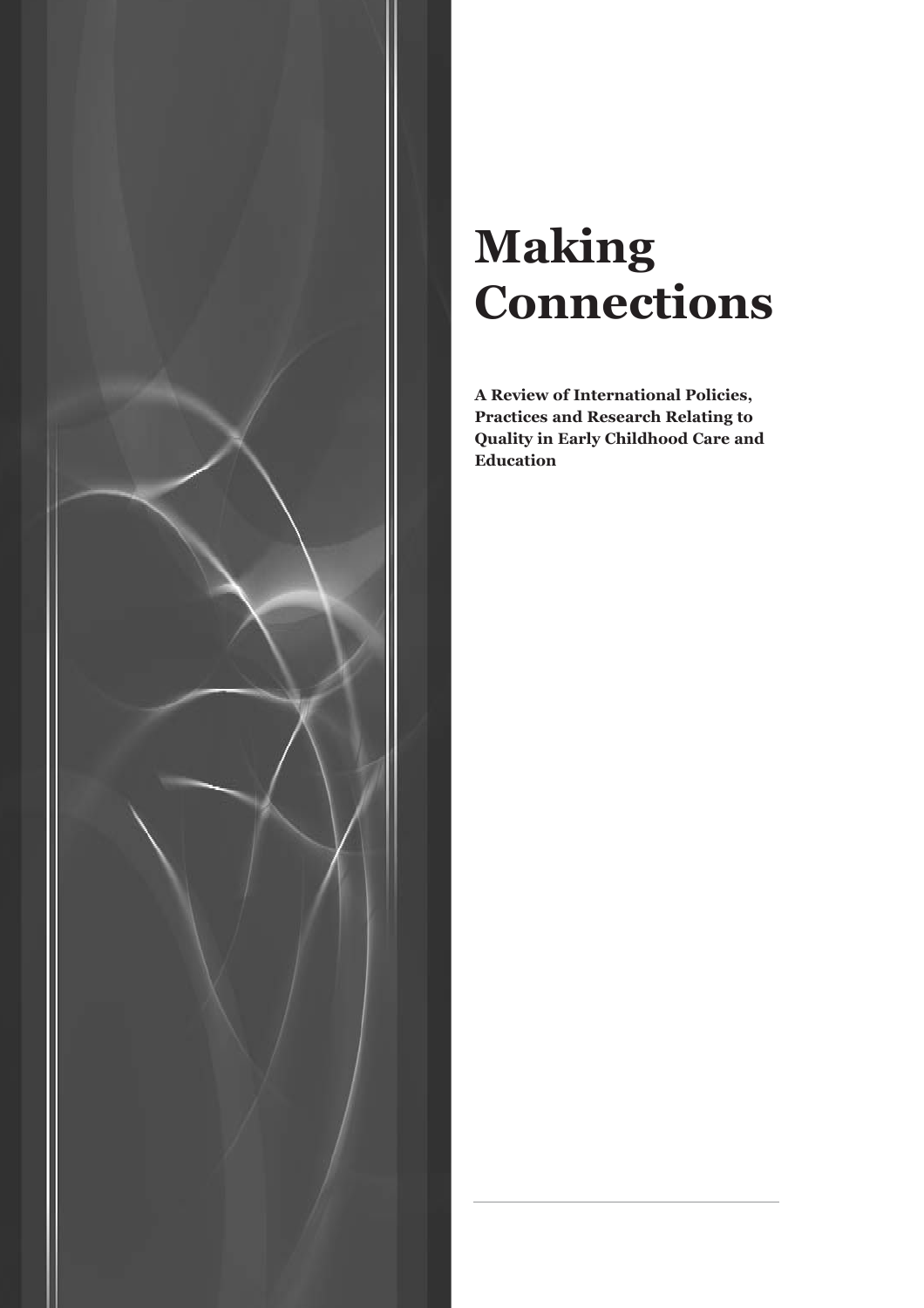# Making Connections

**A Review of International Policies, Practices and Research Relating to Quality in Early Childhood Care and Education**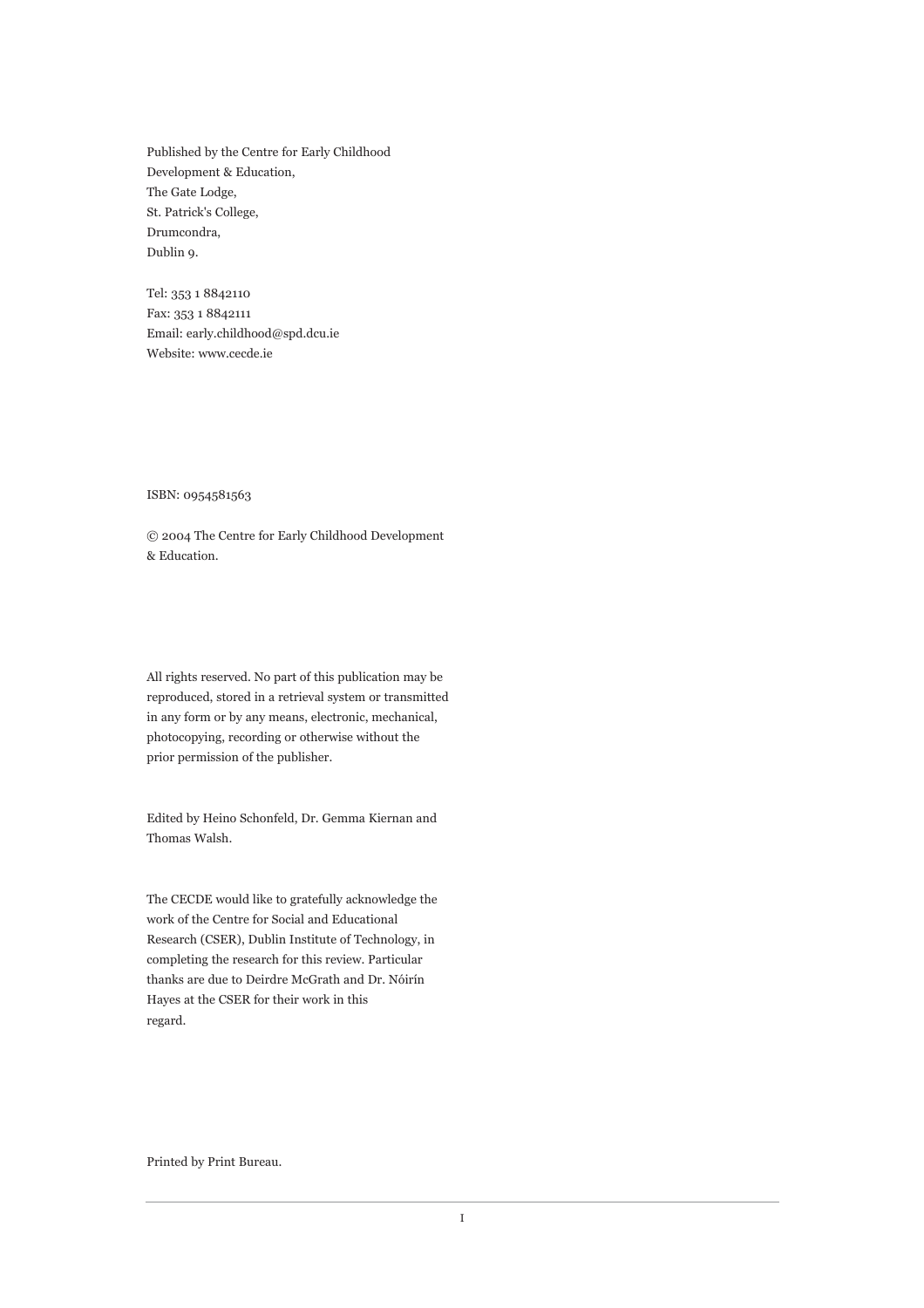Published by the Centre for Early Childhood Development & Education,
The Gate Lodge,
St. Patrick's College,
Drumcondra,
Dublin 9.

Tel: 353 1 8842110
Fax: 353 1 8842111
Email: early.childhood@spd.dcu.ie
Website: www.cecde.ie

ISBN: 0954581563

© 2004 The Centre for Early Childhood Development & Education.

All rights reserved. No part of this publication may be reproduced, stored in a retrieval system or transmitted in any form or by any means, electronic, mechanical, photocopying, recording or otherwise without the prior permission of the publisher.

Edited by Heino Schonfeld, Dr. Gemma Kiernan and Thomas Walsh.

The CECDE would like to gratefully acknowledge the work of the Centre for Social and Educational Research (CSER), Dublin Institute of Technology, in completing the research for this review. Particular thanks are due to Deirdre McGrath and Dr. Nóirín Hayes at the CSER for their work in this regard.

Printed by Print Bureau.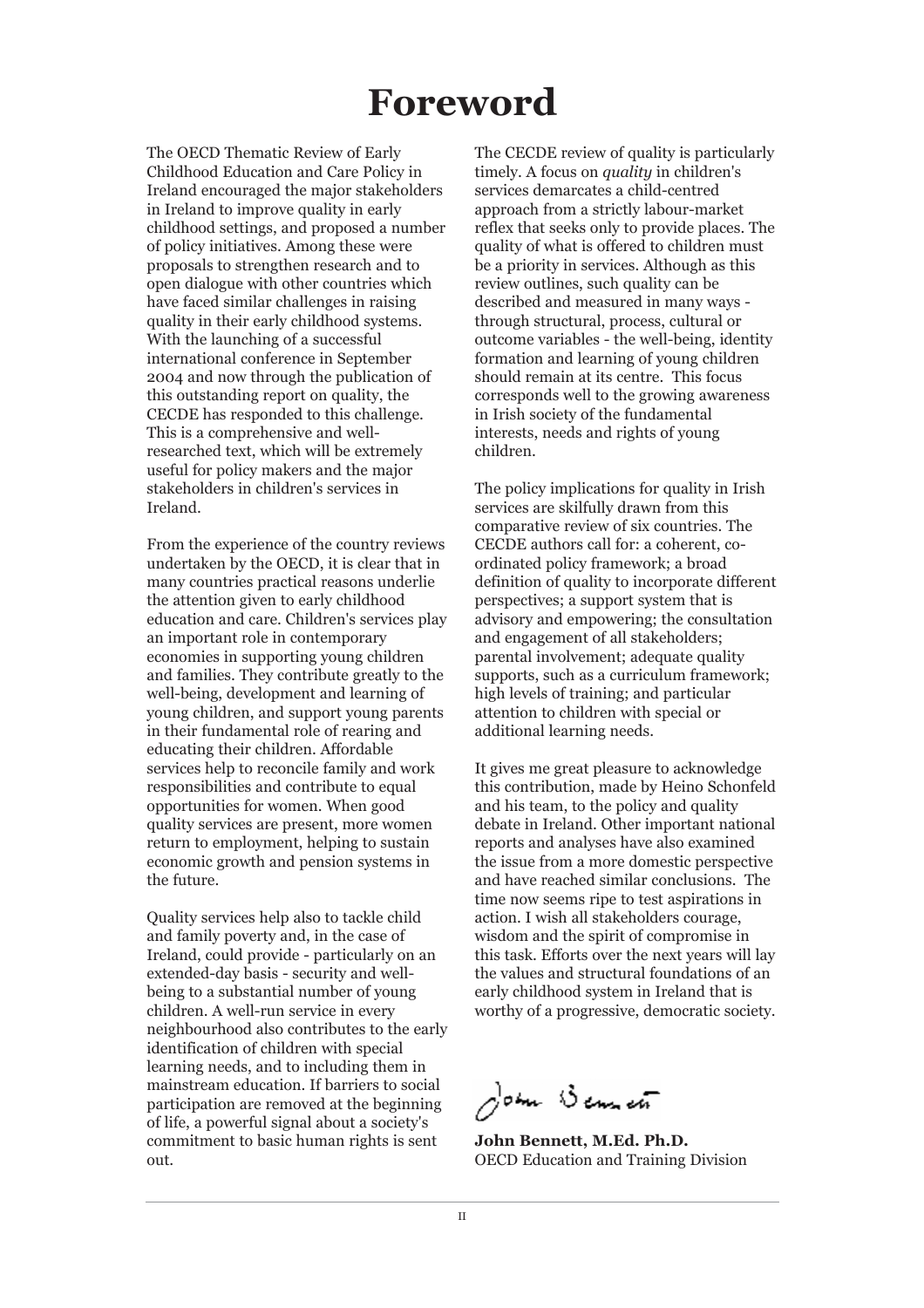# Foreword

The OECD Thematic Review of Early Childhood Education and Care Policy in Ireland encouraged the major stakeholders in Ireland to improve quality in early childhood settings, and proposed a number of policy initiatives. Among these were proposals to strengthen research and to open dialogue with other countries which have faced similar challenges in raising quality in their early childhood systems. With the launching of a successful international conference in September 2004 and now through the publication of this outstanding report on quality, the CECDE has responded to this challenge. This is a comprehensive and well-researched text, which will be extremely useful for policy makers and the major stakeholders in children's services in Ireland.

From the experience of the country reviews undertaken by the OECD, it is clear that in many countries practical reasons underlie the attention given to early childhood education and care. Children's services play an important role in contemporary economies in supporting young children and families. They contribute greatly to the well-being, development and learning of young children, and support young parents in their fundamental role of rearing and educating their children. Affordable services help to reconcile family and work responsibilities and contribute to equal opportunities for women. When good quality services are present, more women return to employment, helping to sustain economic growth and pension systems in the future.

Quality services help also to tackle child and family poverty and, in the case of Ireland, could provide - particularly on an extended-day basis - security and well-being to a substantial number of young children. A well-run service in every neighbourhood also contributes to the early identification of children with special learning needs, and to including them in mainstream education. If barriers to social participation are removed at the beginning of life, a powerful signal about a society's commitment to basic human rights is sent out.

The CECDE review of quality is particularly timely. A focus on *quality* in children's services demarcates a child-centred approach from a strictly labour-market reflex that seeks only to provide places. The quality of what is offered to children must be a priority in services. Although as this review outlines, such quality can be described and measured in many ways - through structural, process, cultural or outcome variables - the well-being, identity formation and learning of young children should remain at its centre. This focus corresponds well to the growing awareness in Irish society of the fundamental interests, needs and rights of young children.

The policy implications for quality in Irish services are skilfully drawn from this comparative review of six countries. The CECDE authors call for: a coherent, co-ordinated policy framework; a broad definition of quality to incorporate different perspectives; a support system that is advisory and empowering; the consultation and engagement of all stakeholders; parental involvement; adequate quality supports, such as a curriculum framework; high levels of training; and particular attention to children with special or additional learning needs.

It gives me great pleasure to acknowledge this contribution, made by Heino Schonfeld and his team, to the policy and quality debate in Ireland. Other important national reports and analyses have also examined the issue from a more domestic perspective and have reached similar conclusions. The time now seems ripe to test aspirations in action. I wish all stakeholders courage, wisdom and the spirit of compromise in this task. Efforts over the next years will lay the values and structural foundations of an early childhood system in Ireland that is worthy of a progressive, democratic society.

**John Bennett, M.Ed. Ph.D.**
OECD Education and Training Division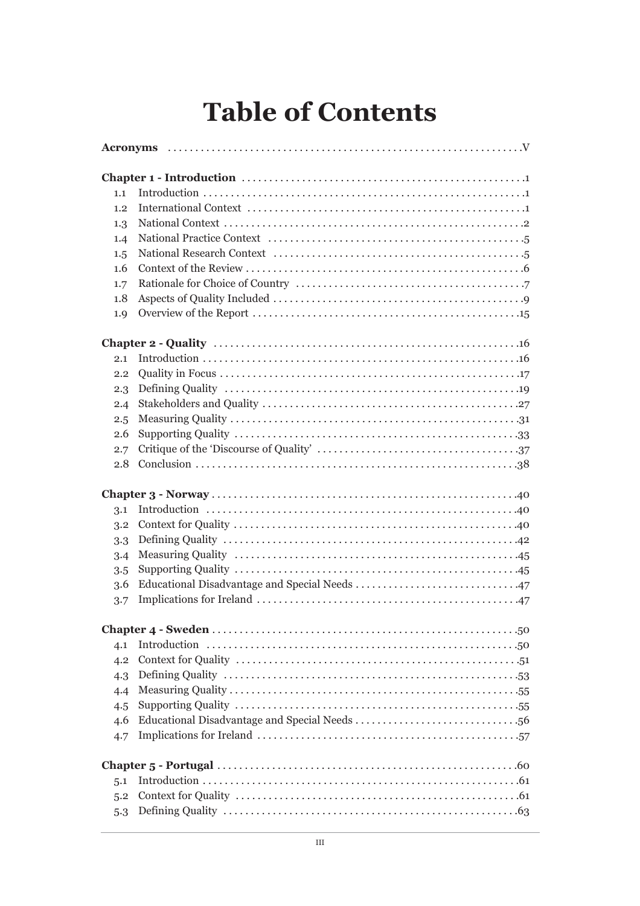# Table of Contents

**Acronyms** .......... V

**Chapter 1 - Introduction** .......... 1

- 1.1 Introduction .......... 1
- 1.2 International Context .......... 1
- 1.3 National Context .......... 2
- 1.4 National Practice Context .......... 5
- 1.5 National Research Context .......... 5
- 1.6 Context of the Review .......... 6
- 1.7 Rationale for Choice of Country .......... 7
- 1.8 Aspects of Quality Included .......... 9
- 1.9 Overview of the Report .......... 15

**Chapter 2 - Quality** .......... 16

- 2.1 Introduction .......... 16
- 2.2 Quality in Focus .......... 17
- 2.3 Defining Quality .......... 19
- 2.4 Stakeholders and Quality .......... 27
- 2.5 Measuring Quality .......... 31
- 2.6 Supporting Quality .......... 33
- 2.7 Critique of the 'Discourse of Quality' .......... 37
- 2.8 Conclusion .......... 38

**Chapter 3 - Norway** .......... 40

- 3.1 Introduction .......... 40
- 3.2 Context for Quality .......... 40
- 3.3 Defining Quality .......... 42
- 3.4 Measuring Quality .......... 45
- 3.5 Supporting Quality .......... 45
- 3.6 Educational Disadvantage and Special Needs .......... 47
- 3.7 Implications for Ireland .......... 47

**Chapter 4 - Sweden** .......... 50

- 4.1 Introduction .......... 50
- 4.2 Context for Quality .......... 51
- 4.3 Defining Quality .......... 53
- 4.4 Measuring Quality .......... 55
- 4.5 Supporting Quality .......... 55
- 4.6 Educational Disadvantage and Special Needs .......... 56
- 4.7 Implications for Ireland .......... 57

**Chapter 5 - Portugal** .......... 60

- 5.1 Introduction .......... 61
- 5.2 Context for Quality .......... 61
- 5.3 Defining Quality .......... 63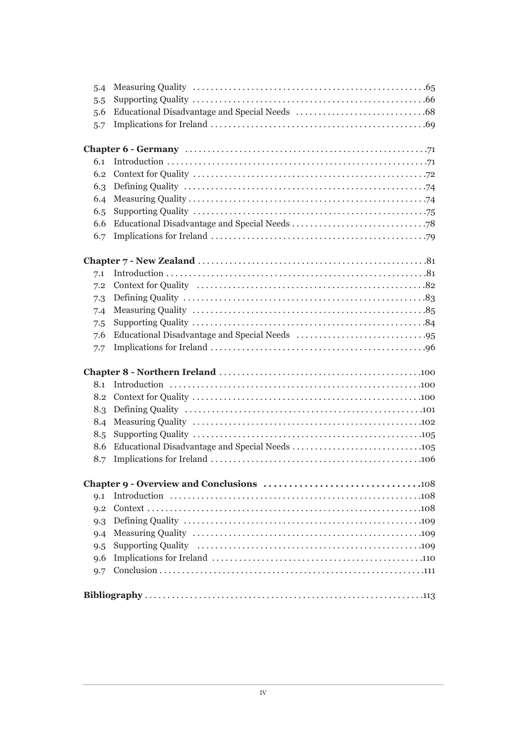5.4 Measuring Quality .....65
5.5 Supporting Quality .....66
5.6 Educational Disadvantage and Special Needs .....68
5.7 Implications for Ireland .....69

**Chapter 6 - Germany** .....71

6.1 Introduction .....71
6.2 Context for Quality .....72
6.3 Defining Quality .....74
6.4 Measuring Quality .....74
6.5 Supporting Quality .....75
6.6 Educational Disadvantage and Special Needs .....78
6.7 Implications for Ireland .....79

**Chapter 7 - New Zealand** .....81

7.1 Introduction .....81
7.2 Context for Quality .....82
7.3 Defining Quality .....83
7.4 Measuring Quality .....85
7.5 Supporting Quality .....84
7.6 Educational Disadvantage and Special Needs .....95
7.7 Implications for Ireland .....96

**Chapter 8 - Northern Ireland** .....100

8.1 Introduction .....100
8.2 Context for Quality .....100
8.3 Defining Quality .....101
8.4 Measuring Quality .....102
8.5 Supporting Quality .....105
8.6 Educational Disadvantage and Special Needs .....105
8.7 Implications for Ireland .....106

**Chapter 9 - Overview and Conclusions** .....108

9.1 Introduction .....108
9.2 Context .....108
9.3 Defining Quality .....109
9.4 Measuring Quality .....109
9.5 Supporting Quality .....109
9.6 Implications for Ireland .....110
9.7 Conclusion .....111

**Bibliography** .....113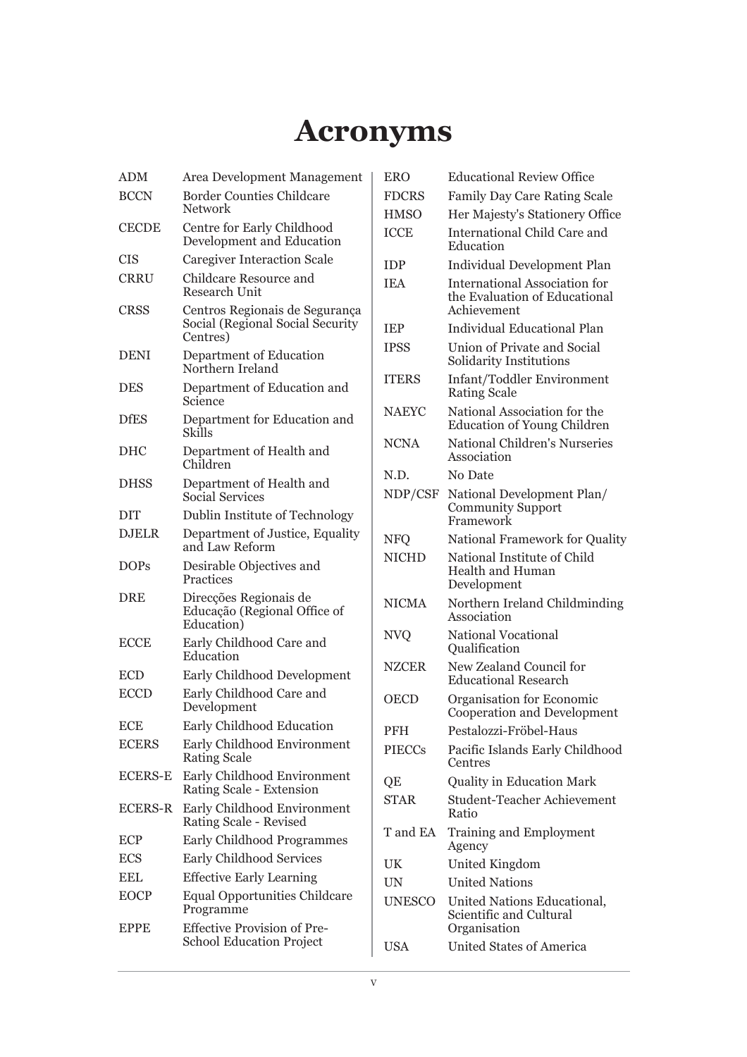# Acronyms

| | |
|---|---|
| ADM | Area Development Management |
| BCCN | Border Counties Childcare Network |
| CECDE | Centre for Early Childhood Development and Education |
| CIS | Caregiver Interaction Scale |
| CRRU | Childcare Resource and Research Unit |
| CRSS | Centros Regionais de Segurança Social (Regional Social Security Centres) |
| DENI | Department of Education Northern Ireland |
| DES | Department of Education and Science |
| DfES | Department for Education and Skills |
| DHC | Department of Health and Children |
| DHSS | Department of Health and Social Services |
| DIT | Dublin Institute of Technology |
| DJELR | Department of Justice, Equality and Law Reform |
| DOPs | Desirable Objectives and Practices |
| DRE | Direcções Regionais de Educação (Regional Office of Education) |
| ECCE | Early Childhood Care and Education |
| ECD | Early Childhood Development |
| ECCD | Early Childhood Care and Development |
| ECE | Early Childhood Education |
| ECERS | Early Childhood Environment Rating Scale |
| ECERS-E | Early Childhood Environment Rating Scale - Extension |
| ECERS-R | Early Childhood Environment Rating Scale - Revised |
| ECP | Early Childhood Programmes |
| ECS | Early Childhood Services |
| EEL | Effective Early Learning |
| EOCP | Equal Opportunities Childcare Programme |
| EPPE | Effective Provision of Pre-School Education Project |
| ERO | Educational Review Office |
| FDCRS | Family Day Care Rating Scale |
| HMSO | Her Majesty's Stationery Office |
| ICCE | International Child Care and Education |
| IDP | Individual Development Plan |
| IEA | International Association for the Evaluation of Educational Achievement |
| IEP | Individual Educational Plan |
| IPSS | Union of Private and Social Solidarity Institutions |
| ITERS | Infant/Toddler Environment Rating Scale |
| NAEYC | National Association for the Education of Young Children |
| NCNA | National Children's Nurseries Association |
| N.D. | No Date |
| NDP/CSF | National Development Plan/ Community Support Framework |
| NFQ | National Framework for Quality |
| NICHD | National Institute of Child Health and Human Development |
| NICMA | Northern Ireland Childminding Association |
| NVQ | National Vocational Qualification |
| NZCER | New Zealand Council for Educational Research |
| OECD | Organisation for Economic Cooperation and Development |
| PFH | Pestalozzi-Fröbel-Haus |
| PIECCs | Pacific Islands Early Childhood Centres |
| QE | Quality in Education Mark |
| STAR | Student-Teacher Achievement Ratio |
| T and EA | Training and Employment Agency |
| UK | United Kingdom |
| UN | United Nations |
| UNESCO | United Nations Educational, Scientific and Cultural Organisation |
| USA | United States of America |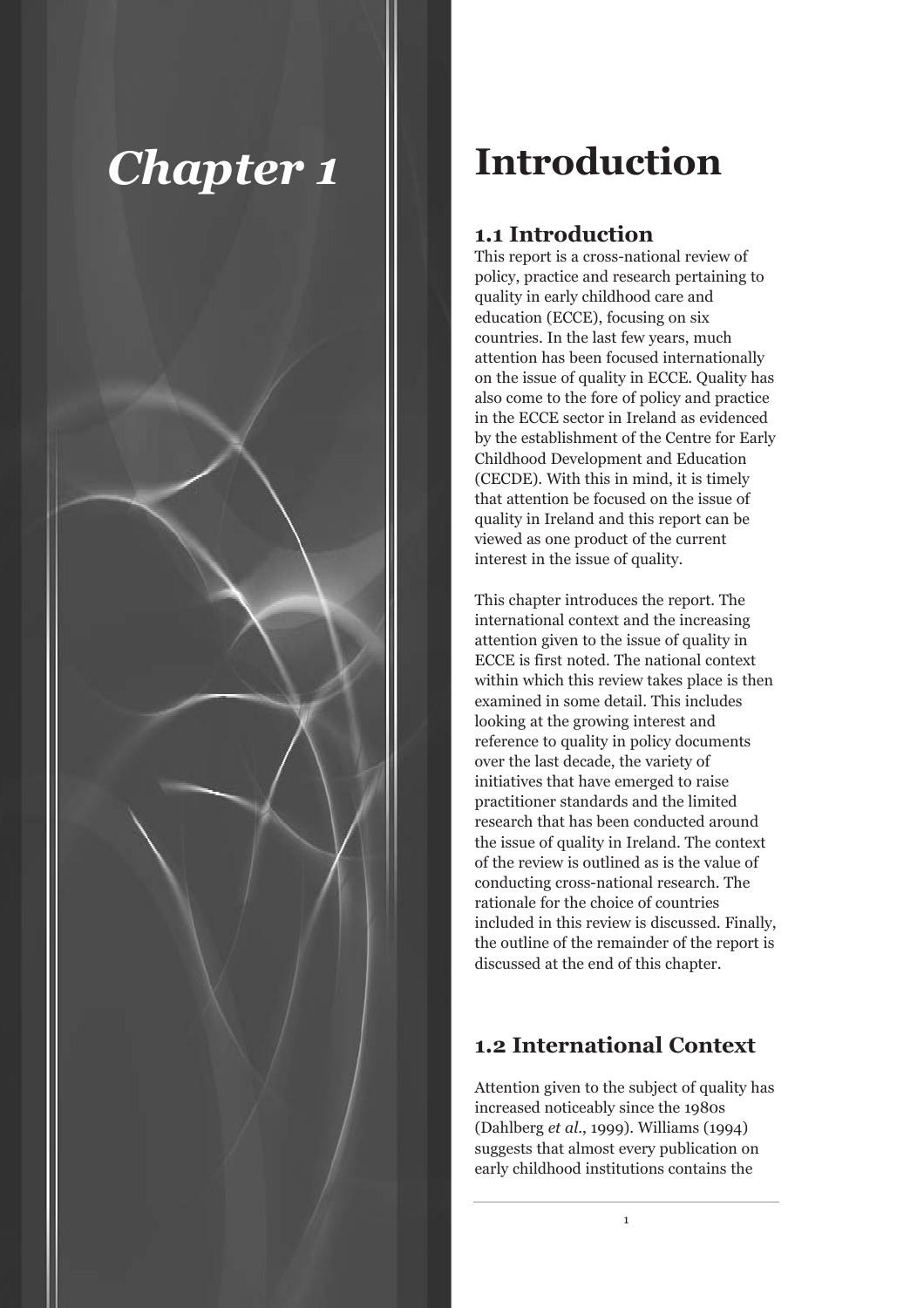# Chapter 1 Introduction

## 1.1 Introduction

This report is a cross-national review of policy, practice and research pertaining to quality in early childhood care and education (ECCE), focusing on six countries. In the last few years, much attention has been focused internationally on the issue of quality in ECCE. Quality has also come to the fore of policy and practice in the ECCE sector in Ireland as evidenced by the establishment of the Centre for Early Childhood Development and Education (CECDE). With this in mind, it is timely that attention be focused on the issue of quality in Ireland and this report can be viewed as one product of the current interest in the issue of quality.

This chapter introduces the report. The international context and the increasing attention given to the issue of quality in ECCE is first noted. The national context within which this review takes place is then examined in some detail. This includes looking at the growing interest and reference to quality in policy documents over the last decade, the variety of initiatives that have emerged to raise practitioner standards and the limited research that has been conducted around the issue of quality in Ireland. The context of the review is outlined as is the value of conducting cross-national research. The rationale for the choice of countries included in this review is discussed. Finally, the outline of the remainder of the report is discussed at the end of this chapter.

## 1.2 International Context

Attention given to the subject of quality has increased noticeably since the 1980s (Dahlberg *et al.*, 1999). Williams (1994) suggests that almost every publication on early childhood institutions contains the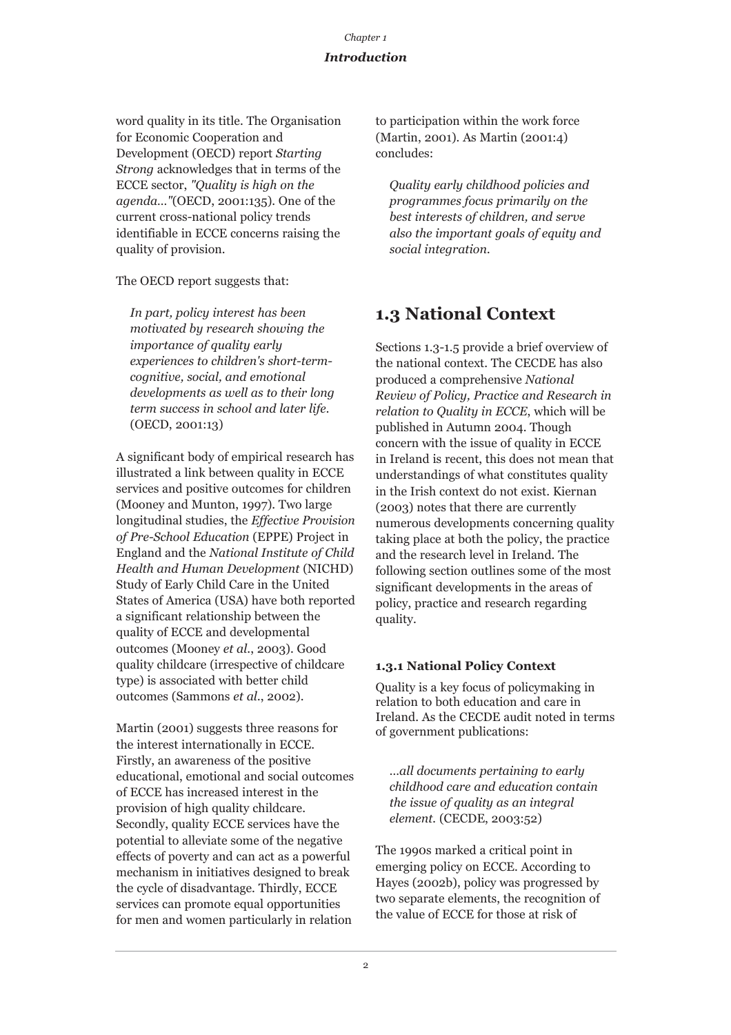word quality in its title. The Organisation for Economic Cooperation and Development (OECD) report *Starting Strong* acknowledges that in terms of the ECCE sector, *"Quality is high on the agenda..."*(OECD, 2001:135). One of the current cross-national policy trends identifiable in ECCE concerns raising the quality of provision.

The OECD report suggests that:

> *In part, policy interest has been motivated by research showing the importance of quality early experiences to children's short-term-cognitive, social, and emotional developments as well as to their long term success in school and later life.* (OECD, 2001:13)

A significant body of empirical research has illustrated a link between quality in ECCE services and positive outcomes for children (Mooney and Munton, 1997). Two large longitudinal studies, the *Effective Provision of Pre-School Education* (EPPE) Project in England and the *National Institute of Child Health and Human Development* (NICHD) Study of Early Child Care in the United States of America (USA) have both reported a significant relationship between the quality of ECCE and developmental outcomes (Mooney *et al*., 2003). Good quality childcare (irrespective of childcare type) is associated with better child outcomes (Sammons *et al*., 2002).

Martin (2001) suggests three reasons for the interest internationally in ECCE. Firstly, an awareness of the positive educational, emotional and social outcomes of ECCE has increased interest in the provision of high quality childcare. Secondly, quality ECCE services have the potential to alleviate some of the negative effects of poverty and can act as a powerful mechanism in initiatives designed to break the cycle of disadvantage. Thirdly, ECCE services can promote equal opportunities for men and women particularly in relation to participation within the work force (Martin, 2001). As Martin (2001:4) concludes:

> *Quality early childhood policies and programmes focus primarily on the best interests of children, and serve also the important goals of equity and social integration.*

## 1.3 National Context

Sections 1.3-1.5 provide a brief overview of the national context. The CECDE has also produced a comprehensive *National Review of Policy, Practice and Research in relation to Quality in ECCE*, which will be published in Autumn 2004. Though concern with the issue of quality in ECCE in Ireland is recent, this does not mean that understandings of what constitutes quality in the Irish context do not exist. Kiernan (2003) notes that there are currently numerous developments concerning quality taking place at both the policy, the practice and the research level in Ireland. The following section outlines some of the most significant developments in the areas of policy, practice and research regarding quality.

### 1.3.1 National Policy Context

Quality is a key focus of policymaking in relation to both education and care in Ireland. As the CECDE audit noted in terms of government publications:

> *...all documents pertaining to early childhood care and education contain the issue of quality as an integral element.* (CECDE, 2003:52)

The 1990s marked a critical point in emerging policy on ECCE. According to Hayes (2002b), policy was progressed by two separate elements, the recognition of the value of ECCE for those at risk of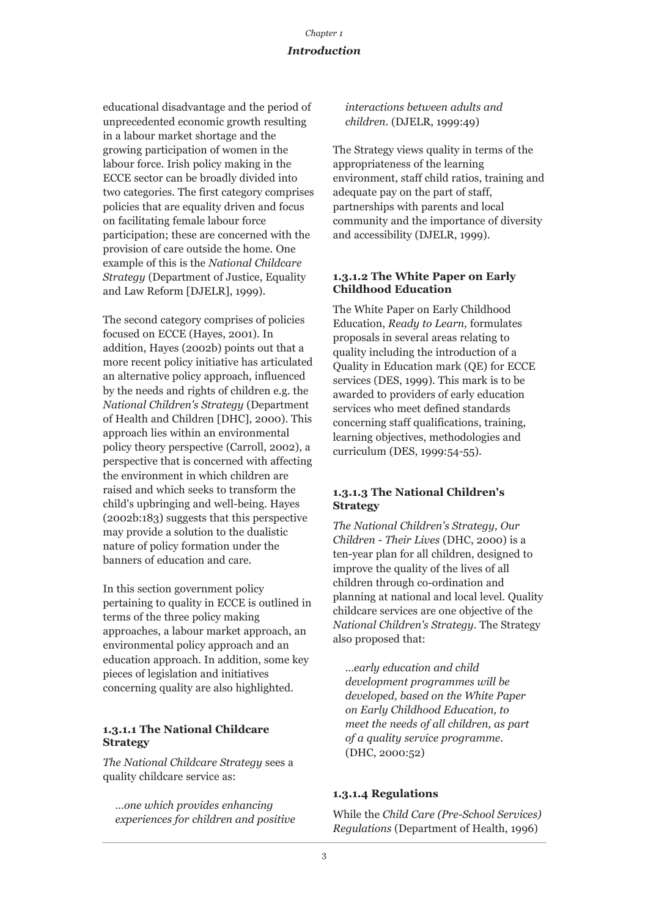educational disadvantage and the period of unprecedented economic growth resulting in a labour market shortage and the growing participation of women in the labour force. Irish policy making in the ECCE sector can be broadly divided into two categories. The first category comprises policies that are equality driven and focus on facilitating female labour force participation; these are concerned with the provision of care outside the home. One example of this is the *National Childcare Strategy* (Department of Justice, Equality and Law Reform [DJELR], 1999).

The second category comprises of policies focused on ECCE (Hayes, 2001). In addition, Hayes (2002b) points out that a more recent policy initiative has articulated an alternative policy approach, influenced by the needs and rights of children e.g. the *National Children's Strategy* (Department of Health and Children [DHC], 2000). This approach lies within an environmental policy theory perspective (Carroll, 2002), a perspective that is concerned with affecting the environment in which children are raised and which seeks to transform the child's upbringing and well-being. Hayes (2002b:183) suggests that this perspective may provide a solution to the dualistic nature of policy formation under the banners of education and care.

In this section government policy pertaining to quality in ECCE is outlined in terms of the three policy making approaches, a labour market approach, an environmental policy approach and an education approach. In addition, some key pieces of legislation and initiatives concerning quality are also highlighted.

#### 1.3.1.1 The National Childcare Strategy

*The National Childcare Strategy* sees a quality childcare service as:

> *...one which provides enhancing experiences for children and positive interactions between adults and children.* (DJELR, 1999:49)

The Strategy views quality in terms of the appropriateness of the learning environment, staff child ratios, training and adequate pay on the part of staff, partnerships with parents and local community and the importance of diversity and accessibility (DJELR, 1999).

#### 1.3.1.2 The White Paper on Early Childhood Education

The White Paper on Early Childhood Education, *Ready to Learn,* formulates proposals in several areas relating to quality including the introduction of a Quality in Education mark (QE) for ECCE services (DES, 1999). This mark is to be awarded to providers of early education services who meet defined standards concerning staff qualifications, training, learning objectives, methodologies and curriculum (DES, 1999:54-55).

#### 1.3.1.3 The National Children's Strategy

*The National Children's Strategy, Our Children - Their Lives* (DHC, 2000) is a ten-year plan for all children, designed to improve the quality of the lives of all children through co-ordination and planning at national and local level. Quality childcare services are one objective of the *National Children's Strategy*. The Strategy also proposed that:

> *...early education and child development programmes will be developed, based on the White Paper on Early Childhood Education, to meet the needs of all children, as part of a quality service programme.* (DHC, 2000:52)

#### 1.3.1.4 Regulations

While the *Child Care (Pre-School Services) Regulations* (Department of Health, 1996)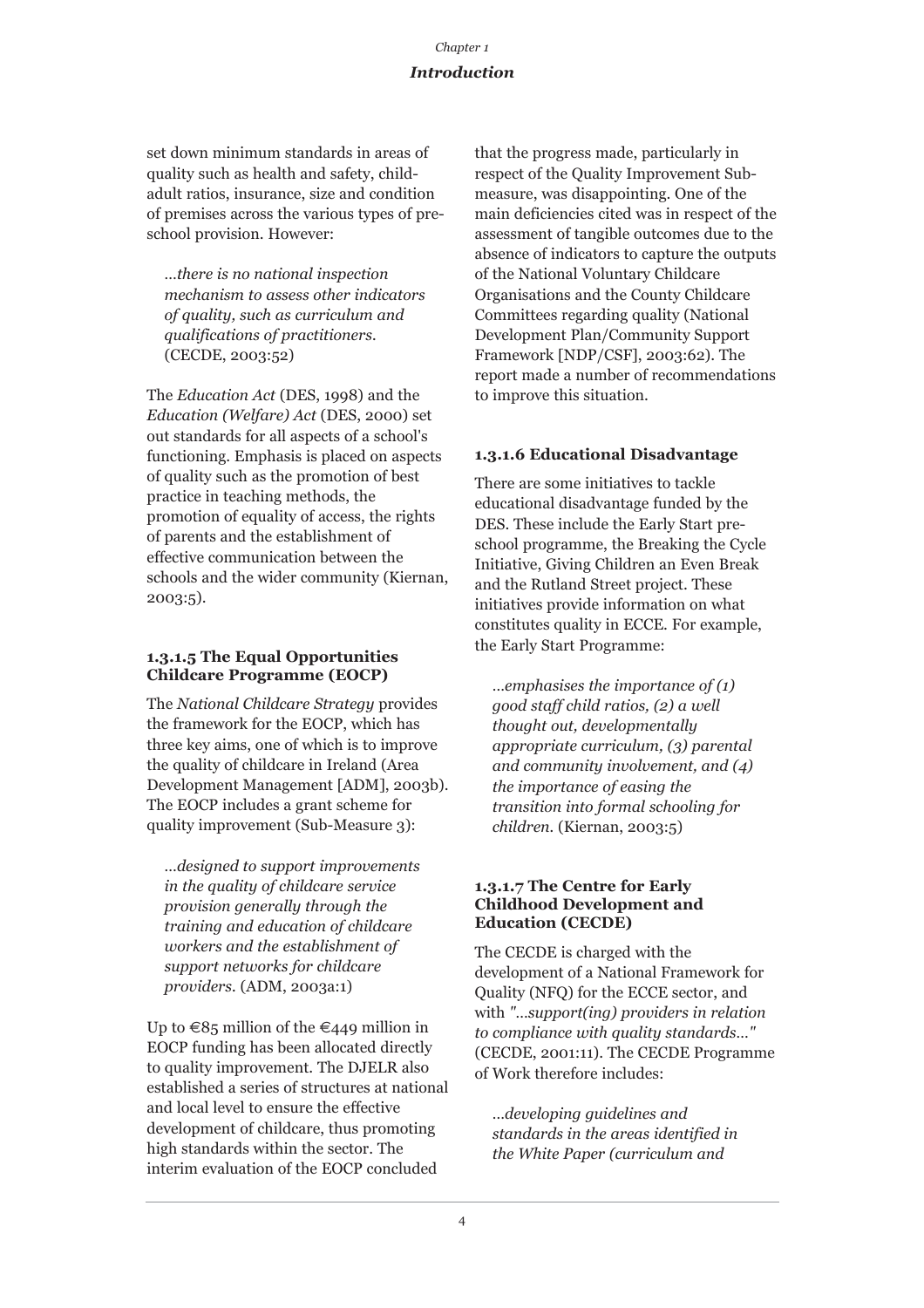set down minimum standards in areas of quality such as health and safety, child-adult ratios, insurance, size and condition of premises across the various types of pre-school provision. However:

> *...there is no national inspection mechanism to assess other indicators of quality, such as curriculum and qualifications of practitioners.* (CECDE, 2003:52)

The *Education Act* (DES, 1998) and the *Education (Welfare) Act* (DES, 2000) set out standards for all aspects of a school's functioning. Emphasis is placed on aspects of quality such as the promotion of best practice in teaching methods, the promotion of equality of access, the rights of parents and the establishment of effective communication between the schools and the wider community (Kiernan, 2003:5).

#### 1.3.1.5 The Equal Opportunities Childcare Programme (EOCP)

The *National Childcare Strategy* provides the framework for the EOCP, which has three key aims, one of which is to improve the quality of childcare in Ireland (Area Development Management [ADM], 2003b). The EOCP includes a grant scheme for quality improvement (Sub-Measure 3):

> *...designed to support improvements in the quality of childcare service provision generally through the training and education of childcare workers and the establishment of support networks for childcare providers.* (ADM, 2003a:1)

Up to €85 million of the €449 million in EOCP funding has been allocated directly to quality improvement. The DJELR also established a series of structures at national and local level to ensure the effective development of childcare, thus promoting high standards within the sector. The interim evaluation of the EOCP concluded that the progress made, particularly in respect of the Quality Improvement Sub-measure, was disappointing. One of the main deficiencies cited was in respect of the assessment of tangible outcomes due to the absence of indicators to capture the outputs of the National Voluntary Childcare Organisations and the County Childcare Committees regarding quality (National Development Plan/Community Support Framework [NDP/CSF], 2003:62). The report made a number of recommendations to improve this situation.

#### 1.3.1.6 Educational Disadvantage

There are some initiatives to tackle educational disadvantage funded by the DES. These include the Early Start pre-school programme, the Breaking the Cycle Initiative, Giving Children an Even Break and the Rutland Street project. These initiatives provide information on what constitutes quality in ECCE. For example, the Early Start Programme:

> *...emphasises the importance of (1) good staff child ratios, (2) a well thought out, developmentally appropriate curriculum, (3) parental and community involvement, and (4) the importance of easing the transition into formal schooling for children.* (Kiernan, 2003:5)

#### 1.3.1.7 The Centre for Early Childhood Development and Education (CECDE)

The CECDE is charged with the development of a National Framework for Quality (NFQ) for the ECCE sector, and with *"...support(ing) providers in relation to compliance with quality standards..."* (CECDE, 2001:11). The CECDE Programme of Work therefore includes:

> *...developing guidelines and standards in the areas identified in the White Paper (curriculum and*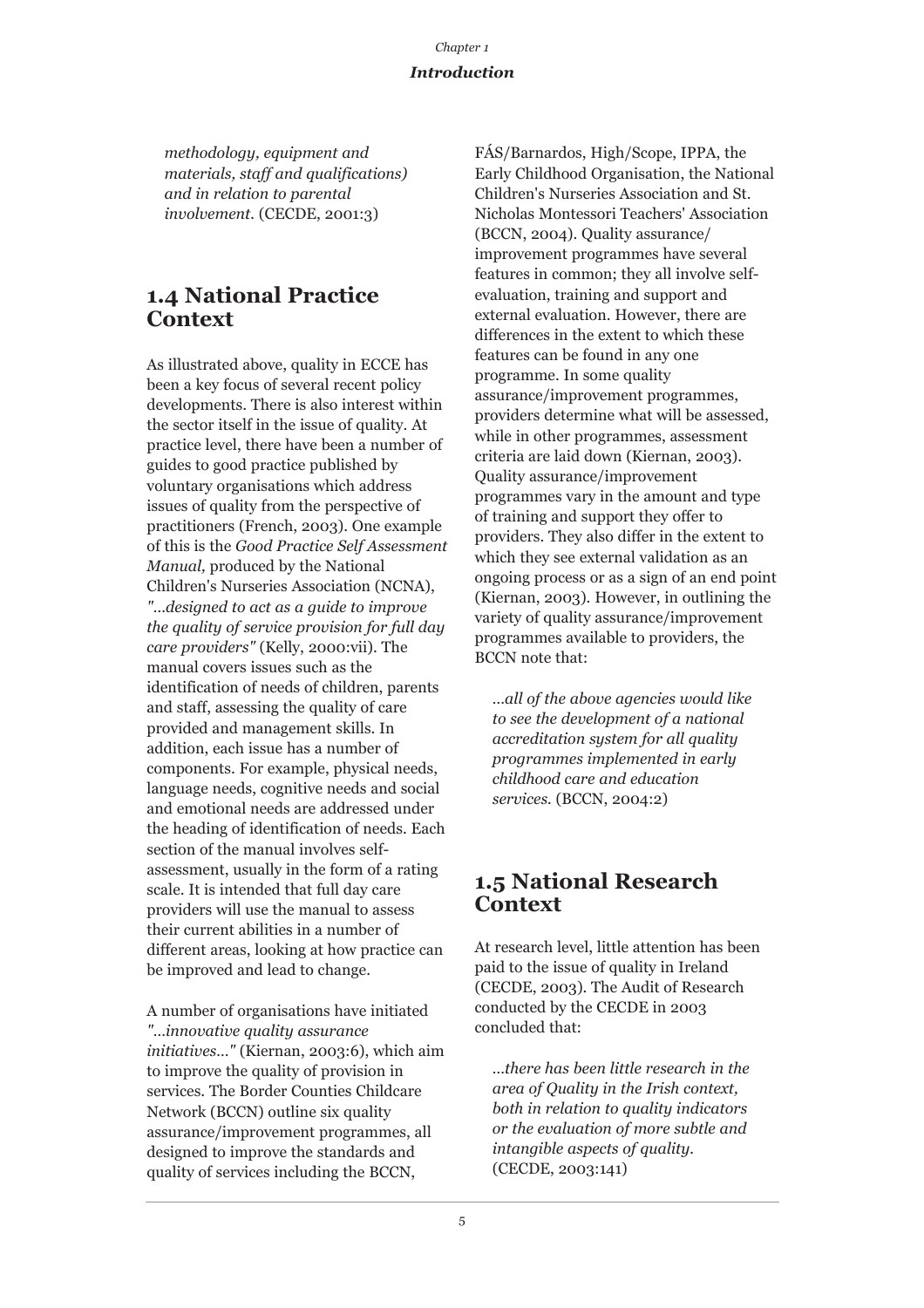*methodology, equipment and materials, staff and qualifications) and in relation to parental involvement.* (CECDE, 2001:3)

## 1.4 National Practice Context

As illustrated above, quality in ECCE has been a key focus of several recent policy developments. There is also interest within the sector itself in the issue of quality. At practice level, there have been a number of guides to good practice published by voluntary organisations which address issues of quality from the perspective of practitioners (French, 2003). One example of this is the *Good Practice Self Assessment Manual,* produced by the National Children's Nurseries Association (NCNA), *"...designed to act as a guide to improve the quality of service provision for full day care providers"* (Kelly, 2000:vii). The manual covers issues such as the identification of needs of children, parents and staff, assessing the quality of care provided and management skills. In addition, each issue has a number of components. For example, physical needs, language needs, cognitive needs and social and emotional needs are addressed under the heading of identification of needs. Each section of the manual involves self-assessment, usually in the form of a rating scale. It is intended that full day care providers will use the manual to assess their current abilities in a number of different areas, looking at how practice can be improved and lead to change.

A number of organisations have initiated *"...innovative quality assurance initiatives..."* (Kiernan, 2003:6), which aim to improve the quality of provision in services. The Border Counties Childcare Network (BCCN) outline six quality assurance/improvement programmes, all designed to improve the standards and quality of services including the BCCN, FÁS/Barnardos, High/Scope, IPPA, the Early Childhood Organisation, the National Children's Nurseries Association and St. Nicholas Montessori Teachers' Association (BCCN, 2004). Quality assurance/improvement programmes have several features in common; they all involve self-evaluation, training and support and external evaluation. However, there are differences in the extent to which these features can be found in any one programme. In some quality assurance/improvement programmes, providers determine what will be assessed, while in other programmes, assessment criteria are laid down (Kiernan, 2003). Quality assurance/improvement programmes vary in the amount and type of training and support they offer to providers. They also differ in the extent to which they see external validation as an ongoing process or as a sign of an end point (Kiernan, 2003). However, in outlining the variety of quality assurance/improvement programmes available to providers, the BCCN note that:

> *...all of the above agencies would like to see the development of a national accreditation system for all quality programmes implemented in early childhood care and education services.* (BCCN, 2004:2)

## 1.5 National Research Context

At research level, little attention has been paid to the issue of quality in Ireland (CECDE, 2003). The Audit of Research conducted by the CECDE in 2003 concluded that:

> *...there has been little research in the area of Quality in the Irish context, both in relation to quality indicators or the evaluation of more subtle and intangible aspects of quality.* (CECDE, 2003:141)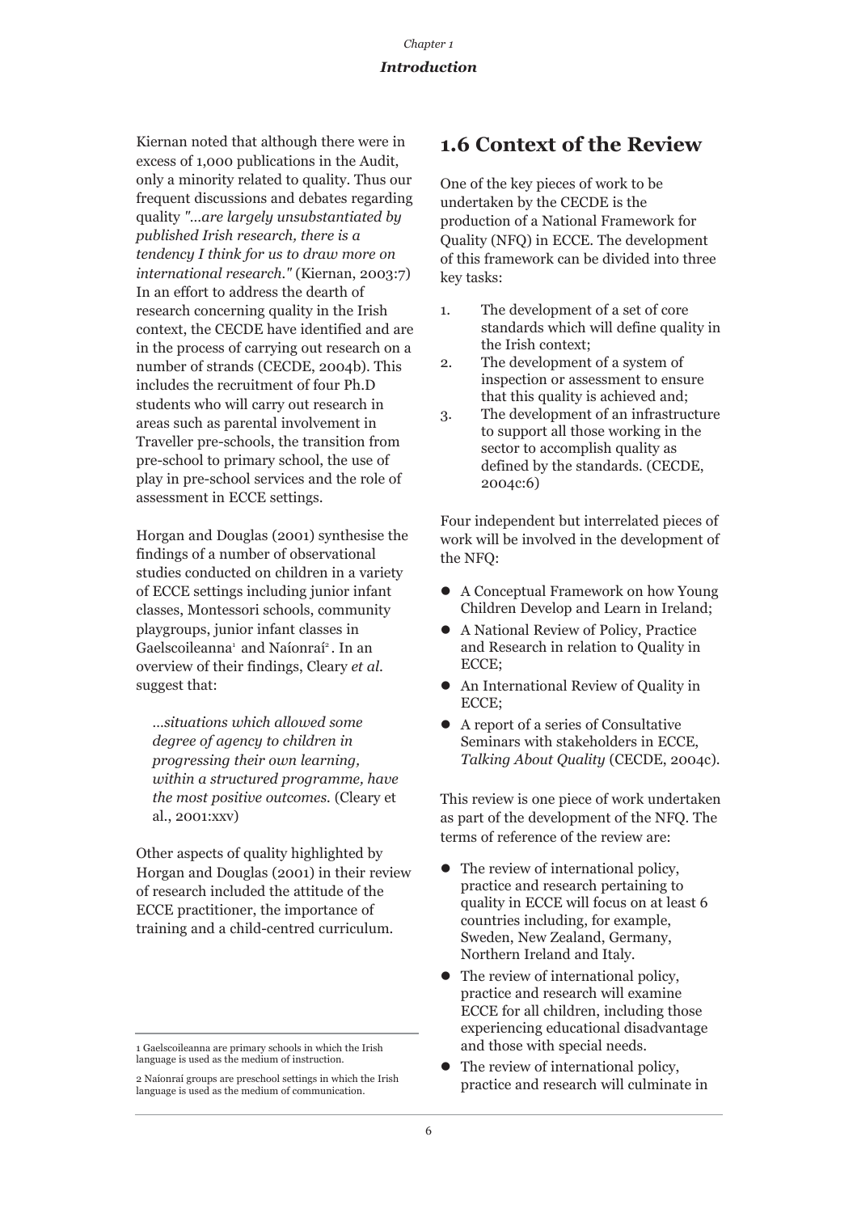Kiernan noted that although there were in excess of 1,000 publications in the Audit, only a minority related to quality. Thus our frequent discussions and debates regarding quality *"…are largely unsubstantiated by published Irish research, there is a tendency I think for us to draw more on international research."* (Kiernan, 2003:7) In an effort to address the dearth of research concerning quality in the Irish context, the CECDE have identified and are in the process of carrying out research on a number of strands (CECDE, 2004b). This includes the recruitment of four Ph.D students who will carry out research in areas such as parental involvement in Traveller pre-schools, the transition from pre-school to primary school, the use of play in pre-school services and the role of assessment in ECCE settings.

Horgan and Douglas (2001) synthesise the findings of a number of observational studies conducted on children in a variety of ECCE settings including junior infant classes, Montessori schools, community playgroups, junior infant classes in Gaelscoileanna[1] and Naíonraí[2]. In an overview of their findings, Cleary *et al.* suggest that:

> *…situations which allowed some degree of agency to children in progressing their own learning, within a structured programme, have the most positive outcomes.* (Cleary et al., 2001:xxv)

Other aspects of quality highlighted by Horgan and Douglas (2001) in their review of research included the attitude of the ECCE practitioner, the importance of training and a child-centred curriculum.

## 1.6 Context of the Review

One of the key pieces of work to be undertaken by the CECDE is the production of a National Framework for Quality (NFQ) in ECCE. The development of this framework can be divided into three key tasks:

1. The development of a set of core standards which will define quality in the Irish context;
2. The development of a system of inspection or assessment to ensure that this quality is achieved and;
3. The development of an infrastructure to support all those working in the sector to accomplish quality as defined by the standards. (CECDE, 2004c:6)

Four independent but interrelated pieces of work will be involved in the development of the NFQ:

- A Conceptual Framework on how Young Children Develop and Learn in Ireland;
- A National Review of Policy, Practice and Research in relation to Quality in ECCE;
- An International Review of Quality in ECCE;
- A report of a series of Consultative Seminars with stakeholders in ECCE, *Talking About Quality* (CECDE, 2004c).

This review is one piece of work undertaken as part of the development of the NFQ. The terms of reference of the review are:

- The review of international policy, practice and research pertaining to quality in ECCE will focus on at least 6 countries including, for example, Sweden, New Zealand, Germany, Northern Ireland and Italy.
- The review of international policy, practice and research will examine ECCE for all children, including those experiencing educational disadvantage and those with special needs.
- The review of international policy, practice and research will culminate in

1 Gaelscoileanna are primary schools in which the Irish language is used as the medium of instruction.

2 Naíonraí groups are preschool settings in which the Irish language is used as the medium of communication.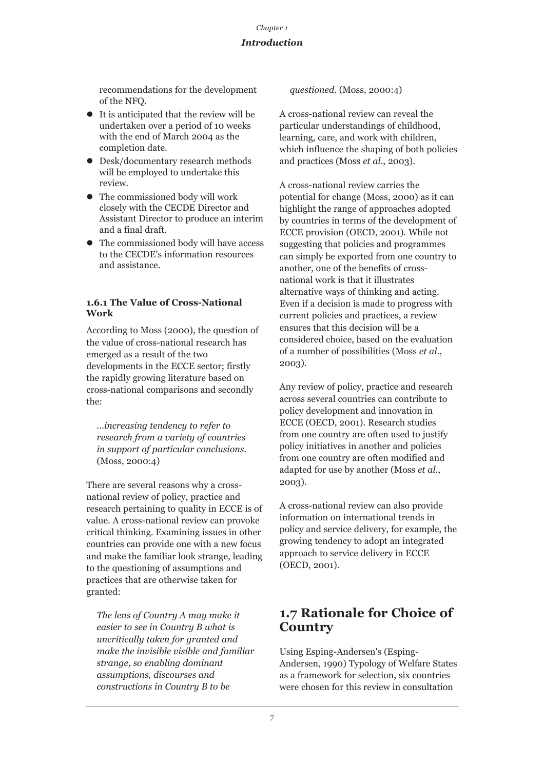recommendations for the development of the NFQ.

- It is anticipated that the review will be undertaken over a period of 10 weeks with the end of March 2004 as the completion date.
- Desk/documentary research methods will be employed to undertake this review.
- The commissioned body will work closely with the CECDE Director and Assistant Director to produce an interim and a final draft.
- The commissioned body will have access to the CECDE's information resources and assistance.

### 1.6.1 The Value of Cross-National Work

According to Moss (2000), the question of the value of cross-national research has emerged as a result of the two developments in the ECCE sector; firstly the rapidly growing literature based on cross-national comparisons and secondly the:

> *...increasing tendency to refer to research from a variety of countries in support of particular conclusions.* (Moss, 2000:4)

There are several reasons why a cross-national review of policy, practice and research pertaining to quality in ECCE is of value. A cross-national review can provoke critical thinking. Examining issues in other countries can provide one with a new focus and make the familiar look strange, leading to the questioning of assumptions and practices that are otherwise taken for granted:

> *The lens of Country A may make it easier to see in Country B what is uncritically taken for granted and make the invisible visible and familiar strange, so enabling dominant assumptions, discourses and constructions in Country B to be questioned.* (Moss, 2000:4)

A cross-national review can reveal the particular understandings of childhood, learning, care, and work with children, which influence the shaping of both policies and practices (Moss *et al.*, 2003).

A cross-national review carries the potential for change (Moss, 2000) as it can highlight the range of approaches adopted by countries in terms of the development of ECCE provision (OECD, 2001). While not suggesting that policies and programmes can simply be exported from one country to another, one of the benefits of cross-national work is that it illustrates alternative ways of thinking and acting. Even if a decision is made to progress with current policies and practices, a review ensures that this decision will be a considered choice, based on the evaluation of a number of possibilities (Moss *et al.*, 2003).

Any review of policy, practice and research across several countries can contribute to policy development and innovation in ECCE (OECD, 2001). Research studies from one country are often used to justify policy initiatives in another and policies from one country are often modified and adapted for use by another (Moss *et al.*, 2003).

A cross-national review can also provide information on international trends in policy and service delivery, for example, the growing tendency to adopt an integrated approach to service delivery in ECCE (OECD, 2001).

## 1.7 Rationale for Choice of Country

Using Esping-Andersen's (Esping-Andersen, 1990) Typology of Welfare States as a framework for selection, six countries were chosen for this review in consultation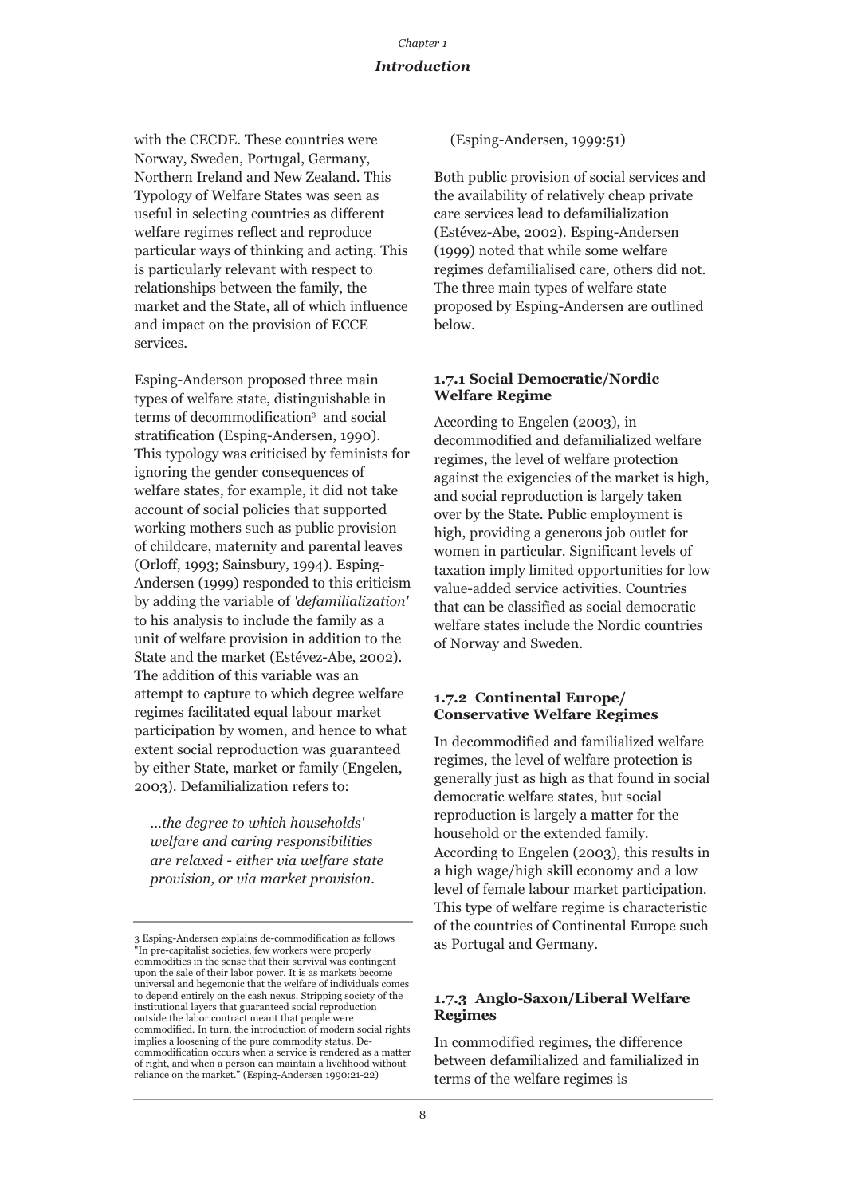with the CECDE. These countries were Norway, Sweden, Portugal, Germany, Northern Ireland and New Zealand. This Typology of Welfare States was seen as useful in selecting countries as different welfare regimes reflect and reproduce particular ways of thinking and acting. This is particularly relevant with respect to relationships between the family, the market and the State, all of which influence and impact on the provision of ECCE services.

Esping-Anderson proposed three main types of welfare state, distinguishable in terms of decommodification[3] and social stratification (Esping-Andersen, 1990). This typology was criticised by feminists for ignoring the gender consequences of welfare states, for example, it did not take account of social policies that supported working mothers such as public provision of childcare, maternity and parental leaves (Orloff, 1993; Sainsbury, 1994). Esping-Andersen (1999) responded to this criticism by adding the variable of *'defamilialization'* to his analysis to include the family as a unit of welfare provision in addition to the State and the market (Estévez-Abe, 2002). The addition of this variable was an attempt to capture to which degree welfare regimes facilitated equal labour market participation by women, and hence to what extent social reproduction was guaranteed by either State, market or family (Engelen, 2003). Defamilialization refers to:

> *...the degree to which households' welfare and caring responsibilities are relaxed - either via welfare state provision, or via market provision.*
>
> (Esping-Andersen, 1999:51)

Both public provision of social services and the availability of relatively cheap private care services lead to defamilialization (Estévez-Abe, 2002). Esping-Andersen (1999) noted that while some welfare regimes defamilialised care, others did not. The three main types of welfare state proposed by Esping-Andersen are outlined below.

### 1.7.1 Social Democratic/Nordic Welfare Regime

According to Engelen (2003), in decommodified and defamilialized welfare regimes, the level of welfare protection against the exigencies of the market is high, and social reproduction is largely taken over by the State. Public employment is high, providing a generous job outlet for women in particular. Significant levels of taxation imply limited opportunities for low value-added service activities. Countries that can be classified as social democratic welfare states include the Nordic countries of Norway and Sweden.

### 1.7.2 Continental Europe/ Conservative Welfare Regimes

In decommodified and familialized welfare regimes, the level of welfare protection is generally just as high as that found in social democratic welfare states, but social reproduction is largely a matter for the household or the extended family. According to Engelen (2003), this results in a high wage/high skill economy and a low level of female labour market participation. This type of welfare regime is characteristic of the countries of Continental Europe such as Portugal and Germany.

### 1.7.3 Anglo-Saxon/Liberal Welfare Regimes

In commodified regimes, the difference between defamilialized and familialized in terms of the welfare regimes is

---

[3] Esping-Andersen explains de-commodification as follows "In pre-capitalist societies, few workers were properly commodities in the sense that their survival was contingent upon the sale of their labor power. It is as markets become universal and hegemonic that the welfare of individuals comes to depend entirely on the cash nexus. Stripping society of the institutional layers that guaranteed social reproduction outside the labor contract meant that people were commodified. In turn, the introduction of modern social rights implies a loosening of the pure commodity status. De-commodification occurs when a service is rendered as a matter of right, and when a person can maintain a livelihood without reliance on the market." (Esping-Andersen 1990:21-22)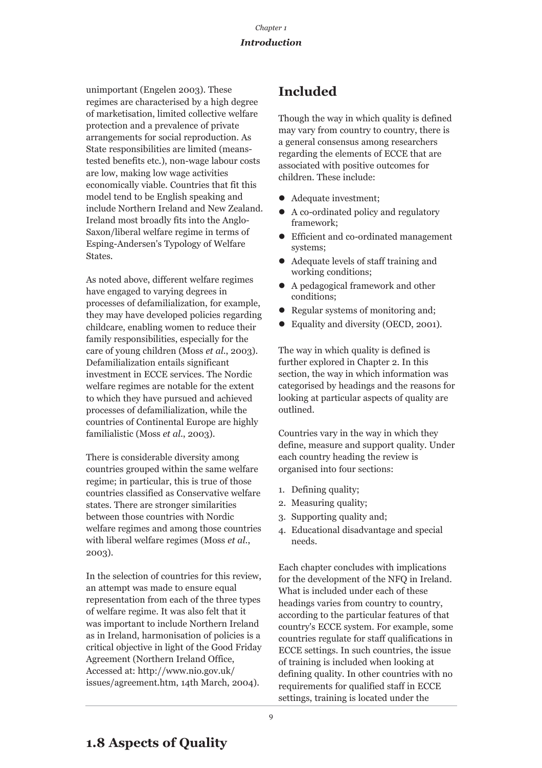unimportant (Engelen 2003). These regimes are characterised by a high degree of marketisation, limited collective welfare protection and a prevalence of private arrangements for social reproduction. As State responsibilities are limited (means-tested benefits etc.), non-wage labour costs are low, making low wage activities economically viable. Countries that fit this model tend to be English speaking and include Northern Ireland and New Zealand. Ireland most broadly fits into the Anglo-Saxon/liberal welfare regime in terms of Esping-Andersen's Typology of Welfare States.

As noted above, different welfare regimes have engaged to varying degrees in processes of defamilialization, for example, they may have developed policies regarding childcare, enabling women to reduce their family responsibilities, especially for the care of young children (Moss *et al.*, 2003). Defamilialization entails significant investment in ECCE services. The Nordic welfare regimes are notable for the extent to which they have pursued and achieved processes of defamilialization, while the countries of Continental Europe are highly familialistic (Moss *et al.*, 2003).

There is considerable diversity among countries grouped within the same welfare regime; in particular, this is true of those countries classified as Conservative welfare states. There are stronger similarities between those countries with Nordic welfare regimes and among those countries with liberal welfare regimes (Moss *et al.*, 2003).

In the selection of countries for this review, an attempt was made to ensure equal representation from each of the three types of welfare regime. It was also felt that it was important to include Northern Ireland as in Ireland, harmonisation of policies is a critical objective in light of the Good Friday Agreement (Northern Ireland Office, Accessed at: http://www.nio.gov.uk/issues/agreement.htm, 14th March, 2004).

## Included

Though the way in which quality is defined may vary from country to country, there is a general consensus among researchers regarding the elements of ECCE that are associated with positive outcomes for children. These include:

- Adequate investment;
- A co-ordinated policy and regulatory framework;
- Efficient and co-ordinated management systems;
- Adequate levels of staff training and working conditions;
- A pedagogical framework and other conditions;
- Regular systems of monitoring and;
- Equality and diversity (OECD, 2001).

The way in which quality is defined is further explored in Chapter 2. In this section, the way in which information was categorised by headings and the reasons for looking at particular aspects of quality are outlined.

Countries vary in the way in which they define, measure and support quality. Under each country heading the review is organised into four sections:

1. Defining quality;
2. Measuring quality;
3. Supporting quality and;
4. Educational disadvantage and special needs.

Each chapter concludes with implications for the development of the NFQ in Ireland. What is included under each of these headings varies from country to country, according to the particular features of that country's ECCE system. For example, some countries regulate for staff qualifications in ECCE settings. In such countries, the issue of training is included when looking at defining quality. In other countries with no requirements for qualified staff in ECCE settings, training is located under the

## 1.8 Aspects of Quality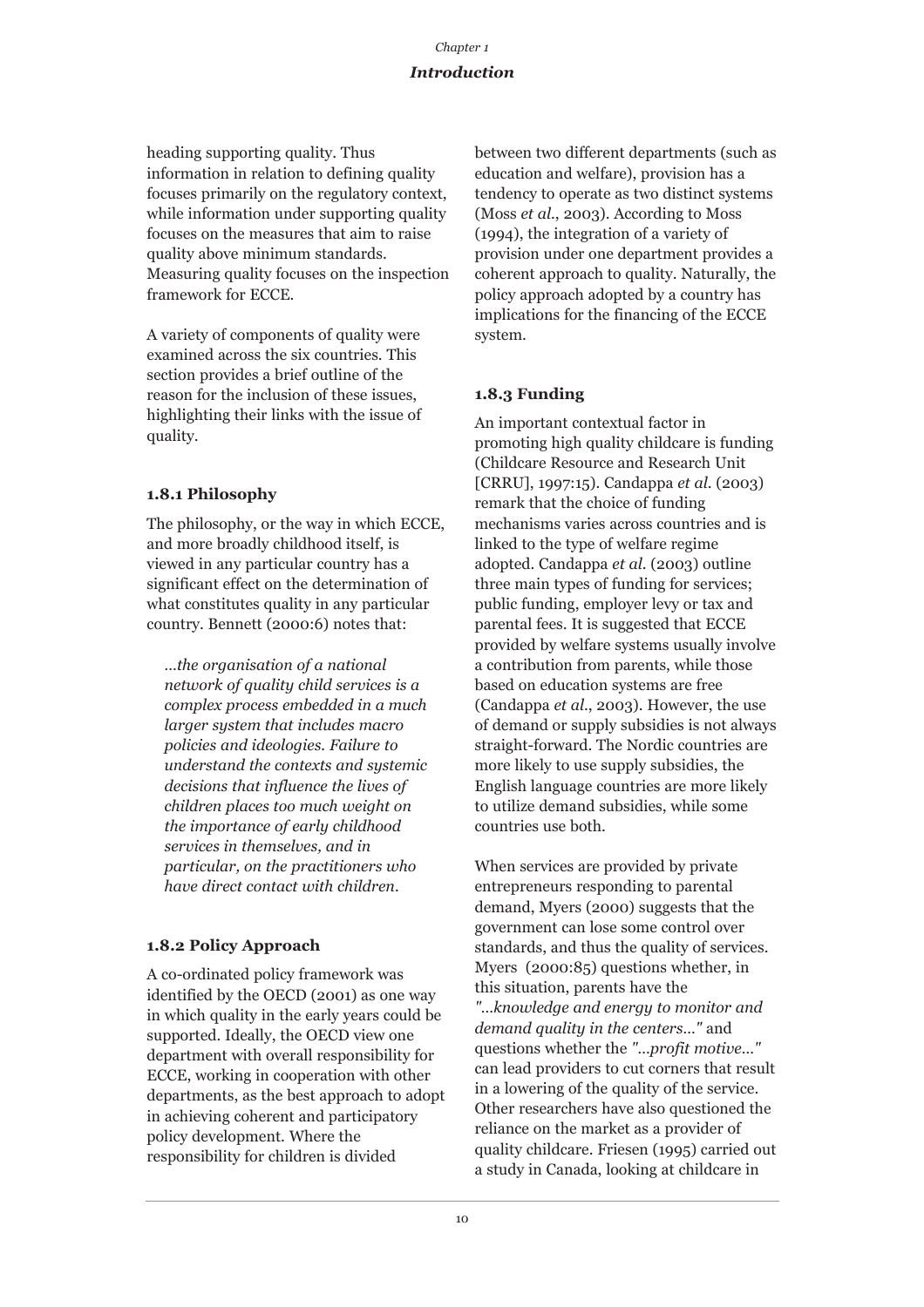heading supporting quality. Thus information in relation to defining quality focuses primarily on the regulatory context, while information under supporting quality focuses on the measures that aim to raise quality above minimum standards. Measuring quality focuses on the inspection framework for ECCE.

A variety of components of quality were examined across the six countries. This section provides a brief outline of the reason for the inclusion of these issues, highlighting their links with the issue of quality.

### 1.8.1 Philosophy

The philosophy, or the way in which ECCE, and more broadly childhood itself, is viewed in any particular country has a significant effect on the determination of what constitutes quality in any particular country. Bennett (2000:6) notes that:

> *...the organisation of a national network of quality child services is a complex process embedded in a much larger system that includes macro policies and ideologies. Failure to understand the contexts and systemic decisions that influence the lives of children places too much weight on the importance of early childhood services in themselves, and in particular, on the practitioners who have direct contact with children.*

### 1.8.2 Policy Approach

A co-ordinated policy framework was identified by the OECD (2001) as one way in which quality in the early years could be supported. Ideally, the OECD view one department with overall responsibility for ECCE, working in cooperation with other departments, as the best approach to adopt in achieving coherent and participatory policy development. Where the responsibility for children is divided between two different departments (such as education and welfare), provision has a tendency to operate as two distinct systems (Moss *et al.*, 2003). According to Moss (1994), the integration of a variety of provision under one department provides a coherent approach to quality. Naturally, the policy approach adopted by a country has implications for the financing of the ECCE system.

### 1.8.3 Funding

An important contextual factor in promoting high quality childcare is funding (Childcare Resource and Research Unit [CRRU], 1997:15). Candappa *et al.* (2003) remark that the choice of funding mechanisms varies across countries and is linked to the type of welfare regime adopted. Candappa *et al.* (2003) outline three main types of funding for services; public funding, employer levy or tax and parental fees. It is suggested that ECCE provided by welfare systems usually involve a contribution from parents, while those based on education systems are free (Candappa *et al.*, 2003). However, the use of demand or supply subsidies is not always straight-forward. The Nordic countries are more likely to use supply subsidies, the English language countries are more likely to utilize demand subsidies, while some countries use both.

When services are provided by private entrepreneurs responding to parental demand, Myers (2000) suggests that the government can lose some control over standards, and thus the quality of services. Myers (2000:85) questions whether, in this situation, parents have the *"...knowledge and energy to monitor and demand quality in the centers..."* and questions whether the *"...profit motive..."* can lead providers to cut corners that result in a lowering of the quality of the service. Other researchers have also questioned the reliance on the market as a provider of quality childcare. Friesen (1995) carried out a study in Canada, looking at childcare in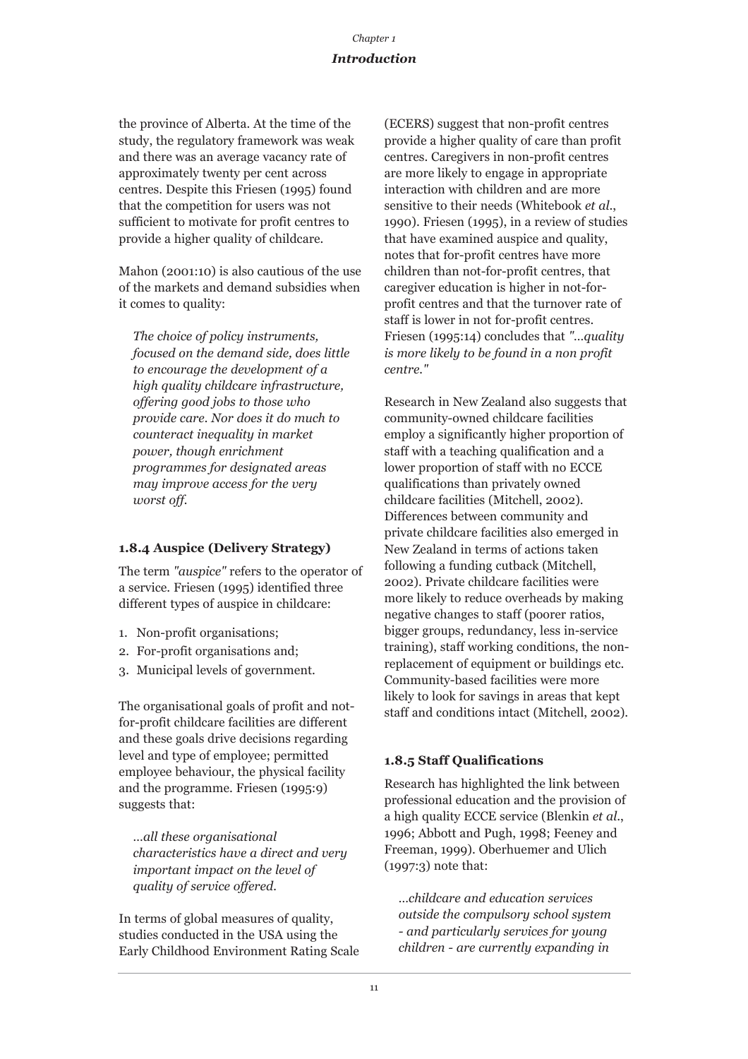the province of Alberta. At the time of the study, the regulatory framework was weak and there was an average vacancy rate of approximately twenty per cent across centres. Despite this Friesen (1995) found that the competition for users was not sufficient to motivate for profit centres to provide a higher quality of childcare.

Mahon (2001:10) is also cautious of the use of the markets and demand subsidies when it comes to quality:

> *The choice of policy instruments, focused on the demand side, does little to encourage the development of a high quality childcare infrastructure, offering good jobs to those who provide care. Nor does it do much to counteract inequality in market power, though enrichment programmes for designated areas may improve access for the very worst off.*

### 1.8.4 Auspice (Delivery Strategy)

The term *"auspice"* refers to the operator of a service. Friesen (1995) identified three different types of auspice in childcare:

1. Non-profit organisations;
2. For-profit organisations and;
3. Municipal levels of government.

The organisational goals of profit and not-for-profit childcare facilities are different and these goals drive decisions regarding level and type of employee; permitted employee behaviour, the physical facility and the programme. Friesen (1995:9) suggests that:

> *...all these organisational characteristics have a direct and very important impact on the level of quality of service offered.*

In terms of global measures of quality, studies conducted in the USA using the Early Childhood Environment Rating Scale (ECERS) suggest that non-profit centres provide a higher quality of care than profit centres. Caregivers in non-profit centres are more likely to engage in appropriate interaction with children and are more sensitive to their needs (Whitebook *et al.*, 1990). Friesen (1995), in a review of studies that have examined auspice and quality, notes that for-profit centres have more children than not-for-profit centres, that caregiver education is higher in not-for-profit centres and that the turnover rate of staff is lower in not for-profit centres. Friesen (1995:14) concludes that *"...quality is more likely to be found in a non profit centre."*

Research in New Zealand also suggests that community-owned childcare facilities employ a significantly higher proportion of staff with a teaching qualification and a lower proportion of staff with no ECCE qualifications than privately owned childcare facilities (Mitchell, 2002). Differences between community and private childcare facilities also emerged in New Zealand in terms of actions taken following a funding cutback (Mitchell, 2002). Private childcare facilities were more likely to reduce overheads by making negative changes to staff (poorer ratios, bigger groups, redundancy, less in-service training), staff working conditions, the non-replacement of equipment or buildings etc. Community-based facilities were more likely to look for savings in areas that kept staff and conditions intact (Mitchell, 2002).

### 1.8.5 Staff Qualifications

Research has highlighted the link between professional education and the provision of a high quality ECCE service (Blenkin *et al.*, 1996; Abbott and Pugh, 1998; Feeney and Freeman, 1999). Oberhuemer and Ulich (1997:3) note that:

> *...childcare and education services outside the compulsory school system - and particularly services for young children - are currently expanding in*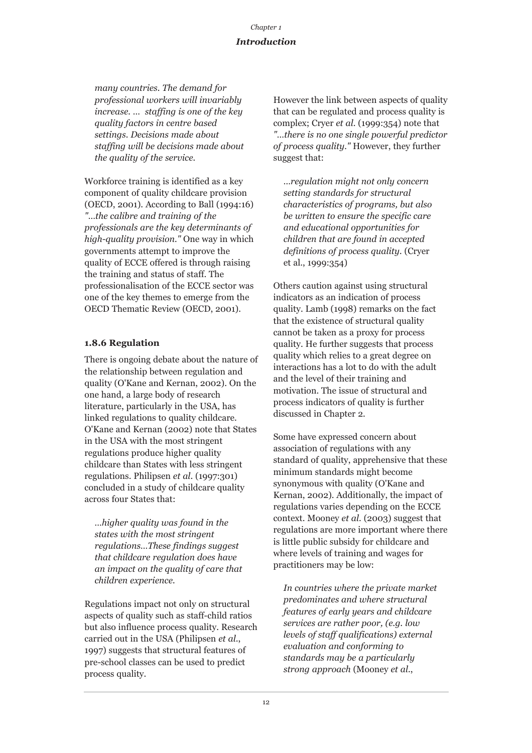*many countries. The demand for professional workers will invariably increase. ... staffing is one of the key quality factors in centre based settings. Decisions made about staffing will be decisions made about the quality of the service.*

Workforce training is identified as a key component of quality childcare provision (OECD, 2001). According to Ball (1994:16) *"...the calibre and training of the professionals are the key determinants of high-quality provision."* One way in which governments attempt to improve the quality of ECCE offered is through raising the training and status of staff. The professionalisation of the ECCE sector was one of the key themes to emerge from the OECD Thematic Review (OECD, 2001).

### 1.8.6 Regulation

There is ongoing debate about the nature of the relationship between regulation and quality (O'Kane and Kernan, 2002). On the one hand, a large body of research literature, particularly in the USA, has linked regulations to quality childcare. O'Kane and Kernan (2002) note that States in the USA with the most stringent regulations produce higher quality childcare than States with less stringent regulations. Philipsen *et al.* (1997:301) concluded in a study of childcare quality across four States that:

> *...higher quality was found in the states with the most stringent regulations...These findings suggest that childcare regulation does have an impact on the quality of care that children experience.*

Regulations impact not only on structural aspects of quality such as staff-child ratios but also influence process quality. Research carried out in the USA (Philipsen *et al.*, 1997) suggests that structural features of pre-school classes can be used to predict process quality.

However the link between aspects of quality that can be regulated and process quality is complex; Cryer *et al.* (1999:354) note that *"...there is no one single powerful predictor of process quality."* However, they further suggest that:

> *...regulation might not only concern setting standards for structural characteristics of programs, but also be written to ensure the specific care and educational opportunities for children that are found in accepted definitions of process quality.* (Cryer et al., 1999:354)

Others caution against using structural indicators as an indication of process quality. Lamb (1998) remarks on the fact that the existence of structural quality cannot be taken as a proxy for process quality. He further suggests that process quality which relies to a great degree on interactions has a lot to do with the adult and the level of their training and motivation. The issue of structural and process indicators of quality is further discussed in Chapter 2.

Some have expressed concern about association of regulations with any standard of quality, apprehensive that these minimum standards might become synonymous with quality (O'Kane and Kernan, 2002). Additionally, the impact of regulations varies depending on the ECCE context. Mooney *et al.* (2003) suggest that regulations are more important where there is little public subsidy for childcare and where levels of training and wages for practitioners may be low:

> *In countries where the private market predominates and where structural features of early years and childcare services are rather poor, (e.g. low levels of staff qualifications) external evaluation and conforming to standards may be a particularly strong approach* (Mooney *et al.*,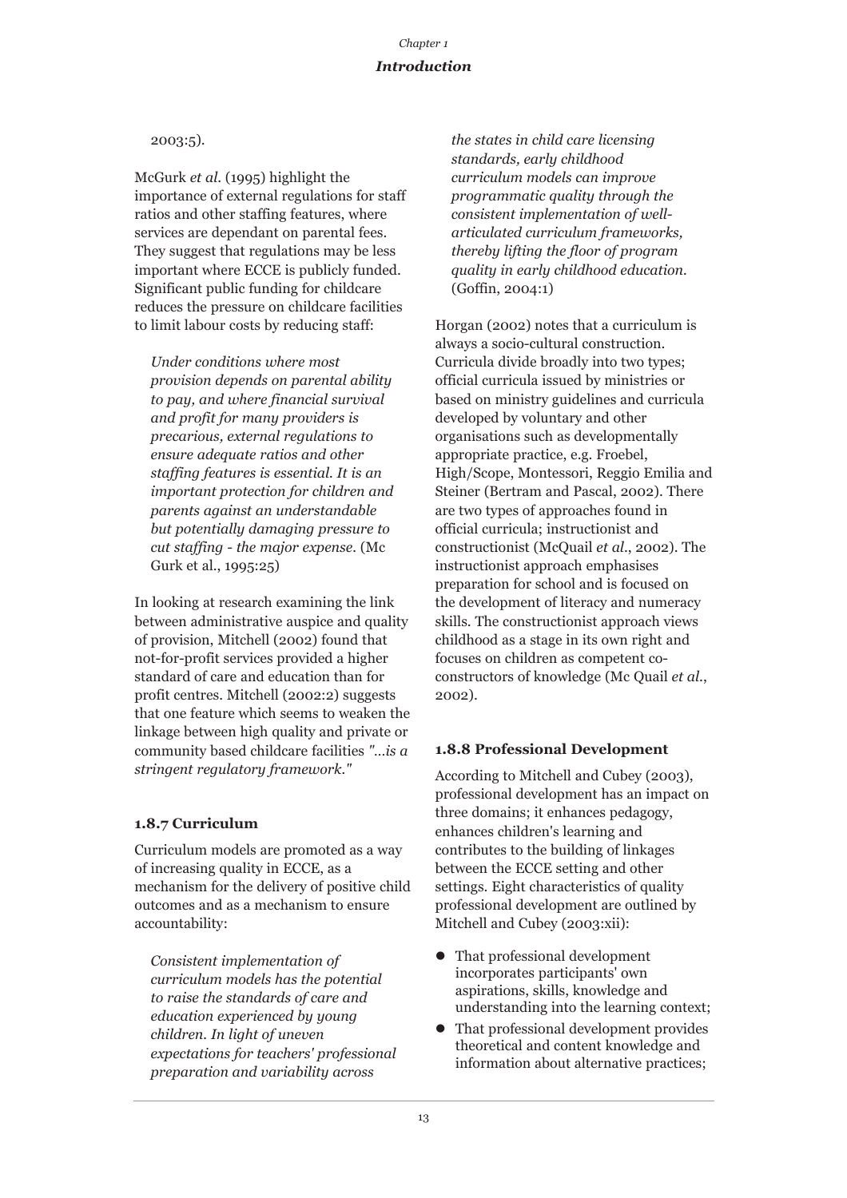2003:5).

McGurk *et al.* (1995) highlight the importance of external regulations for staff ratios and other staffing features, where services are dependant on parental fees. They suggest that regulations may be less important where ECCE is publicly funded. Significant public funding for childcare reduces the pressure on childcare facilities to limit labour costs by reducing staff:

> *Under conditions where most provision depends on parental ability to pay, and where financial survival and profit for many providers is precarious, external regulations to ensure adequate ratios and other staffing features is essential. It is an important protection for children and parents against an understandable but potentially damaging pressure to cut staffing - the major expense.* (Mc Gurk et al., 1995:25)

In looking at research examining the link between administrative auspice and quality of provision, Mitchell (2002) found that not-for-profit services provided a higher standard of care and education than for profit centres. Mitchell (2002:2) suggests that one feature which seems to weaken the linkage between high quality and private or community based childcare facilities *"...is a stringent regulatory framework."*

### 1.8.7 Curriculum

Curriculum models are promoted as a way of increasing quality in ECCE, as a mechanism for the delivery of positive child outcomes and as a mechanism to ensure accountability:

> *Consistent implementation of curriculum models has the potential to raise the standards of care and education experienced by young children. In light of uneven expectations for teachers' professional preparation and variability across the states in child care licensing standards, early childhood curriculum models can improve programmatic quality through the consistent implementation of well-articulated curriculum frameworks, thereby lifting the floor of program quality in early childhood education.* (Goffin, 2004:1)

Horgan (2002) notes that a curriculum is always a socio-cultural construction. Curricula divide broadly into two types; official curricula issued by ministries or based on ministry guidelines and curricula developed by voluntary and other organisations such as developmentally appropriate practice, e.g. Froebel, High/Scope, Montessori, Reggio Emilia and Steiner (Bertram and Pascal, 2002). There are two types of approaches found in official curricula; instructionist and constructionist (McQuail *et al*., 2002). The instructionist approach emphasises preparation for school and is focused on the development of literacy and numeracy skills. The constructionist approach views childhood as a stage in its own right and focuses on children as competent co-constructors of knowledge (Mc Quail *et al*., 2002).

### 1.8.8 Professional Development

According to Mitchell and Cubey (2003), professional development has an impact on three domains; it enhances pedagogy, enhances children's learning and contributes to the building of linkages between the ECCE setting and other settings. Eight characteristics of quality professional development are outlined by Mitchell and Cubey (2003:xii):

- That professional development incorporates participants' own aspirations, skills, knowledge and understanding into the learning context;
- That professional development provides theoretical and content knowledge and information about alternative practices;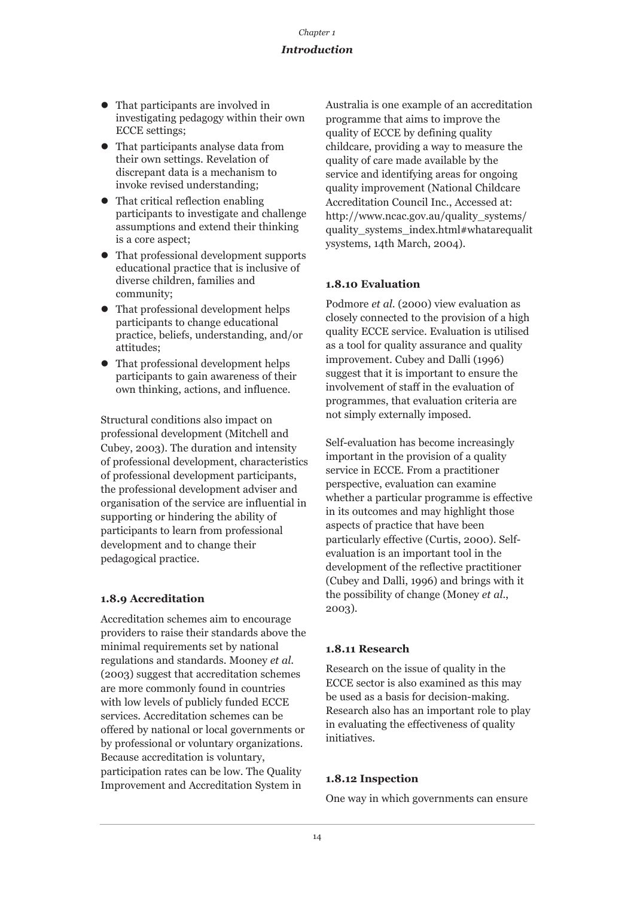- That participants are involved in investigating pedagogy within their own ECCE settings;
- That participants analyse data from their own settings. Revelation of discrepant data is a mechanism to invoke revised understanding;
- That critical reflection enabling participants to investigate and challenge assumptions and extend their thinking is a core aspect;
- That professional development supports educational practice that is inclusive of diverse children, families and community;
- That professional development helps participants to change educational practice, beliefs, understanding, and/or attitudes;
- That professional development helps participants to gain awareness of their own thinking, actions, and influence.

Structural conditions also impact on professional development (Mitchell and Cubey, 2003). The duration and intensity of professional development, characteristics of professional development participants, the professional development adviser and organisation of the service are influential in supporting or hindering the ability of participants to learn from professional development and to change their pedagogical practice.

### 1.8.9 Accreditation

Accreditation schemes aim to encourage providers to raise their standards above the minimal requirements set by national regulations and standards. Mooney *et al.* (2003) suggest that accreditation schemes are more commonly found in countries with low levels of publicly funded ECCE services. Accreditation schemes can be offered by national or local governments or by professional or voluntary organizations. Because accreditation is voluntary, participation rates can be low. The Quality Improvement and Accreditation System in Australia is one example of an accreditation programme that aims to improve the quality of ECCE by defining quality childcare, providing a way to measure the quality of care made available by the service and identifying areas for ongoing quality improvement (National Childcare Accreditation Council Inc., Accessed at: http://www.ncac.gov.au/quality_systems/quality_systems_index.html#whatarequalitysystems, 14th March, 2004).

### 1.8.10 Evaluation

Podmore *et al.* (2000) view evaluation as closely connected to the provision of a high quality ECCE service. Evaluation is utilised as a tool for quality assurance and quality improvement. Cubey and Dalli (1996) suggest that it is important to ensure the involvement of staff in the evaluation of programmes, that evaluation criteria are not simply externally imposed.

Self-evaluation has become increasingly important in the provision of a quality service in ECCE. From a practitioner perspective, evaluation can examine whether a particular programme is effective in its outcomes and may highlight those aspects of practice that have been particularly effective (Curtis, 2000). Self-evaluation is an important tool in the development of the reflective practitioner (Cubey and Dalli, 1996) and brings with it the possibility of change (Money *et al.*, 2003).

### 1.8.11 Research

Research on the issue of quality in the ECCE sector is also examined as this may be used as a basis for decision-making. Research also has an important role to play in evaluating the effectiveness of quality initiatives.

### 1.8.12 Inspection

One way in which governments can ensure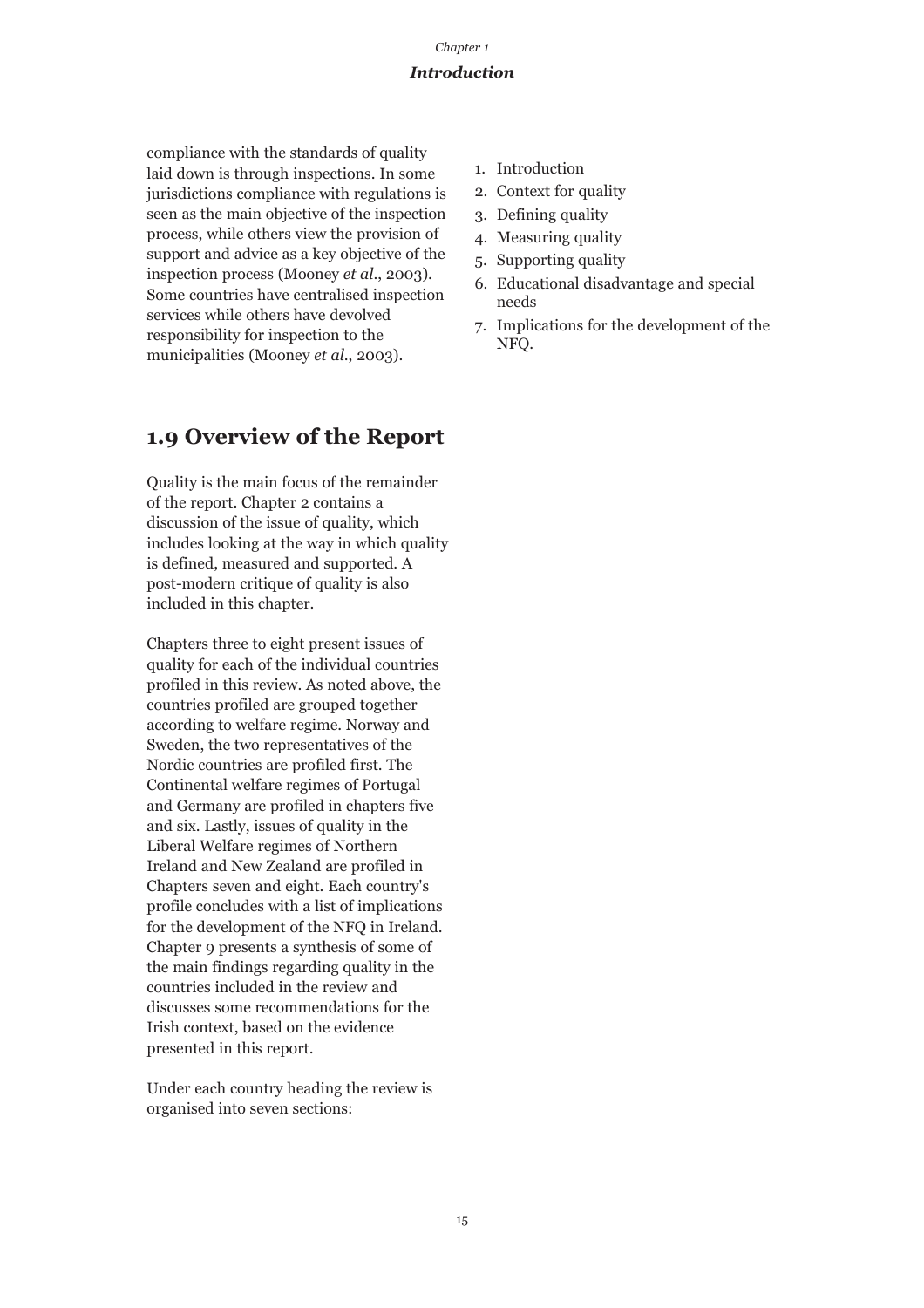compliance with the standards of quality laid down is through inspections. In some jurisdictions compliance with regulations is seen as the main objective of the inspection process, while others view the provision of support and advice as a key objective of the inspection process (Mooney *et al.*, 2003). Some countries have centralised inspection services while others have devolved responsibility for inspection to the municipalities (Mooney *et al.*, 2003).

## 1.9 Overview of the Report

Quality is the main focus of the remainder of the report. Chapter 2 contains a discussion of the issue of quality, which includes looking at the way in which quality is defined, measured and supported. A post-modern critique of quality is also included in this chapter.

Chapters three to eight present issues of quality for each of the individual countries profiled in this review. As noted above, the countries profiled are grouped together according to welfare regime. Norway and Sweden, the two representatives of the Nordic countries are profiled first. The Continental welfare regimes of Portugal and Germany are profiled in chapters five and six. Lastly, issues of quality in the Liberal Welfare regimes of Northern Ireland and New Zealand are profiled in Chapters seven and eight. Each country's profile concludes with a list of implications for the development of the NFQ in Ireland. Chapter 9 presents a synthesis of some of the main findings regarding quality in the countries included in the review and discusses some recommendations for the Irish context, based on the evidence presented in this report.

Under each country heading the review is organised into seven sections:

1. Introduction
2. Context for quality
3. Defining quality
4. Measuring quality
5. Supporting quality
6. Educational disadvantage and special needs
7. Implications for the development of the NFQ.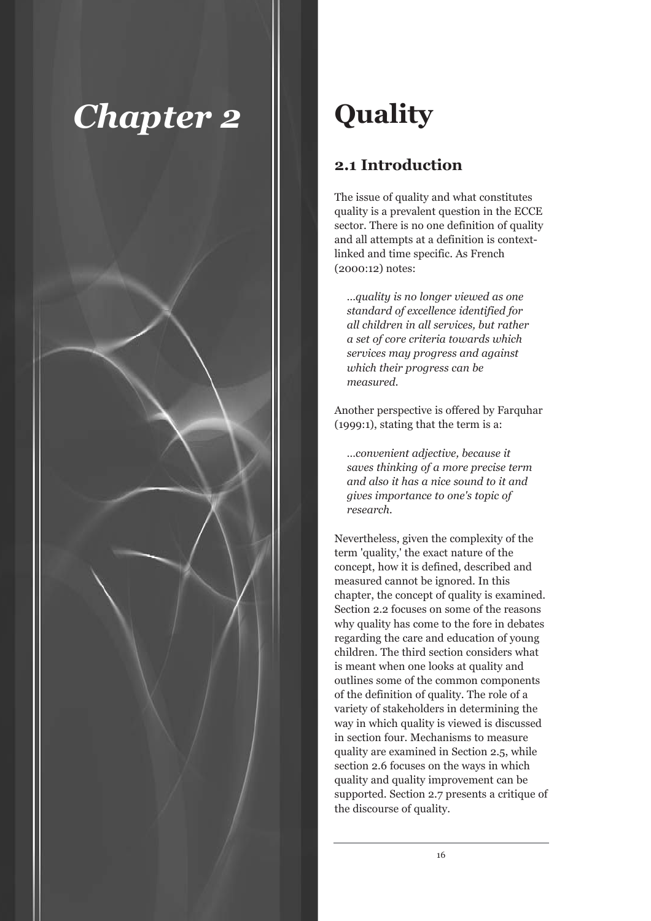# Chapter 2

# Quality

## 2.1 Introduction

The issue of quality and what constitutes quality is a prevalent question in the ECCE sector. There is no one definition of quality and all attempts at a definition is context-linked and time specific. As French (2000:12) notes:

> *...quality is no longer viewed as one standard of excellence identified for all children in all services, but rather a set of core criteria towards which services may progress and against which their progress can be measured.*

Another perspective is offered by Farquhar (1999:1), stating that the term is a:

> *...convenient adjective, because it saves thinking of a more precise term and also it has a nice sound to it and gives importance to one's topic of research.*

Nevertheless, given the complexity of the term 'quality,' the exact nature of the concept, how it is defined, described and measured cannot be ignored. In this chapter, the concept of quality is examined. Section 2.2 focuses on some of the reasons why quality has come to the fore in debates regarding the care and education of young children. The third section considers what is meant when one looks at quality and outlines some of the common components of the definition of quality. The role of a variety of stakeholders in determining the way in which quality is viewed is discussed in section four. Mechanisms to measure quality are examined in Section 2.5, while section 2.6 focuses on the ways in which quality and quality improvement can be supported. Section 2.7 presents a critique of the discourse of quality.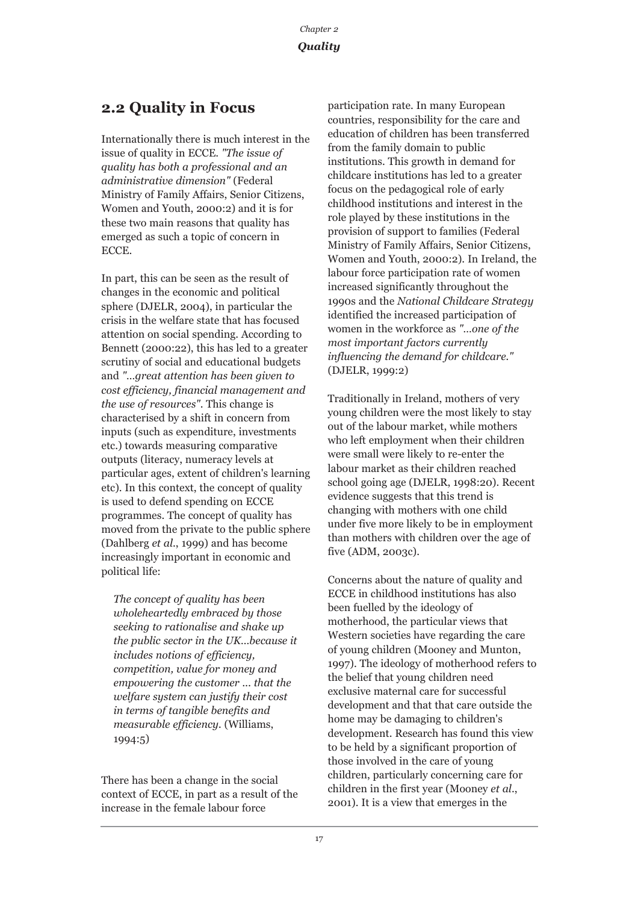## 2.2 Quality in Focus

Internationally there is much interest in the issue of quality in ECCE. *"The issue of quality has both a professional and an administrative dimension"* (Federal Ministry of Family Affairs, Senior Citizens, Women and Youth, 2000:2) and it is for these two main reasons that quality has emerged as such a topic of concern in ECCE.

In part, this can be seen as the result of changes in the economic and political sphere (DJELR, 2004), in particular the crisis in the welfare state that has focused attention on social spending. According to Bennett (2000:22), this has led to a greater scrutiny of social and educational budgets and *"...great attention has been given to cost efficiency, financial management and the use of resources"*. This change is characterised by a shift in concern from inputs (such as expenditure, investments etc.) towards measuring comparative outputs (literacy, numeracy levels at particular ages, extent of children's learning etc). In this context, the concept of quality is used to defend spending on ECCE programmes. The concept of quality has moved from the private to the public sphere (Dahlberg *et al*., 1999) and has become increasingly important in economic and political life:

> *The concept of quality has been wholeheartedly embraced by those seeking to rationalise and shake up the public sector in the UK...because it includes notions of efficiency, competition, value for money and empowering the customer ... that the welfare system can justify their cost in terms of tangible benefits and measurable efficiency.* (Williams, 1994:5)

There has been a change in the social context of ECCE, in part as a result of the increase in the female labour force participation rate. In many European countries, responsibility for the care and education of children has been transferred from the family domain to public institutions. This growth in demand for childcare institutions has led to a greater focus on the pedagogical role of early childhood institutions and interest in the role played by these institutions in the provision of support to families (Federal Ministry of Family Affairs, Senior Citizens, Women and Youth, 2000:2). In Ireland, the labour force participation rate of women increased significantly throughout the 1990s and the *National Childcare Strategy* identified the increased participation of women in the workforce as *"...one of the most important factors currently influencing the demand for childcare."* (DJELR, 1999:2)

Traditionally in Ireland, mothers of very young children were the most likely to stay out of the labour market, while mothers who left employment when their children were small were likely to re-enter the labour market as their children reached school going age (DJELR, 1998:20). Recent evidence suggests that this trend is changing with mothers with one child under five more likely to be in employment than mothers with children over the age of five (ADM, 2003c).

Concerns about the nature of quality and ECCE in childhood institutions has also been fuelled by the ideology of motherhood, the particular views that Western societies have regarding the care of young children (Mooney and Munton, 1997). The ideology of motherhood refers to the belief that young children need exclusive maternal care for successful development and that that care outside the home may be damaging to children's development. Research has found this view to be held by a significant proportion of those involved in the care of young children, particularly concerning care for children in the first year (Mooney *et al*., 2001). It is a view that emerges in the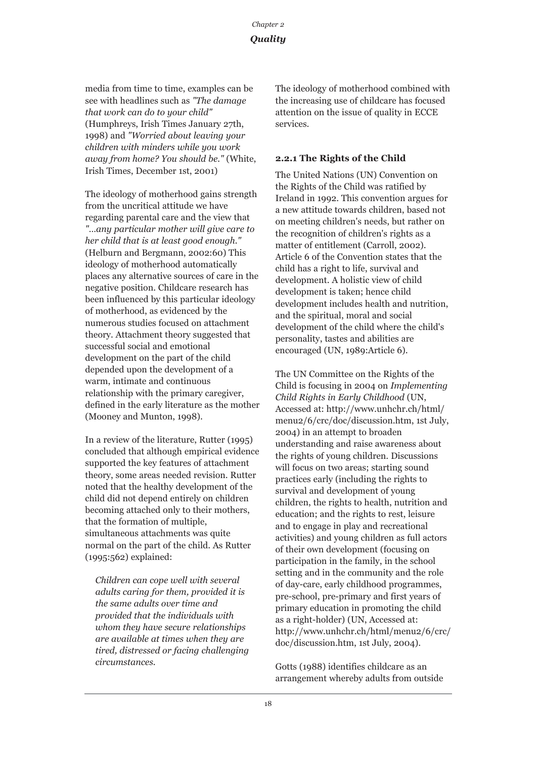media from time to time, examples can be see with headlines such as *"The damage that work can do to your child"* (Humphreys, Irish Times January 27th, 1998) and *"Worried about leaving your children with minders while you work away from home? You should be."* (White, Irish Times, December 1st, 2001)

The ideology of motherhood gains strength from the uncritical attitude we have regarding parental care and the view that *"...any particular mother will give care to her child that is at least good enough."* (Helburn and Bergmann, 2002:60) This ideology of motherhood automatically places any alternative sources of care in the negative position. Childcare research has been influenced by this particular ideology of motherhood, as evidenced by the numerous studies focused on attachment theory. Attachment theory suggested that successful social and emotional development on the part of the child depended upon the development of a warm, intimate and continuous relationship with the primary caregiver, defined in the early literature as the mother (Mooney and Munton, 1998).

In a review of the literature, Rutter (1995) concluded that although empirical evidence supported the key features of attachment theory, some areas needed revision. Rutter noted that the healthy development of the child did not depend entirely on children becoming attached only to their mothers, that the formation of multiple, simultaneous attachments was quite normal on the part of the child. As Rutter (1995:562) explained:

> *Children can cope well with several adults caring for them, provided it is the same adults over time and provided that the individuals with whom they have secure relationships are available at times when they are tired, distressed or facing challenging circumstances.*

The ideology of motherhood combined with the increasing use of childcare has focused attention on the issue of quality in ECCE services.

### 2.2.1 The Rights of the Child

The United Nations (UN) Convention on the Rights of the Child was ratified by Ireland in 1992. This convention argues for a new attitude towards children, based not on meeting children's needs, but rather on the recognition of children's rights as a matter of entitlement (Carroll, 2002). Article 6 of the Convention states that the child has a right to life, survival and development. A holistic view of child development is taken; hence child development includes health and nutrition, and the spiritual, moral and social development of the child where the child's personality, tastes and abilities are encouraged (UN, 1989:Article 6).

The UN Committee on the Rights of the Child is focusing in 2004 on *Implementing Child Rights in Early Childhood* (UN, Accessed at: http://www.unhchr.ch/html/menu2/6/crc/doc/discussion.htm, 1st July, 2004) in an attempt to broaden understanding and raise awareness about the rights of young children. Discussions will focus on two areas; starting sound practices early (including the rights to survival and development of young children, the rights to health, nutrition and education; and the rights to rest, leisure and to engage in play and recreational activities) and young children as full actors of their own development (focusing on participation in the family, in the school setting and in the community and the role of day-care, early childhood programmes, pre-school, pre-primary and first years of primary education in promoting the child as a right-holder) (UN, Accessed at: http://www.unhchr.ch/html/menu2/6/crc/doc/discussion.htm, 1st July, 2004).

Gotts (1988) identifies childcare as an arrangement whereby adults from outside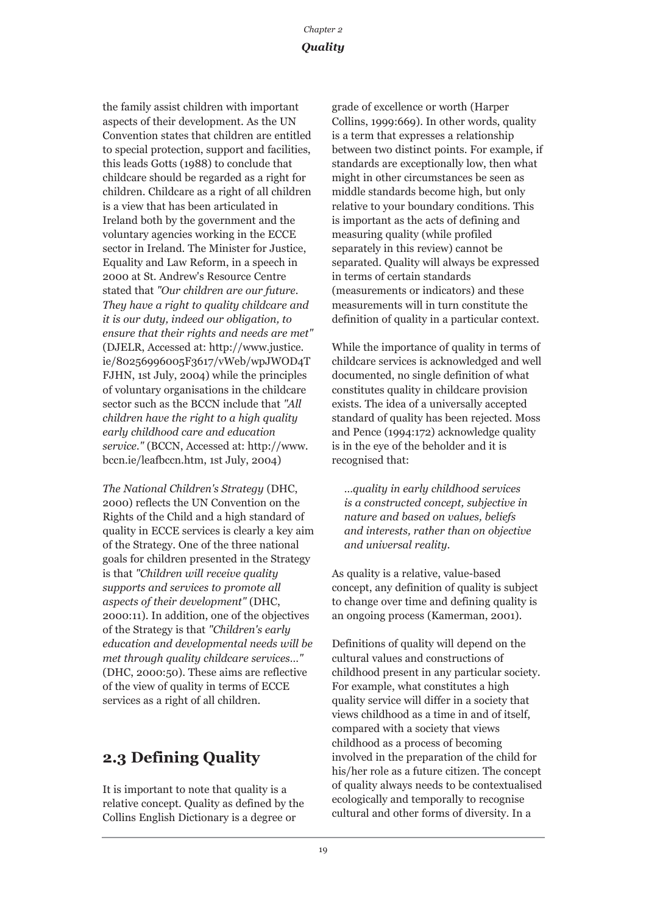the family assist children with important aspects of their development. As the UN Convention states that children are entitled to special protection, support and facilities, this leads Gotts (1988) to conclude that childcare should be regarded as a right for children. Childcare as a right of all children is a view that has been articulated in Ireland both by the government and the voluntary agencies working in the ECCE sector in Ireland. The Minister for Justice, Equality and Law Reform, in a speech in 2000 at St. Andrew's Resource Centre stated that *"Our children are our future. They have a right to quality childcare and it is our duty, indeed our obligation, to ensure that their rights and needs are met"* (DJELR, Accessed at: http://www.justice.ie/80256996005F3617/vWeb/wpJWOD4TFJHN, 1st July, 2004) while the principles of voluntary organisations in the childcare sector such as the BCCN include that *"All children have the right to a high quality early childhood care and education service."* (BCCN, Accessed at: http://www.bccn.ie/leafbccn.htm, 1st July, 2004)

*The National Children's Strategy* (DHC, 2000) reflects the UN Convention on the Rights of the Child and a high standard of quality in ECCE services is clearly a key aim of the Strategy. One of the three national goals for children presented in the Strategy is that *"Children will receive quality supports and services to promote all aspects of their development"* (DHC, 2000:11). In addition, one of the objectives of the Strategy is that *"Children's early education and developmental needs will be met through quality childcare services..."* (DHC, 2000:50). These aims are reflective of the view of quality in terms of ECCE services as a right of all children.

## 2.3 Defining Quality

It is important to note that quality is a relative concept. Quality as defined by the Collins English Dictionary is a degree or grade of excellence or worth (Harper Collins, 1999:669). In other words, quality is a term that expresses a relationship between two distinct points. For example, if standards are exceptionally low, then what might in other circumstances be seen as middle standards become high, but only relative to your boundary conditions. This is important as the acts of defining and measuring quality (while profiled separately in this review) cannot be separated. Quality will always be expressed in terms of certain standards (measurements or indicators) and these measurements will in turn constitute the definition of quality in a particular context.

While the importance of quality in terms of childcare services is acknowledged and well documented, no single definition of what constitutes quality in childcare provision exists. The idea of a universally accepted standard of quality has been rejected. Moss and Pence (1994:172) acknowledge quality is in the eye of the beholder and it is recognised that:

> *...quality in early childhood services is a constructed concept, subjective in nature and based on values, beliefs and interests, rather than on objective and universal reality.*

As quality is a relative, value-based concept, any definition of quality is subject to change over time and defining quality is an ongoing process (Kamerman, 2001).

Definitions of quality will depend on the cultural values and constructions of childhood present in any particular society. For example, what constitutes a high quality service will differ in a society that views childhood as a time in and of itself, compared with a society that views childhood as a process of becoming involved in the preparation of the child for his/her role as a future citizen. The concept of quality always needs to be contextualised ecologically and temporally to recognise cultural and other forms of diversity. In a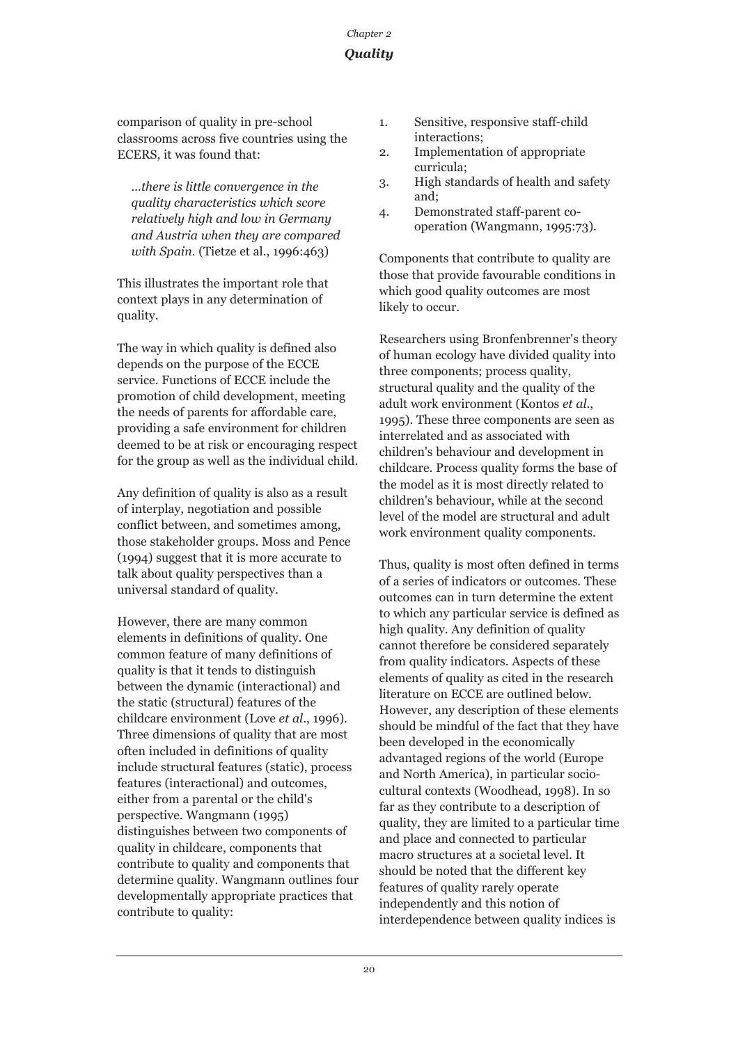comparison of quality in pre-school classrooms across five countries using the ECERS, it was found that:

> *...there is little convergence in the quality characteristics which score relatively high and low in Germany and Austria when they are compared with Spain.* (Tietze et al., 1996:463)

This illustrates the important role that context plays in any determination of quality.

The way in which quality is defined also depends on the purpose of the ECCE service. Functions of ECCE include the promotion of child development, meeting the needs of parents for affordable care, providing a safe environment for children deemed to be at risk or encouraging respect for the group as well as the individual child.

Any definition of quality is also as a result of interplay, negotiation and possible conflict between, and sometimes among, those stakeholder groups. Moss and Pence (1994) suggest that it is more accurate to talk about quality perspectives than a universal standard of quality.

However, there are many common elements in definitions of quality. One common feature of many definitions of quality is that it tends to distinguish between the dynamic (interactional) and the static (structural) features of the childcare environment (Love *et al.*, 1996). Three dimensions of quality that are most often included in definitions of quality include structural features (static), process features (interactional) and outcomes, either from a parental or the child's perspective. Wangmann (1995) distinguishes between two components of quality in childcare, components that contribute to quality and components that determine quality. Wangmann outlines four developmentally appropriate practices that contribute to quality:

1. Sensitive, responsive staff-child interactions;
2. Implementation of appropriate curricula;
3. High standards of health and safety and;
4. Demonstrated staff-parent co-operation (Wangmann, 1995:73).

Components that contribute to quality are those that provide favourable conditions in which good quality outcomes are most likely to occur.

Researchers using Bronfenbrenner's theory of human ecology have divided quality into three components; process quality, structural quality and the quality of the adult work environment (Kontos *et al.*, 1995). These three components are seen as interrelated and as associated with children's behaviour and development in childcare. Process quality forms the base of the model as it is most directly related to children's behaviour, while at the second level of the model are structural and adult work environment quality components.

Thus, quality is most often defined in terms of a series of indicators or outcomes. These outcomes can in turn determine the extent to which any particular service is defined as high quality. Any definition of quality cannot therefore be considered separately from quality indicators. Aspects of these elements of quality as cited in the research literature on ECCE are outlined below. However, any description of these elements should be mindful of the fact that they have been developed in the economically advantaged regions of the world (Europe and North America), in particular socio-cultural contexts (Woodhead, 1998). In so far as they contribute to a description of quality, they are limited to a particular time and place and connected to particular macro structures at a societal level. It should be noted that the different key features of quality rarely operate independently and this notion of interdependence between quality indices is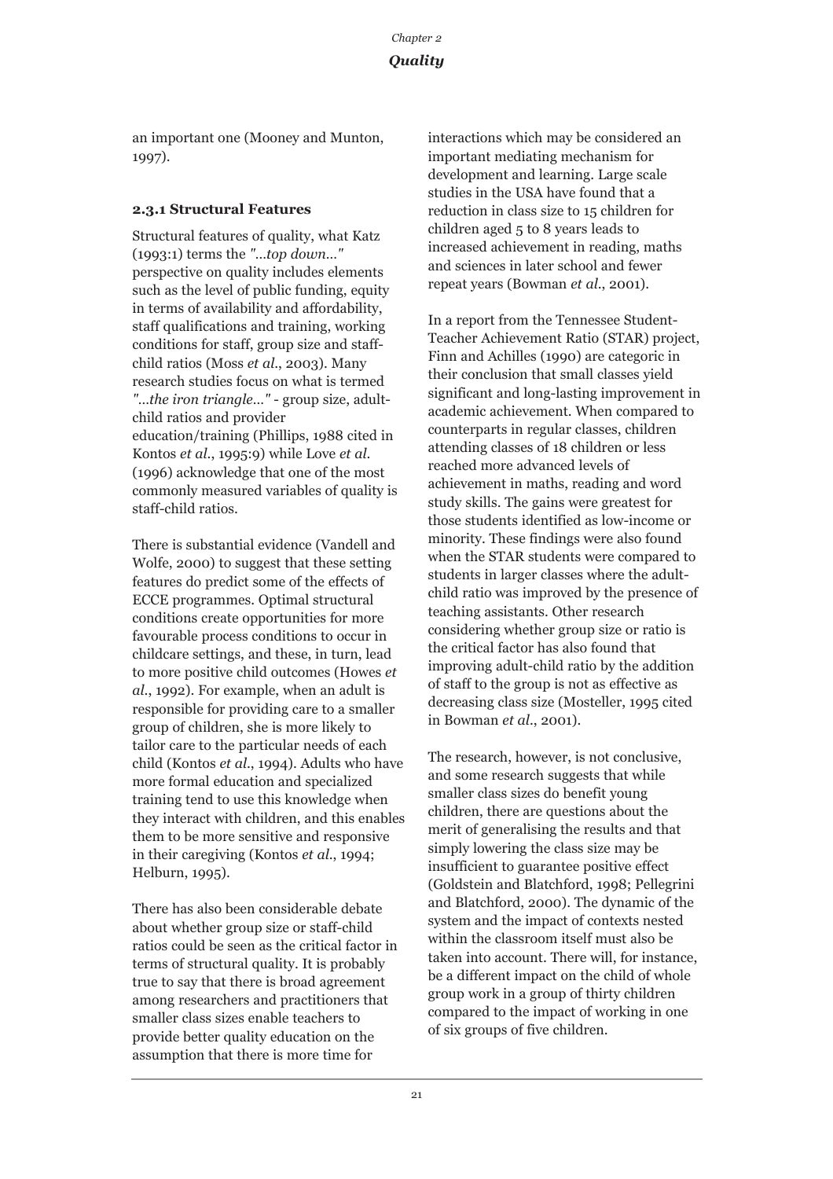an important one (Mooney and Munton, 1997).

### 2.3.1 Structural Features

Structural features of quality, what Katz (1993:1) terms the *"...top down..."* perspective on quality includes elements such as the level of public funding, equity in terms of availability and affordability, staff qualifications and training, working conditions for staff, group size and staff-child ratios (Moss *et al*., 2003). Many research studies focus on what is termed *"...the iron triangle..."* - group size, adult-child ratios and provider education/training (Phillips, 1988 cited in Kontos *et al*., 1995:9) while Love *et al*. (1996) acknowledge that one of the most commonly measured variables of quality is staff-child ratios.

There is substantial evidence (Vandell and Wolfe, 2000) to suggest that these setting features do predict some of the effects of ECCE programmes. Optimal structural conditions create opportunities for more favourable process conditions to occur in childcare settings, and these, in turn, lead to more positive child outcomes (Howes *et al*., 1992). For example, when an adult is responsible for providing care to a smaller group of children, she is more likely to tailor care to the particular needs of each child (Kontos *et al*., 1994). Adults who have more formal education and specialized training tend to use this knowledge when they interact with children, and this enables them to be more sensitive and responsive in their caregiving (Kontos *et al*., 1994; Helburn, 1995).

There has also been considerable debate about whether group size or staff-child ratios could be seen as the critical factor in terms of structural quality. It is probably true to say that there is broad agreement among researchers and practitioners that smaller class sizes enable teachers to provide better quality education on the assumption that there is more time for interactions which may be considered an important mediating mechanism for development and learning. Large scale studies in the USA have found that a reduction in class size to 15 children for children aged 5 to 8 years leads to increased achievement in reading, maths and sciences in later school and fewer repeat years (Bowman *et al*., 2001).

In a report from the Tennessee Student-Teacher Achievement Ratio (STAR) project, Finn and Achilles (1990) are categoric in their conclusion that small classes yield significant and long-lasting improvement in academic achievement. When compared to counterparts in regular classes, children attending classes of 18 children or less reached more advanced levels of achievement in maths, reading and word study skills. The gains were greatest for those students identified as low-income or minority. These findings were also found when the STAR students were compared to students in larger classes where the adult-child ratio was improved by the presence of teaching assistants. Other research considering whether group size or ratio is the critical factor has also found that improving adult-child ratio by the addition of staff to the group is not as effective as decreasing class size (Mosteller, 1995 cited in Bowman *et al*., 2001).

The research, however, is not conclusive, and some research suggests that while smaller class sizes do benefit young children, there are questions about the merit of generalising the results and that simply lowering the class size may be insufficient to guarantee positive effect (Goldstein and Blatchford, 1998; Pellegrini and Blatchford, 2000). The dynamic of the system and the impact of contexts nested within the classroom itself must also be taken into account. There will, for instance, be a different impact on the child of whole group work in a group of thirty children compared to the impact of working in one of six groups of five children.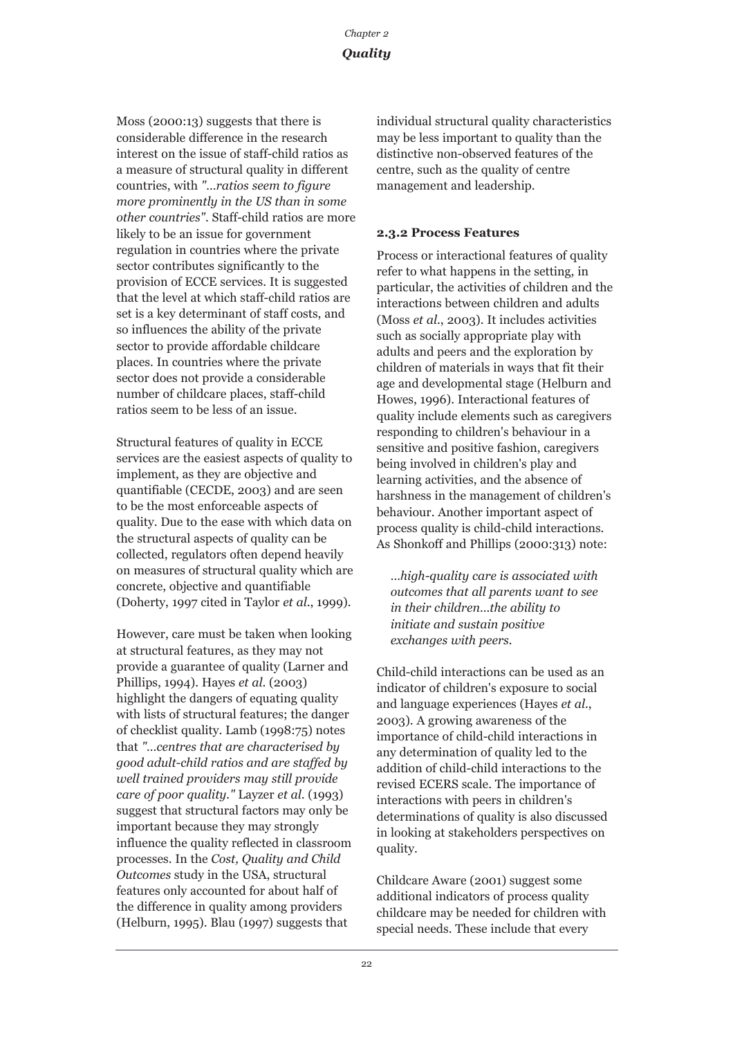Moss (2000:13) suggests that there is considerable difference in the research interest on the issue of staff-child ratios as a measure of structural quality in different countries, with *"...ratios seem to figure more prominently in the US than in some other countries"*. Staff-child ratios are more likely to be an issue for government regulation in countries where the private sector contributes significantly to the provision of ECCE services. It is suggested that the level at which staff-child ratios are set is a key determinant of staff costs, and so influences the ability of the private sector to provide affordable childcare places. In countries where the private sector does not provide a considerable number of childcare places, staff-child ratios seem to be less of an issue.

Structural features of quality in ECCE services are the easiest aspects of quality to implement, as they are objective and quantifiable (CECDE, 2003) and are seen to be the most enforceable aspects of quality. Due to the ease with which data on the structural aspects of quality can be collected, regulators often depend heavily on measures of structural quality which are concrete, objective and quantifiable (Doherty, 1997 cited in Taylor *et al.*, 1999).

However, care must be taken when looking at structural features, as they may not provide a guarantee of quality (Larner and Phillips, 1994). Hayes *et al.* (2003) highlight the dangers of equating quality with lists of structural features; the danger of checklist quality. Lamb (1998:75) notes that *"...centres that are characterised by good adult-child ratios and are staffed by well trained providers may still provide care of poor quality."* Layzer *et al.* (1993) suggest that structural factors may only be important because they may strongly influence the quality reflected in classroom processes. In the *Cost, Quality and Child Outcomes* study in the USA, structural features only accounted for about half of the difference in quality among providers (Helburn, 1995). Blau (1997) suggests that individual structural quality characteristics may be less important to quality than the distinctive non-observed features of the centre, such as the quality of centre management and leadership.

### 2.3.2 Process Features

Process or interactional features of quality refer to what happens in the setting, in particular, the activities of children and the interactions between children and adults (Moss *et al.*, 2003). It includes activities such as socially appropriate play with adults and peers and the exploration by children of materials in ways that fit their age and developmental stage (Helburn and Howes, 1996). Interactional features of quality include elements such as caregivers responding to children's behaviour in a sensitive and positive fashion, caregivers being involved in children's play and learning activities, and the absence of harshness in the management of children's behaviour. Another important aspect of process quality is child-child interactions. As Shonkoff and Phillips (2000:313) note:

> *...high-quality care is associated with outcomes that all parents want to see in their children...the ability to initiate and sustain positive exchanges with peers.*

Child-child interactions can be used as an indicator of children's exposure to social and language experiences (Hayes *et al.*, 2003). A growing awareness of the importance of child-child interactions in any determination of quality led to the addition of child-child interactions to the revised ECERS scale. The importance of interactions with peers in children's determinations of quality is also discussed in looking at stakeholders perspectives on quality.

Childcare Aware (2001) suggest some additional indicators of process quality childcare may be needed for children with special needs. These include that every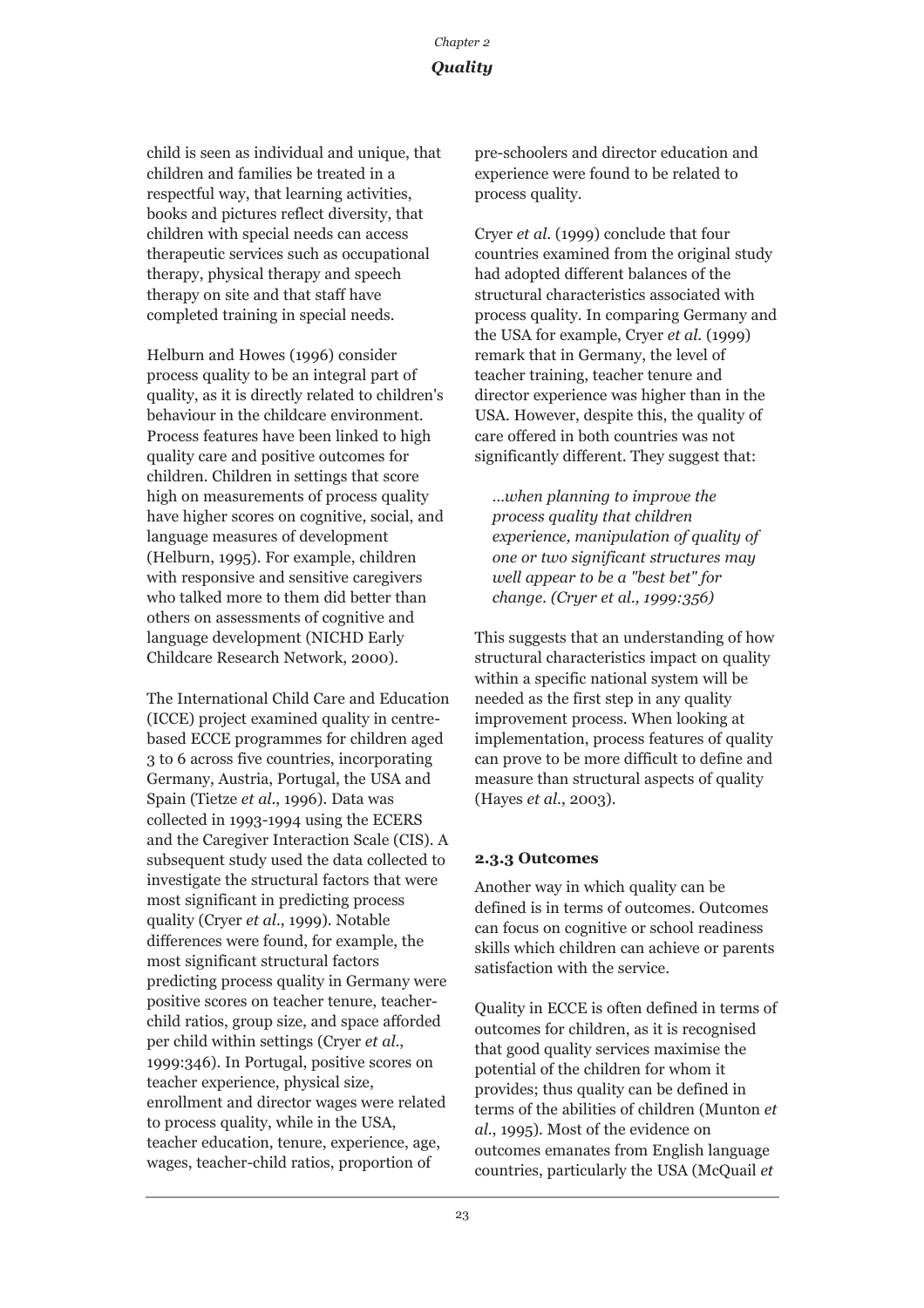child is seen as individual and unique, that children and families be treated in a respectful way, that learning activities, books and pictures reflect diversity, that children with special needs can access therapeutic services such as occupational therapy, physical therapy and speech therapy on site and that staff have completed training in special needs.

Helburn and Howes (1996) consider process quality to be an integral part of quality, as it is directly related to children's behaviour in the childcare environment. Process features have been linked to high quality care and positive outcomes for children. Children in settings that score high on measurements of process quality have higher scores on cognitive, social, and language measures of development (Helburn, 1995). For example, children with responsive and sensitive caregivers who talked more to them did better than others on assessments of cognitive and language development (NICHD Early Childcare Research Network, 2000).

The International Child Care and Education (ICCE) project examined quality in centre-based ECCE programmes for children aged 3 to 6 across five countries, incorporating Germany, Austria, Portugal, the USA and Spain (Tietze *et al*., 1996). Data was collected in 1993-1994 using the ECERS and the Caregiver Interaction Scale (CIS). A subsequent study used the data collected to investigate the structural factors that were most significant in predicting process quality (Cryer *et al*., 1999). Notable differences were found, for example, the most significant structural factors predicting process quality in Germany were positive scores on teacher tenure, teacher-child ratios, group size, and space afforded per child within settings (Cryer *et al*., 1999:346). In Portugal, positive scores on teacher experience, physical size, enrollment and director wages were related to process quality, while in the USA, teacher education, tenure, experience, age, wages, teacher-child ratios, proportion of pre-schoolers and director education and experience were found to be related to process quality.

Cryer *et al.* (1999) conclude that four countries examined from the original study had adopted different balances of the structural characteristics associated with process quality. In comparing Germany and the USA for example, Cryer *et al.* (1999) remark that in Germany, the level of teacher training, teacher tenure and director experience was higher than in the USA. However, despite this, the quality of care offered in both countries was not significantly different. They suggest that:

> *...when planning to improve the process quality that children experience, manipulation of quality of one or two significant structures may well appear to be a "best bet" for change. (Cryer et al., 1999:356)*

This suggests that an understanding of how structural characteristics impact on quality within a specific national system will be needed as the first step in any quality improvement process. When looking at implementation, process features of quality can prove to be more difficult to define and measure than structural aspects of quality (Hayes *et al.*, 2003).

### 2.3.3 Outcomes

Another way in which quality can be defined is in terms of outcomes. Outcomes can focus on cognitive or school readiness skills which children can achieve or parents satisfaction with the service.

Quality in ECCE is often defined in terms of outcomes for children, as it is recognised that good quality services maximise the potential of the children for whom it provides; thus quality can be defined in terms of the abilities of children (Munton *et al*., 1995). Most of the evidence on outcomes emanates from English language countries, particularly the USA (McQuail *et*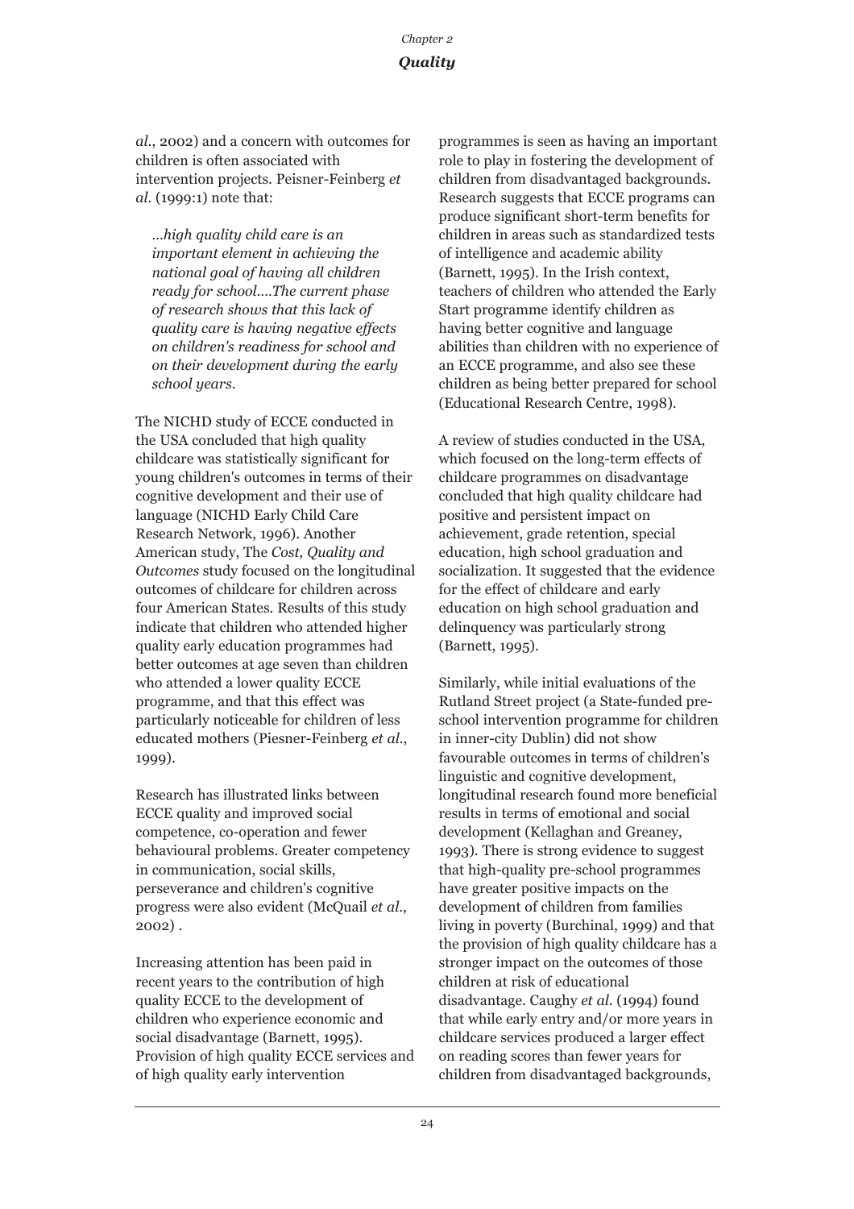*al.*, 2002) and a concern with outcomes for children is often associated with intervention projects. Peisner-Feinberg *et al.* (1999:1) note that:

> *...high quality child care is an important element in achieving the national goal of having all children ready for school....The current phase of research shows that this lack of quality care is having negative effects on children's readiness for school and on their development during the early school years.*

The NICHD study of ECCE conducted in the USA concluded that high quality childcare was statistically significant for young children's outcomes in terms of their cognitive development and their use of language (NICHD Early Child Care Research Network, 1996). Another American study, The *Cost, Quality and Outcomes* study focused on the longitudinal outcomes of childcare for children across four American States. Results of this study indicate that children who attended higher quality early education programmes had better outcomes at age seven than children who attended a lower quality ECCE programme, and that this effect was particularly noticeable for children of less educated mothers (Piesner-Feinberg *et al.*, 1999).

Research has illustrated links between ECCE quality and improved social competence, co-operation and fewer behavioural problems. Greater competency in communication, social skills, perseverance and children's cognitive progress were also evident (McQuail *et al.*, 2002) .

Increasing attention has been paid in recent years to the contribution of high quality ECCE to the development of children who experience economic and social disadvantage (Barnett, 1995). Provision of high quality ECCE services and of high quality early intervention programmes is seen as having an important role to play in fostering the development of children from disadvantaged backgrounds. Research suggests that ECCE programs can produce significant short-term benefits for children in areas such as standardized tests of intelligence and academic ability (Barnett, 1995). In the Irish context, teachers of children who attended the Early Start programme identify children as having better cognitive and language abilities than children with no experience of an ECCE programme, and also see these children as being better prepared for school (Educational Research Centre, 1998).

A review of studies conducted in the USA, which focused on the long-term effects of childcare programmes on disadvantage concluded that high quality childcare had positive and persistent impact on achievement, grade retention, special education, high school graduation and socialization. It suggested that the evidence for the effect of childcare and early education on high school graduation and delinquency was particularly strong (Barnett, 1995).

Similarly, while initial evaluations of the Rutland Street project (a State-funded pre-school intervention programme for children in inner-city Dublin) did not show favourable outcomes in terms of children's linguistic and cognitive development, longitudinal research found more beneficial results in terms of emotional and social development (Kellaghan and Greaney, 1993). There is strong evidence to suggest that high-quality pre-school programmes have greater positive impacts on the development of children from families living in poverty (Burchinal, 1999) and that the provision of high quality childcare has a stronger impact on the outcomes of those children at risk of educational disadvantage. Caughy *et al.* (1994) found that while early entry and/or more years in childcare services produced a larger effect on reading scores than fewer years for children from disadvantaged backgrounds,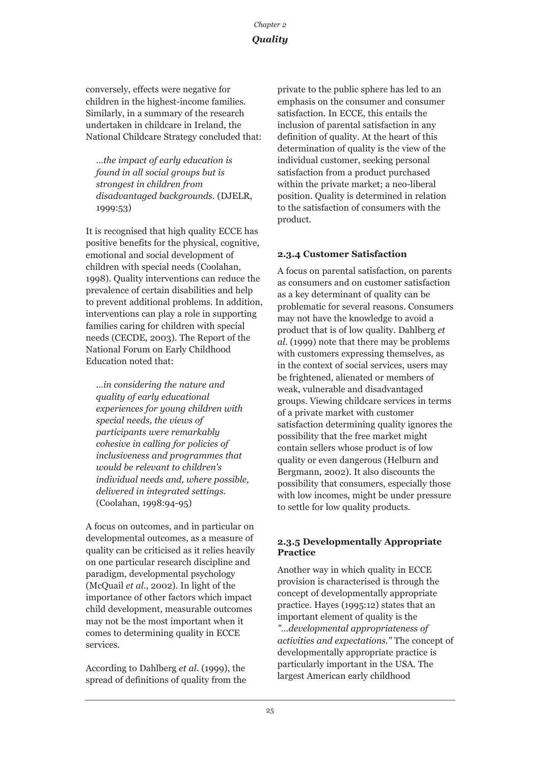conversely, effects were negative for children in the highest-income families. Similarly, in a summary of the research undertaken in childcare in Ireland, the National Childcare Strategy concluded that:

> *...the impact of early education is found in all social groups but is strongest in children from disadvantaged backgrounds.* (DJELR, 1999:53)

It is recognised that high quality ECCE has positive benefits for the physical, cognitive, emotional and social development of children with special needs (Coolahan, 1998). Quality interventions can reduce the prevalence of certain disabilities and help to prevent additional problems. In addition, interventions can play a role in supporting families caring for children with special needs (CECDE, 2003). The Report of the National Forum on Early Childhood Education noted that:

> *...in considering the nature and quality of early educational experiences for young children with special needs, the views of participants were remarkably cohesive in calling for policies of inclusiveness and programmes that would be relevant to children's individual needs and, where possible, delivered in integrated settings.* (Coolahan, 1998:94-95)

A focus on outcomes, and in particular on developmental outcomes, as a measure of quality can be criticised as it relies heavily on one particular research discipline and paradigm, developmental psychology (McQuail *et al.*, 2002). In light of the importance of other factors which impact child development, measurable outcomes may not be the most important when it comes to determining quality in ECCE services.

According to Dahlberg *et al.* (1999), the spread of definitions of quality from the private to the public sphere has led to an emphasis on the consumer and consumer satisfaction. In ECCE, this entails the inclusion of parental satisfaction in any definition of quality. At the heart of this determination of quality is the view of the individual customer, seeking personal satisfaction from a product purchased within the private market; a neo-liberal position. Quality is determined in relation to the satisfaction of consumers with the product.

#### 2.3.4 Customer Satisfaction

A focus on parental satisfaction, on parents as consumers and on customer satisfaction as a key determinant of quality can be problematic for several reasons. Consumers may not have the knowledge to avoid a product that is of low quality. Dahlberg *et al.* (1999) note that there may be problems with customers expressing themselves, as in the context of social services, users may be frightened, alienated or members of weak, vulnerable and disadvantaged groups. Viewing childcare services in terms of a private market with customer satisfaction determining quality ignores the possibility that the free market might contain sellers whose product is of low quality or even dangerous (Helburn and Bergmann, 2002). It also discounts the possibility that consumers, especially those with low incomes, might be under pressure to settle for low quality products.

#### 2.3.5 Developmentally Appropriate Practice

Another way in which quality in ECCE provision is characterised is through the concept of developmentally appropriate practice. Hayes (1995:12) states that an important element of quality is the *"...developmental appropriateness of activities and expectations."* The concept of developmentally appropriate practice is particularly important in the USA. The largest American early childhood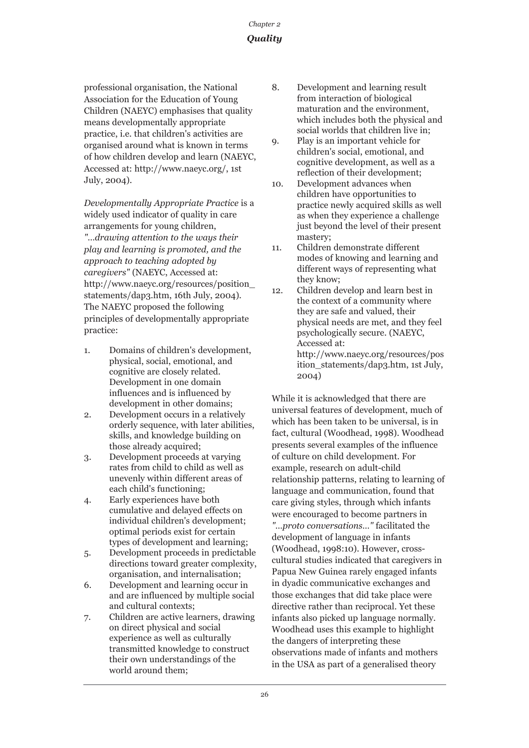professional organisation, the National Association for the Education of Young Children (NAEYC) emphasises that quality means developmentally appropriate practice, i.e. that children's activities are organised around what is known in terms of how children develop and learn (NAEYC, Accessed at: http://www.naeyc.org/, 1st July, 2004).

*Developmentally Appropriate Practice* is a widely used indicator of quality in care arrangements for young children, *"...drawing attention to the ways their play and learning is promoted, and the approach to teaching adopted by caregivers"* (NAEYC, Accessed at: http://www.naeyc.org/resources/position_statements/dap3.htm, 16th July, 2004). The NAEYC proposed the following principles of developmentally appropriate practice:

1. Domains of children's development, physical, social, emotional, and cognitive are closely related. Development in one domain influences and is influenced by development in other domains;
2. Development occurs in a relatively orderly sequence, with later abilities, skills, and knowledge building on those already acquired;
3. Development proceeds at varying rates from child to child as well as unevenly within different areas of each child's functioning;
4. Early experiences have both cumulative and delayed effects on individual children's development; optimal periods exist for certain types of development and learning;
5. Development proceeds in predictable directions toward greater complexity, organisation, and internalisation;
6. Development and learning occur in and are influenced by multiple social and cultural contexts;
7. Children are active learners, drawing on direct physical and social experience as well as culturally transmitted knowledge to construct their own understandings of the world around them;
8. Development and learning result from interaction of biological maturation and the environment, which includes both the physical and social worlds that children live in;
9. Play is an important vehicle for children's social, emotional, and cognitive development, as well as a reflection of their development;
10. Development advances when children have opportunities to practice newly acquired skills as well as when they experience a challenge just beyond the level of their present mastery;
11. Children demonstrate different modes of knowing and learning and different ways of representing what they know;
12. Children develop and learn best in the context of a community where they are safe and valued, their physical needs are met, and they feel psychologically secure. (NAEYC, Accessed at: http://www.naeyc.org/resources/position_statements/dap3.htm, 1st July, 2004)

While it is acknowledged that there are universal features of development, much of which has been taken to be universal, is in fact, cultural (Woodhead, 1998). Woodhead presents several examples of the influence of culture on child development. For example, research on adult-child relationship patterns, relating to learning of language and communication, found that care giving styles, through which infants were encouraged to become partners in *"...proto conversations..."* facilitated the development of language in infants (Woodhead, 1998:10). However, cross-cultural studies indicated that caregivers in Papua New Guinea rarely engaged infants in dyadic communicative exchanges and those exchanges that did take place were directive rather than reciprocal. Yet these infants also picked up language normally. Woodhead uses this example to highlight the dangers of interpreting these observations made of infants and mothers in the USA as part of a generalised theory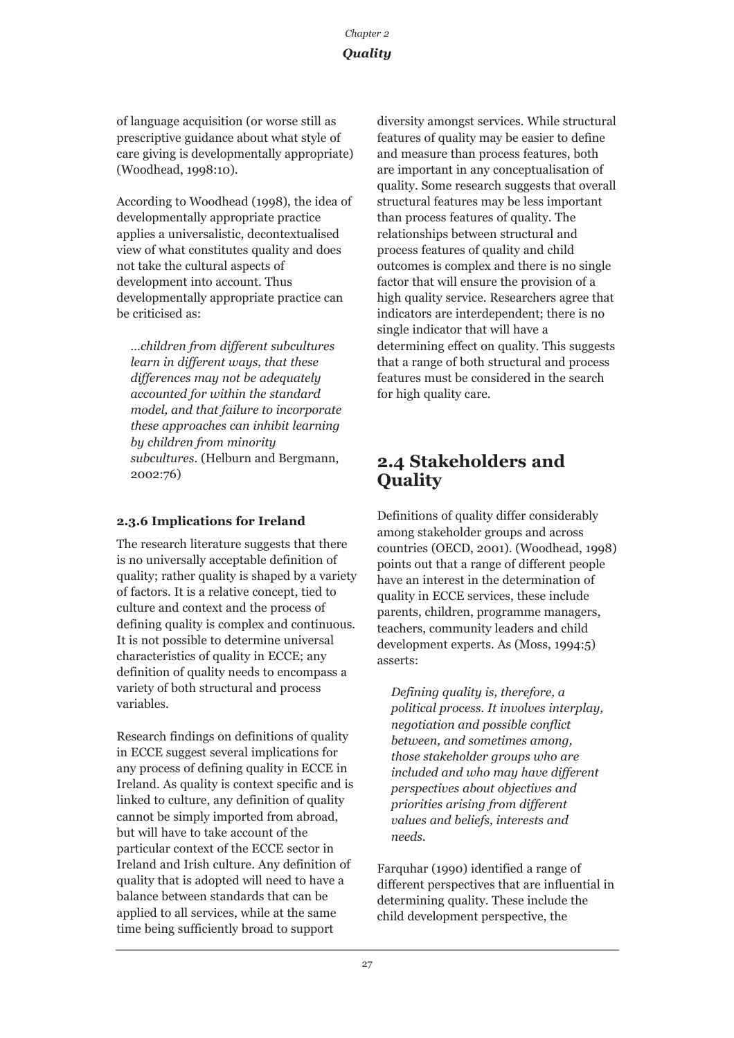of language acquisition (or worse still as prescriptive guidance about what style of care giving is developmentally appropriate) (Woodhead, 1998:10).

According to Woodhead (1998), the idea of developmentally appropriate practice applies a universalistic, decontextualised view of what constitutes quality and does not take the cultural aspects of development into account. Thus developmentally appropriate practice can be criticised as:

> *...children from different subcultures learn in different ways, that these differences may not be adequately accounted for within the standard model, and that failure to incorporate these approaches can inhibit learning by children from minority subcultures.* (Helburn and Bergmann, 2002:76)

### 2.3.6 Implications for Ireland

The research literature suggests that there is no universally acceptable definition of quality; rather quality is shaped by a variety of factors. It is a relative concept, tied to culture and context and the process of defining quality is complex and continuous. It is not possible to determine universal characteristics of quality in ECCE; any definition of quality needs to encompass a variety of both structural and process variables.

Research findings on definitions of quality in ECCE suggest several implications for any process of defining quality in ECCE in Ireland. As quality is context specific and is linked to culture, any definition of quality cannot be simply imported from abroad, but will have to take account of the particular context of the ECCE sector in Ireland and Irish culture. Any definition of quality that is adopted will need to have a balance between standards that can be applied to all services, while at the same time being sufficiently broad to support diversity amongst services. While structural features of quality may be easier to define and measure than process features, both are important in any conceptualisation of quality. Some research suggests that overall structural features may be less important than process features of quality. The relationships between structural and process features of quality and child outcomes is complex and there is no single factor that will ensure the provision of a high quality service. Researchers agree that indicators are interdependent; there is no single indicator that will have a determining effect on quality. This suggests that a range of both structural and process features must be considered in the search for high quality care.

## 2.4 Stakeholders and Quality

Definitions of quality differ considerably among stakeholder groups and across countries (OECD, 2001). (Woodhead, 1998) points out that a range of different people have an interest in the determination of quality in ECCE services, these include parents, children, programme managers, teachers, community leaders and child development experts. As (Moss, 1994:5) asserts:

> *Defining quality is, therefore, a political process. It involves interplay, negotiation and possible conflict between, and sometimes among, those stakeholder groups who are included and who may have different perspectives about objectives and priorities arising from different values and beliefs, interests and needs.*

Farquhar (1990) identified a range of different perspectives that are influential in determining quality. These include the child development perspective, the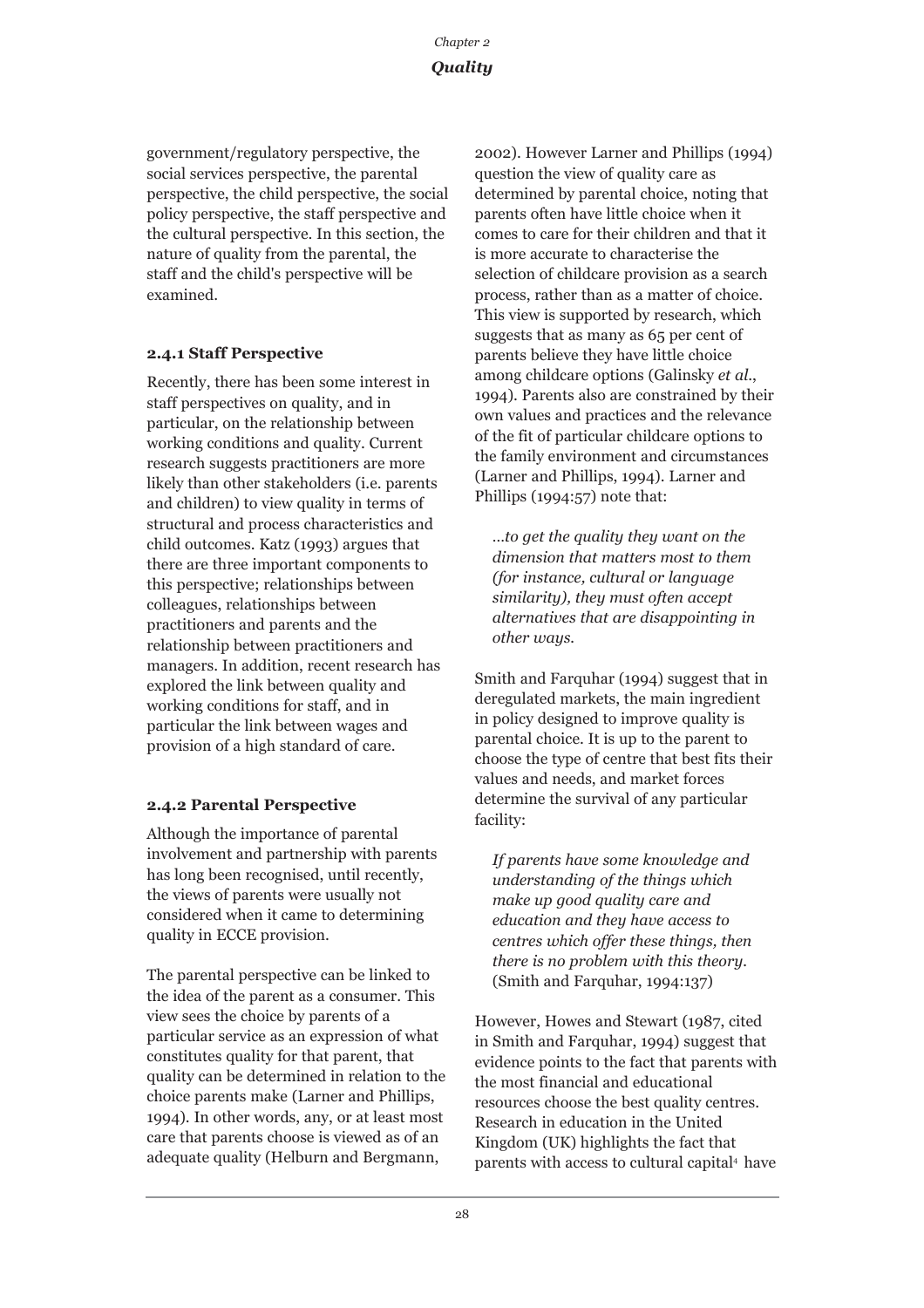government/regulatory perspective, the social services perspective, the parental perspective, the child perspective, the social policy perspective, the staff perspective and the cultural perspective. In this section, the nature of quality from the parental, the staff and the child's perspective will be examined.

### 2.4.1 Staff Perspective

Recently, there has been some interest in staff perspectives on quality, and in particular, on the relationship between working conditions and quality. Current research suggests practitioners are more likely than other stakeholders (i.e. parents and children) to view quality in terms of structural and process characteristics and child outcomes. Katz (1993) argues that there are three important components to this perspective; relationships between colleagues, relationships between practitioners and parents and the relationship between practitioners and managers. In addition, recent research has explored the link between quality and working conditions for staff, and in particular the link between wages and provision of a high standard of care.

### 2.4.2 Parental Perspective

Although the importance of parental involvement and partnership with parents has long been recognised, until recently, the views of parents were usually not considered when it came to determining quality in ECCE provision.

The parental perspective can be linked to the idea of the parent as a consumer. This view sees the choice by parents of a particular service as an expression of what constitutes quality for that parent, that quality can be determined in relation to the choice parents make (Larner and Phillips, 1994). In other words, any, or at least most care that parents choose is viewed as of an adequate quality (Helburn and Bergmann, 2002). However Larner and Phillips (1994) question the view of quality care as determined by parental choice, noting that parents often have little choice when it comes to care for their children and that it is more accurate to characterise the selection of childcare provision as a search process, rather than as a matter of choice. This view is supported by research, which suggests that as many as 65 per cent of parents believe they have little choice among childcare options (Galinsky *et al.*, 1994). Parents also are constrained by their own values and practices and the relevance of the fit of particular childcare options to the family environment and circumstances (Larner and Phillips, 1994). Larner and Phillips (1994:57) note that:

> *...to get the quality they want on the dimension that matters most to them (for instance, cultural or language similarity), they must often accept alternatives that are disappointing in other ways.*

Smith and Farquhar (1994) suggest that in deregulated markets, the main ingredient in policy designed to improve quality is parental choice. It is up to the parent to choose the type of centre that best fits their values and needs, and market forces determine the survival of any particular facility:

> *If parents have some knowledge and understanding of the things which make up good quality care and education and they have access to centres which offer these things, then there is no problem with this theory.* (Smith and Farquhar, 1994:137)

However, Howes and Stewart (1987, cited in Smith and Farquhar, 1994) suggest that evidence points to the fact that parents with the most financial and educational resources choose the best quality centres. Research in education in the United Kingdom (UK) highlights the fact that parents with access to cultural capital[4] have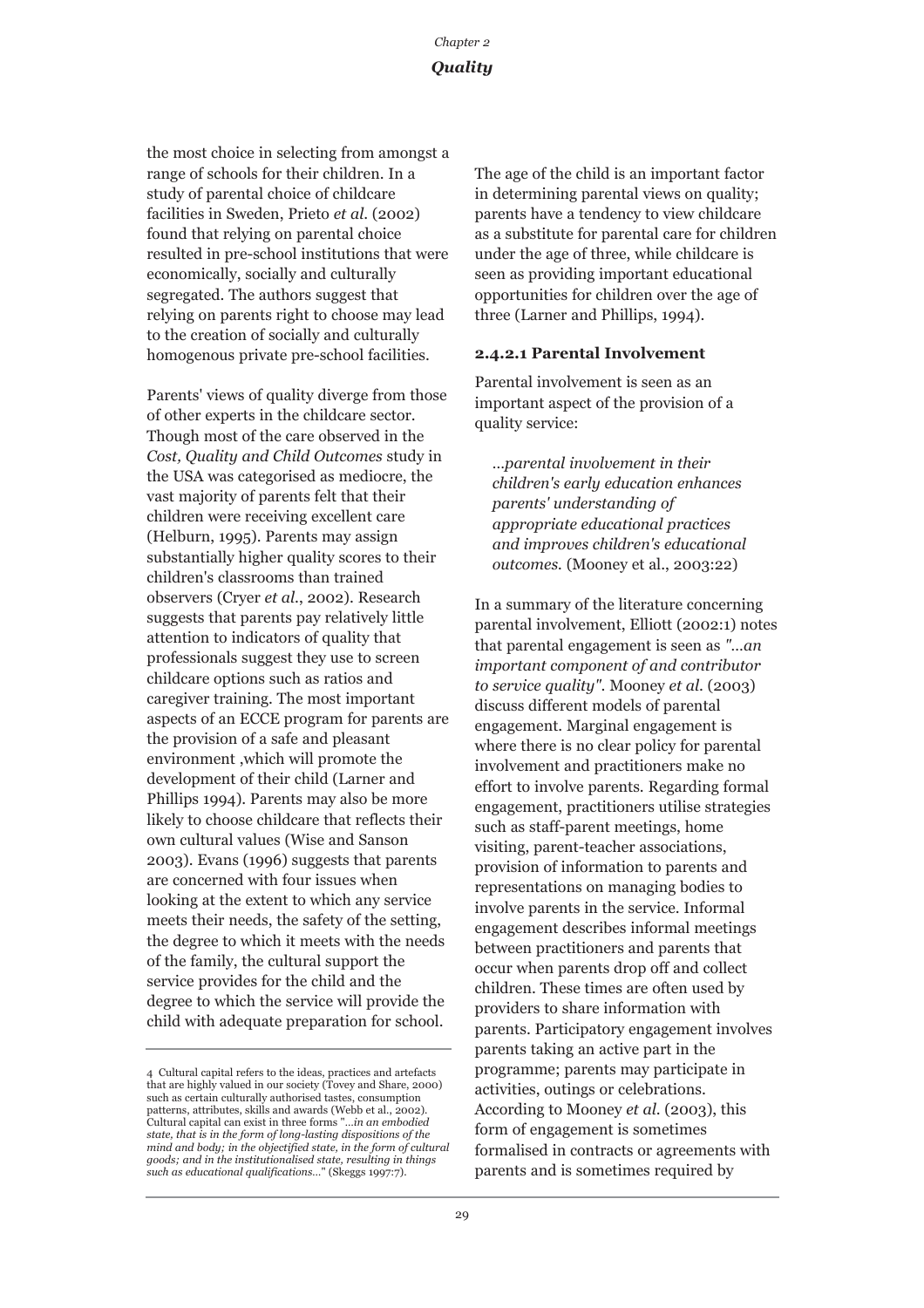the most choice in selecting from amongst a range of schools for their children. In a study of parental choice of childcare facilities in Sweden, Prieto *et al.* (2002) found that relying on parental choice resulted in pre-school institutions that were economically, socially and culturally segregated. The authors suggest that relying on parents right to choose may lead to the creation of socially and culturally homogenous private pre-school facilities.

Parents' views of quality diverge from those of other experts in the childcare sector. Though most of the care observed in the *Cost, Quality and Child Outcomes* study in the USA was categorised as mediocre, the vast majority of parents felt that their children were receiving excellent care (Helburn, 1995). Parents may assign substantially higher quality scores to their children's classrooms than trained observers (Cryer *et al.*, 2002). Research suggests that parents pay relatively little attention to indicators of quality that professionals suggest they use to screen childcare options such as ratios and caregiver training. The most important aspects of an ECCE program for parents are the provision of a safe and pleasant environment ,which will promote the development of their child (Larner and Phillips 1994). Parents may also be more likely to choose childcare that reflects their own cultural values (Wise and Sanson 2003). Evans (1996) suggests that parents are concerned with four issues when looking at the extent to which any service meets their needs, the safety of the setting, the degree to which it meets with the needs of the family, the cultural support the service provides for the child and the degree to which the service will provide the child with adequate preparation for school.

The age of the child is an important factor in determining parental views on quality; parents have a tendency to view childcare as a substitute for parental care for children under the age of three, while childcare is seen as providing important educational opportunities for children over the age of three (Larner and Phillips, 1994).

#### 2.4.2.1 Parental Involvement

Parental involvement is seen as an important aspect of the provision of a quality service:

> *...parental involvement in their children's early education enhances parents' understanding of appropriate educational practices and improves children's educational outcomes.* (Mooney et al., 2003:22)

In a summary of the literature concerning parental involvement, Elliott (2002:1) notes that parental engagement is seen as *"...an important component of and contributor to service quality"*. Mooney *et al.* (2003) discuss different models of parental engagement. Marginal engagement is where there is no clear policy for parental involvement and practitioners make no effort to involve parents. Regarding formal engagement, practitioners utilise strategies such as staff-parent meetings, home visiting, parent-teacher associations, provision of information to parents and representations on managing bodies to involve parents in the service. Informal engagement describes informal meetings between practitioners and parents that occur when parents drop off and collect children. These times are often used by providers to share information with parents. Participatory engagement involves parents taking an active part in the programme; parents may participate in activities, outings or celebrations. According to Mooney *et al.* (2003), this form of engagement is sometimes formalised in contracts or agreements with parents and is sometimes required by

---

4 Cultural capital refers to the ideas, practices and artefacts that are highly valued in our society (Tovey and Share, 2000) such as certain culturally authorised tastes, consumption patterns, attributes, skills and awards (Webb et al., 2002). Cultural capital can exist in three forms "*...in an embodied state, that is in the form of long-lasting dispositions of the mind and body; in the objectified state, in the form of cultural goods; and in the institutionalised state, resulting in things such as educational qualifications...*" (Skeggs 1997:7).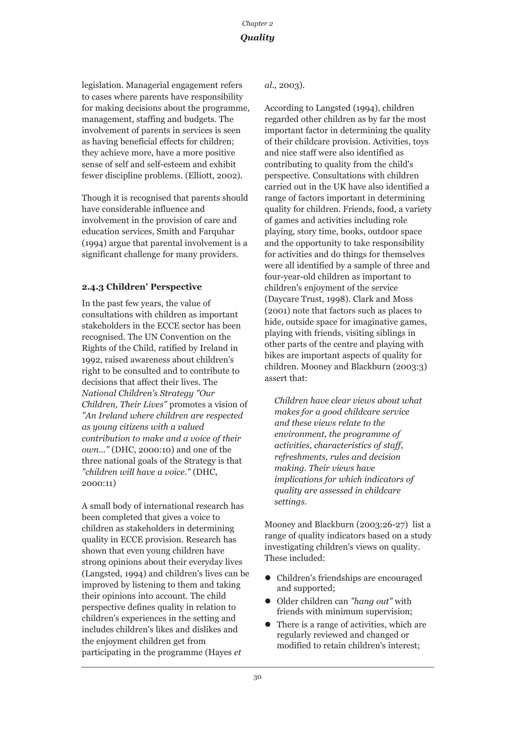legislation. Managerial engagement refers to cases where parents have responsibility for making decisions about the programme, management, staffing and budgets. The involvement of parents in services is seen as having beneficial effects for children; they achieve more, have a more positive sense of self and self-esteem and exhibit fewer discipline problems. (Elliott, 2002).

Though it is recognised that parents should have considerable influence and involvement in the provision of care and education services, Smith and Farquhar (1994) argue that parental involvement is a significant challenge for many providers.

### 2.4.3 Children' Perspective

In the past few years, the value of consultations with children as important stakeholders in the ECCE sector has been recognised. The UN Convention on the Rights of the Child, ratified by Ireland in 1992, raised awareness about children's right to be consulted and to contribute to decisions that affect their lives. The *National Children's Strategy "Our Children, Their Lives"* promotes a vision of *"An Ireland where children are respected as young citizens with a valued contribution to make and a voice of their own..."* (DHC, 2000:10) and one of the three national goals of the Strategy is that *"children will have a voice."* (DHC, 2000:11)

A small body of international research has been completed that gives a voice to children as stakeholders in determining quality in ECCE provision. Research has shown that even young children have strong opinions about their everyday lives (Langsted, 1994) and children's lives can be improved by listening to them and taking their opinions into account. The child perspective defines quality in relation to children's experiences in the setting and includes children's likes and dislikes and the enjoyment children get from participating in the programme (Hayes *et al.*, 2003).

According to Langsted (1994), children regarded other children as by far the most important factor in determining the quality of their childcare provision. Activities, toys and nice staff were also identified as contributing to quality from the child's perspective. Consultations with children carried out in the UK have also identified a range of factors important in determining quality for children. Friends, food, a variety of games and activities including role playing, story time, books, outdoor space and the opportunity to take responsibility for activities and do things for themselves were all identified by a sample of three and four-year-old children as important to children's enjoyment of the service (Daycare Trust, 1998). Clark and Moss (2001) note that factors such as places to hide, outside space for imaginative games, playing with friends, visiting siblings in other parts of the centre and playing with bikes are important aspects of quality for children. Mooney and Blackburn (2003:3) assert that:

> *Children have clear views about what makes for a good childcare service and these views relate to the environment, the programme of activities, characteristics of staff, refreshments, rules and decision making. Their views have implications for which indicators of quality are assessed in childcare settings.*

Mooney and Blackburn (2003:26-27) list a range of quality indicators based on a study investigating children's views on quality. These included:

- Children's friendships are encouraged and supported;
- Older children can *"hang out"* with friends with minimum supervision;
- There is a range of activities, which are regularly reviewed and changed or modified to retain children's interest;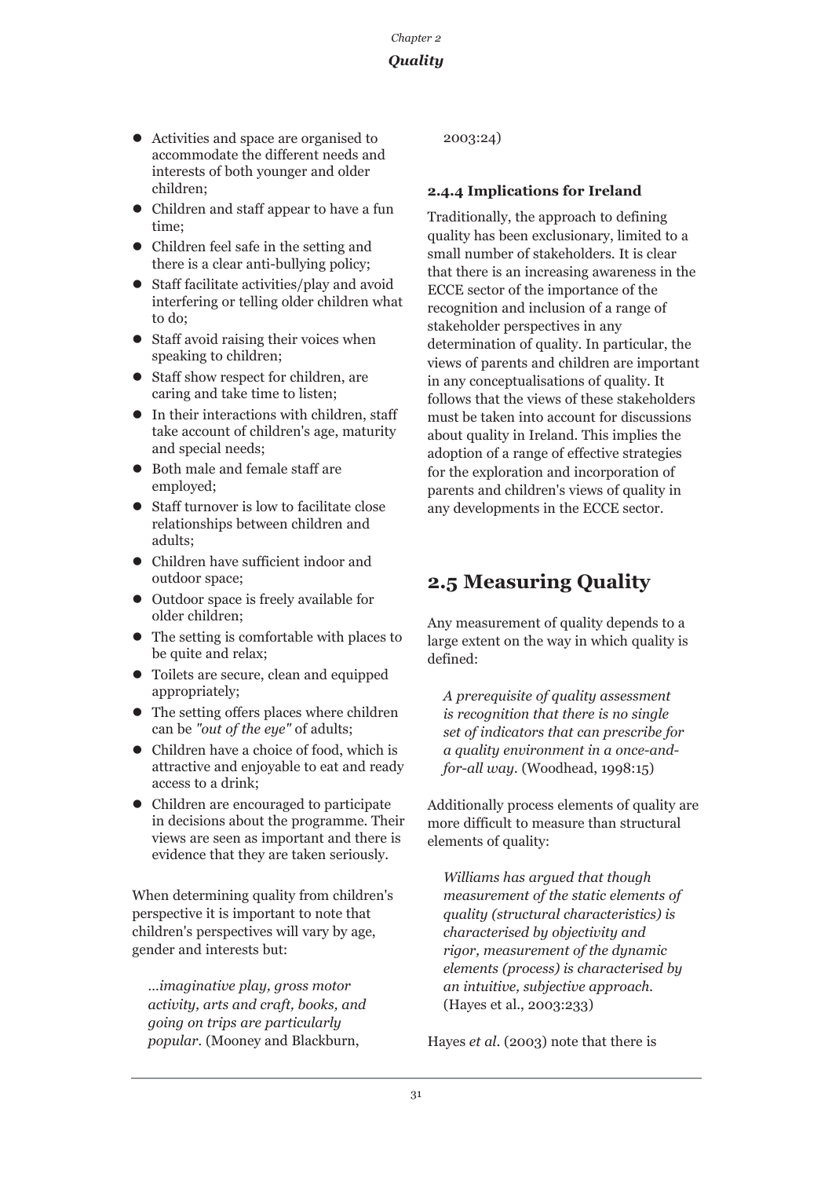- Activities and space are organised to accommodate the different needs and interests of both younger and older children;
- Children and staff appear to have a fun time;
- Children feel safe in the setting and there is a clear anti-bullying policy;
- Staff facilitate activities/play and avoid interfering or telling older children what to do;
- Staff avoid raising their voices when speaking to children;
- Staff show respect for children, are caring and take time to listen;
- In their interactions with children, staff take account of children's age, maturity and special needs;
- Both male and female staff are employed;
- Staff turnover is low to facilitate close relationships between children and adults;
- Children have sufficient indoor and outdoor space;
- Outdoor space is freely available for older children;
- The setting is comfortable with places to be quite and relax;
- Toilets are secure, clean and equipped appropriately;
- The setting offers places where children can be *"out of the eye"* of adults;
- Children have a choice of food, which is attractive and enjoyable to eat and ready access to a drink;
- Children are encouraged to participate in decisions about the programme. Their views are seen as important and there is evidence that they are taken seriously.

When determining quality from children's perspective it is important to note that children's perspectives will vary by age, gender and interests but:

> *…imaginative play, gross motor activity, arts and craft, books, and going on trips are particularly popular.* (Mooney and Blackburn, 2003:24)

### 2.4.4 Implications for Ireland

Traditionally, the approach to defining quality has been exclusionary, limited to a small number of stakeholders. It is clear that there is an increasing awareness in the ECCE sector of the importance of the recognition and inclusion of a range of stakeholder perspectives in any determination of quality. In particular, the views of parents and children are important in any conceptualisations of quality. It follows that the views of these stakeholders must be taken into account for discussions about quality in Ireland. This implies the adoption of a range of effective strategies for the exploration and incorporation of parents and children's views of quality in any developments in the ECCE sector.

## 2.5 Measuring Quality

Any measurement of quality depends to a large extent on the way in which quality is defined:

> *A prerequisite of quality assessment is recognition that there is no single set of indicators that can prescribe for a quality environment in a once-and-for-all way.* (Woodhead, 1998:15)

Additionally process elements of quality are more difficult to measure than structural elements of quality:

> *Williams has argued that though measurement of the static elements of quality (structural characteristics) is characterised by objectivity and rigor, measurement of the dynamic elements (process) is characterised by an intuitive, subjective approach.* (Hayes et al., 2003:233)

Hayes *et al.* (2003) note that there is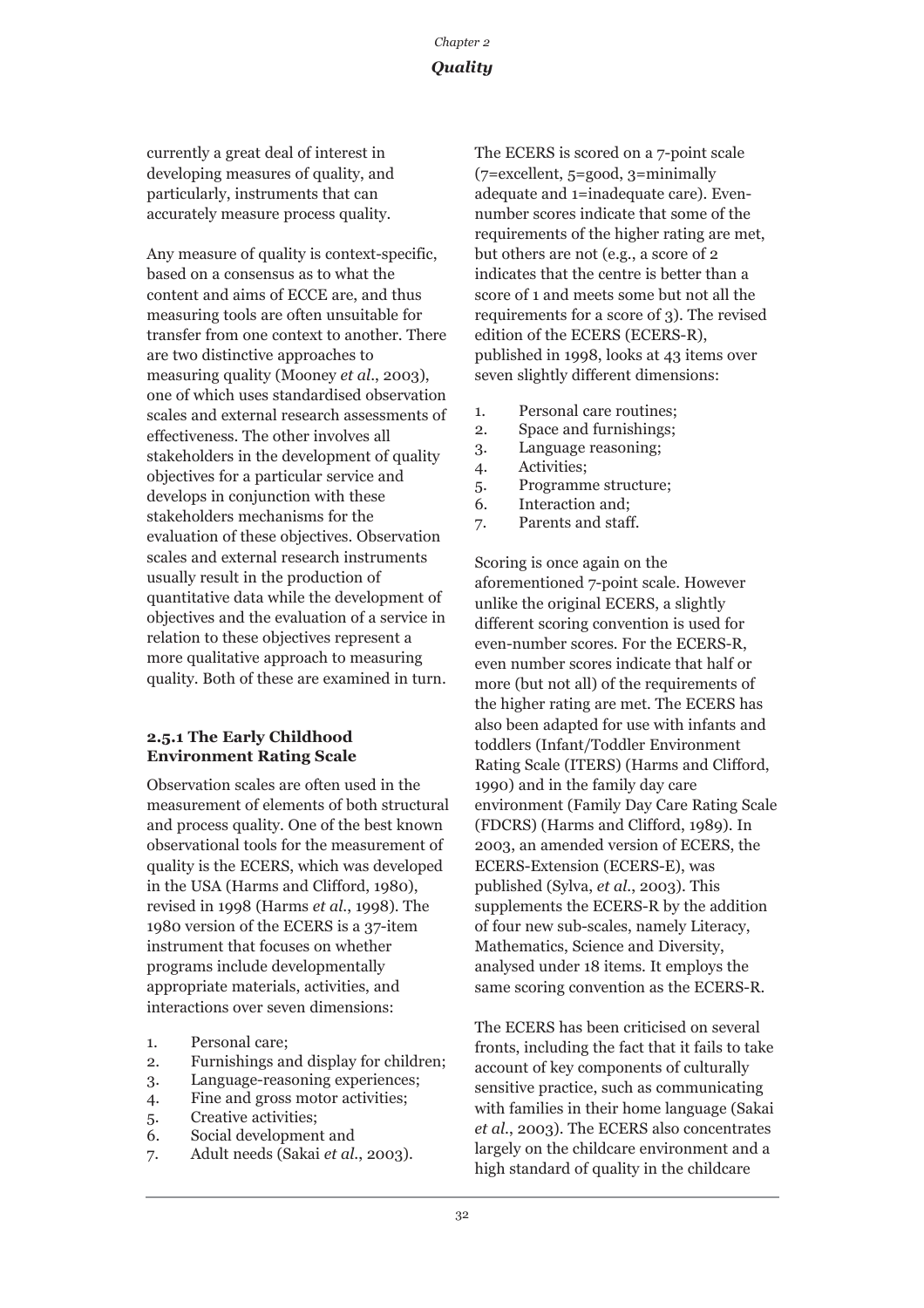currently a great deal of interest in developing measures of quality, and particularly, instruments that can accurately measure process quality.

Any measure of quality is context-specific, based on a consensus as to what the content and aims of ECCE are, and thus measuring tools are often unsuitable for transfer from one context to another. There are two distinctive approaches to measuring quality (Mooney *et al.*, 2003), one of which uses standardised observation scales and external research assessments of effectiveness. The other involves all stakeholders in the development of quality objectives for a particular service and develops in conjunction with these stakeholders mechanisms for the evaluation of these objectives. Observation scales and external research instruments usually result in the production of quantitative data while the development of objectives and the evaluation of a service in relation to these objectives represent a more qualitative approach to measuring quality. Both of these are examined in turn.

### 2.5.1 The Early Childhood Environment Rating Scale

Observation scales are often used in the measurement of elements of both structural and process quality. One of the best known observational tools for the measurement of quality is the ECERS, which was developed in the USA (Harms and Clifford, 1980), revised in 1998 (Harms *et al.*, 1998). The 1980 version of the ECERS is a 37-item instrument that focuses on whether programs include developmentally appropriate materials, activities, and interactions over seven dimensions:

1. Personal care;
2. Furnishings and display for children;
3. Language-reasoning experiences;
4. Fine and gross motor activities;
5. Creative activities;
6. Social development and
7. Adult needs (Sakai *et al.*, 2003).

The ECERS is scored on a 7-point scale (7=excellent, 5=good, 3=minimally adequate and 1=inadequate care). Even-number scores indicate that some of the requirements of the higher rating are met, but others are not (e.g., a score of 2 indicates that the centre is better than a score of 1 and meets some but not all the requirements for a score of 3). The revised edition of the ECERS (ECERS-R), published in 1998, looks at 43 items over seven slightly different dimensions:

1. Personal care routines;
2. Space and furnishings;
3. Language reasoning;
4. Activities;
5. Programme structure;
6. Interaction and;
7. Parents and staff.

Scoring is once again on the aforementioned 7-point scale. However unlike the original ECERS, a slightly different scoring convention is used for even-number scores. For the ECERS-R, even number scores indicate that half or more (but not all) of the requirements of the higher rating are met. The ECERS has also been adapted for use with infants and toddlers (Infant/Toddler Environment Rating Scale (ITERS) (Harms and Clifford, 1990) and in the family day care environment (Family Day Care Rating Scale (FDCRS) (Harms and Clifford, 1989). In 2003, an amended version of ECERS, the ECERS-Extension (ECERS-E), was published (Sylva, *et al.*, 2003). This supplements the ECERS-R by the addition of four new sub-scales, namely Literacy, Mathematics, Science and Diversity, analysed under 18 items. It employs the same scoring convention as the ECERS-R.

The ECERS has been criticised on several fronts, including the fact that it fails to take account of key components of culturally sensitive practice, such as communicating with families in their home language (Sakai *et al.*, 2003). The ECERS also concentrates largely on the childcare environment and a high standard of quality in the childcare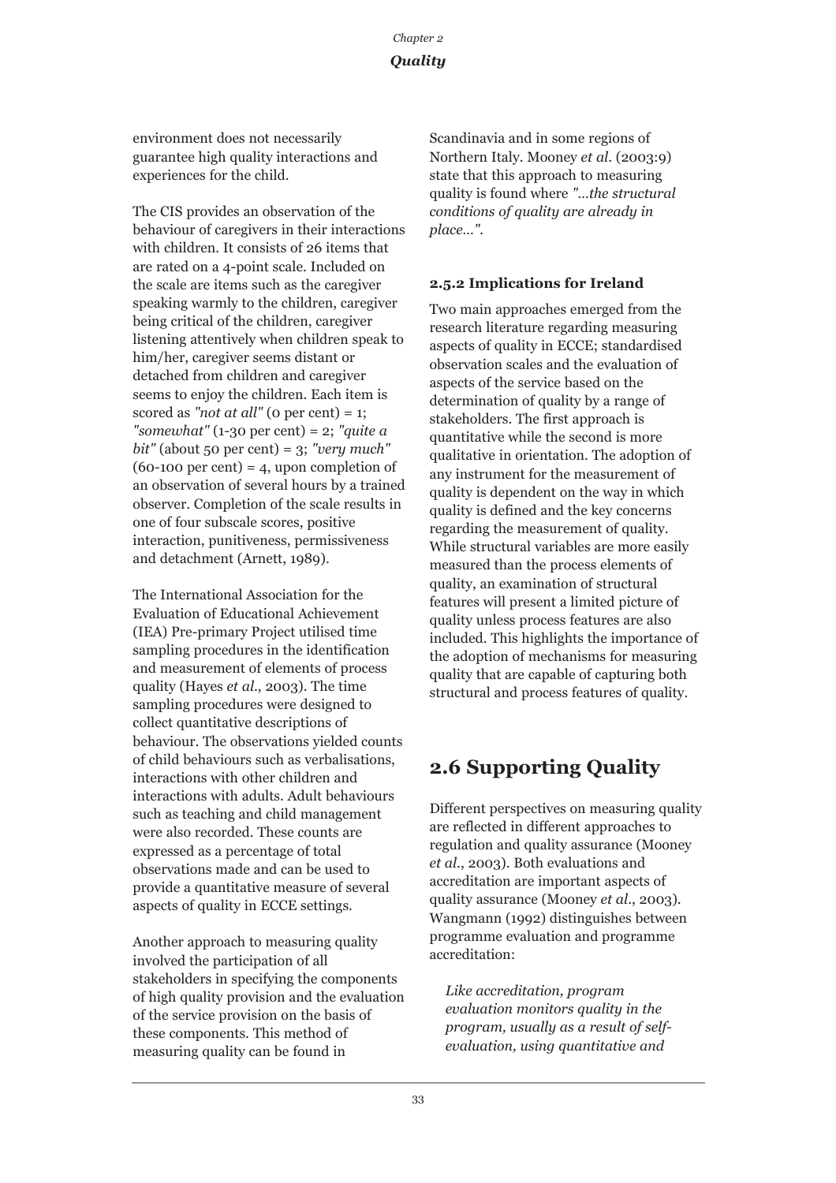environment does not necessarily guarantee high quality interactions and experiences for the child.

The CIS provides an observation of the behaviour of caregivers in their interactions with children. It consists of 26 items that are rated on a 4-point scale. Included on the scale are items such as the caregiver speaking warmly to the children, caregiver being critical of the children, caregiver listening attentively when children speak to him/her, caregiver seems distant or detached from children and caregiver seems to enjoy the children. Each item is scored as *"not at all"* (0 per cent) = 1; *"somewhat"* (1-30 per cent) = 2; *"quite a bit"* (about 50 per cent) = 3; *"very much"* (60-100 per cent) = 4, upon completion of an observation of several hours by a trained observer. Completion of the scale results in one of four subscale scores, positive interaction, punitiveness, permissiveness and detachment (Arnett, 1989).

The International Association for the Evaluation of Educational Achievement (IEA) Pre-primary Project utilised time sampling procedures in the identification and measurement of elements of process quality (Hayes *et al.*, 2003). The time sampling procedures were designed to collect quantitative descriptions of behaviour. The observations yielded counts of child behaviours such as verbalisations, interactions with other children and interactions with adults. Adult behaviours such as teaching and child management were also recorded. These counts are expressed as a percentage of total observations made and can be used to provide a quantitative measure of several aspects of quality in ECCE settings.

Another approach to measuring quality involved the participation of all stakeholders in specifying the components of high quality provision and the evaluation of the service provision on the basis of these components. This method of measuring quality can be found in Scandinavia and in some regions of Northern Italy. Mooney *et al.* (2003:9) state that this approach to measuring quality is found where *"...the structural conditions of quality are already in place..."*.

### 2.5.2 Implications for Ireland

Two main approaches emerged from the research literature regarding measuring aspects of quality in ECCE; standardised observation scales and the evaluation of aspects of the service based on the determination of quality by a range of stakeholders. The first approach is quantitative while the second is more qualitative in orientation. The adoption of any instrument for the measurement of quality is dependent on the way in which quality is defined and the key concerns regarding the measurement of quality. While structural variables are more easily measured than the process elements of quality, an examination of structural features will present a limited picture of quality unless process features are also included. This highlights the importance of the adoption of mechanisms for measuring quality that are capable of capturing both structural and process features of quality.

## 2.6 Supporting Quality

Different perspectives on measuring quality are reflected in different approaches to regulation and quality assurance (Mooney *et al.*, 2003). Both evaluations and accreditation are important aspects of quality assurance (Mooney *et al.*, 2003). Wangmann (1992) distinguishes between programme evaluation and programme accreditation:

> *Like accreditation, program evaluation monitors quality in the program, usually as a result of self-evaluation, using quantitative and*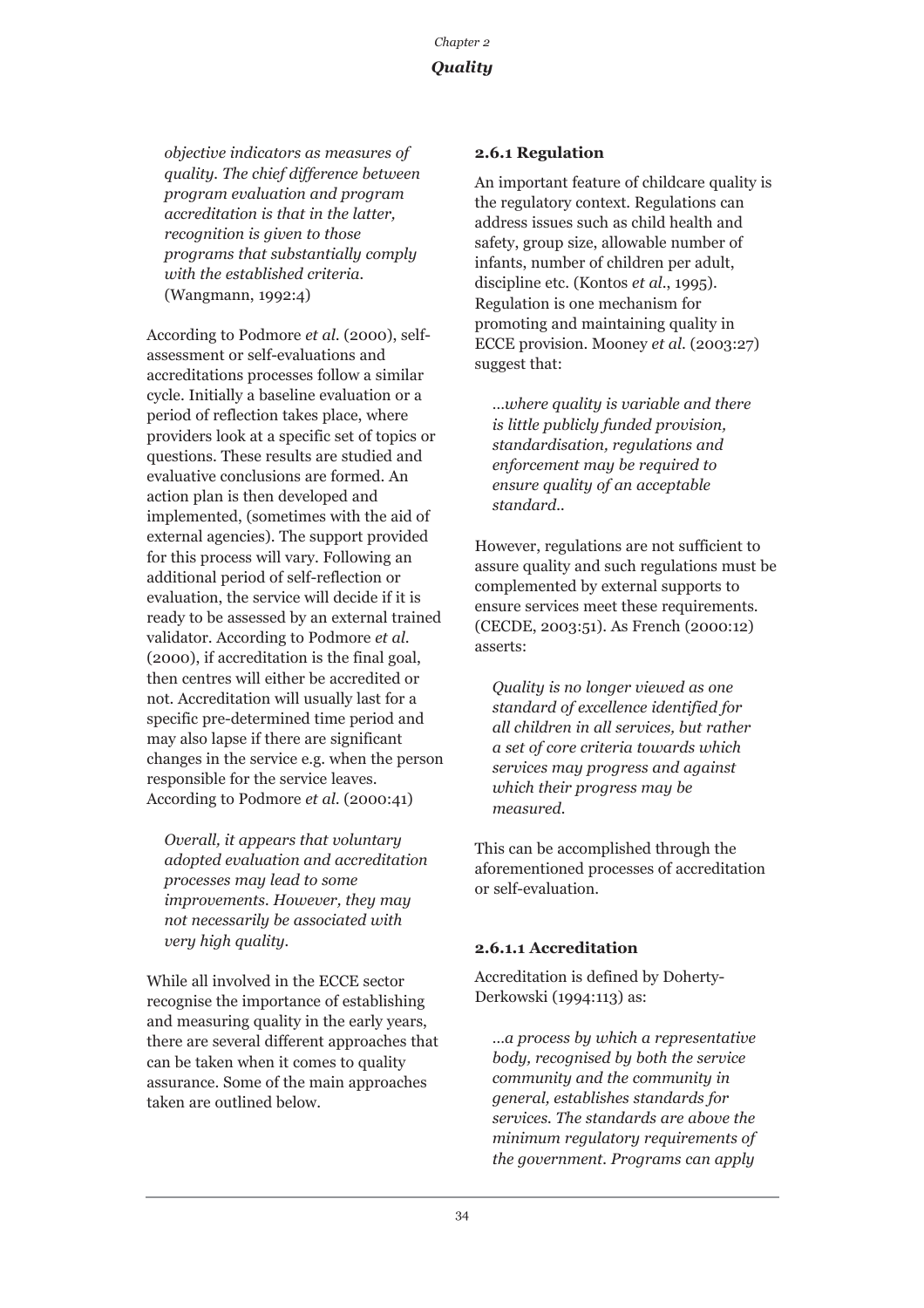*objective indicators as measures of quality. The chief difference between program evaluation and program accreditation is that in the latter, recognition is given to those programs that substantially comply with the established criteria.* (Wangmann, 1992:4)

According to Podmore *et al.* (2000), self-assessment or self-evaluations and accreditations processes follow a similar cycle. Initially a baseline evaluation or a period of reflection takes place, where providers look at a specific set of topics or questions. These results are studied and evaluative conclusions are formed. An action plan is then developed and implemented, (sometimes with the aid of external agencies). The support provided for this process will vary. Following an additional period of self-reflection or evaluation, the service will decide if it is ready to be assessed by an external trained validator. According to Podmore *et al.* (2000), if accreditation is the final goal, then centres will either be accredited or not. Accreditation will usually last for a specific pre-determined time period and may also lapse if there are significant changes in the service e.g. when the person responsible for the service leaves. According to Podmore *et al.* (2000:41)

> *Overall, it appears that voluntary adopted evaluation and accreditation processes may lead to some improvements. However, they may not necessarily be associated with very high quality.*

While all involved in the ECCE sector recognise the importance of establishing and measuring quality in the early years, there are several different approaches that can be taken when it comes to quality assurance. Some of the main approaches taken are outlined below.

#### 2.6.1 Regulation

An important feature of childcare quality is the regulatory context. Regulations can address issues such as child health and safety, group size, allowable number of infants, number of children per adult, discipline etc. (Kontos *et al*., 1995). Regulation is one mechanism for promoting and maintaining quality in ECCE provision. Mooney *et al.* (2003:27) suggest that:

> *...where quality is variable and there is little publicly funded provision, standardisation, regulations and enforcement may be required to ensure quality of an acceptable standard..*

However, regulations are not sufficient to assure quality and such regulations must be complemented by external supports to ensure services meet these requirements. (CECDE, 2003:51). As French (2000:12) asserts:

> *Quality is no longer viewed as one standard of excellence identified for all children in all services, but rather a set of core criteria towards which services may progress and against which their progress may be measured.*

This can be accomplished through the aforementioned processes of accreditation or self-evaluation.

##### 2.6.1.1 Accreditation

Accreditation is defined by Doherty-Derkowski (1994:113) as:

> *...a process by which a representative body, recognised by both the service community and the community in general, establishes standards for services. The standards are above the minimum regulatory requirements of the government. Programs can apply*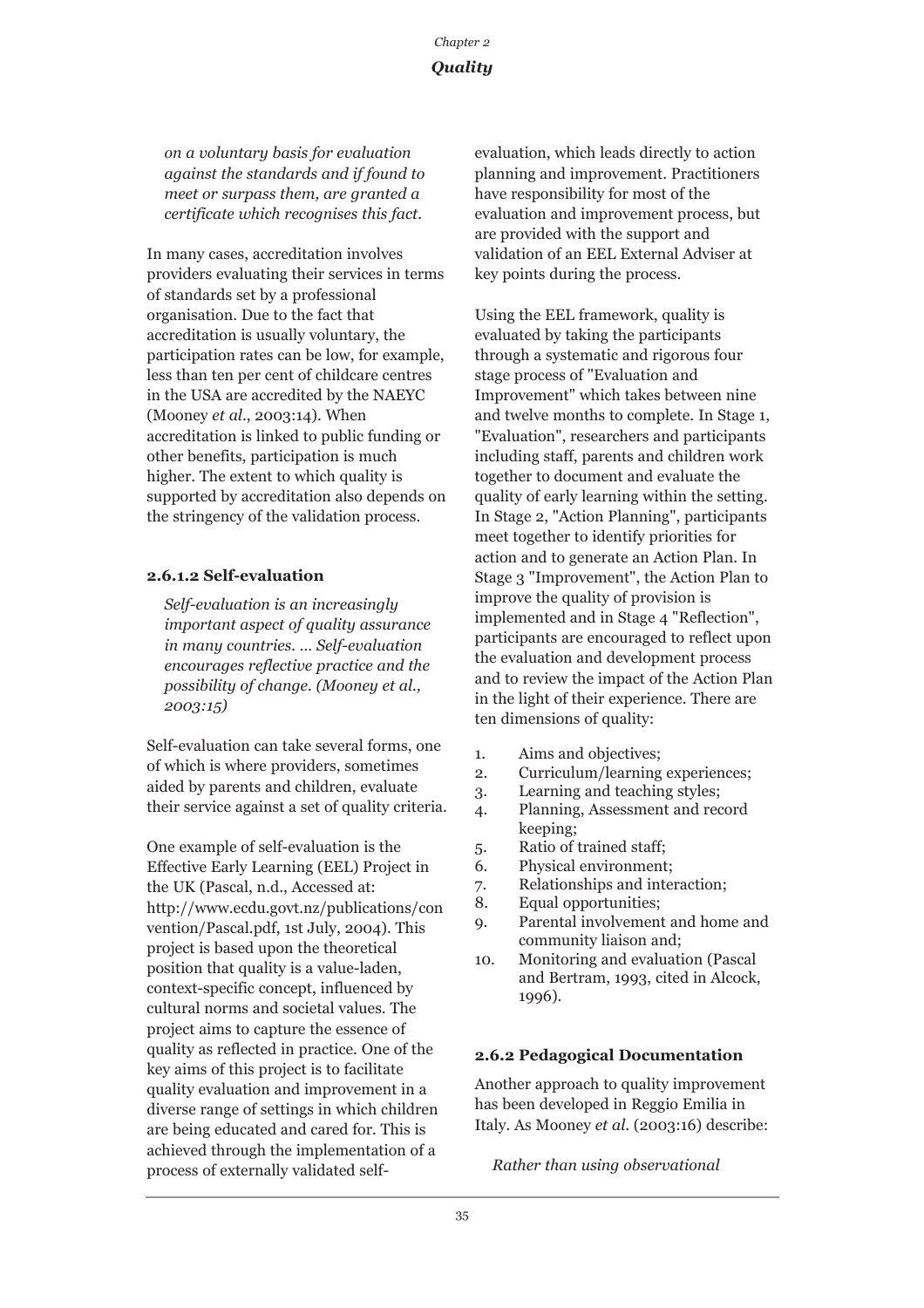*on a voluntary basis for evaluation against the standards and if found to meet or surpass them, are granted a certificate which recognises this fact.*

In many cases, accreditation involves providers evaluating their services in terms of standards set by a professional organisation. Due to the fact that accreditation is usually voluntary, the participation rates can be low, for example, less than ten per cent of childcare centres in the USA are accredited by the NAEYC (Mooney *et al.*, 2003:14). When accreditation is linked to public funding or other benefits, participation is much higher. The extent to which quality is supported by accreditation also depends on the stringency of the validation process.

#### 2.6.1.2 Self-evaluation

*Self-evaluation is an increasingly important aspect of quality assurance in many countries. ... Self-evaluation encourages reflective practice and the possibility of change. (Mooney et al., 2003:15)*

Self-evaluation can take several forms, one of which is where providers, sometimes aided by parents and children, evaluate their service against a set of quality criteria.

One example of self-evaluation is the Effective Early Learning (EEL) Project in the UK (Pascal, n.d., Accessed at: http://www.ecdu.govt.nz/publications/convention/Pascal.pdf, 1st July, 2004). This project is based upon the theoretical position that quality is a value-laden, context-specific concept, influenced by cultural norms and societal values. The project aims to capture the essence of quality as reflected in practice. One of the key aims of this project is to facilitate quality evaluation and improvement in a diverse range of settings in which children are being educated and cared for. This is achieved through the implementation of a process of externally validated self-evaluation, which leads directly to action planning and improvement. Practitioners have responsibility for most of the evaluation and improvement process, but are provided with the support and validation of an EEL External Adviser at key points during the process.

Using the EEL framework, quality is evaluated by taking the participants through a systematic and rigorous four stage process of "Evaluation and Improvement" which takes between nine and twelve months to complete. In Stage 1, "Evaluation", researchers and participants including staff, parents and children work together to document and evaluate the quality of early learning within the setting. In Stage 2, "Action Planning", participants meet together to identify priorities for action and to generate an Action Plan. In Stage 3 "Improvement", the Action Plan to improve the quality of provision is implemented and in Stage 4 "Reflection", participants are encouraged to reflect upon the evaluation and development process and to review the impact of the Action Plan in the light of their experience. There are ten dimensions of quality:

1. Aims and objectives;
2. Curriculum/learning experiences;
3. Learning and teaching styles;
4. Planning, Assessment and record keeping;
5. Ratio of trained staff;
6. Physical environment;
7. Relationships and interaction;
8. Equal opportunities;
9. Parental involvement and home and community liaison and;
10. Monitoring and evaluation (Pascal and Bertram, 1993, cited in Alcock, 1996).

### 2.6.2 Pedagogical Documentation

Another approach to quality improvement has been developed in Reggio Emilia in Italy. As Mooney *et al.* (2003:16) describe:

*Rather than using observational*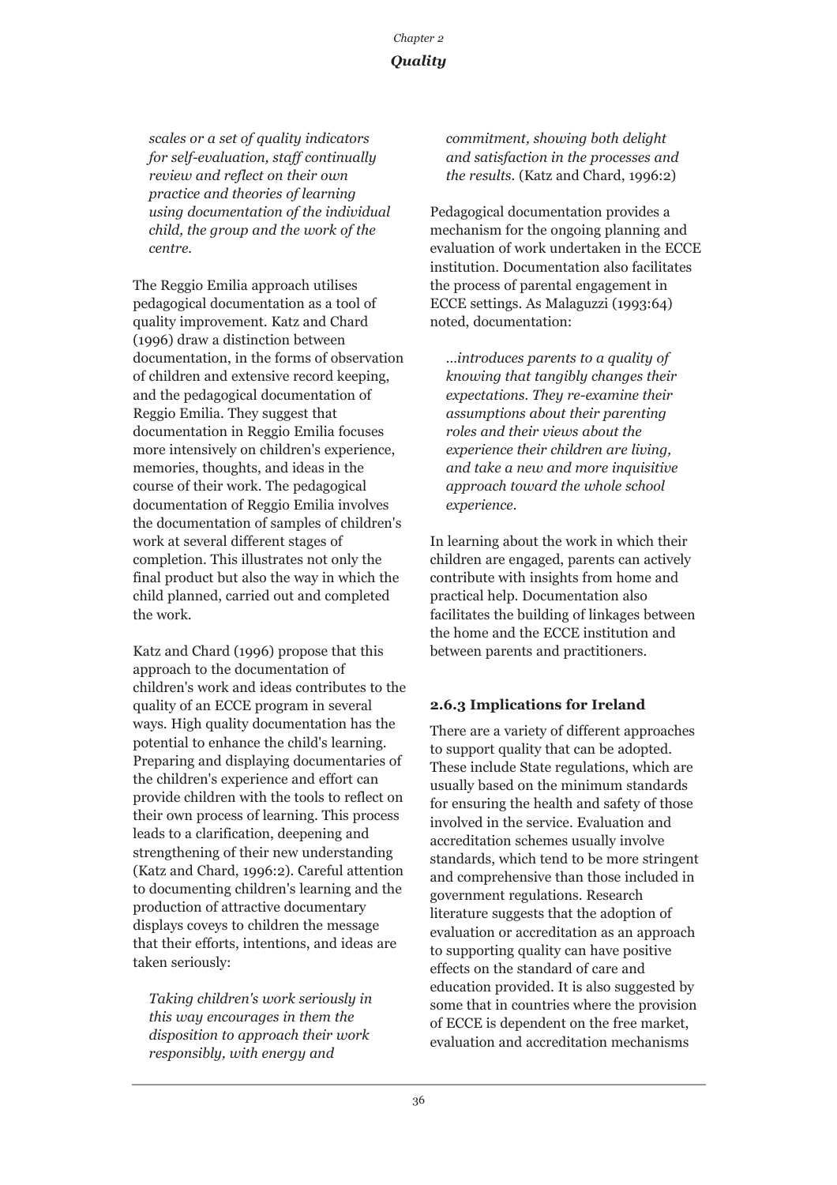*scales or a set of quality indicators for self-evaluation, staff continually review and reflect on their own practice and theories of learning using documentation of the individual child, the group and the work of the centre.*

The Reggio Emilia approach utilises pedagogical documentation as a tool of quality improvement. Katz and Chard (1996) draw a distinction between documentation, in the forms of observation of children and extensive record keeping, and the pedagogical documentation of Reggio Emilia. They suggest that documentation in Reggio Emilia focuses more intensively on children's experience, memories, thoughts, and ideas in the course of their work. The pedagogical documentation of Reggio Emilia involves the documentation of samples of children's work at several different stages of completion. This illustrates not only the final product but also the way in which the child planned, carried out and completed the work.

Katz and Chard (1996) propose that this approach to the documentation of children's work and ideas contributes to the quality of an ECCE program in several ways. High quality documentation has the potential to enhance the child's learning. Preparing and displaying documentaries of the children's experience and effort can provide children with the tools to reflect on their own process of learning. This process leads to a clarification, deepening and strengthening of their new understanding (Katz and Chard, 1996:2). Careful attention to documenting children's learning and the production of attractive documentary displays coveys to children the message that their efforts, intentions, and ideas are taken seriously:

> *Taking children's work seriously in this way encourages in them the disposition to approach their work responsibly, with energy and commitment, showing both delight and satisfaction in the processes and the results.* (Katz and Chard, 1996:2)

Pedagogical documentation provides a mechanism for the ongoing planning and evaluation of work undertaken in the ECCE institution. Documentation also facilitates the process of parental engagement in ECCE settings. As Malaguzzi (1993:64) noted, documentation:

> *...introduces parents to a quality of knowing that tangibly changes their expectations. They re-examine their assumptions about their parenting roles and their views about the experience their children are living, and take a new and more inquisitive approach toward the whole school experience.*

In learning about the work in which their children are engaged, parents can actively contribute with insights from home and practical help. Documentation also facilitates the building of linkages between the home and the ECCE institution and between parents and practitioners.

### 2.6.3 Implications for Ireland

There are a variety of different approaches to support quality that can be adopted. These include State regulations, which are usually based on the minimum standards for ensuring the health and safety of those involved in the service. Evaluation and accreditation schemes usually involve standards, which tend to be more stringent and comprehensive than those included in government regulations. Research literature suggests that the adoption of evaluation or accreditation as an approach to supporting quality can have positive effects on the standard of care and education provided. It is also suggested by some that in countries where the provision of ECCE is dependent on the free market, evaluation and accreditation mechanisms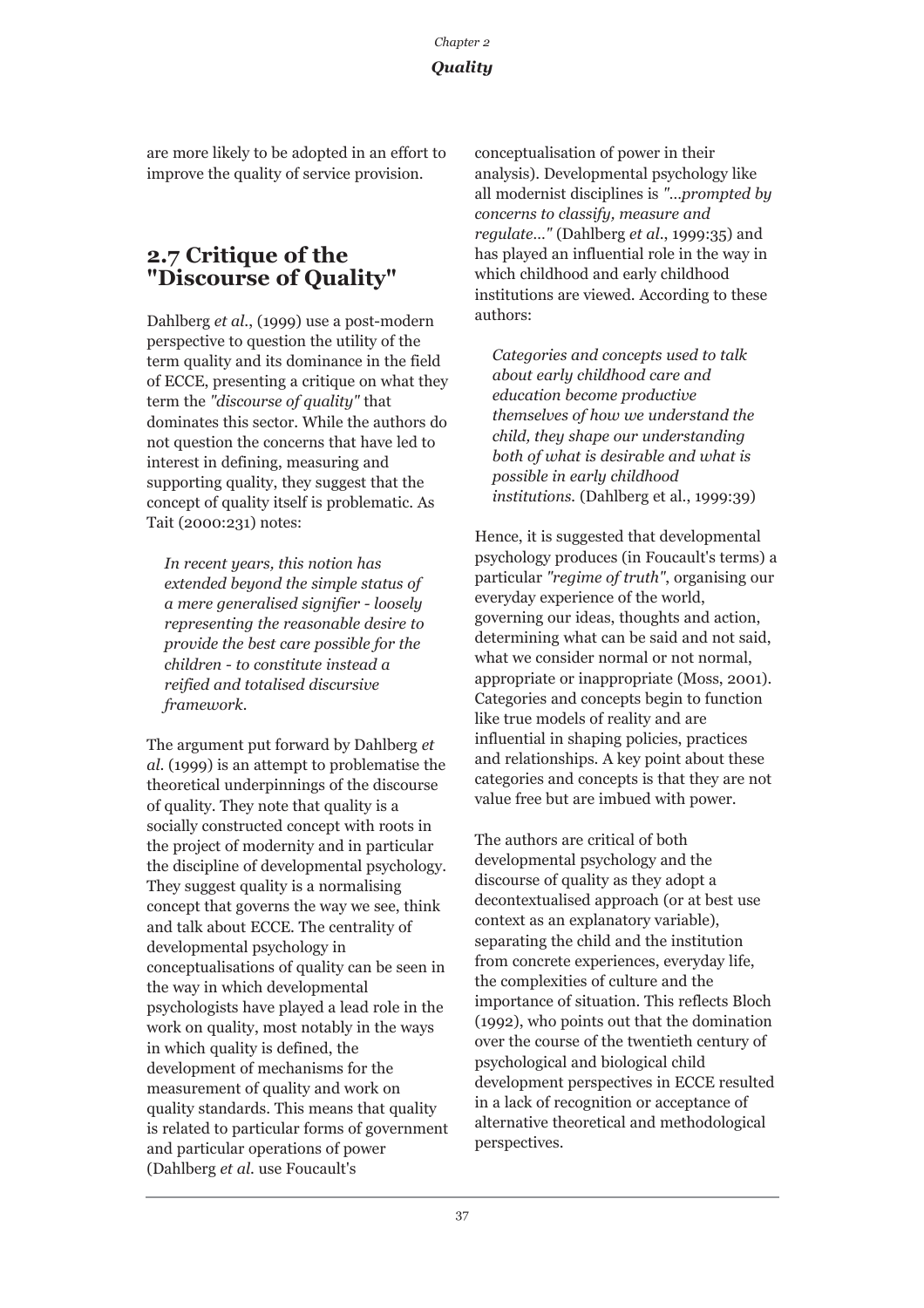are more likely to be adopted in an effort to improve the quality of service provision.

## 2.7 Critique of the "Discourse of Quality"

Dahlberg *et al*., (1999) use a post-modern perspective to question the utility of the term quality and its dominance in the field of ECCE, presenting a critique on what they term the *"discourse of quality"* that dominates this sector. While the authors do not question the concerns that have led to interest in defining, measuring and supporting quality, they suggest that the concept of quality itself is problematic. As Tait (2000:231) notes:

> *In recent years, this notion has extended beyond the simple status of a mere generalised signifier - loosely representing the reasonable desire to provide the best care possible for the children - to constitute instead a reified and totalised discursive framework.*

The argument put forward by Dahlberg *et al.* (1999) is an attempt to problematise the theoretical underpinnings of the discourse of quality. They note that quality is a socially constructed concept with roots in the project of modernity and in particular the discipline of developmental psychology. They suggest quality is a normalising concept that governs the way we see, think and talk about ECCE. The centrality of developmental psychology in conceptualisations of quality can be seen in the way in which developmental psychologists have played a lead role in the work on quality, most notably in the ways in which quality is defined, the development of mechanisms for the measurement of quality and work on quality standards. This means that quality is related to particular forms of government and particular operations of power (Dahlberg *et al.* use Foucault's conceptualisation of power in their analysis). Developmental psychology like all modernist disciplines is *"...prompted by concerns to classify, measure and regulate..."* (Dahlberg *et al*., 1999:35) and has played an influential role in the way in which childhood and early childhood institutions are viewed. According to these authors:

> *Categories and concepts used to talk about early childhood care and education become productive themselves of how we understand the child, they shape our understanding both of what is desirable and what is possible in early childhood institutions.* (Dahlberg et al., 1999:39)

Hence, it is suggested that developmental psychology produces (in Foucault's terms) a particular *"regime of truth"*, organising our everyday experience of the world, governing our ideas, thoughts and action, determining what can be said and not said, what we consider normal or not normal, appropriate or inappropriate (Moss, 2001). Categories and concepts begin to function like true models of reality and are influential in shaping policies, practices and relationships. A key point about these categories and concepts is that they are not value free but are imbued with power.

The authors are critical of both developmental psychology and the discourse of quality as they adopt a decontextualised approach (or at best use context as an explanatory variable), separating the child and the institution from concrete experiences, everyday life, the complexities of culture and the importance of situation. This reflects Bloch (1992), who points out that the domination over the course of the twentieth century of psychological and biological child development perspectives in ECCE resulted in a lack of recognition or acceptance of alternative theoretical and methodological perspectives.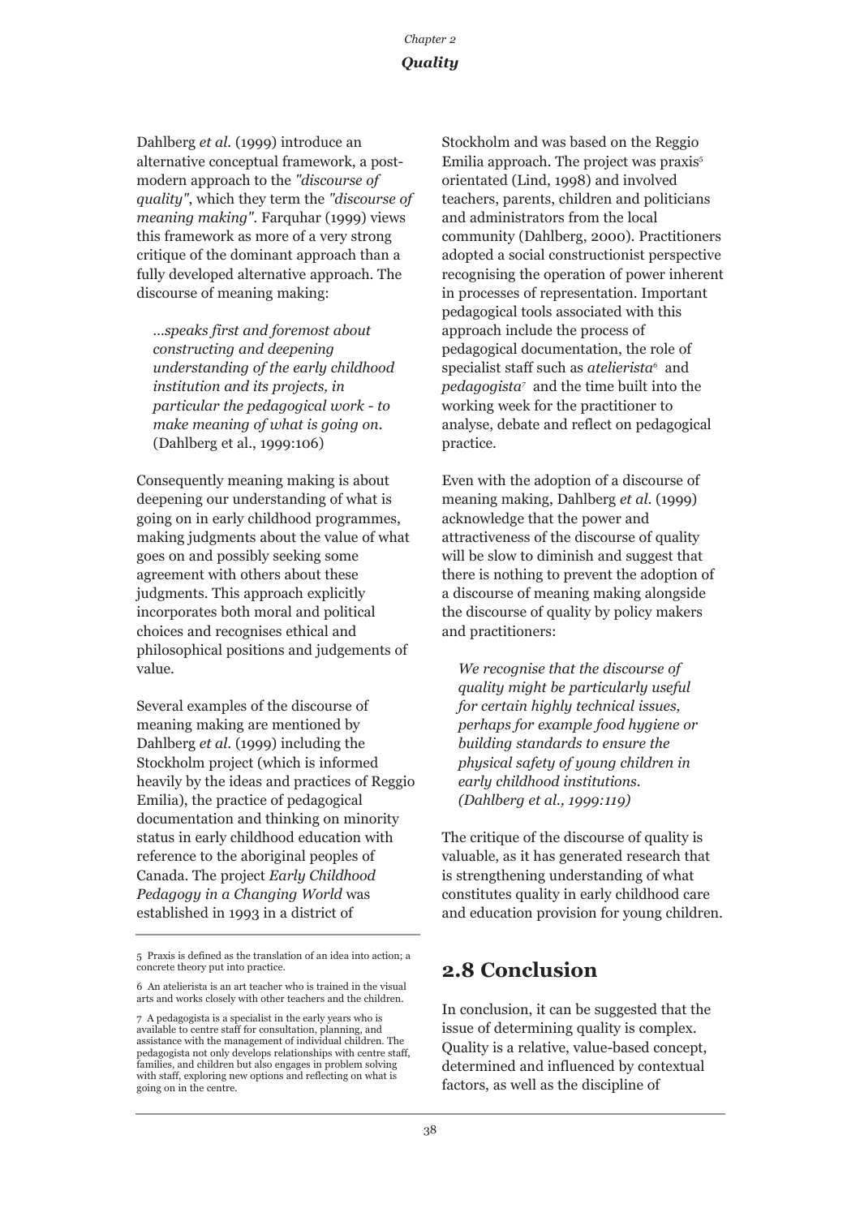Dahlberg *et al.* (1999) introduce an alternative conceptual framework, a post-modern approach to the *"discourse of quality"*, which they term the *"discourse of meaning making"*. Farquhar (1999) views this framework as more of a very strong critique of the dominant approach than a fully developed alternative approach. The discourse of meaning making:

> *...speaks first and foremost about constructing and deepening understanding of the early childhood institution and its projects, in particular the pedagogical work - to make meaning of what is going on.* (Dahlberg et al., 1999:106)

Consequently meaning making is about deepening our understanding of what is going on in early childhood programmes, making judgments about the value of what goes on and possibly seeking some agreement with others about these judgments. This approach explicitly incorporates both moral and political choices and recognises ethical and philosophical positions and judgements of value.

Several examples of the discourse of meaning making are mentioned by Dahlberg *et al.* (1999) including the Stockholm project (which is informed heavily by the ideas and practices of Reggio Emilia), the practice of pedagogical documentation and thinking on minority status in early childhood education with reference to the aboriginal peoples of Canada. The project *Early Childhood Pedagogy in a Changing World* was established in 1993 in a district of Stockholm and was based on the Reggio Emilia approach. The project was praxis[5] orientated (Lind, 1998) and involved teachers, parents, children and politicians and administrators from the local community (Dahlberg, 2000). Practitioners adopted a social constructionist perspective recognising the operation of power inherent in processes of representation. Important pedagogical tools associated with this approach include the process of pedagogical documentation, the role of specialist staff such as *atelierista*[6] and *pedagogista*[7] and the time built into the working week for the practitioner to analyse, debate and reflect on pedagogical practice.

Even with the adoption of a discourse of meaning making, Dahlberg *et al.* (1999) acknowledge that the power and attractiveness of the discourse of quality will be slow to diminish and suggest that there is nothing to prevent the adoption of a discourse of meaning making alongside the discourse of quality by policy makers and practitioners:

> *We recognise that the discourse of quality might be particularly useful for certain highly technical issues, perhaps for example food hygiene or building standards to ensure the physical safety of young children in early childhood institutions. (Dahlberg et al., 1999:119)*

The critique of the discourse of quality is valuable, as it has generated research that is strengthening understanding of what constitutes quality in early childhood care and education provision for young children.

## 2.8 Conclusion

In conclusion, it can be suggested that the issue of determining quality is complex. Quality is a relative, value-based concept, determined and influenced by contextual factors, as well as the discipline of

---

5 Praxis is defined as the translation of an idea into action; a concrete theory put into practice.

6 An atelierista is an art teacher who is trained in the visual arts and works closely with other teachers and the children.

7 A pedagogista is a specialist in the early years who is available to centre staff for consultation, planning, and assistance with the management of individual children. The pedagogista not only develops relationships with centre staff, families, and children but also engages in problem solving with staff, exploring new options and reflecting on what is going on in the centre.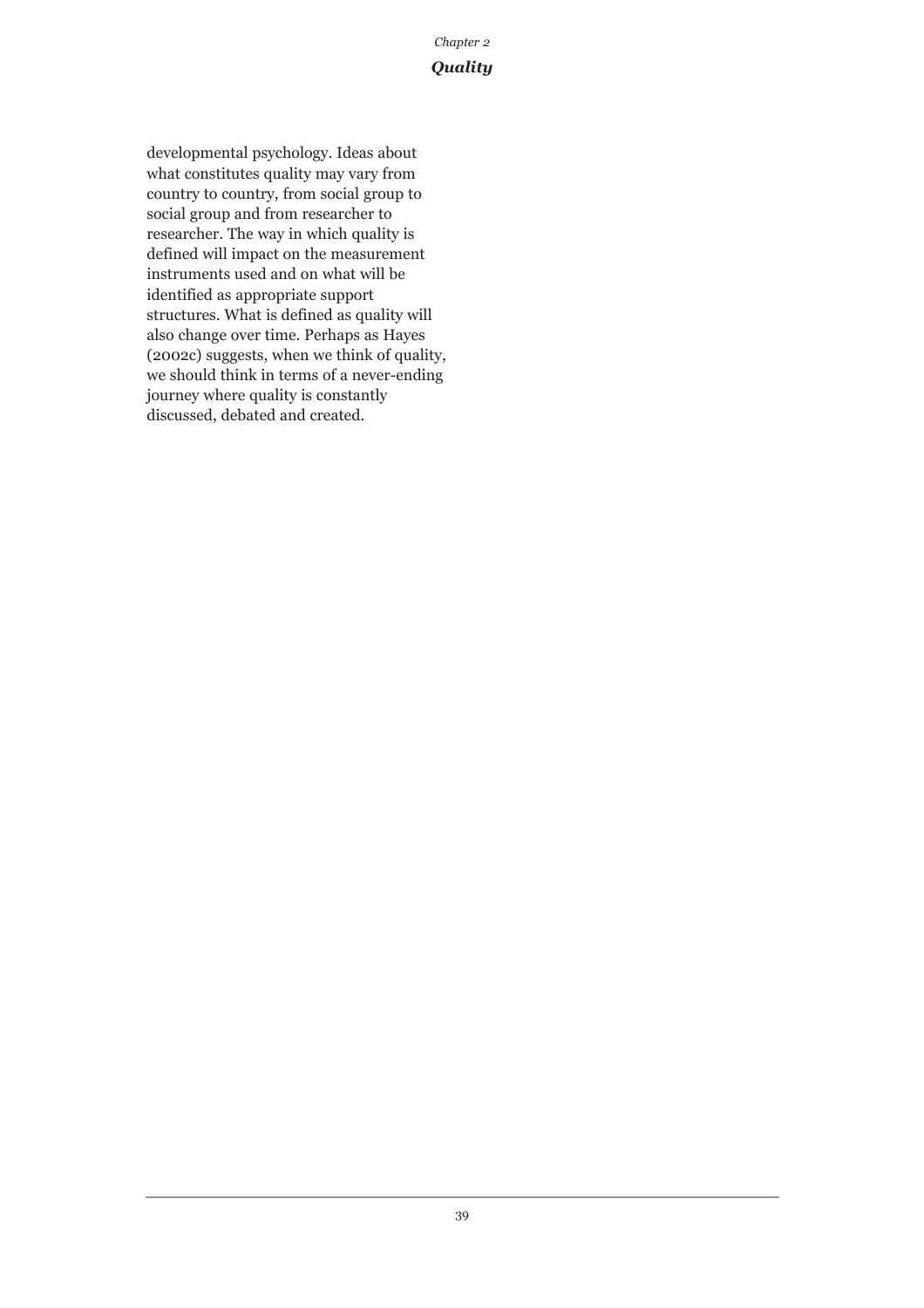developmental psychology. Ideas about what constitutes quality may vary from country to country, from social group to social group and from researcher to researcher. The way in which quality is defined will impact on the measurement instruments used and on what will be identified as appropriate support structures. What is defined as quality will also change over time. Perhaps as Hayes (2002c) suggests, when we think of quality, we should think in terms of a never-ending journey where quality is constantly discussed, debated and created.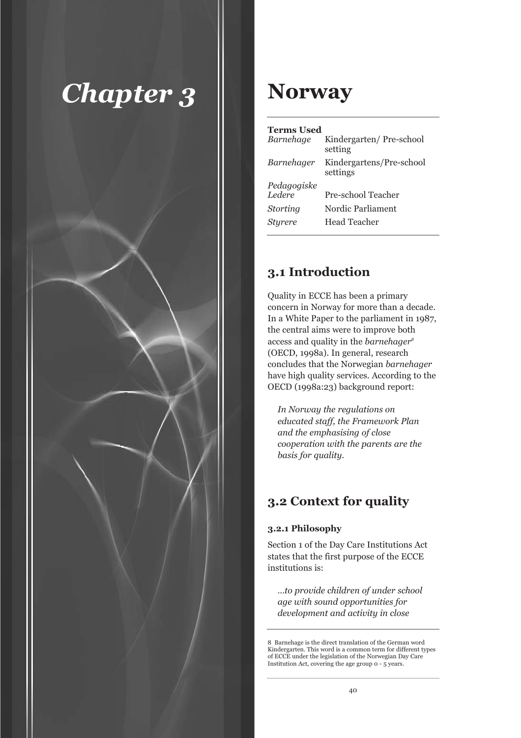# Chapter 3

# Norway

**Terms Used**

| | |
|---|---|
| *Barnehage* | Kindergarten/ Pre-school setting |
| *Barnehager* | Kindergartens/Pre-school settings |
| *Pedagogiske Ledere* | Pre-school Teacher |
| *Storting* | Nordic Parliament |
| *Styrere* | Head Teacher |

## 3.1 Introduction

Quality in ECCE has been a primary concern in Norway for more than a decade. In a White Paper to the parliament in 1987, the central aims were to improve both access and quality in the *barnehager*[8] (OECD, 1998a). In general, research concludes that the Norwegian *barnehager* have high quality services. According to the OECD (1998a:23) background report:

> *In Norway the regulations on educated staff, the Framework Plan and the emphasising of close cooperation with the parents are the basis for quality.*

## 3.2 Context for quality

### 3.2.1 Philosophy

Section 1 of the Day Care Institutions Act states that the first purpose of the ECCE institutions is:

> *...to provide children of under school age with sound opportunities for development and activity in close*

8 Barnehage is the direct translation of the German word Kindergarten. This word is a common term for different types of ECCE under the legislation of the Norwegian Day Care Institution Act, covering the age group 0 - 5 years.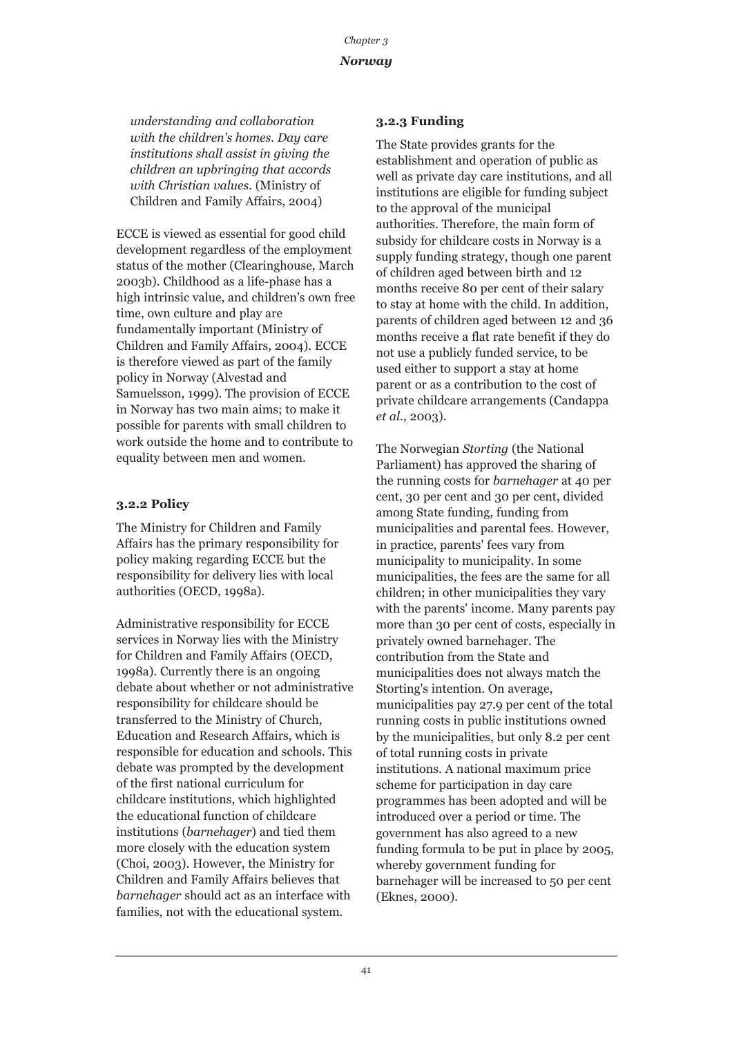*understanding and collaboration with the children's homes. Day care institutions shall assist in giving the children an upbringing that accords with Christian values.* (Ministry of Children and Family Affairs, 2004)

ECCE is viewed as essential for good child development regardless of the employment status of the mother (Clearinghouse, March 2003b). Childhood as a life-phase has a high intrinsic value, and children's own free time, own culture and play are fundamentally important (Ministry of Children and Family Affairs, 2004). ECCE is therefore viewed as part of the family policy in Norway (Alvestad and Samuelsson, 1999). The provision of ECCE in Norway has two main aims; to make it possible for parents with small children to work outside the home and to contribute to equality between men and women.

### 3.2.2 Policy

The Ministry for Children and Family Affairs has the primary responsibility for policy making regarding ECCE but the responsibility for delivery lies with local authorities (OECD, 1998a).

Administrative responsibility for ECCE services in Norway lies with the Ministry for Children and Family Affairs (OECD, 1998a). Currently there is an ongoing debate about whether or not administrative responsibility for childcare should be transferred to the Ministry of Church, Education and Research Affairs, which is responsible for education and schools. This debate was prompted by the development of the first national curriculum for childcare institutions, which highlighted the educational function of childcare institutions (*barnehager*) and tied them more closely with the education system (Choi, 2003). However, the Ministry for Children and Family Affairs believes that *barnehager* should act as an interface with families, not with the educational system.

### 3.2.3 Funding

The State provides grants for the establishment and operation of public as well as private day care institutions, and all institutions are eligible for funding subject to the approval of the municipal authorities. Therefore, the main form of subsidy for childcare costs in Norway is a supply funding strategy, though one parent of children aged between birth and 12 months receive 80 per cent of their salary to stay at home with the child. In addition, parents of children aged between 12 and 36 months receive a flat rate benefit if they do not use a publicly funded service, to be used either to support a stay at home parent or as a contribution to the cost of private childcare arrangements (Candappa *et al.*, 2003).

The Norwegian *Storting* (the National Parliament) has approved the sharing of the running costs for *barnehager* at 40 per cent, 30 per cent and 30 per cent, divided among State funding, funding from municipalities and parental fees. However, in practice, parents' fees vary from municipality to municipality. In some municipalities, the fees are the same for all children; in other municipalities they vary with the parents' income. Many parents pay more than 30 per cent of costs, especially in privately owned barnehager. The contribution from the State and municipalities does not always match the Storting's intention. On average, municipalities pay 27.9 per cent of the total running costs in public institutions owned by the municipalities, but only 8.2 per cent of total running costs in private institutions. A national maximum price scheme for participation in day care programmes has been adopted and will be introduced over a period or time. The government has also agreed to a new funding formula to be put in place by 2005, whereby government funding for barnehager will be increased to 50 per cent (Eknes, 2000).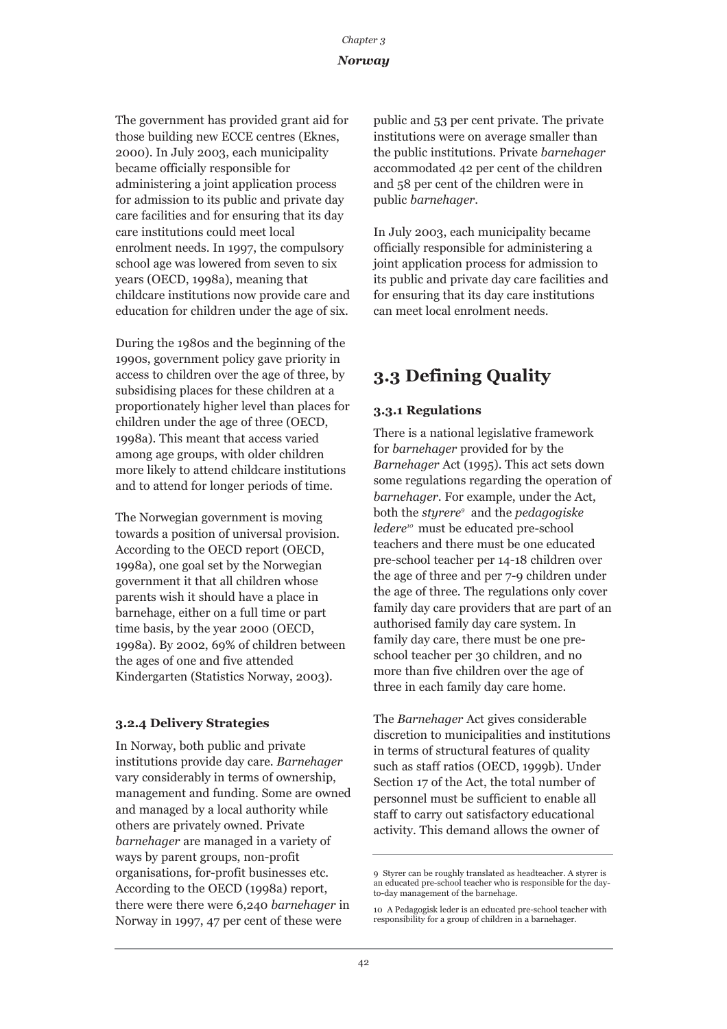The government has provided grant aid for those building new ECCE centres (Eknes, 2000). In July 2003, each municipality became officially responsible for administering a joint application process for admission to its public and private day care facilities and for ensuring that its day care institutions could meet local enrolment needs. In 1997, the compulsory school age was lowered from seven to six years (OECD, 1998a), meaning that childcare institutions now provide care and education for children under the age of six.

During the 1980s and the beginning of the 1990s, government policy gave priority in access to children over the age of three, by subsidising places for these children at a proportionately higher level than places for children under the age of three (OECD, 1998a). This meant that access varied among age groups, with older children more likely to attend childcare institutions and to attend for longer periods of time.

The Norwegian government is moving towards a position of universal provision. According to the OECD report (OECD, 1998a), one goal set by the Norwegian government it that all children whose parents wish it should have a place in barnehage, either on a full time or part time basis, by the year 2000 (OECD, 1998a). By 2002, 69% of children between the ages of one and five attended Kindergarten (Statistics Norway, 2003).

### 3.2.4 Delivery Strategies

In Norway, both public and private institutions provide day care. *Barnehager* vary considerably in terms of ownership, management and funding. Some are owned and managed by a local authority while others are privately owned. Private *barnehager* are managed in a variety of ways by parent groups, non-profit organisations, for-profit businesses etc. According to the OECD (1998a) report, there were there were 6,240 *barnehager* in Norway in 1997, 47 per cent of these were public and 53 per cent private. The private institutions were on average smaller than the public institutions. Private *barnehager* accommodated 42 per cent of the children and 58 per cent of the children were in public *barnehager*.

In July 2003, each municipality became officially responsible for administering a joint application process for admission to its public and private day care facilities and for ensuring that its day care institutions can meet local enrolment needs.

## 3.3 Defining Quality

### 3.3.1 Regulations

There is a national legislative framework for *barnehager* provided for by the *Barnehager* Act (1995). This act sets down some regulations regarding the operation of *barnehager*. For example, under the Act, both the *styrere*[9] and the *pedagogiske ledere*[10] must be educated pre-school teachers and there must be one educated pre-school teacher per 14-18 children over the age of three and per 7-9 children under the age of three. The regulations only cover family day care providers that are part of an authorised family day care system. In family day care, there must be one pre-school teacher per 30 children, and no more than five children over the age of three in each family day care home.

The *Barnehager* Act gives considerable discretion to municipalities and institutions in terms of structural features of quality such as staff ratios (OECD, 1999b). Under Section 17 of the Act, the total number of personnel must be sufficient to enable all staff to carry out satisfactory educational activity. This demand allows the owner of

---

9 Styrer can be roughly translated as headteacher. A styrer is an educated pre-school teacher who is responsible for the day-to-day management of the barnehage.

10 A Pedagogisk leder is an educated pre-school teacher with responsibility for a group of children in a barnehager.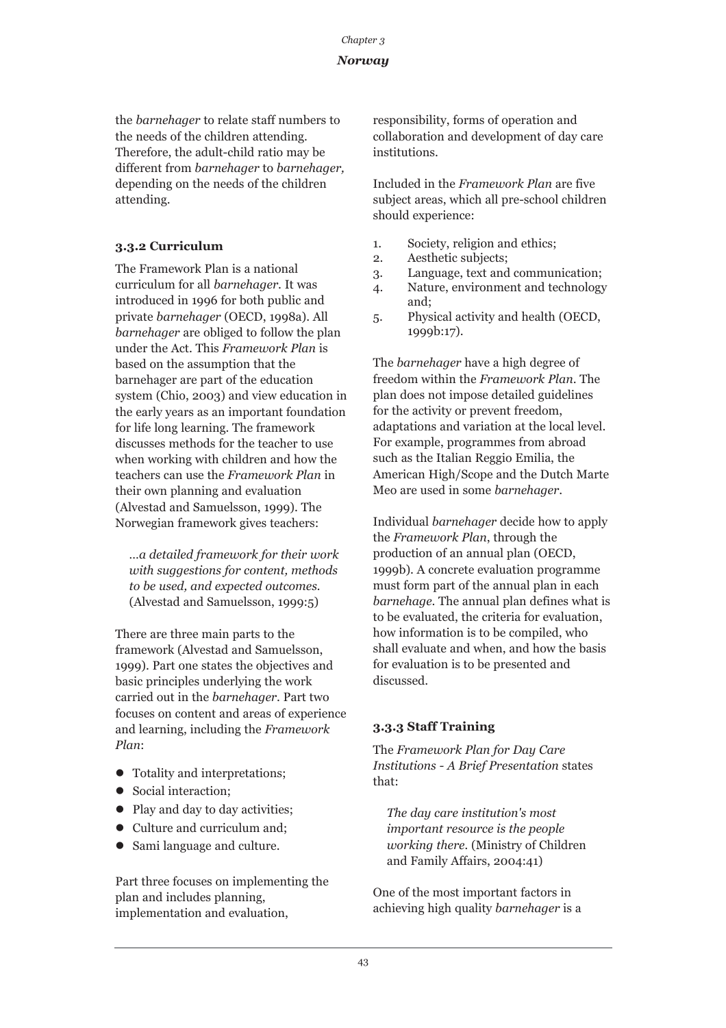the *barnehager* to relate staff numbers to the needs of the children attending. Therefore, the adult-child ratio may be different from *barnehager* to *barnehager,* depending on the needs of the children attending.

### 3.3.2 Curriculum

The Framework Plan is a national curriculum for all *barnehager.* It was introduced in 1996 for both public and private *barnehager* (OECD, 1998a). All *barnehager* are obliged to follow the plan under the Act. This *Framework Plan* is based on the assumption that the barnehager are part of the education system (Chio, 2003) and view education in the early years as an important foundation for life long learning. The framework discusses methods for the teacher to use when working with children and how the teachers can use the *Framework Plan* in their own planning and evaluation (Alvestad and Samuelsson, 1999). The Norwegian framework gives teachers:

> *...a detailed framework for their work with suggestions for content, methods to be used, and expected outcomes.* (Alvestad and Samuelsson, 1999:5)

There are three main parts to the framework (Alvestad and Samuelsson, 1999). Part one states the objectives and basic principles underlying the work carried out in the *barnehager*. Part two focuses on content and areas of experience and learning, including the *Framework Plan*:

- Totality and interpretations;
- Social interaction;
- Play and day to day activities;
- Culture and curriculum and;
- Sami language and culture.

Part three focuses on implementing the plan and includes planning, implementation and evaluation, responsibility, forms of operation and collaboration and development of day care institutions.

Included in the *Framework Plan* are five subject areas, which all pre-school children should experience:

1. Society, religion and ethics;
2. Aesthetic subjects;
3. Language, text and communication;
4. Nature, environment and technology and;
5. Physical activity and health (OECD, 1999b:17).

The *barnehager* have a high degree of freedom within the *Framework Plan*. The plan does not impose detailed guidelines for the activity or prevent freedom, adaptations and variation at the local level. For example, programmes from abroad such as the Italian Reggio Emilia, the American High/Scope and the Dutch Marte Meo are used in some *barnehager*.

Individual *barnehager* decide how to apply the *Framework Plan*, through the production of an annual plan (OECD, 1999b). A concrete evaluation programme must form part of the annual plan in each *barnehage*. The annual plan defines what is to be evaluated, the criteria for evaluation, how information is to be compiled, who shall evaluate and when, and how the basis for evaluation is to be presented and discussed.

### 3.3.3 Staff Training

The *Framework Plan for Day Care Institutions - A Brief Presentation* states that:

> *The day care institution's most important resource is the people working there.* (Ministry of Children and Family Affairs, 2004:41)

One of the most important factors in achieving high quality *barnehager* is a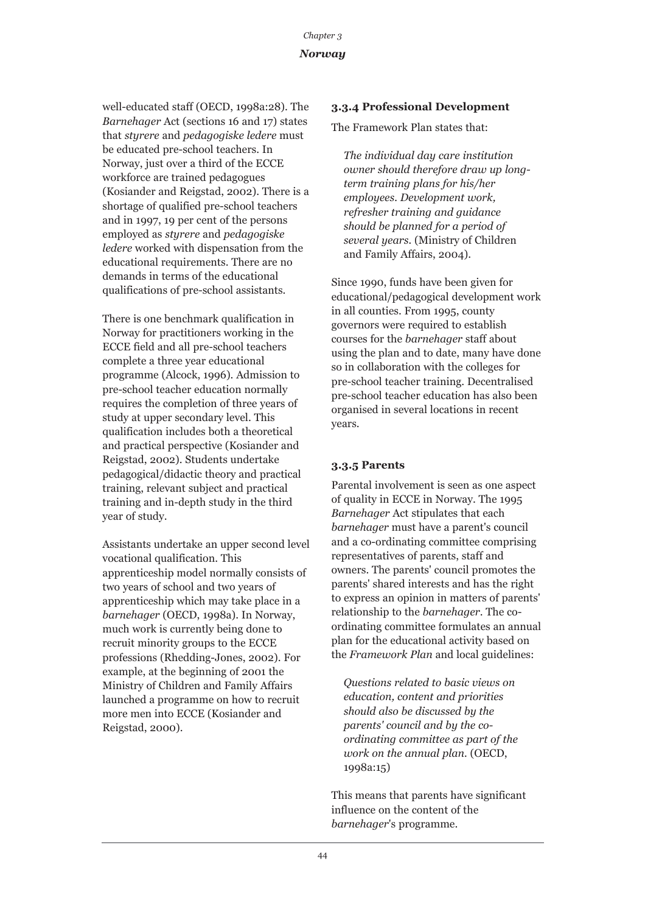well-educated staff (OECD, 1998a:28). The *Barnehager* Act (sections 16 and 17) states that *styrere* and *pedagogiske ledere* must be educated pre-school teachers. In Norway, just over a third of the ECCE workforce are trained pedagogues (Kosiander and Reigstad, 2002). There is a shortage of qualified pre-school teachers and in 1997, 19 per cent of the persons employed as *styrere* and *pedagogiske ledere* worked with dispensation from the educational requirements. There are no demands in terms of the educational qualifications of pre-school assistants.

There is one benchmark qualification in Norway for practitioners working in the ECCE field and all pre-school teachers complete a three year educational programme (Alcock, 1996). Admission to pre-school teacher education normally requires the completion of three years of study at upper secondary level. This qualification includes both a theoretical and practical perspective (Kosiander and Reigstad, 2002). Students undertake pedagogical/didactic theory and practical training, relevant subject and practical training and in-depth study in the third year of study.

Assistants undertake an upper second level vocational qualification. This apprenticeship model normally consists of two years of school and two years of apprenticeship which may take place in a *barnehager* (OECD, 1998a). In Norway, much work is currently being done to recruit minority groups to the ECCE professions (Rhedding-Jones, 2002). For example, at the beginning of 2001 the Ministry of Children and Family Affairs launched a programme on how to recruit more men into ECCE (Kosiander and Reigstad, 2000).

### 3.3.4 Professional Development

The Framework Plan states that:

> *The individual day care institution owner should therefore draw up long-term training plans for his/her employees. Development work, refresher training and guidance should be planned for a period of several years.* (Ministry of Children and Family Affairs, 2004).

Since 1990, funds have been given for educational/pedagogical development work in all counties. From 1995, county governors were required to establish courses for the *barnehager* staff about using the plan and to date, many have done so in collaboration with the colleges for pre-school teacher training. Decentralised pre-school teacher education has also been organised in several locations in recent years.

### 3.3.5 Parents

Parental involvement is seen as one aspect of quality in ECCE in Norway. The 1995 *Barnehager* Act stipulates that each *barnehager* must have a parent's council and a co-ordinating committee comprising representatives of parents, staff and owners. The parents' council promotes the parents' shared interests and has the right to express an opinion in matters of parents' relationship to the *barnehager*. The co-ordinating committee formulates an annual plan for the educational activity based on the *Framework Plan* and local guidelines:

> *Questions related to basic views on education, content and priorities should also be discussed by the parents' council and by the co-ordinating committee as part of the work on the annual plan.* (OECD, 1998a:15)

This means that parents have significant influence on the content of the *barnehager*'s programme.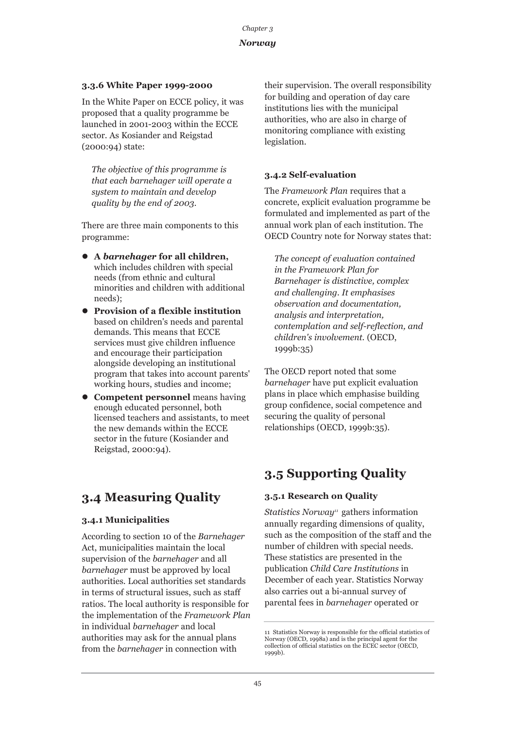### 3.3.6 White Paper 1999-2000

In the White Paper on ECCE policy, it was proposed that a quality programme be launched in 2001-2003 within the ECCE sector. As Kosiander and Reigstad (2000:94) state:

> *The objective of this programme is that each barnehager will operate a system to maintain and develop quality by the end of 2003.*

There are three main components to this programme:

- **A *barnehager* for all children,** which includes children with special needs (from ethnic and cultural minorities and children with additional needs);
- **Provision of a flexible institution** based on children's needs and parental demands. This means that ECCE services must give children influence and encourage their participation alongside developing an institutional program that takes into account parents' working hours, studies and income;
- **Competent personnel** means having enough educated personnel, both licensed teachers and assistants, to meet the new demands within the ECCE sector in the future (Kosiander and Reigstad, 2000:94).

## 3.4 Measuring Quality

### 3.4.1 Municipalities

According to section 10 of the *Barnehager* Act, municipalities maintain the local supervision of the *barnehager* and all *barnehager* must be approved by local authorities. Local authorities set standards in terms of structural issues, such as staff ratios. The local authority is responsible for the implementation of the *Framework Plan* in individual *barnehager* and local authorities may ask for the annual plans from the *barnehager* in connection with their supervision. The overall responsibility for building and operation of day care institutions lies with the municipal authorities, who are also in charge of monitoring compliance with existing legislation.

### 3.4.2 Self-evaluation

The *Framework Plan* requires that a concrete, explicit evaluation programme be formulated and implemented as part of the annual work plan of each institution. The OECD Country note for Norway states that:

> *The concept of evaluation contained in the Framework Plan for Barnehager is distinctive, complex and challenging. It emphasises observation and documentation, analysis and interpretation, contemplation and self-reflection, and children's involvement.* (OECD, 1999b:35)

The OECD report noted that some *barnehager* have put explicit evaluation plans in place which emphasise building group confidence, social competence and securing the quality of personal relationships (OECD, 1999b:35).

## 3.5 Supporting Quality

### 3.5.1 Research on Quality

*Statistics Norway*[11] gathers information annually regarding dimensions of quality, such as the composition of the staff and the number of children with special needs. These statistics are presented in the publication *Child Care Institutions* in December of each year. Statistics Norway also carries out a bi-annual survey of parental fees in *barnehager* operated or

---

11 Statistics Norway is responsible for the official statistics of Norway (OECD, 1998a) and is the principal agent for the collection of official statistics on the ECEC sector (OECD, 1999b).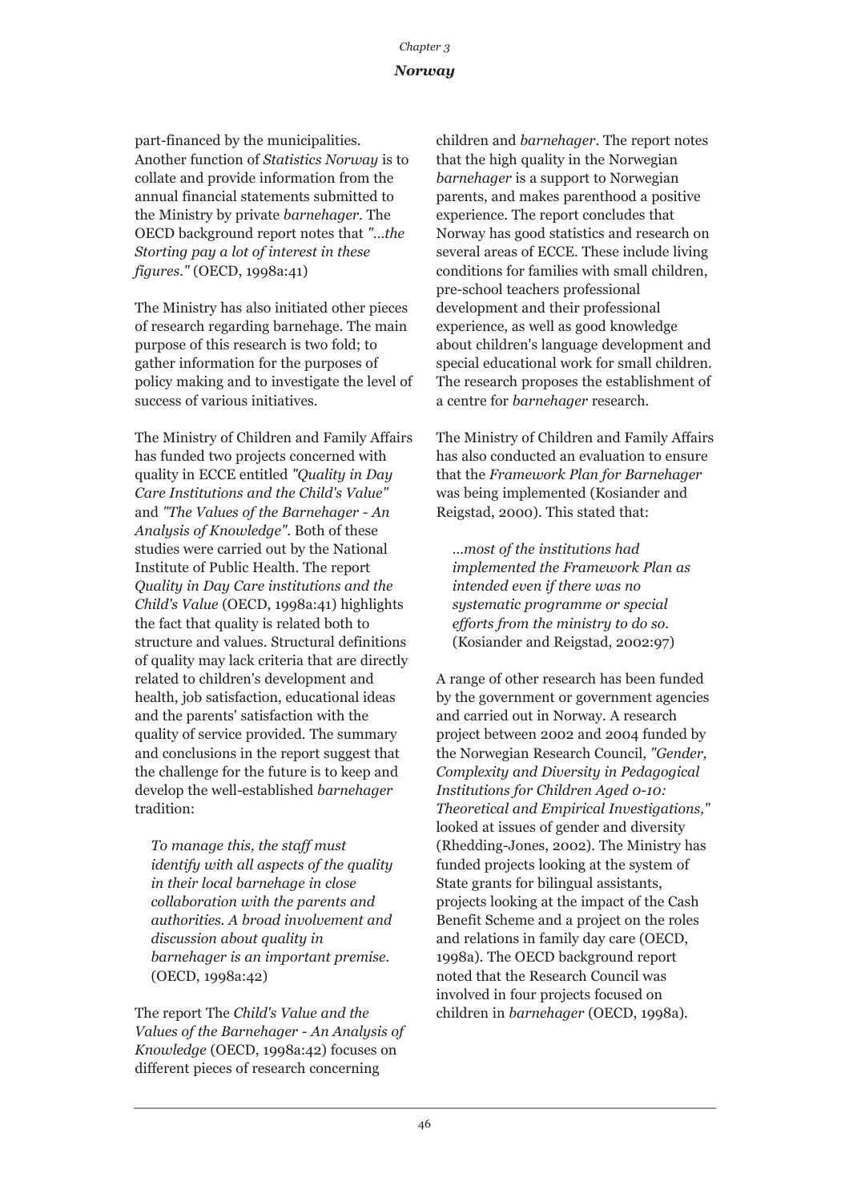part-financed by the municipalities. Another function of *Statistics Norway* is to collate and provide information from the annual financial statements submitted to the Ministry by private *barnehager*. The OECD background report notes that *"...the Storting pay a lot of interest in these figures."* (OECD, 1998a:41)

The Ministry has also initiated other pieces of research regarding barnehage. The main purpose of this research is two fold; to gather information for the purposes of policy making and to investigate the level of success of various initiatives.

The Ministry of Children and Family Affairs has funded two projects concerned with quality in ECCE entitled *"Quality in Day Care Institutions and the Child's Value"* and *"The Values of the Barnehager - An Analysis of Knowledge"*. Both of these studies were carried out by the National Institute of Public Health. The report *Quality in Day Care institutions and the Child's Value* (OECD, 1998a:41) highlights the fact that quality is related both to structure and values. Structural definitions of quality may lack criteria that are directly related to children's development and health, job satisfaction, educational ideas and the parents' satisfaction with the quality of service provided. The summary and conclusions in the report suggest that the challenge for the future is to keep and develop the well-established *barnehager* tradition:

> *To manage this, the staff must identify with all aspects of the quality in their local barnehage in close collaboration with the parents and authorities. A broad involvement and discussion about quality in barnehager is an important premise.* (OECD, 1998a:42)

The report The *Child's Value and the Values of the Barnehager - An Analysis of Knowledge* (OECD, 1998a:42) focuses on different pieces of research concerning children and *barnehager*. The report notes that the high quality in the Norwegian *barnehager* is a support to Norwegian parents, and makes parenthood a positive experience. The report concludes that Norway has good statistics and research on several areas of ECCE. These include living conditions for families with small children, pre-school teachers professional development and their professional experience, as well as good knowledge about children's language development and special educational work for small children. The research proposes the establishment of a centre for *barnehager* research.

The Ministry of Children and Family Affairs has also conducted an evaluation to ensure that the *Framework Plan for Barnehager* was being implemented (Kosiander and Reigstad, 2000). This stated that:

> *...most of the institutions had implemented the Framework Plan as intended even if there was no systematic programme or special efforts from the ministry to do so.* (Kosiander and Reigstad, 2002:97)

A range of other research has been funded by the government or government agencies and carried out in Norway. A research project between 2002 and 2004 funded by the Norwegian Research Council, *"Gender, Complexity and Diversity in Pedagogical Institutions for Children Aged 0-10: Theoretical and Empirical Investigations,"* looked at issues of gender and diversity (Rhedding-Jones, 2002). The Ministry has funded projects looking at the system of State grants for bilingual assistants, projects looking at the impact of the Cash Benefit Scheme and a project on the roles and relations in family day care (OECD, 1998a). The OECD background report noted that the Research Council was involved in four projects focused on children in *barnehager* (OECD, 1998a).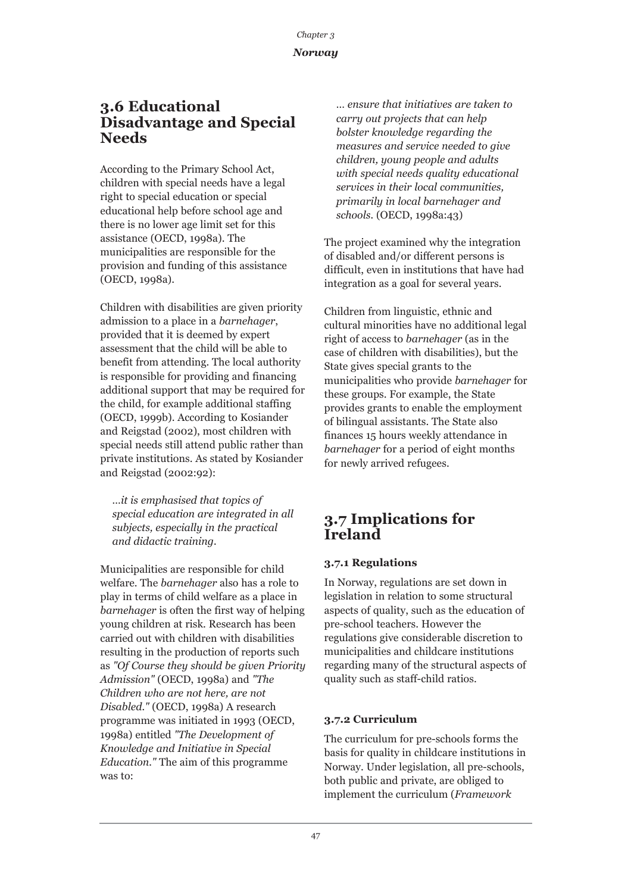## 3.6 Educational Disadvantage and Special Needs

According to the Primary School Act, children with special needs have a legal right to special education or special educational help before school age and there is no lower age limit set for this assistance (OECD, 1998a). The municipalities are responsible for the provision and funding of this assistance (OECD, 1998a).

Children with disabilities are given priority admission to a place in a *barnehager*, provided that it is deemed by expert assessment that the child will be able to benefit from attending. The local authority is responsible for providing and financing additional support that may be required for the child, for example additional staffing (OECD, 1999b). According to Kosiander and Reigstad (2002), most children with special needs still attend public rather than private institutions. As stated by Kosiander and Reigstad (2002:92):

> *...it is emphasised that topics of special education are integrated in all subjects, especially in the practical and didactic training.*

Municipalities are responsible for child welfare. The *barnehager* also has a role to play in terms of child welfare as a place in *barnehager* is often the first way of helping young children at risk. Research has been carried out with children with disabilities resulting in the production of reports such as *"Of Course they should be given Priority Admission"* (OECD, 1998a) and *"The Children who are not here, are not Disabled."* (OECD, 1998a) A research programme was initiated in 1993 (OECD, 1998a) entitled *"The Development of Knowledge and Initiative in Special Education."* The aim of this programme was to:

> *... ensure that initiatives are taken to carry out projects that can help bolster knowledge regarding the measures and service needed to give children, young people and adults with special needs quality educational services in their local communities, primarily in local barnehager and schools.* (OECD, 1998a:43)

The project examined why the integration of disabled and/or different persons is difficult, even in institutions that have had integration as a goal for several years.

Children from linguistic, ethnic and cultural minorities have no additional legal right of access to *barnehager* (as in the case of children with disabilities), but the State gives special grants to the municipalities who provide *barnehager* for these groups. For example, the State provides grants to enable the employment of bilingual assistants. The State also finances 15 hours weekly attendance in *barnehager* for a period of eight months for newly arrived refugees.

## 3.7 Implications for Ireland

### 3.7.1 Regulations

In Norway, regulations are set down in legislation in relation to some structural aspects of quality, such as the education of pre-school teachers. However the regulations give considerable discretion to municipalities and childcare institutions regarding many of the structural aspects of quality such as staff-child ratios.

### 3.7.2 Curriculum

The curriculum for pre-schools forms the basis for quality in childcare institutions in Norway. Under legislation, all pre-schools, both public and private, are obliged to implement the curriculum (*Framework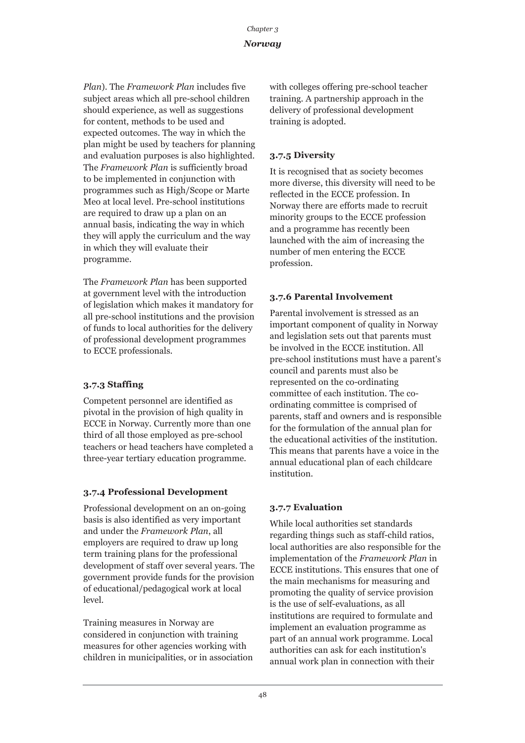*Plan*). The *Framework Plan* includes five subject areas which all pre-school children should experience, as well as suggestions for content, methods to be used and expected outcomes. The way in which the plan might be used by teachers for planning and evaluation purposes is also highlighted. The *Framework Plan* is sufficiently broad to be implemented in conjunction with programmes such as High/Scope or Marte Meo at local level. Pre-school institutions are required to draw up a plan on an annual basis, indicating the way in which they will apply the curriculum and the way in which they will evaluate their programme.

The *Framework Plan* has been supported at government level with the introduction of legislation which makes it mandatory for all pre-school institutions and the provision of funds to local authorities for the delivery of professional development programmes to ECCE professionals.

### 3.7.3 Staffing

Competent personnel are identified as pivotal in the provision of high quality in ECCE in Norway. Currently more than one third of all those employed as pre-school teachers or head teachers have completed a three-year tertiary education programme.

### 3.7.4 Professional Development

Professional development on an on-going basis is also identified as very important and under the *Framework Plan*, all employers are required to draw up long term training plans for the professional development of staff over several years. The government provide funds for the provision of educational/pedagogical work at local level.

Training measures in Norway are considered in conjunction with training measures for other agencies working with children in municipalities, or in association with colleges offering pre-school teacher training. A partnership approach in the delivery of professional development training is adopted.

### 3.7.5 Diversity

It is recognised that as society becomes more diverse, this diversity will need to be reflected in the ECCE profession. In Norway there are efforts made to recruit minority groups to the ECCE profession and a programme has recently been launched with the aim of increasing the number of men entering the ECCE profession.

### 3.7.6 Parental Involvement

Parental involvement is stressed as an important component of quality in Norway and legislation sets out that parents must be involved in the ECCE institution. All pre-school institutions must have a parent's council and parents must also be represented on the co-ordinating committee of each institution. The co-ordinating committee is comprised of parents, staff and owners and is responsible for the formulation of the annual plan for the educational activities of the institution. This means that parents have a voice in the annual educational plan of each childcare institution.

### 3.7.7 Evaluation

While local authorities set standards regarding things such as staff-child ratios, local authorities are also responsible for the implementation of the *Framework Plan* in ECCE institutions. This ensures that one of the main mechanisms for measuring and promoting the quality of service provision is the use of self-evaluations, as all institutions are required to formulate and implement an evaluation programme as part of an annual work programme. Local authorities can ask for each institution's annual work plan in connection with their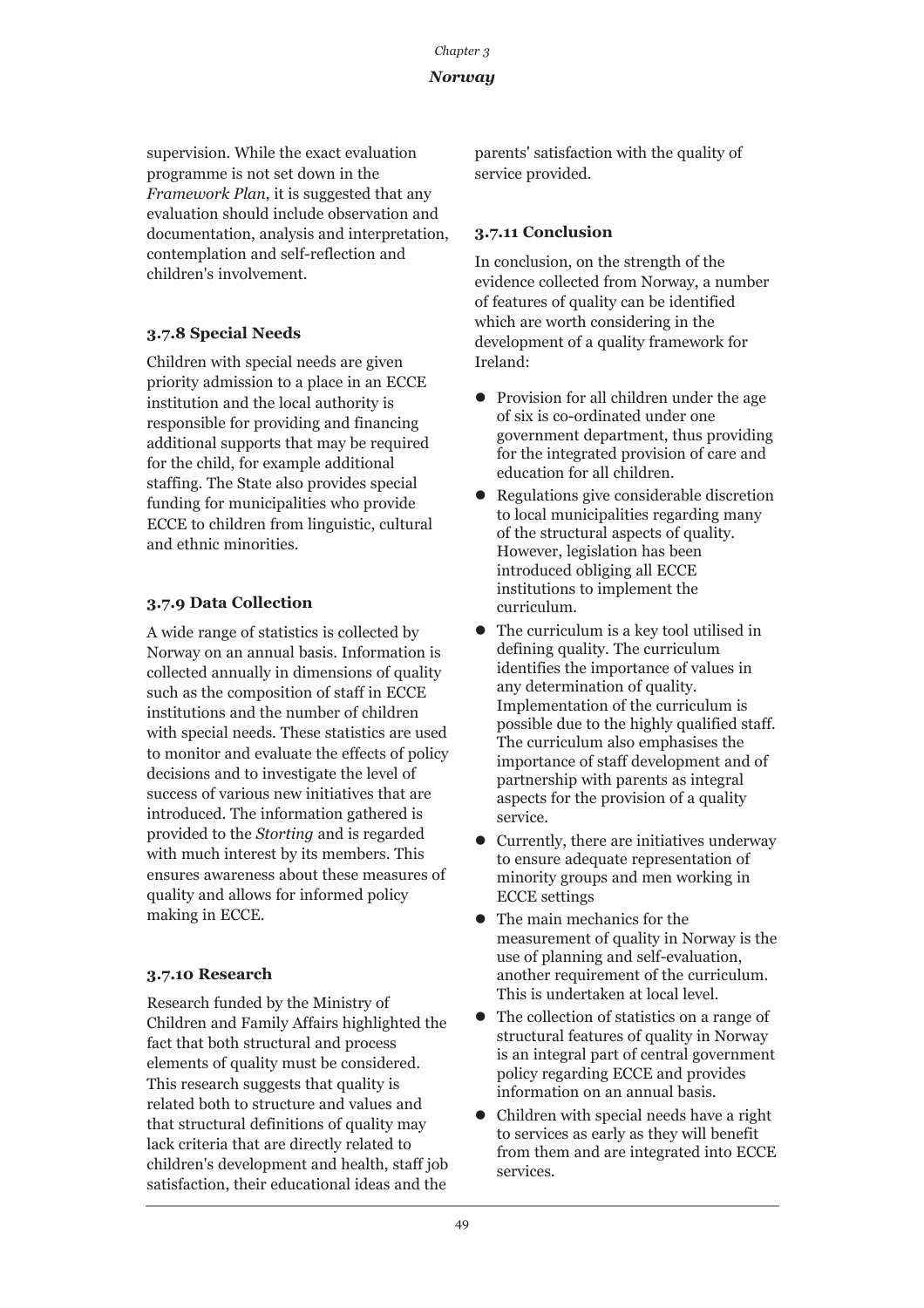supervision. While the exact evaluation programme is not set down in the *Framework Plan*, it is suggested that any evaluation should include observation and documentation, analysis and interpretation, contemplation and self-reflection and children's involvement.

### 3.7.8 Special Needs

Children with special needs are given priority admission to a place in an ECCE institution and the local authority is responsible for providing and financing additional supports that may be required for the child, for example additional staffing. The State also provides special funding for municipalities who provide ECCE to children from linguistic, cultural and ethnic minorities.

### 3.7.9 Data Collection

A wide range of statistics is collected by Norway on an annual basis. Information is collected annually in dimensions of quality such as the composition of staff in ECCE institutions and the number of children with special needs. These statistics are used to monitor and evaluate the effects of policy decisions and to investigate the level of success of various new initiatives that are introduced. The information gathered is provided to the *Storting* and is regarded with much interest by its members. This ensures awareness about these measures of quality and allows for informed policy making in ECCE.

### 3.7.10 Research

Research funded by the Ministry of Children and Family Affairs highlighted the fact that both structural and process elements of quality must be considered. This research suggests that quality is related both to structure and values and that structural definitions of quality may lack criteria that are directly related to children's development and health, staff job satisfaction, their educational ideas and the parents' satisfaction with the quality of service provided.

### 3.7.11 Conclusion

In conclusion, on the strength of the evidence collected from Norway, a number of features of quality can be identified which are worth considering in the development of a quality framework for Ireland:

- Provision for all children under the age of six is co-ordinated under one government department, thus providing for the integrated provision of care and education for all children.
- Regulations give considerable discretion to local municipalities regarding many of the structural aspects of quality. However, legislation has been introduced obliging all ECCE institutions to implement the curriculum.
- The curriculum is a key tool utilised in defining quality. The curriculum identifies the importance of values in any determination of quality. Implementation of the curriculum is possible due to the highly qualified staff. The curriculum also emphasises the importance of staff development and of partnership with parents as integral aspects for the provision of a quality service.
- Currently, there are initiatives underway to ensure adequate representation of minority groups and men working in ECCE settings
- The main mechanics for the measurement of quality in Norway is the use of planning and self-evaluation, another requirement of the curriculum. This is undertaken at local level.
- The collection of statistics on a range of structural features of quality in Norway is an integral part of central government policy regarding ECCE and provides information on an annual basis.
- Children with special needs have a right to services as early as they will benefit from them and are integrated into ECCE services.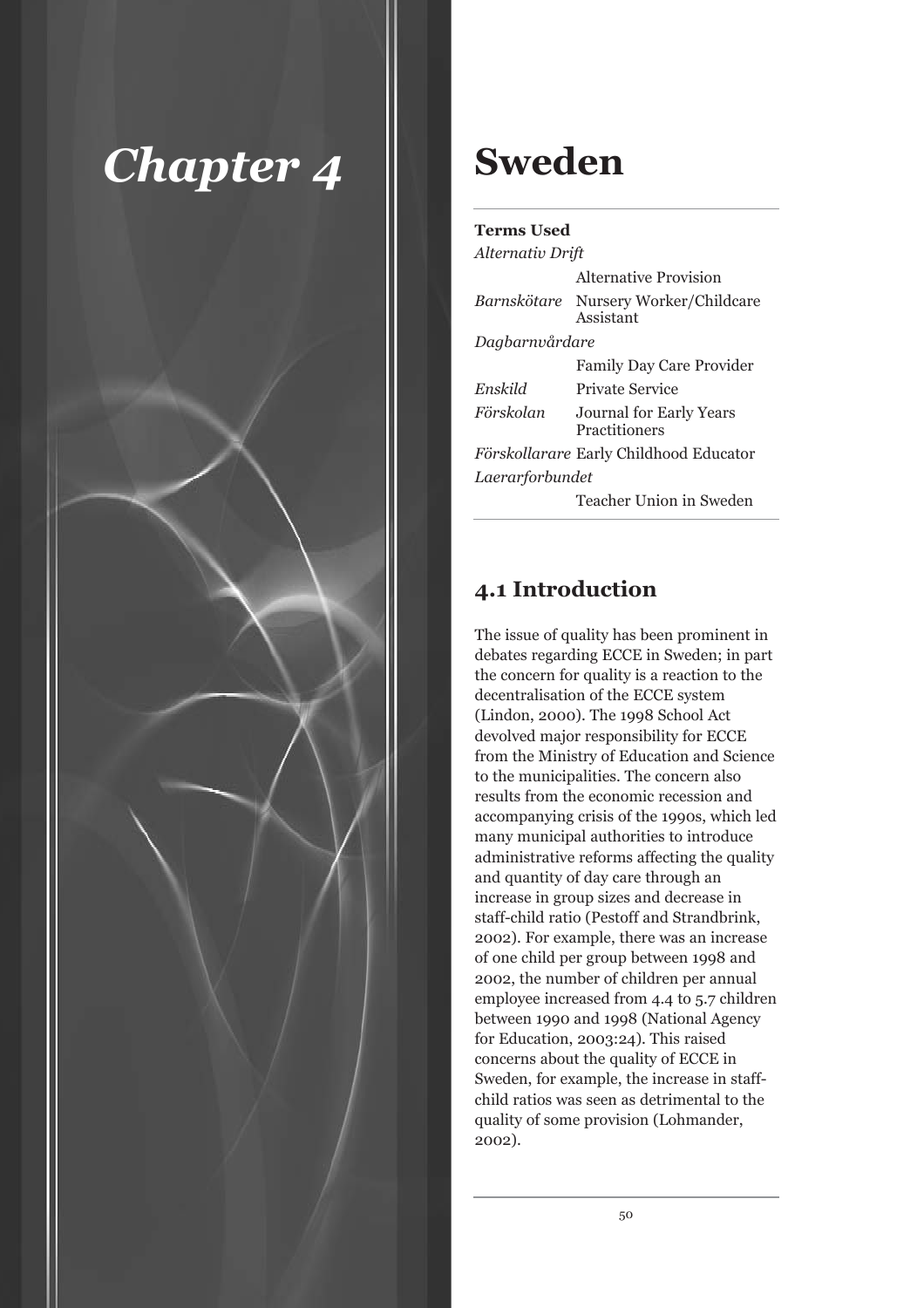# Chapter 4

# Sweden

**Terms Used**

| | |
|---|---|
| *Alternativ Drift* | Alternative Provision |
| *Barnskötare* | Nursery Worker/Childcare Assistant |
| *Dagbarnvårdare* | Family Day Care Provider |
| *Enskild* | Private Service |
| *Förskolan* | Journal for Early Years Practitioners |
| *Förskollarare* | Early Childhood Educator |
| *Laerarforbundet* | Teacher Union in Sweden |

## 4.1 Introduction

The issue of quality has been prominent in debates regarding ECCE in Sweden; in part the concern for quality is a reaction to the decentralisation of the ECCE system (Lindon, 2000). The 1998 School Act devolved major responsibility for ECCE from the Ministry of Education and Science to the municipalities. The concern also results from the economic recession and accompanying crisis of the 1990s, which led many municipal authorities to introduce administrative reforms affecting the quality and quantity of day care through an increase in group sizes and decrease in staff-child ratio (Pestoff and Strandbrink, 2002). For example, there was an increase of one child per group between 1998 and 2002, the number of children per annual employee increased from 4.4 to 5.7 children between 1990 and 1998 (National Agency for Education, 2003:24). This raised concerns about the quality of ECCE in Sweden, for example, the increase in staff-child ratios was seen as detrimental to the quality of some provision (Lohmander, 2002).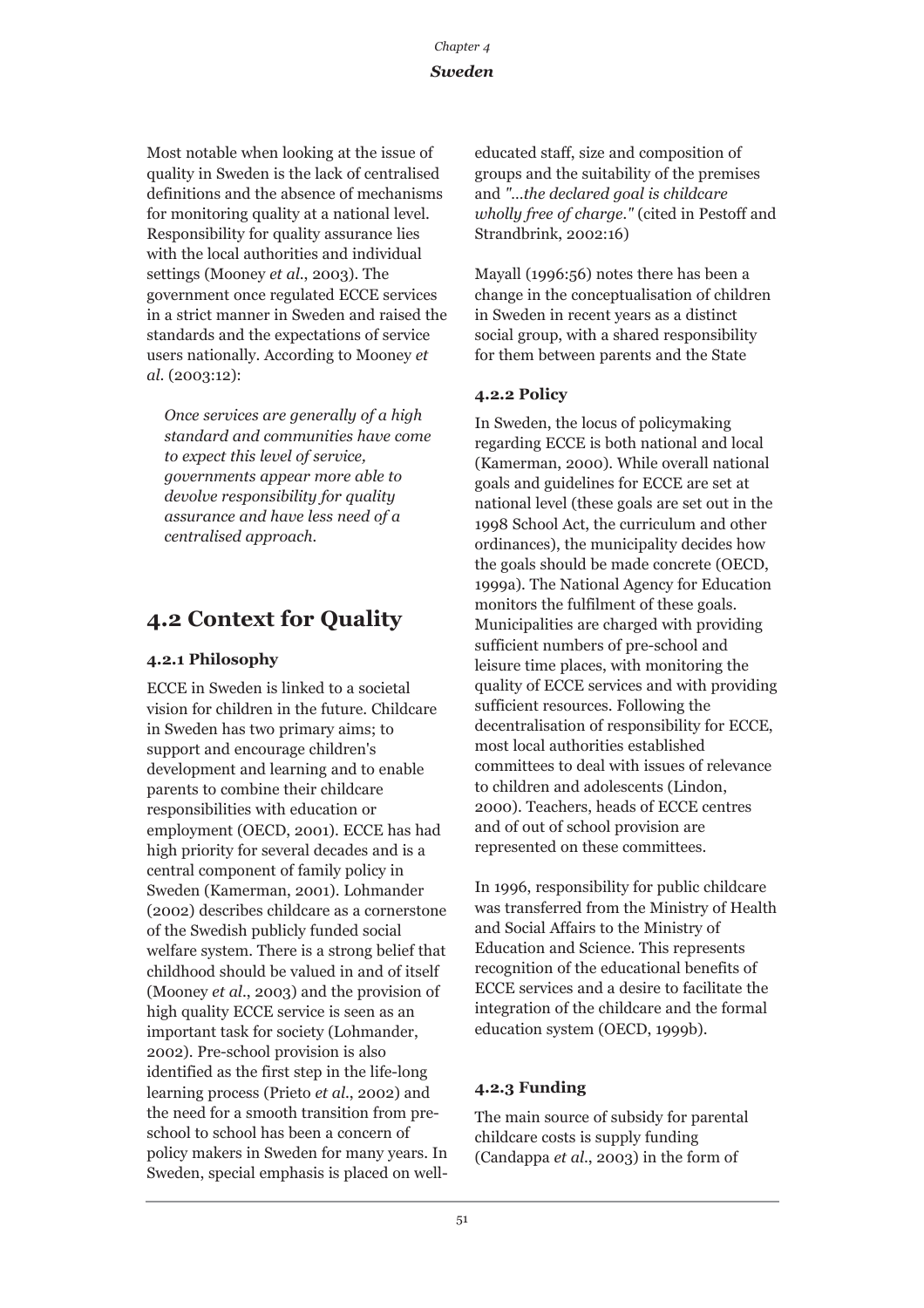Most notable when looking at the issue of quality in Sweden is the lack of centralised definitions and the absence of mechanisms for monitoring quality at a national level. Responsibility for quality assurance lies with the local authorities and individual settings (Mooney *et al*., 2003). The government once regulated ECCE services in a strict manner in Sweden and raised the standards and the expectations of service users nationally. According to Mooney *et al.* (2003:12):

> *Once services are generally of a high standard and communities have come to expect this level of service, governments appear more able to devolve responsibility for quality assurance and have less need of a centralised approach.*

## 4.2 Context for Quality

### 4.2.1 Philosophy

ECCE in Sweden is linked to a societal vision for children in the future. Childcare in Sweden has two primary aims; to support and encourage children's development and learning and to enable parents to combine their childcare responsibilities with education or employment (OECD, 2001). ECCE has had high priority for several decades and is a central component of family policy in Sweden (Kamerman, 2001). Lohmander (2002) describes childcare as a cornerstone of the Swedish publicly funded social welfare system. There is a strong belief that childhood should be valued in and of itself (Mooney *et al*., 2003) and the provision of high quality ECCE service is seen as an important task for society (Lohmander, 2002). Pre-school provision is also identified as the first step in the life-long learning process (Prieto *et al*., 2002) and the need for a smooth transition from pre-school to school has been a concern of policy makers in Sweden for many years. In Sweden, special emphasis is placed on well-educated staff, size and composition of groups and the suitability of the premises and *"...the declared goal is childcare wholly free of charge."* (cited in Pestoff and Strandbrink, 2002:16)

Mayall (1996:56) notes there has been a change in the conceptualisation of children in Sweden in recent years as a distinct social group, with a shared responsibility for them between parents and the State

### 4.2.2 Policy

In Sweden, the locus of policymaking regarding ECCE is both national and local (Kamerman, 2000). While overall national goals and guidelines for ECCE are set at national level (these goals are set out in the 1998 School Act, the curriculum and other ordinances), the municipality decides how the goals should be made concrete (OECD, 1999a). The National Agency for Education monitors the fulfilment of these goals. Municipalities are charged with providing sufficient numbers of pre-school and leisure time places, with monitoring the quality of ECCE services and with providing sufficient resources. Following the decentralisation of responsibility for ECCE, most local authorities established committees to deal with issues of relevance to children and adolescents (Lindon, 2000). Teachers, heads of ECCE centres and of out of school provision are represented on these committees.

In 1996, responsibility for public childcare was transferred from the Ministry of Health and Social Affairs to the Ministry of Education and Science. This represents recognition of the educational benefits of ECCE services and a desire to facilitate the integration of the childcare and the formal education system (OECD, 1999b).

### 4.2.3 Funding

The main source of subsidy for parental childcare costs is supply funding (Candappa *et al*., 2003) in the form of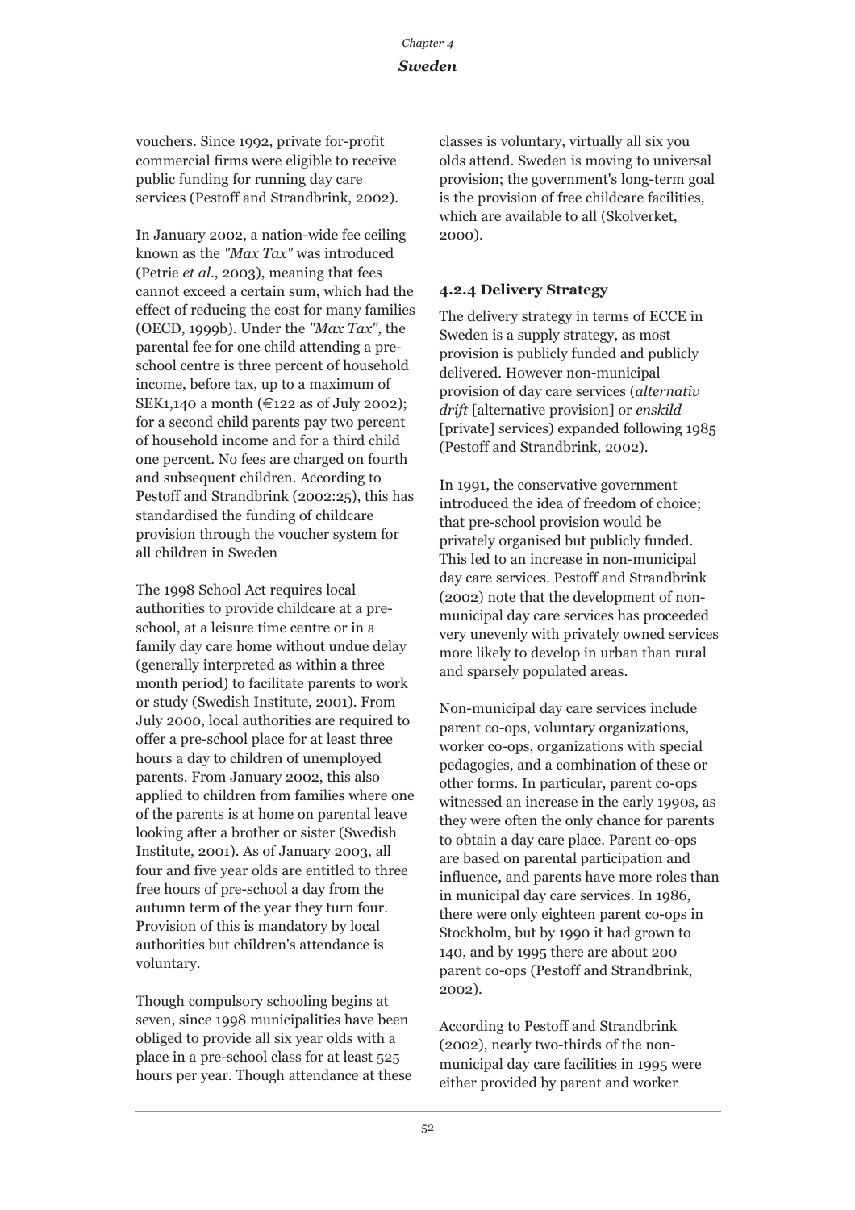vouchers. Since 1992, private for-profit commercial firms were eligible to receive public funding for running day care services (Pestoff and Strandbrink, 2002).

In January 2002, a nation-wide fee ceiling known as the *"Max Tax"* was introduced (Petrie *et al.*, 2003), meaning that fees cannot exceed a certain sum, which had the effect of reducing the cost for many families (OECD, 1999b). Under the *"Max Tax"*, the parental fee for one child attending a pre-school centre is three percent of household income, before tax, up to a maximum of SEK1,140 a month (€122 as of July 2002); for a second child parents pay two percent of household income and for a third child one percent. No fees are charged on fourth and subsequent children. According to Pestoff and Strandbrink (2002:25), this has standardised the funding of childcare provision through the voucher system for all children in Sweden

The 1998 School Act requires local authorities to provide childcare at a pre-school, at a leisure time centre or in a family day care home without undue delay (generally interpreted as within a three month period) to facilitate parents to work or study (Swedish Institute, 2001). From July 2000, local authorities are required to offer a pre-school place for at least three hours a day to children of unemployed parents. From January 2002, this also applied to children from families where one of the parents is at home on parental leave looking after a brother or sister (Swedish Institute, 2001). As of January 2003, all four and five year olds are entitled to three free hours of pre-school a day from the autumn term of the year they turn four. Provision of this is mandatory by local authorities but children's attendance is voluntary.

Though compulsory schooling begins at seven, since 1998 municipalities have been obliged to provide all six year olds with a place in a pre-school class for at least 525 hours per year. Though attendance at these classes is voluntary, virtually all six you olds attend. Sweden is moving to universal provision; the government's long-term goal is the provision of free childcare facilities, which are available to all (Skolverket, 2000).

### 4.2.4 Delivery Strategy

The delivery strategy in terms of ECCE in Sweden is a supply strategy, as most provision is publicly funded and publicly delivered. However non-municipal provision of day care services (*alternativ drift* [alternative provision] or *enskild* [private] services) expanded following 1985 (Pestoff and Strandbrink, 2002).

In 1991, the conservative government introduced the idea of freedom of choice; that pre-school provision would be privately organised but publicly funded. This led to an increase in non-municipal day care services. Pestoff and Strandbrink (2002) note that the development of non-municipal day care services has proceeded very unevenly with privately owned services more likely to develop in urban than rural and sparsely populated areas.

Non-municipal day care services include parent co-ops, voluntary organizations, worker co-ops, organizations with special pedagogies, and a combination of these or other forms. In particular, parent co-ops witnessed an increase in the early 1990s, as they were often the only chance for parents to obtain a day care place. Parent co-ops are based on parental participation and influence, and parents have more roles than in municipal day care services. In 1986, there were only eighteen parent co-ops in Stockholm, but by 1990 it had grown to 140, and by 1995 there are about 200 parent co-ops (Pestoff and Strandbrink, 2002).

According to Pestoff and Strandbrink (2002), nearly two-thirds of the non-municipal day care facilities in 1995 were either provided by parent and worker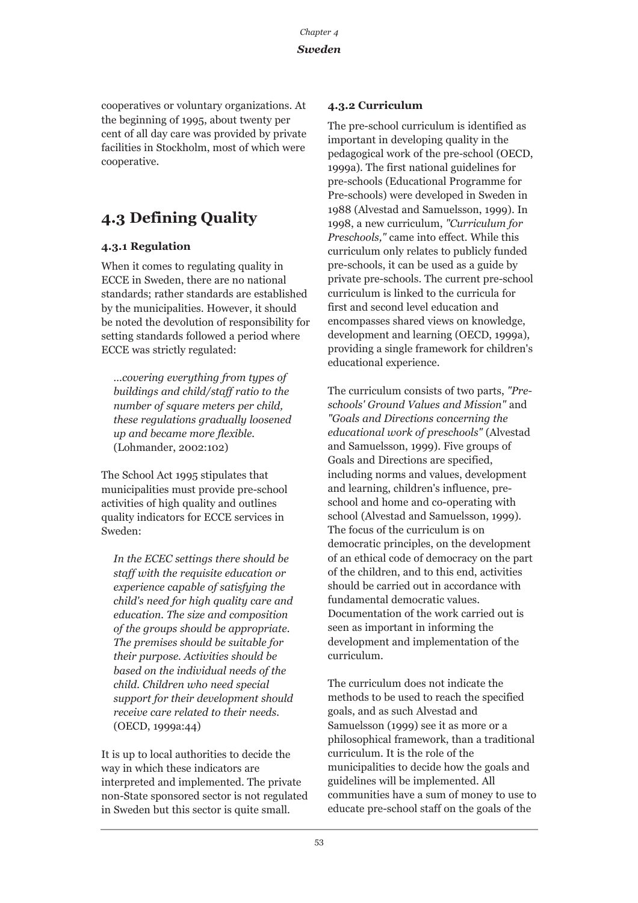cooperatives or voluntary organizations. At the beginning of 1995, about twenty per cent of all day care was provided by private facilities in Stockholm, most of which were cooperative.

## 4.3 Defining Quality

### 4.3.1 Regulation

When it comes to regulating quality in ECCE in Sweden, there are no national standards; rather standards are established by the municipalities. However, it should be noted the devolution of responsibility for setting standards followed a period where ECCE was strictly regulated:

> *...covering everything from types of buildings and child/staff ratio to the number of square meters per child, these regulations gradually loosened up and became more flexible.* (Lohmander, 2002:102)

The School Act 1995 stipulates that municipalities must provide pre-school activities of high quality and outlines quality indicators for ECCE services in Sweden:

> *In the ECEC settings there should be staff with the requisite education or experience capable of satisfying the child's need for high quality care and education. The size and composition of the groups should be appropriate. The premises should be suitable for their purpose. Activities should be based on the individual needs of the child. Children who need special support for their development should receive care related to their needs.* (OECD, 1999a:44)

It is up to local authorities to decide the way in which these indicators are interpreted and implemented. The private non-State sponsored sector is not regulated in Sweden but this sector is quite small.

### 4.3.2 Curriculum

The pre-school curriculum is identified as important in developing quality in the pedagogical work of the pre-school (OECD, 1999a). The first national guidelines for pre-schools (Educational Programme for Pre-schools) were developed in Sweden in 1988 (Alvestad and Samuelsson, 1999). In 1998, a new curriculum, *"Curriculum for Preschools,"* came into effect. While this curriculum only relates to publicly funded pre-schools, it can be used as a guide by private pre-schools. The current pre-school curriculum is linked to the curricula for first and second level education and encompasses shared views on knowledge, development and learning (OECD, 1999a), providing a single framework for children's educational experience.

The curriculum consists of two parts, *"Pre-schools' Ground Values and Mission"* and *"Goals and Directions concerning the educational work of preschools"* (Alvestad and Samuelsson, 1999). Five groups of Goals and Directions are specified, including norms and values, development and learning, children's influence, pre-school and home and co-operating with school (Alvestad and Samuelsson, 1999). The focus of the curriculum is on democratic principles, on the development of an ethical code of democracy on the part of the children, and to this end, activities should be carried out in accordance with fundamental democratic values. Documentation of the work carried out is seen as important in informing the development and implementation of the curriculum.

The curriculum does not indicate the methods to be used to reach the specified goals, and as such Alvestad and Samuelsson (1999) see it as more or a philosophical framework, than a traditional curriculum. It is the role of the municipalities to decide how the goals and guidelines will be implemented. All communities have a sum of money to use to educate pre-school staff on the goals of the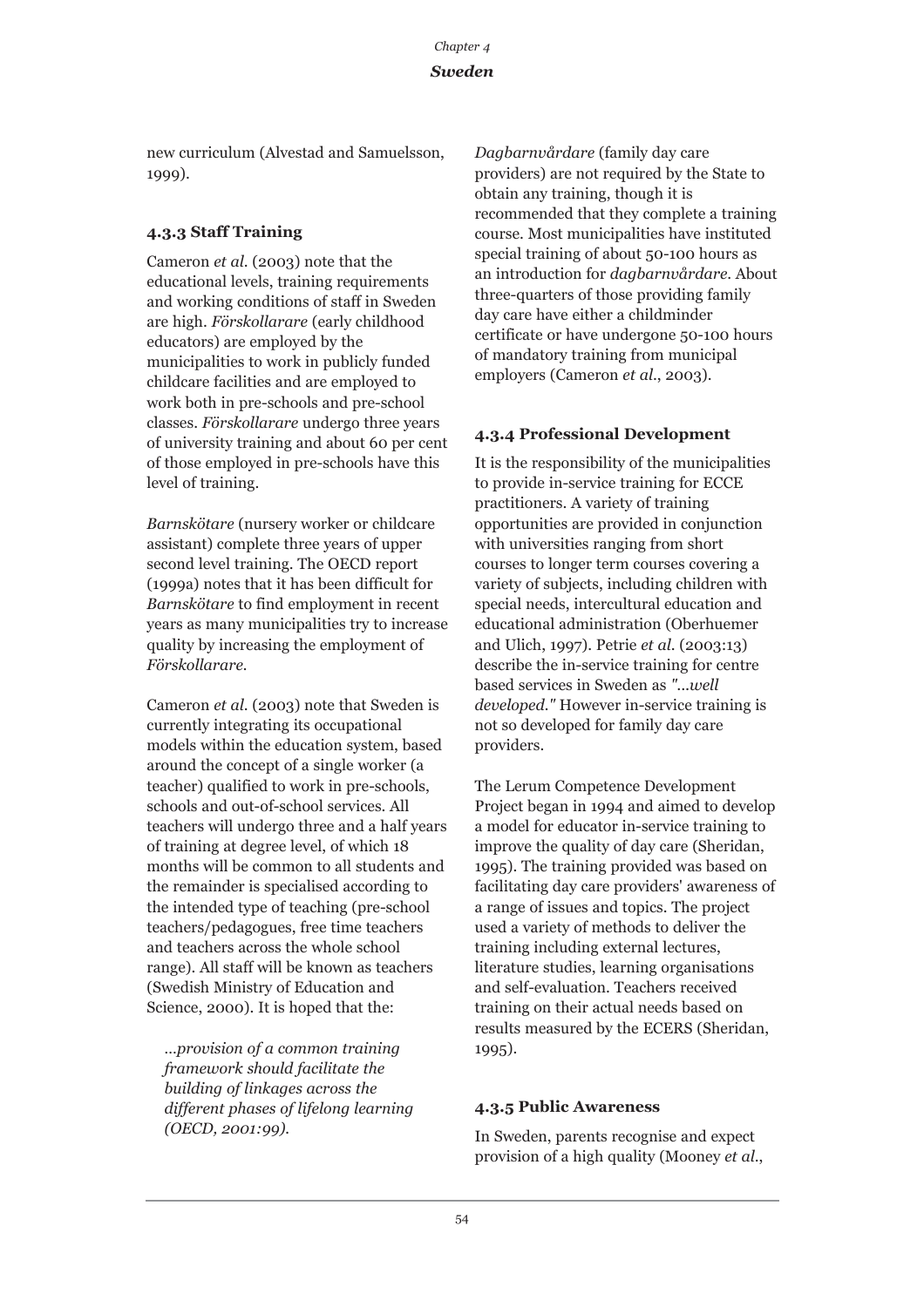new curriculum (Alvestad and Samuelsson, 1999).

### 4.3.3 Staff Training

Cameron *et al.* (2003) note that the educational levels, training requirements and working conditions of staff in Sweden are high. *Förskollarare* (early childhood educators) are employed by the municipalities to work in publicly funded childcare facilities and are employed to work both in pre-schools and pre-school classes. *Förskollarare* undergo three years of university training and about 60 per cent of those employed in pre-schools have this level of training.

*Barnskötare* (nursery worker or childcare assistant) complete three years of upper second level training. The OECD report (1999a) notes that it has been difficult for *Barnskötare* to find employment in recent years as many municipalities try to increase quality by increasing the employment of *Förskollarare*.

Cameron *et al.* (2003) note that Sweden is currently integrating its occupational models within the education system, based around the concept of a single worker (a teacher) qualified to work in pre-schools, schools and out-of-school services. All teachers will undergo three and a half years of training at degree level, of which 18 months will be common to all students and the remainder is specialised according to the intended type of teaching (pre-school teachers/pedagogues, free time teachers and teachers across the whole school range). All staff will be known as teachers (Swedish Ministry of Education and Science, 2000). It is hoped that the:

> *...provision of a common training framework should facilitate the building of linkages across the different phases of lifelong learning (OECD, 2001:99).*

*Dagbarnvårdare* (family day care providers) are not required by the State to obtain any training, though it is recommended that they complete a training course. Most municipalities have instituted special training of about 50-100 hours as an introduction for *dagbarnvårdare*. About three-quarters of those providing family day care have either a childminder certificate or have undergone 50-100 hours of mandatory training from municipal employers (Cameron *et al.*, 2003).

### 4.3.4 Professional Development

It is the responsibility of the municipalities to provide in-service training for ECCE practitioners. A variety of training opportunities are provided in conjunction with universities ranging from short courses to longer term courses covering a variety of subjects, including children with special needs, intercultural education and educational administration (Oberhuemer and Ulich, 1997). Petrie *et al.* (2003:13) describe the in-service training for centre based services in Sweden as *"...well developed."* However in-service training is not so developed for family day care providers.

The Lerum Competence Development Project began in 1994 and aimed to develop a model for educator in-service training to improve the quality of day care (Sheridan, 1995). The training provided was based on facilitating day care providers' awareness of a range of issues and topics. The project used a variety of methods to deliver the training including external lectures, literature studies, learning organisations and self-evaluation. Teachers received training on their actual needs based on results measured by the ECERS (Sheridan, 1995).

### 4.3.5 Public Awareness

In Sweden, parents recognise and expect provision of a high quality (Mooney *et al.*,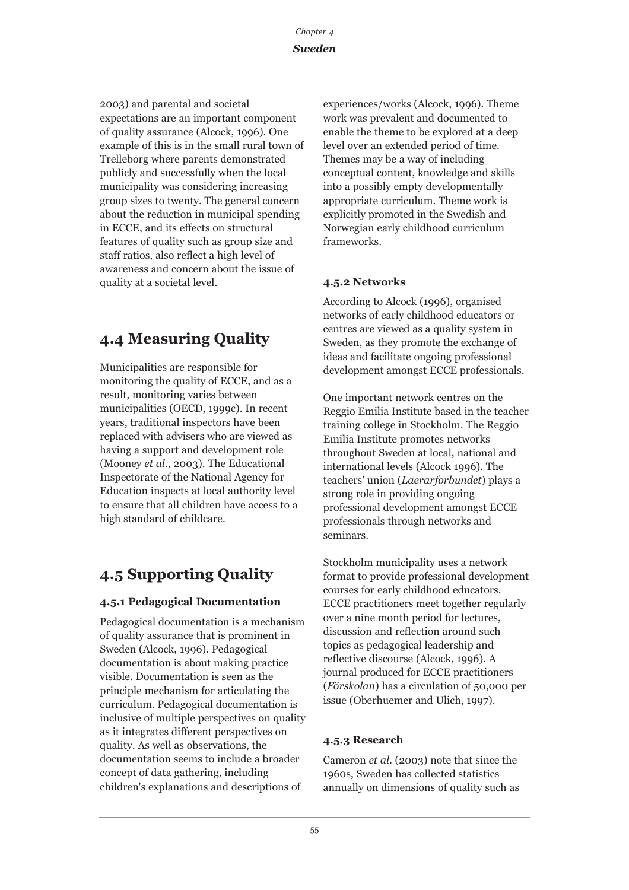2003) and parental and societal expectations are an important component of quality assurance (Alcock, 1996). One example of this is in the small rural town of Trelleborg where parents demonstrated publicly and successfully when the local municipality was considering increasing group sizes to twenty. The general concern about the reduction in municipal spending in ECCE, and its effects on structural features of quality such as group size and staff ratios, also reflect a high level of awareness and concern about the issue of quality at a societal level.

## 4.4 Measuring Quality

Municipalities are responsible for monitoring the quality of ECCE, and as a result, monitoring varies between municipalities (OECD, 1999c). In recent years, traditional inspectors have been replaced with advisers who are viewed as having a support and development role (Mooney *et al*., 2003). The Educational Inspectorate of the National Agency for Education inspects at local authority level to ensure that all children have access to a high standard of childcare.

## 4.5 Supporting Quality

### 4.5.1 Pedagogical Documentation

Pedagogical documentation is a mechanism of quality assurance that is prominent in Sweden (Alcock, 1996). Pedagogical documentation is about making practice visible. Documentation is seen as the principle mechanism for articulating the curriculum. Pedagogical documentation is inclusive of multiple perspectives on quality as it integrates different perspectives on quality. As well as observations, the documentation seems to include a broader concept of data gathering, including children's explanations and descriptions of experiences/works (Alcock, 1996). Theme work was prevalent and documented to enable the theme to be explored at a deep level over an extended period of time. Themes may be a way of including conceptual content, knowledge and skills into a possibly empty developmentally appropriate curriculum. Theme work is explicitly promoted in the Swedish and Norwegian early childhood curriculum frameworks.

### 4.5.2 Networks

According to Alcock (1996), organised networks of early childhood educators or centres are viewed as a quality system in Sweden, as they promote the exchange of ideas and facilitate ongoing professional development amongst ECCE professionals.

One important network centres on the Reggio Emilia Institute based in the teacher training college in Stockholm. The Reggio Emilia Institute promotes networks throughout Sweden at local, national and international levels (Alcock 1996). The teachers' union (*Laerarforbundet*) plays a strong role in providing ongoing professional development amongst ECCE professionals through networks and seminars.

Stockholm municipality uses a network format to provide professional development courses for early childhood educators. ECCE practitioners meet together regularly over a nine month period for lectures, discussion and reflection around such topics as pedagogical leadership and reflective discourse (Alcock, 1996). A journal produced for ECCE practitioners (*Förskolan*) has a circulation of 50,000 per issue (Oberhuemer and Ulich, 1997).

### 4.5.3 Research

Cameron *et al.* (2003) note that since the 1960s, Sweden has collected statistics annually on dimensions of quality such as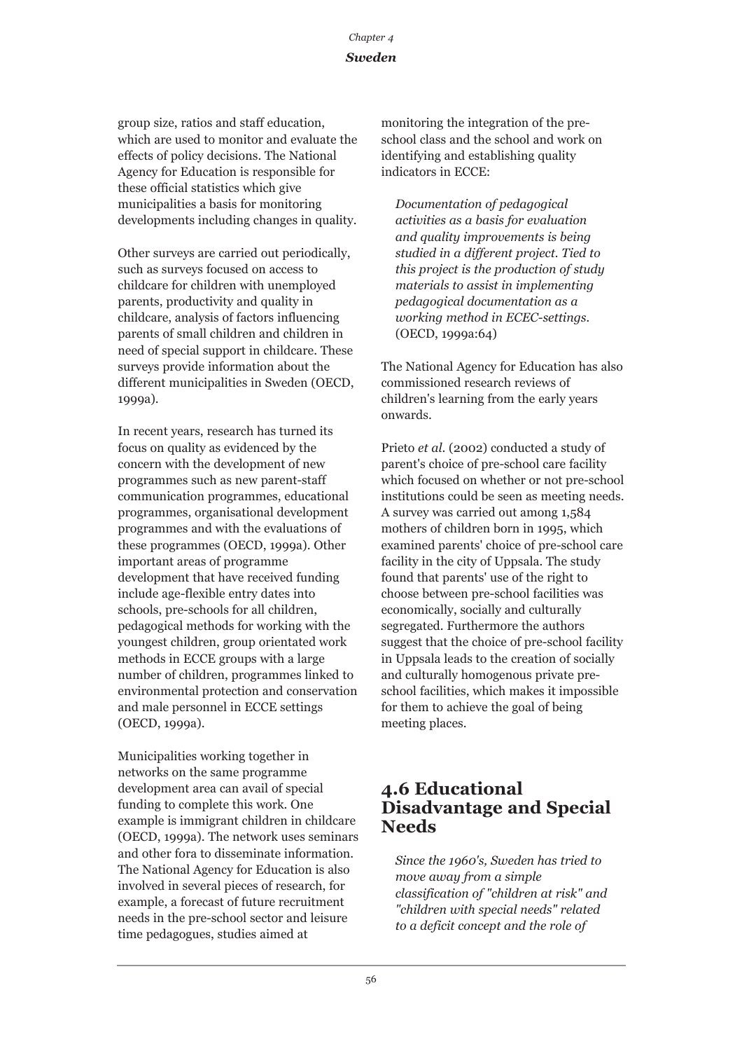group size, ratios and staff education, which are used to monitor and evaluate the effects of policy decisions. The National Agency for Education is responsible for these official statistics which give municipalities a basis for monitoring developments including changes in quality.

Other surveys are carried out periodically, such as surveys focused on access to childcare for children with unemployed parents, productivity and quality in childcare, analysis of factors influencing parents of small children and children in need of special support in childcare. These surveys provide information about the different municipalities in Sweden (OECD, 1999a).

In recent years, research has turned its focus on quality as evidenced by the concern with the development of new programmes such as new parent-staff communication programmes, educational programmes, organisational development programmes and with the evaluations of these programmes (OECD, 1999a). Other important areas of programme development that have received funding include age-flexible entry dates into schools, pre-schools for all children, pedagogical methods for working with the youngest children, group orientated work methods in ECCE groups with a large number of children, programmes linked to environmental protection and conservation and male personnel in ECCE settings (OECD, 1999a).

Municipalities working together in networks on the same programme development area can avail of special funding to complete this work. One example is immigrant children in childcare (OECD, 1999a). The network uses seminars and other fora to disseminate information. The National Agency for Education is also involved in several pieces of research, for example, a forecast of future recruitment needs in the pre-school sector and leisure time pedagogues, studies aimed at monitoring the integration of the pre-school class and the school and work on identifying and establishing quality indicators in ECCE:

> *Documentation of pedagogical activities as a basis for evaluation and quality improvements is being studied in a different project. Tied to this project is the production of study materials to assist in implementing pedagogical documentation as a working method in ECEC-settings.* (OECD, 1999a:64)

The National Agency for Education has also commissioned research reviews of children's learning from the early years onwards.

Prieto *et al.* (2002) conducted a study of parent's choice of pre-school care facility which focused on whether or not pre-school institutions could be seen as meeting needs. A survey was carried out among 1,584 mothers of children born in 1995, which examined parents' choice of pre-school care facility in the city of Uppsala. The study found that parents' use of the right to choose between pre-school facilities was economically, socially and culturally segregated. Furthermore the authors suggest that the choice of pre-school facility in Uppsala leads to the creation of socially and culturally homogenous private pre-school facilities, which makes it impossible for them to achieve the goal of being meeting places.

## 4.6 Educational Disadvantage and Special Needs

> *Since the 1960's, Sweden has tried to move away from a simple classification of "children at risk" and "children with special needs" related to a deficit concept and the role of*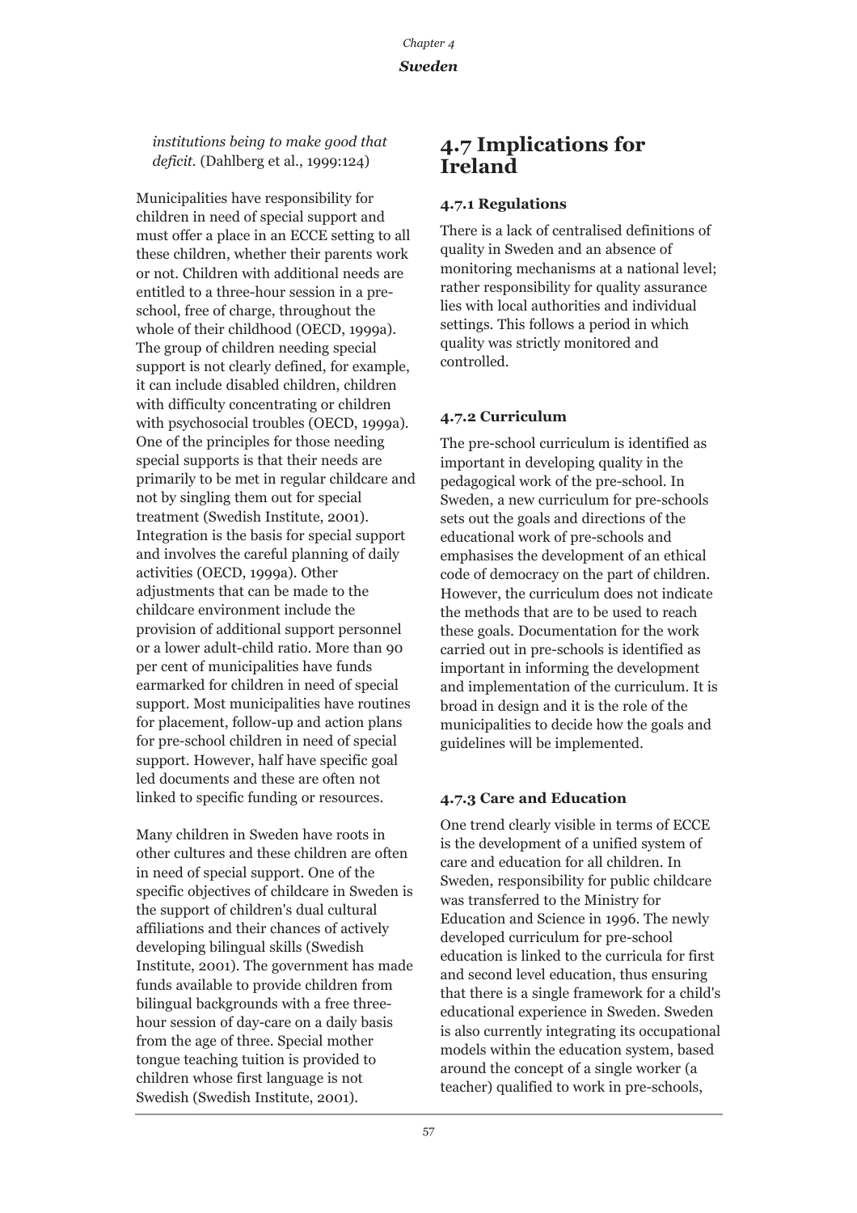*institutions being to make good that deficit.* (Dahlberg et al., 1999:124)

Municipalities have responsibility for children in need of special support and must offer a place in an ECCE setting to all these children, whether their parents work or not. Children with additional needs are entitled to a three-hour session in a pre-school, free of charge, throughout the whole of their childhood (OECD, 1999a). The group of children needing special support is not clearly defined, for example, it can include disabled children, children with difficulty concentrating or children with psychosocial troubles (OECD, 1999a). One of the principles for those needing special supports is that their needs are primarily to be met in regular childcare and not by singling them out for special treatment (Swedish Institute, 2001). Integration is the basis for special support and involves the careful planning of daily activities (OECD, 1999a). Other adjustments that can be made to the childcare environment include the provision of additional support personnel or a lower adult-child ratio. More than 90 per cent of municipalities have funds earmarked for children in need of special support. Most municipalities have routines for placement, follow-up and action plans for pre-school children in need of special support. However, half have specific goal led documents and these are often not linked to specific funding or resources.

Many children in Sweden have roots in other cultures and these children are often in need of special support. One of the specific objectives of childcare in Sweden is the support of children's dual cultural affiliations and their chances of actively developing bilingual skills (Swedish Institute, 2001). The government has made funds available to provide children from bilingual backgrounds with a free three-hour session of day-care on a daily basis from the age of three. Special mother tongue teaching tuition is provided to children whose first language is not Swedish (Swedish Institute, 2001).

## 4.7 Implications for Ireland

### 4.7.1 Regulations

There is a lack of centralised definitions of quality in Sweden and an absence of monitoring mechanisms at a national level; rather responsibility for quality assurance lies with local authorities and individual settings. This follows a period in which quality was strictly monitored and controlled.

### 4.7.2 Curriculum

The pre-school curriculum is identified as important in developing quality in the pedagogical work of the pre-school. In Sweden, a new curriculum for pre-schools sets out the goals and directions of the educational work of pre-schools and emphasises the development of an ethical code of democracy on the part of children. However, the curriculum does not indicate the methods that are to be used to reach these goals. Documentation for the work carried out in pre-schools is identified as important in informing the development and implementation of the curriculum. It is broad in design and it is the role of the municipalities to decide how the goals and guidelines will be implemented.

### 4.7.3 Care and Education

One trend clearly visible in terms of ECCE is the development of a unified system of care and education for all children. In Sweden, responsibility for public childcare was transferred to the Ministry for Education and Science in 1996. The newly developed curriculum for pre-school education is linked to the curricula for first and second level education, thus ensuring that there is a single framework for a child's educational experience in Sweden. Sweden is also currently integrating its occupational models within the education system, based around the concept of a single worker (a teacher) qualified to work in pre-schools,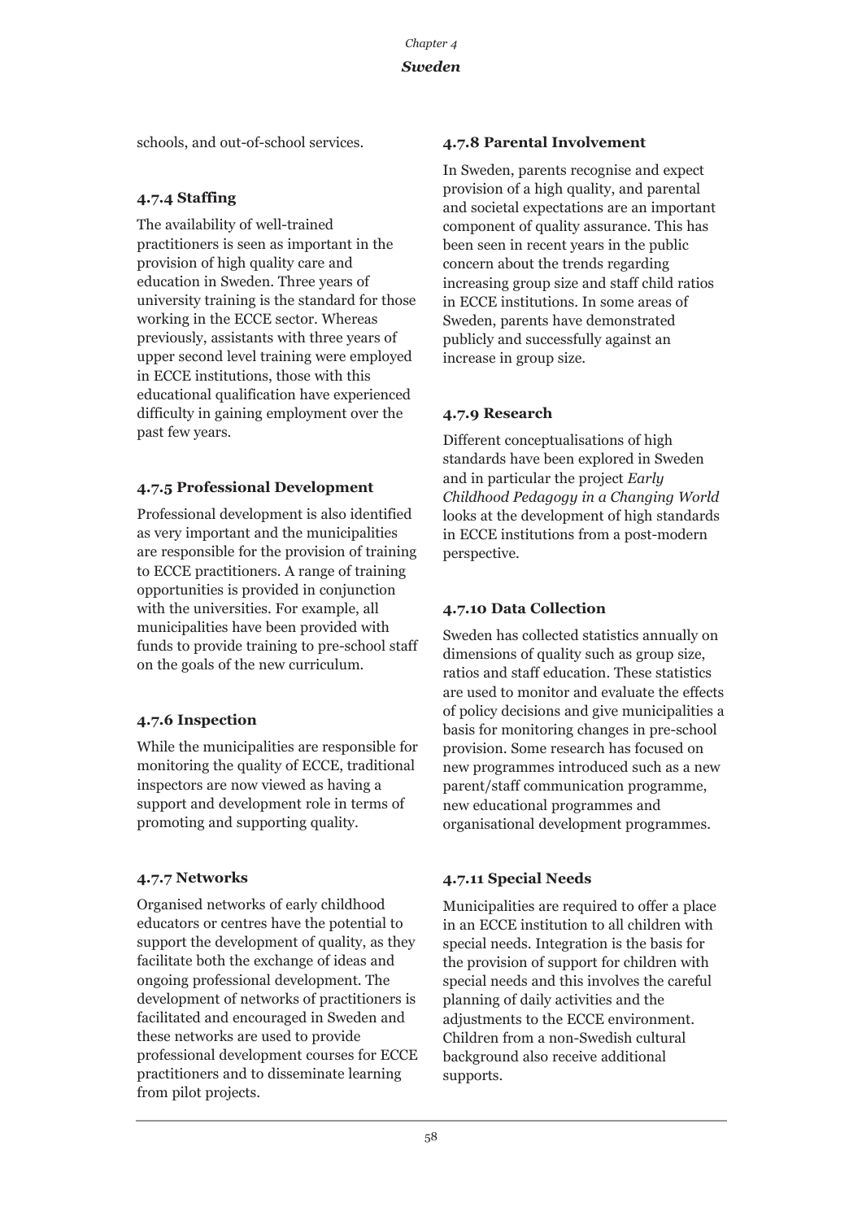schools, and out-of-school services.

#### 4.7.4 Staffing

The availability of well-trained practitioners is seen as important in the provision of high quality care and education in Sweden. Three years of university training is the standard for those working in the ECCE sector. Whereas previously, assistants with three years of upper second level training were employed in ECCE institutions, those with this educational qualification have experienced difficulty in gaining employment over the past few years.

#### 4.7.5 Professional Development

Professional development is also identified as very important and the municipalities are responsible for the provision of training to ECCE practitioners. A range of training opportunities is provided in conjunction with the universities. For example, all municipalities have been provided with funds to provide training to pre-school staff on the goals of the new curriculum.

#### 4.7.6 Inspection

While the municipalities are responsible for monitoring the quality of ECCE, traditional inspectors are now viewed as having a support and development role in terms of promoting and supporting quality.

#### 4.7.7 Networks

Organised networks of early childhood educators or centres have the potential to support the development of quality, as they facilitate both the exchange of ideas and ongoing professional development. The development of networks of practitioners is facilitated and encouraged in Sweden and these networks are used to provide professional development courses for ECCE practitioners and to disseminate learning from pilot projects.

#### 4.7.8 Parental Involvement

In Sweden, parents recognise and expect provision of a high quality, and parental and societal expectations are an important component of quality assurance. This has been seen in recent years in the public concern about the trends regarding increasing group size and staff child ratios in ECCE institutions. In some areas of Sweden, parents have demonstrated publicly and successfully against an increase in group size.

#### 4.7.9 Research

Different conceptualisations of high standards have been explored in Sweden and in particular the project *Early Childhood Pedagogy in a Changing World* looks at the development of high standards in ECCE institutions from a post-modern perspective.

#### 4.7.10 Data Collection

Sweden has collected statistics annually on dimensions of quality such as group size, ratios and staff education. These statistics are used to monitor and evaluate the effects of policy decisions and give municipalities a basis for monitoring changes in pre-school provision. Some research has focused on new programmes introduced such as a new parent/staff communication programme, new educational programmes and organisational development programmes.

#### 4.7.11 Special Needs

Municipalities are required to offer a place in an ECCE institution to all children with special needs. Integration is the basis for the provision of support for children with special needs and this involves the careful planning of daily activities and the adjustments to the ECCE environment. Children from a non-Swedish cultural background also receive additional supports.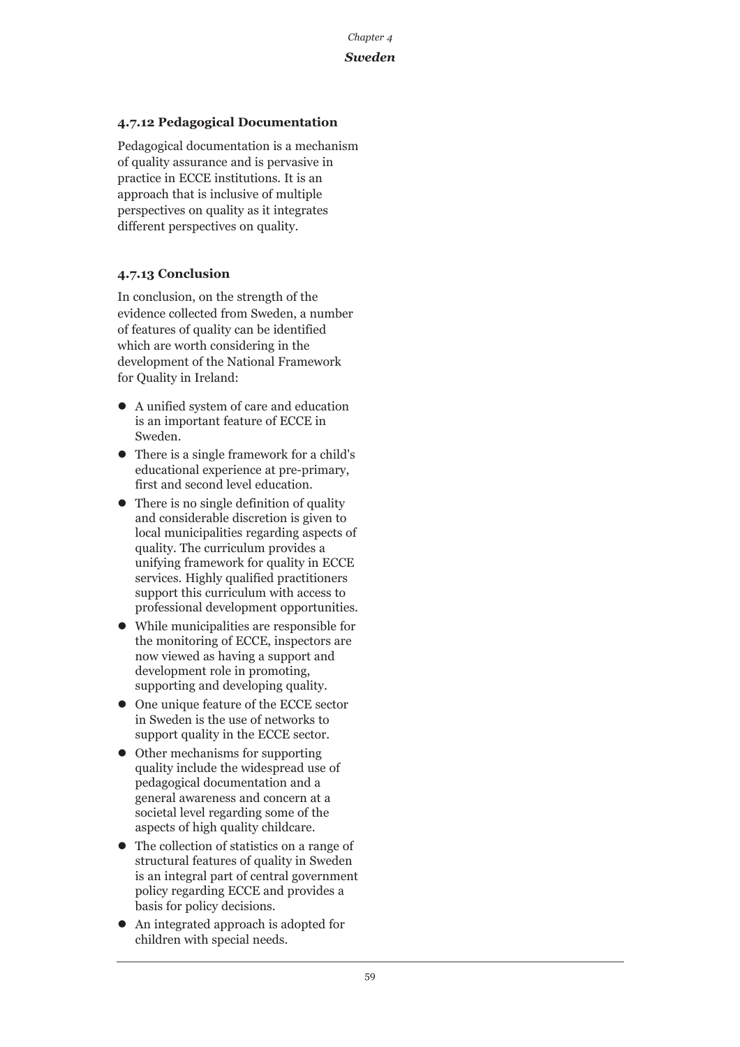### 4.7.12 Pedagogical Documentation

Pedagogical documentation is a mechanism of quality assurance and is pervasive in practice in ECCE institutions. It is an approach that is inclusive of multiple perspectives on quality as it integrates different perspectives on quality.

### 4.7.13 Conclusion

In conclusion, on the strength of the evidence collected from Sweden, a number of features of quality can be identified which are worth considering in the development of the National Framework for Quality in Ireland:

- A unified system of care and education is an important feature of ECCE in Sweden.
- There is a single framework for a child's educational experience at pre-primary, first and second level education.
- There is no single definition of quality and considerable discretion is given to local municipalities regarding aspects of quality. The curriculum provides a unifying framework for quality in ECCE services. Highly qualified practitioners support this curriculum with access to professional development opportunities.
- While municipalities are responsible for the monitoring of ECCE, inspectors are now viewed as having a support and development role in promoting, supporting and developing quality.
- One unique feature of the ECCE sector in Sweden is the use of networks to support quality in the ECCE sector.
- Other mechanisms for supporting quality include the widespread use of pedagogical documentation and a general awareness and concern at a societal level regarding some of the aspects of high quality childcare.
- The collection of statistics on a range of structural features of quality in Sweden is an integral part of central government policy regarding ECCE and provides a basis for policy decisions.
- An integrated approach is adopted for children with special needs.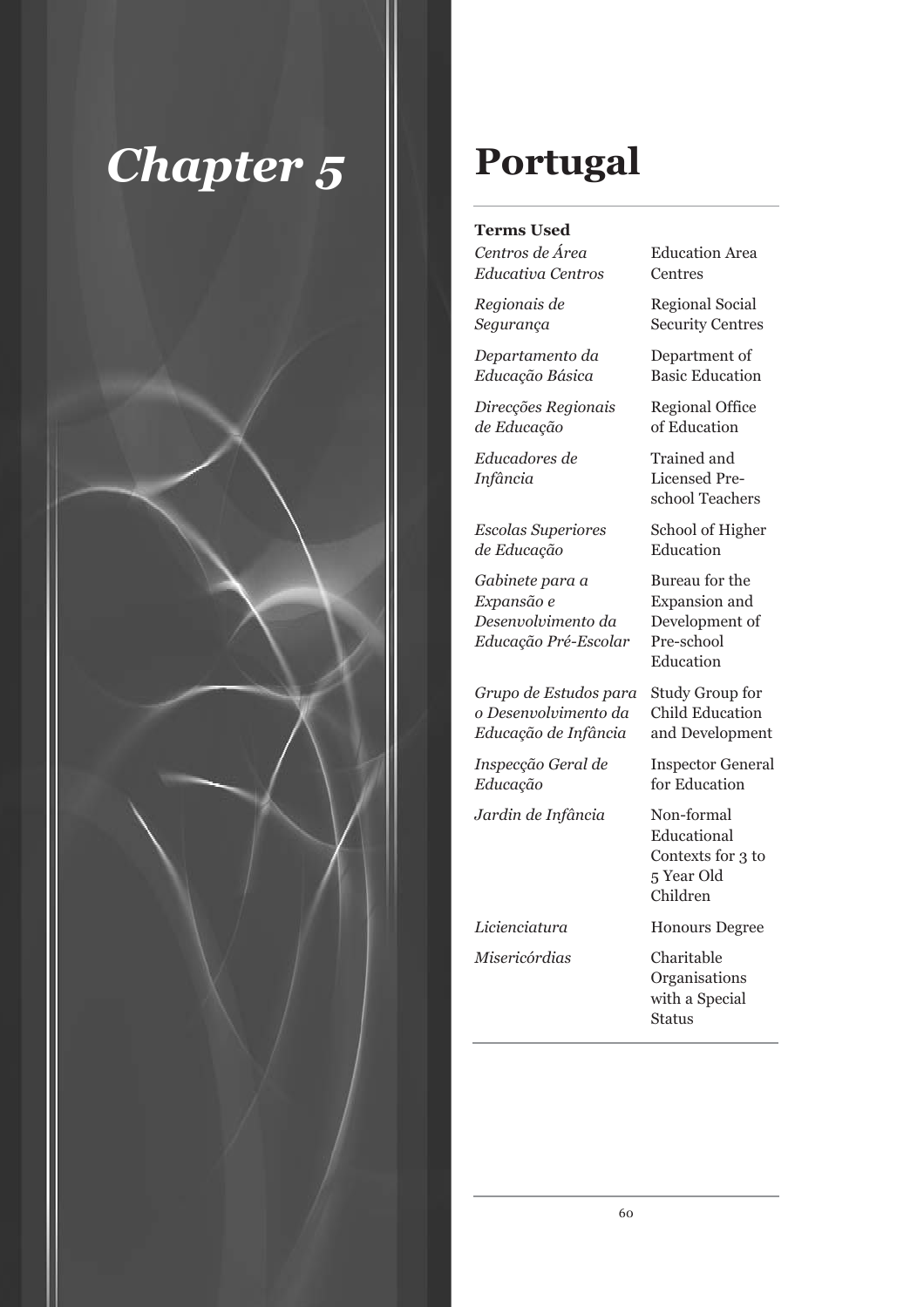# Chapter 5

# Portugal

**Terms Used**

| | |
|---|---|
| *Centros de Área Educativa Centros* | Education Area Centres |
| *Regionais de Segurança* | Regional Social Security Centres |
| *Departamento da Educação Básica* | Department of Basic Education |
| *Direcções Regionais de Educação* | Regional Office of Education |
| *Educadores de Infância* | Trained and Licensed Pre-school Teachers |
| *Escolas Superiores de Educação* | School of Higher Education |
| *Gabinete para a Expansão e Desenvolvimento da Educação Pré-Escolar* | Bureau for the Expansion and Development of Pre-school Education |
| *Grupo de Estudos para o Desenvolvimento da Educação de Infância* | Study Group for Child Education and Development |
| *Inspecção Geral de Educação* | Inspector General for Education |
| *Jardin de Infância* | Non-formal Educational Contexts for 3 to 5 Year Old Children |
| *Licienciatura* | Honours Degree |
| *Misericórdias* | Charitable Organisations with a Special Status |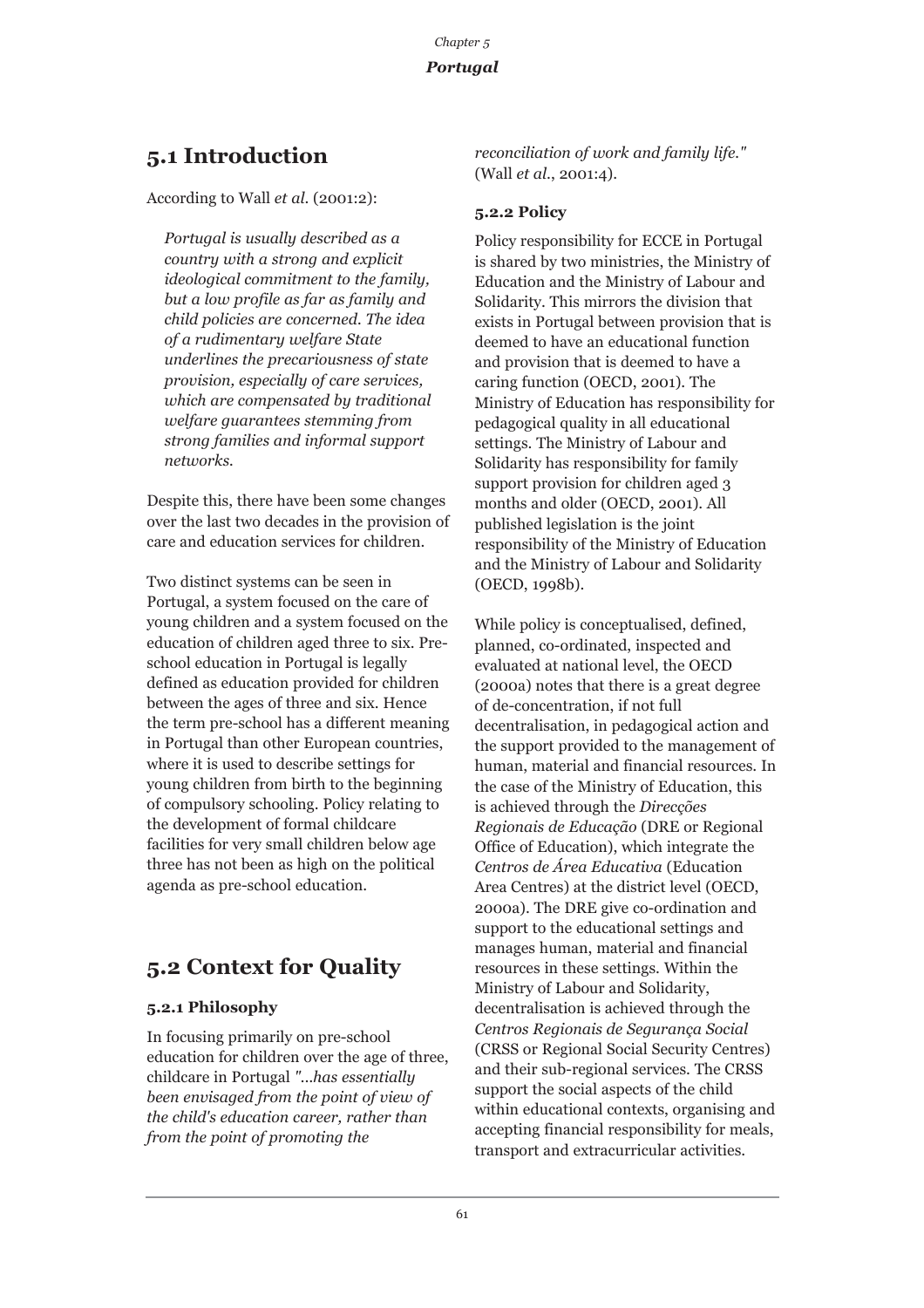## 5.1 Introduction

According to Wall *et al.* (2001:2):

> *Portugal is usually described as a country with a strong and explicit ideological commitment to the family, but a low profile as far as family and child policies are concerned. The idea of a rudimentary welfare State underlines the precariousness of state provision, especially of care services, which are compensated by traditional welfare guarantees stemming from strong families and informal support networks.*

Despite this, there have been some changes over the last two decades in the provision of care and education services for children.

Two distinct systems can be seen in Portugal, a system focused on the care of young children and a system focused on the education of children aged three to six. Pre-school education in Portugal is legally defined as education provided for children between the ages of three and six. Hence the term pre-school has a different meaning in Portugal than other European countries, where it is used to describe settings for young children from birth to the beginning of compulsory schooling. Policy relating to the development of formal childcare facilities for very small children below age three has not been as high on the political agenda as pre-school education.

## 5.2 Context for Quality

### 5.2.1 Philosophy

In focusing primarily on pre-school education for children over the age of three, childcare in Portugal *"...has essentially been envisaged from the point of view of the child's education career, rather than from the point of promoting the reconciliation of work and family life."* (Wall *et al.*, 2001:4).

### 5.2.2 Policy

Policy responsibility for ECCE in Portugal is shared by two ministries, the Ministry of Education and the Ministry of Labour and Solidarity. This mirrors the division that exists in Portugal between provision that is deemed to have an educational function and provision that is deemed to have a caring function (OECD, 2001). The Ministry of Education has responsibility for pedagogical quality in all educational settings. The Ministry of Labour and Solidarity has responsibility for family support provision for children aged 3 months and older (OECD, 2001). All published legislation is the joint responsibility of the Ministry of Education and the Ministry of Labour and Solidarity (OECD, 1998b).

While policy is conceptualised, defined, planned, co-ordinated, inspected and evaluated at national level, the OECD (2000a) notes that there is a great degree of de-concentration, if not full decentralisation, in pedagogical action and the support provided to the management of human, material and financial resources. In the case of the Ministry of Education, this is achieved through the *Direcções Regionais de Educação* (DRE or Regional Office of Education), which integrate the *Centros de Área Educativa* (Education Area Centres) at the district level (OECD, 2000a). The DRE give co-ordination and support to the educational settings and manages human, material and financial resources in these settings. Within the Ministry of Labour and Solidarity, decentralisation is achieved through the *Centros Regionais de Segurança Social* (CRSS or Regional Social Security Centres) and their sub-regional services. The CRSS support the social aspects of the child within educational contexts, organising and accepting financial responsibility for meals, transport and extracurricular activities.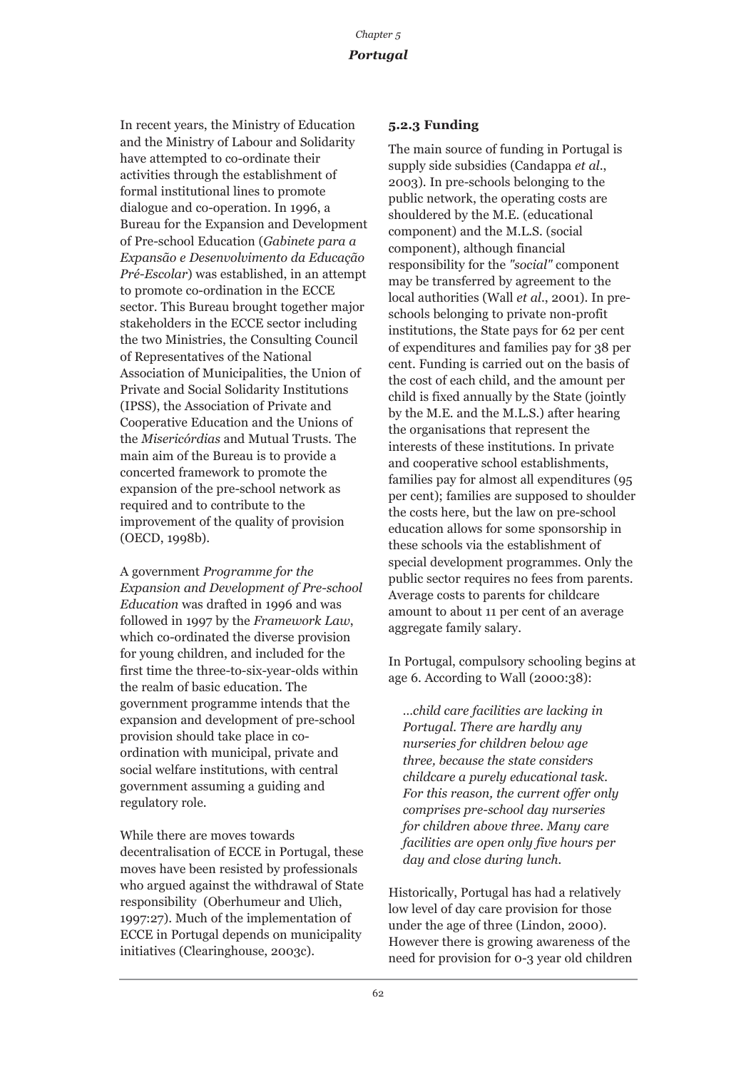In recent years, the Ministry of Education and the Ministry of Labour and Solidarity have attempted to co-ordinate their activities through the establishment of formal institutional lines to promote dialogue and co-operation. In 1996, a Bureau for the Expansion and Development of Pre-school Education (*Gabinete para a Expansão e Desenvolvimento da Educação Pré-Escolar*) was established, in an attempt to promote co-ordination in the ECCE sector. This Bureau brought together major stakeholders in the ECCE sector including the two Ministries, the Consulting Council of Representatives of the National Association of Municipalities, the Union of Private and Social Solidarity Institutions (IPSS), the Association of Private and Cooperative Education and the Unions of the *Misericórdias* and Mutual Trusts. The main aim of the Bureau is to provide a concerted framework to promote the expansion of the pre-school network as required and to contribute to the improvement of the quality of provision (OECD, 1998b).

A government *Programme for the Expansion and Development of Pre-school Education* was drafted in 1996 and was followed in 1997 by the *Framework Law*, which co-ordinated the diverse provision for young children, and included for the first time the three-to-six-year-olds within the realm of basic education. The government programme intends that the expansion and development of pre-school provision should take place in co-ordination with municipal, private and social welfare institutions, with central government assuming a guiding and regulatory role.

While there are moves towards decentralisation of ECCE in Portugal, these moves have been resisted by professionals who argued against the withdrawal of State responsibility (Oberhumeur and Ulich, 1997:27). Much of the implementation of ECCE in Portugal depends on municipality initiatives (Clearinghouse, 2003c).

### 5.2.3 Funding

The main source of funding in Portugal is supply side subsidies (Candappa *et al*., 2003). In pre-schools belonging to the public network, the operating costs are shouldered by the M.E. (educational component) and the M.L.S. (social component), although financial responsibility for the *"social"* component may be transferred by agreement to the local authorities (Wall *et al*., 2001). In pre-schools belonging to private non-profit institutions, the State pays for 62 per cent of expenditures and families pay for 38 per cent. Funding is carried out on the basis of the cost of each child, and the amount per child is fixed annually by the State (jointly by the M.E. and the M.L.S.) after hearing the organisations that represent the interests of these institutions. In private and cooperative school establishments, families pay for almost all expenditures (95 per cent); families are supposed to shoulder the costs here, but the law on pre-school education allows for some sponsorship in these schools via the establishment of special development programmes. Only the public sector requires no fees from parents. Average costs to parents for childcare amount to about 11 per cent of an average aggregate family salary.

In Portugal, compulsory schooling begins at age 6. According to Wall (2000:38):

> *...child care facilities are lacking in Portugal. There are hardly any nurseries for children below age three, because the state considers childcare a purely educational task. For this reason, the current offer only comprises pre-school day nurseries for children above three. Many care facilities are open only five hours per day and close during lunch.*

Historically, Portugal has had a relatively low level of day care provision for those under the age of three (Lindon, 2000). However there is growing awareness of the need for provision for 0-3 year old children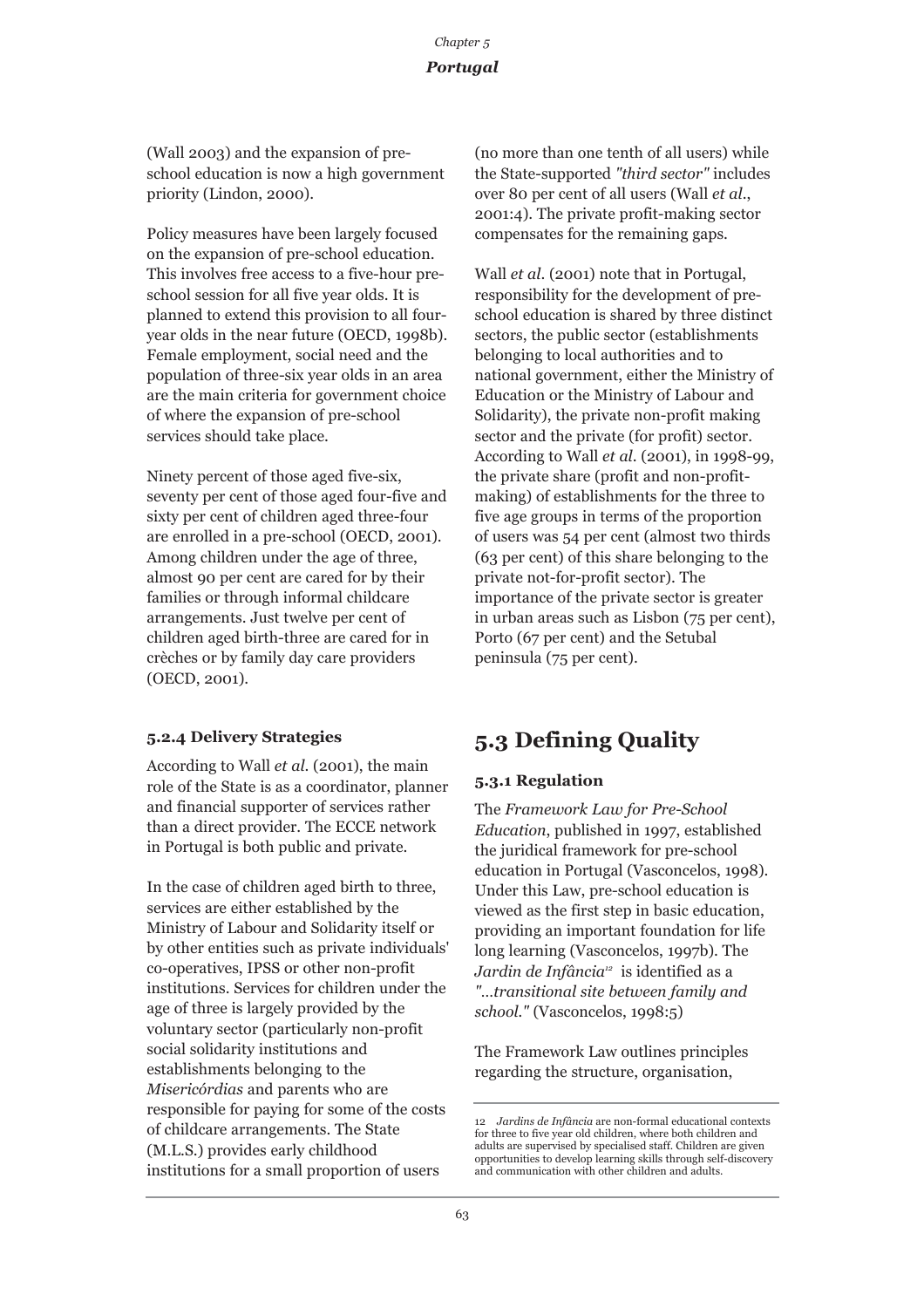(Wall 2003) and the expansion of pre-school education is now a high government priority (Lindon, 2000).

Policy measures have been largely focused on the expansion of pre-school education. This involves free access to a five-hour pre-school session for all five year olds. It is planned to extend this provision to all four-year olds in the near future (OECD, 1998b). Female employment, social need and the population of three-six year olds in an area are the main criteria for government choice of where the expansion of pre-school services should take place.

Ninety percent of those aged five-six, seventy per cent of those aged four-five and sixty per cent of children aged three-four are enrolled in a pre-school (OECD, 2001). Among children under the age of three, almost 90 per cent are cared for by their families or through informal childcare arrangements. Just twelve per cent of children aged birth-three are cared for in crèches or by family day care providers (OECD, 2001).

#### 5.2.4 Delivery Strategies

According to Wall *et al.* (2001), the main role of the State is as a coordinator, planner and financial supporter of services rather than a direct provider. The ECCE network in Portugal is both public and private.

In the case of children aged birth to three, services are either established by the Ministry of Labour and Solidarity itself or by other entities such as private individuals' co-operatives, IPSS or other non-profit institutions. Services for children under the age of three is largely provided by the voluntary sector (particularly non-profit social solidarity institutions and establishments belonging to the *Misericórdias* and parents who are responsible for paying for some of the costs of childcare arrangements. The State (M.L.S.) provides early childhood institutions for a small proportion of users (no more than one tenth of all users) while the State-supported *"third sector"* includes over 80 per cent of all users (Wall *et al.*, 2001:4). The private profit-making sector compensates for the remaining gaps.

Wall *et al.* (2001) note that in Portugal, responsibility for the development of pre-school education is shared by three distinct sectors, the public sector (establishments belonging to local authorities and to national government, either the Ministry of Education or the Ministry of Labour and Solidarity), the private non-profit making sector and the private (for profit) sector. According to Wall *et al.* (2001), in 1998-99, the private share (profit and non-profit-making) of establishments for the three to five age groups in terms of the proportion of users was 54 per cent (almost two thirds (63 per cent) of this share belonging to the private not-for-profit sector). The importance of the private sector is greater in urban areas such as Lisbon (75 per cent), Porto (67 per cent) and the Setubal peninsula (75 per cent).

## 5.3 Defining Quality

#### 5.3.1 Regulation

The *Framework Law for Pre-School Education*, published in 1997, established the juridical framework for pre-school education in Portugal (Vasconcelos, 1998). Under this Law, pre-school education is viewed as the first step in basic education, providing an important foundation for life long learning (Vasconcelos, 1997b). The *Jardin de Infância*[12] is identified as a *"...transitional site between family and school."* (Vasconcelos, 1998:5)

The Framework Law outlines principles regarding the structure, organisation,

---

12 *Jardins de Infância* are non-formal educational contexts for three to five year old children, where both children and adults are supervised by specialised staff. Children are given opportunities to develop learning skills through self-discovery and communication with other children and adults.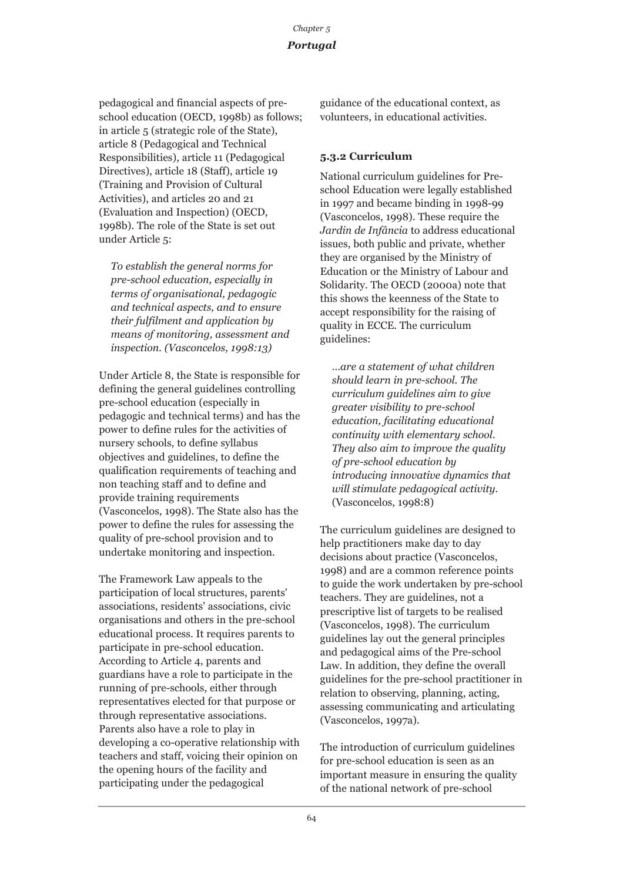pedagogical and financial aspects of pre-school education (OECD, 1998b) as follows; in article 5 (strategic role of the State), article 8 (Pedagogical and Technical Responsibilities), article 11 (Pedagogical Directives), article 18 (Staff), article 19 (Training and Provision of Cultural Activities), and articles 20 and 21 (Evaluation and Inspection) (OECD, 1998b). The role of the State is set out under Article 5:

> *To establish the general norms for pre-school education, especially in terms of organisational, pedagogic and technical aspects, and to ensure their fulfilment and application by means of monitoring, assessment and inspection. (Vasconcelos, 1998:13)*

Under Article 8, the State is responsible for defining the general guidelines controlling pre-school education (especially in pedagogic and technical terms) and has the power to define rules for the activities of nursery schools, to define syllabus objectives and guidelines, to define the qualification requirements of teaching and non teaching staff and to define and provide training requirements (Vasconcelos, 1998). The State also has the power to define the rules for assessing the quality of pre-school provision and to undertake monitoring and inspection.

The Framework Law appeals to the participation of local structures, parents' associations, residents' associations, civic organisations and others in the pre-school educational process. It requires parents to participate in pre-school education. According to Article 4, parents and guardians have a role to participate in the running of pre-schools, either through representatives elected for that purpose or through representative associations. Parents also have a role to play in developing a co-operative relationship with teachers and staff, voicing their opinion on the opening hours of the facility and participating under the pedagogical guidance of the educational context, as volunteers, in educational activities.

### 5.3.2 Curriculum

National curriculum guidelines for Pre-school Education were legally established in 1997 and became binding in 1998-99 (Vasconcelos, 1998). These require the *Jardin de Infância* to address educational issues, both public and private, whether they are organised by the Ministry of Education or the Ministry of Labour and Solidarity. The OECD (2000a) note that this shows the keenness of the State to accept responsibility for the raising of quality in ECCE. The curriculum guidelines:

> *...are a statement of what children should learn in pre-school. The curriculum guidelines aim to give greater visibility to pre-school education, facilitating educational continuity with elementary school. They also aim to improve the quality of pre-school education by introducing innovative dynamics that will stimulate pedagogical activity.* (Vasconcelos, 1998:8)

The curriculum guidelines are designed to help practitioners make day to day decisions about practice (Vasconcelos, 1998) and are a common reference points to guide the work undertaken by pre-school teachers. They are guidelines, not a prescriptive list of targets to be realised (Vasconcelos, 1998). The curriculum guidelines lay out the general principles and pedagogical aims of the Pre-school Law. In addition, they define the overall guidelines for the pre-school practitioner in relation to observing, planning, acting, assessing communicating and articulating (Vasconcelos, 1997a).

The introduction of curriculum guidelines for pre-school education is seen as an important measure in ensuring the quality of the national network of pre-school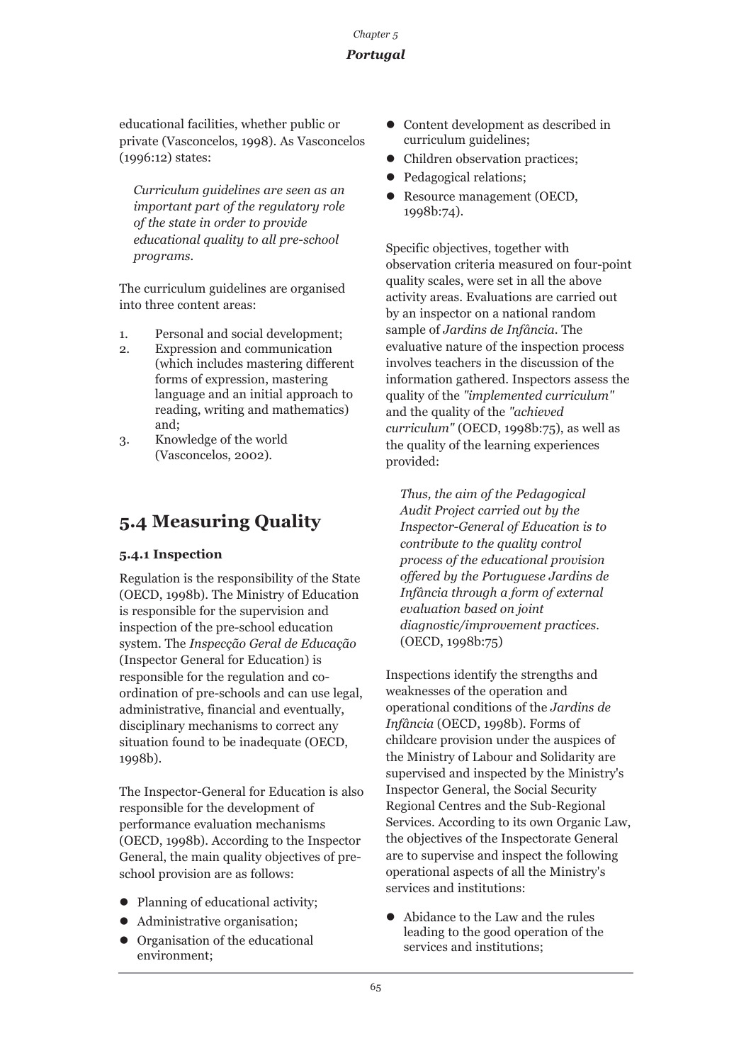educational facilities, whether public or private (Vasconcelos, 1998). As Vasconcelos (1996:12) states:

> *Curriculum guidelines are seen as an important part of the regulatory role of the state in order to provide educational quality to all pre-school programs.*

The curriculum guidelines are organised into three content areas:

1. Personal and social development;
2. Expression and communication (which includes mastering different forms of expression, mastering language and an initial approach to reading, writing and mathematics) and;
3. Knowledge of the world (Vasconcelos, 2002).

## 5.4 Measuring Quality

### 5.4.1 Inspection

Regulation is the responsibility of the State (OECD, 1998b). The Ministry of Education is responsible for the supervision and inspection of the pre-school education system. The *Inspecção Geral de Educação* (Inspector General for Education) is responsible for the regulation and co-ordination of pre-schools and can use legal, administrative, financial and eventually, disciplinary mechanisms to correct any situation found to be inadequate (OECD, 1998b).

The Inspector-General for Education is also responsible for the development of performance evaluation mechanisms (OECD, 1998b). According to the Inspector General, the main quality objectives of pre-school provision are as follows:

- Planning of educational activity;
- Administrative organisation;
- Organisation of the educational environment;
- Content development as described in curriculum guidelines;
- Children observation practices;
- Pedagogical relations;
- Resource management (OECD, 1998b:74).

Specific objectives, together with observation criteria measured on four-point quality scales, were set in all the above activity areas. Evaluations are carried out by an inspector on a national random sample of *Jardins de Infância*. The evaluative nature of the inspection process involves teachers in the discussion of the information gathered. Inspectors assess the quality of the *"implemented curriculum"* and the quality of the *"achieved curriculum"* (OECD, 1998b:75), as well as the quality of the learning experiences provided:

> *Thus, the aim of the Pedagogical Audit Project carried out by the Inspector-General of Education is to contribute to the quality control process of the educational provision offered by the Portuguese Jardins de Infância through a form of external evaluation based on joint diagnostic/improvement practices.* (OECD, 1998b:75)

Inspections identify the strengths and weaknesses of the operation and operational conditions of the *Jardins de Infância* (OECD, 1998b). Forms of childcare provision under the auspices of the Ministry of Labour and Solidarity are supervised and inspected by the Ministry's Inspector General, the Social Security Regional Centres and the Sub-Regional Services. According to its own Organic Law, the objectives of the Inspectorate General are to supervise and inspect the following operational aspects of all the Ministry's services and institutions:

- Abidance to the Law and the rules leading to the good operation of the services and institutions;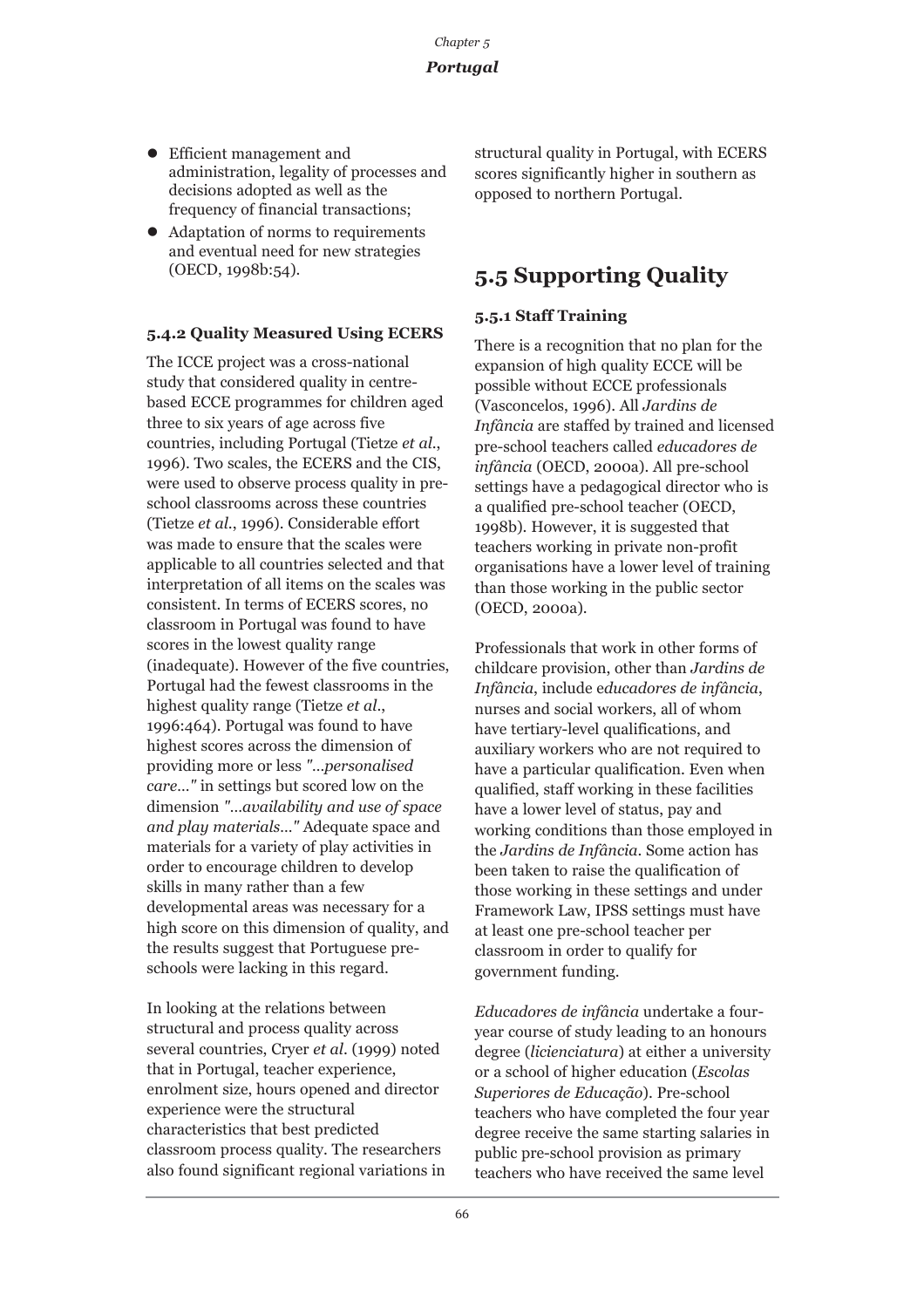- Efficient management and administration, legality of processes and decisions adopted as well as the frequency of financial transactions;
- Adaptation of norms to requirements and eventual need for new strategies (OECD, 1998b:54).

### 5.4.2 Quality Measured Using ECERS

The ICCE project was a cross-national study that considered quality in centre-based ECCE programmes for children aged three to six years of age across five countries, including Portugal (Tietze *et al*., 1996). Two scales, the ECERS and the CIS, were used to observe process quality in pre-school classrooms across these countries (Tietze *et al*., 1996). Considerable effort was made to ensure that the scales were applicable to all countries selected and that interpretation of all items on the scales was consistent. In terms of ECERS scores, no classroom in Portugal was found to have scores in the lowest quality range (inadequate). However of the five countries, Portugal had the fewest classrooms in the highest quality range (Tietze *et al*., 1996:464). Portugal was found to have highest scores across the dimension of providing more or less *"...personalised care..."* in settings but scored low on the dimension *"...availability and use of space and play materials..."* Adequate space and materials for a variety of play activities in order to encourage children to develop skills in many rather than a few developmental areas was necessary for a high score on this dimension of quality, and the results suggest that Portuguese pre-schools were lacking in this regard.

In looking at the relations between structural and process quality across several countries, Cryer *et al*. (1999) noted that in Portugal, teacher experience, enrolment size, hours opened and director experience were the structural characteristics that best predicted classroom process quality. The researchers also found significant regional variations in structural quality in Portugal, with ECERS scores significantly higher in southern as opposed to northern Portugal.

## 5.5 Supporting Quality

### 5.5.1 Staff Training

There is a recognition that no plan for the expansion of high quality ECCE will be possible without ECCE professionals (Vasconcelos, 1996). All *Jardins de Infância* are staffed by trained and licensed pre-school teachers called *educadores de infância* (OECD, 2000a). All pre-school settings have a pedagogical director who is a qualified pre-school teacher (OECD, 1998b). However, it is suggested that teachers working in private non-profit organisations have a lower level of training than those working in the public sector (OECD, 2000a).

Professionals that work in other forms of childcare provision, other than *Jardins de Infância*, include e*ducadores de infância*, nurses and social workers, all of whom have tertiary-level qualifications, and auxiliary workers who are not required to have a particular qualification. Even when qualified, staff working in these facilities have a lower level of status, pay and working conditions than those employed in the *Jardins de Infância*. Some action has been taken to raise the qualification of those working in these settings and under Framework Law, IPSS settings must have at least one pre-school teacher per classroom in order to qualify for government funding.

*Educadores de infância* undertake a four-year course of study leading to an honours degree (*licienciatura*) at either a university or a school of higher education (*Escolas Superiores de Educação*). Pre-school teachers who have completed the four year degree receive the same starting salaries in public pre-school provision as primary teachers who have received the same level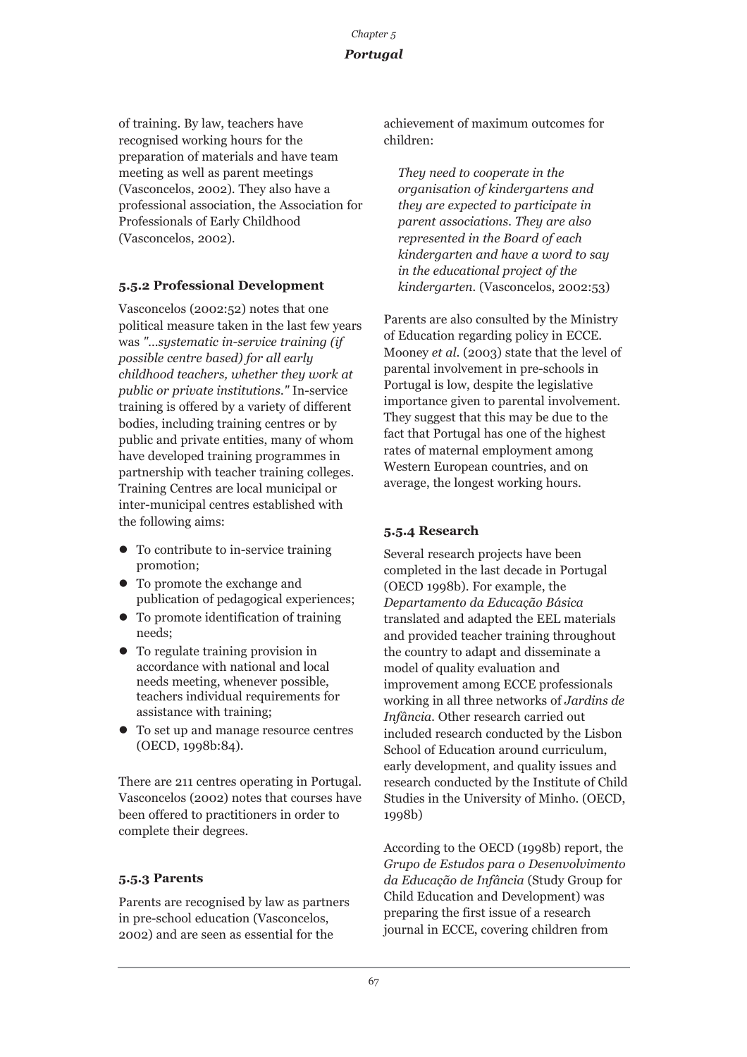of training. By law, teachers have recognised working hours for the preparation of materials and have team meeting as well as parent meetings (Vasconcelos, 2002). They also have a professional association, the Association for Professionals of Early Childhood (Vasconcelos, 2002).

### 5.5.2 Professional Development

Vasconcelos (2002:52) notes that one political measure taken in the last few years was *"...systematic in-service training (if possible centre based) for all early childhood teachers, whether they work at public or private institutions."* In-service training is offered by a variety of different bodies, including training centres or by public and private entities, many of whom have developed training programmes in partnership with teacher training colleges. Training Centres are local municipal or inter-municipal centres established with the following aims:

- To contribute to in-service training promotion;
- To promote the exchange and publication of pedagogical experiences;
- To promote identification of training needs;
- To regulate training provision in accordance with national and local needs meeting, whenever possible, teachers individual requirements for assistance with training;
- To set up and manage resource centres (OECD, 1998b:84).

There are 211 centres operating in Portugal. Vasconcelos (2002) notes that courses have been offered to practitioners in order to complete their degrees.

### 5.5.3 Parents

Parents are recognised by law as partners in pre-school education (Vasconcelos, 2002) and are seen as essential for the achievement of maximum outcomes for children:

> *They need to cooperate in the organisation of kindergartens and they are expected to participate in parent associations. They are also represented in the Board of each kindergarten and have a word to say in the educational project of the kindergarten.* (Vasconcelos, 2002:53)

Parents are also consulted by the Ministry of Education regarding policy in ECCE. Mooney *et al.* (2003) state that the level of parental involvement in pre-schools in Portugal is low, despite the legislative importance given to parental involvement. They suggest that this may be due to the fact that Portugal has one of the highest rates of maternal employment among Western European countries, and on average, the longest working hours.

### 5.5.4 Research

Several research projects have been completed in the last decade in Portugal (OECD 1998b). For example, the *Departamento da Educação Básica* translated and adapted the EEL materials and provided teacher training throughout the country to adapt and disseminate a model of quality evaluation and improvement among ECCE professionals working in all three networks of *Jardins de Infância*. Other research carried out included research conducted by the Lisbon School of Education around curriculum, early development, and quality issues and research conducted by the Institute of Child Studies in the University of Minho. (OECD, 1998b)

According to the OECD (1998b) report, the *Grupo de Estudos para o Desenvolvimento da Educação de Infância* (Study Group for Child Education and Development) was preparing the first issue of a research journal in ECCE, covering children from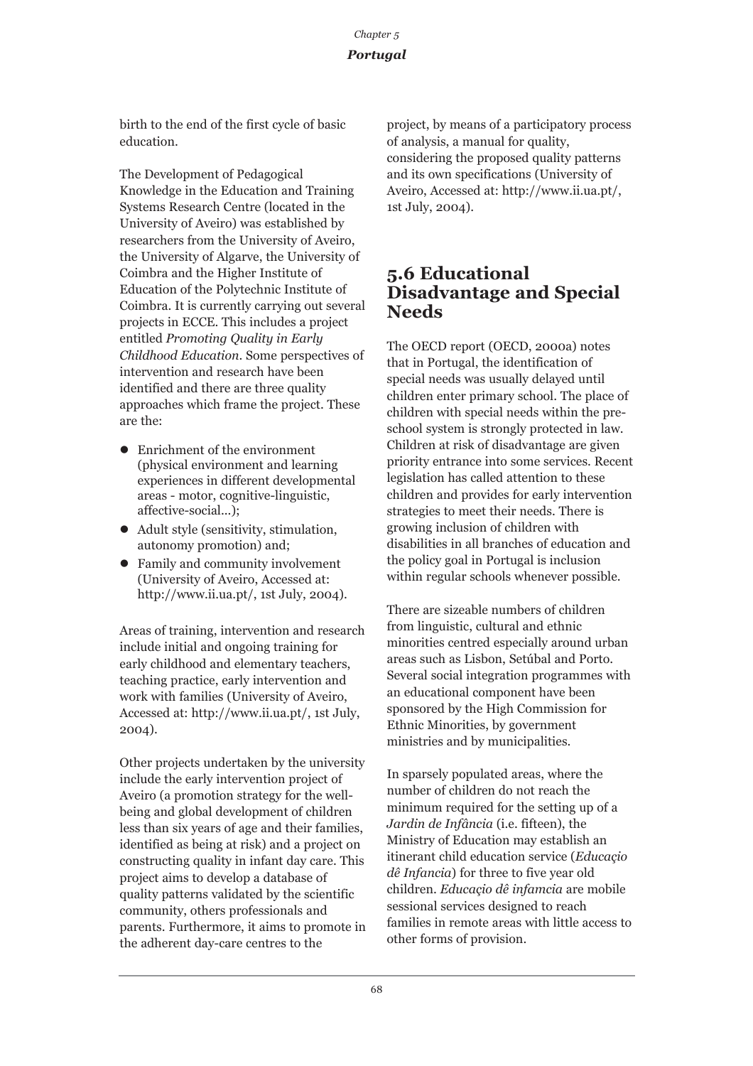birth to the end of the first cycle of basic education.

The Development of Pedagogical Knowledge in the Education and Training Systems Research Centre (located in the University of Aveiro) was established by researchers from the University of Aveiro, the University of Algarve, the University of Coimbra and the Higher Institute of Education of the Polytechnic Institute of Coimbra. It is currently carrying out several projects in ECCE. This includes a project entitled *Promoting Quality in Early Childhood Education*. Some perspectives of intervention and research have been identified and there are three quality approaches which frame the project. These are the:

- Enrichment of the environment (physical environment and learning experiences in different developmental areas - motor, cognitive-linguistic, affective-social...);
- Adult style (sensitivity, stimulation, autonomy promotion) and;
- Family and community involvement (University of Aveiro, Accessed at: http://www.ii.ua.pt/, 1st July, 2004).

Areas of training, intervention and research include initial and ongoing training for early childhood and elementary teachers, teaching practice, early intervention and work with families (University of Aveiro, Accessed at: http://www.ii.ua.pt/, 1st July, 2004).

Other projects undertaken by the university include the early intervention project of Aveiro (a promotion strategy for the well-being and global development of children less than six years of age and their families, identified as being at risk) and a project on constructing quality in infant day care. This project aims to develop a database of quality patterns validated by the scientific community, others professionals and parents. Furthermore, it aims to promote in the adherent day-care centres to the project, by means of a participatory process of analysis, a manual for quality, considering the proposed quality patterns and its own specifications (University of Aveiro, Accessed at: http://www.ii.ua.pt/, 1st July, 2004).

## 5.6 Educational Disadvantage and Special Needs

The OECD report (OECD, 2000a) notes that in Portugal, the identification of special needs was usually delayed until children enter primary school. The place of children with special needs within the pre-school system is strongly protected in law. Children at risk of disadvantage are given priority entrance into some services. Recent legislation has called attention to these children and provides for early intervention strategies to meet their needs. There is growing inclusion of children with disabilities in all branches of education and the policy goal in Portugal is inclusion within regular schools whenever possible.

There are sizeable numbers of children from linguistic, cultural and ethnic minorities centred especially around urban areas such as Lisbon, Setúbal and Porto. Several social integration programmes with an educational component have been sponsored by the High Commission for Ethnic Minorities, by government ministries and by municipalities.

In sparsely populated areas, where the number of children do not reach the minimum required for the setting up of a *Jardin de Infância* (i.e. fifteen), the Ministry of Education may establish an itinerant child education service (*Educaçio dê Infancia*) for three to five year old children. *Educaçio dê infamcia* are mobile sessional services designed to reach families in remote areas with little access to other forms of provision.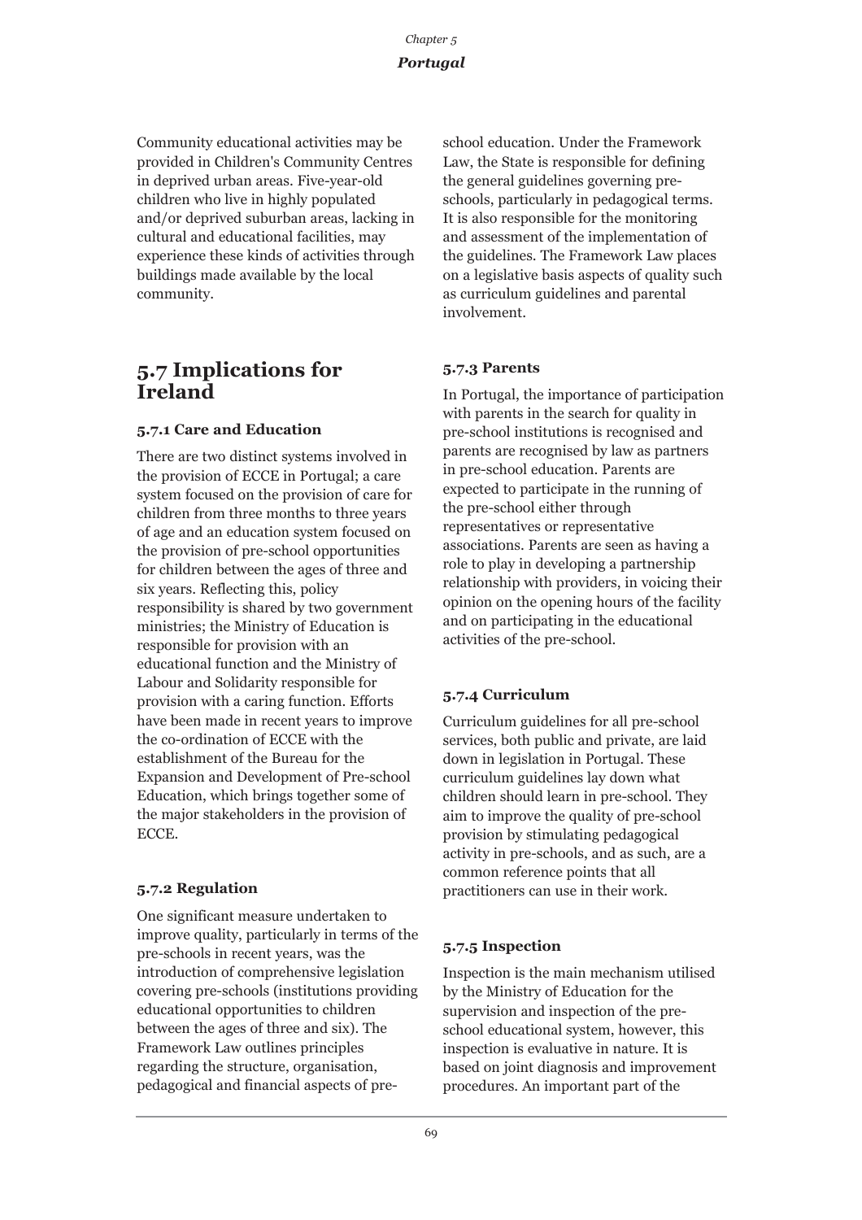Community educational activities may be provided in Children's Community Centres in deprived urban areas. Five-year-old children who live in highly populated and/or deprived suburban areas, lacking in cultural and educational facilities, may experience these kinds of activities through buildings made available by the local community.

## 5.7 Implications for Ireland

### 5.7.1 Care and Education

There are two distinct systems involved in the provision of ECCE in Portugal; a care system focused on the provision of care for children from three months to three years of age and an education system focused on the provision of pre-school opportunities for children between the ages of three and six years. Reflecting this, policy responsibility is shared by two government ministries; the Ministry of Education is responsible for provision with an educational function and the Ministry of Labour and Solidarity responsible for provision with a caring function. Efforts have been made in recent years to improve the co-ordination of ECCE with the establishment of the Bureau for the Expansion and Development of Pre-school Education, which brings together some of the major stakeholders in the provision of ECCE.

### 5.7.2 Regulation

One significant measure undertaken to improve quality, particularly in terms of the pre-schools in recent years, was the introduction of comprehensive legislation covering pre-schools (institutions providing educational opportunities to children between the ages of three and six). The Framework Law outlines principles regarding the structure, organisation, pedagogical and financial aspects of pre-school education. Under the Framework Law, the State is responsible for defining the general guidelines governing pre-schools, particularly in pedagogical terms. It is also responsible for the monitoring and assessment of the implementation of the guidelines. The Framework Law places on a legislative basis aspects of quality such as curriculum guidelines and parental involvement.

### 5.7.3 Parents

In Portugal, the importance of participation with parents in the search for quality in pre-school institutions is recognised and parents are recognised by law as partners in pre-school education. Parents are expected to participate in the running of the pre-school either through representatives or representative associations. Parents are seen as having a role to play in developing a partnership relationship with providers, in voicing their opinion on the opening hours of the facility and on participating in the educational activities of the pre-school.

### 5.7.4 Curriculum

Curriculum guidelines for all pre-school services, both public and private, are laid down in legislation in Portugal. These curriculum guidelines lay down what children should learn in pre-school. They aim to improve the quality of pre-school provision by stimulating pedagogical activity in pre-schools, and as such, are a common reference points that all practitioners can use in their work.

### 5.7.5 Inspection

Inspection is the main mechanism utilised by the Ministry of Education for the supervision and inspection of the pre-school educational system, however, this inspection is evaluative in nature. It is based on joint diagnosis and improvement procedures. An important part of the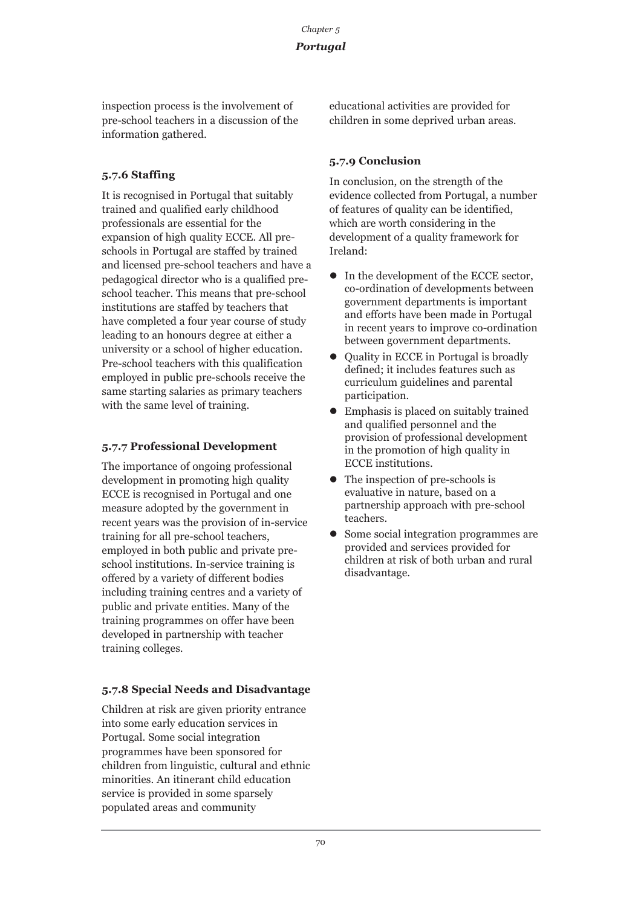inspection process is the involvement of pre-school teachers in a discussion of the information gathered.

### 5.7.6 Staffing

It is recognised in Portugal that suitably trained and qualified early childhood professionals are essential for the expansion of high quality ECCE. All pre-schools in Portugal are staffed by trained and licensed pre-school teachers and have a pedagogical director who is a qualified pre-school teacher. This means that pre-school institutions are staffed by teachers that have completed a four year course of study leading to an honours degree at either a university or a school of higher education. Pre-school teachers with this qualification employed in public pre-schools receive the same starting salaries as primary teachers with the same level of training.

### 5.7.7 Professional Development

The importance of ongoing professional development in promoting high quality ECCE is recognised in Portugal and one measure adopted by the government in recent years was the provision of in-service training for all pre-school teachers, employed in both public and private pre-school institutions. In-service training is offered by a variety of different bodies including training centres and a variety of public and private entities. Many of the training programmes on offer have been developed in partnership with teacher training colleges.

### 5.7.8 Special Needs and Disadvantage

Children at risk are given priority entrance into some early education services in Portugal. Some social integration programmes have been sponsored for children from linguistic, cultural and ethnic minorities. An itinerant child education service is provided in some sparsely populated areas and community educational activities are provided for children in some deprived urban areas.

### 5.7.9 Conclusion

In conclusion, on the strength of the evidence collected from Portugal, a number of features of quality can be identified, which are worth considering in the development of a quality framework for Ireland:

- In the development of the ECCE sector, co-ordination of developments between government departments is important and efforts have been made in Portugal in recent years to improve co-ordination between government departments.
- Quality in ECCE in Portugal is broadly defined; it includes features such as curriculum guidelines and parental participation.
- Emphasis is placed on suitably trained and qualified personnel and the provision of professional development in the promotion of high quality in ECCE institutions.
- The inspection of pre-schools is evaluative in nature, based on a partnership approach with pre-school teachers.
- Some social integration programmes are provided and services provided for children at risk of both urban and rural disadvantage.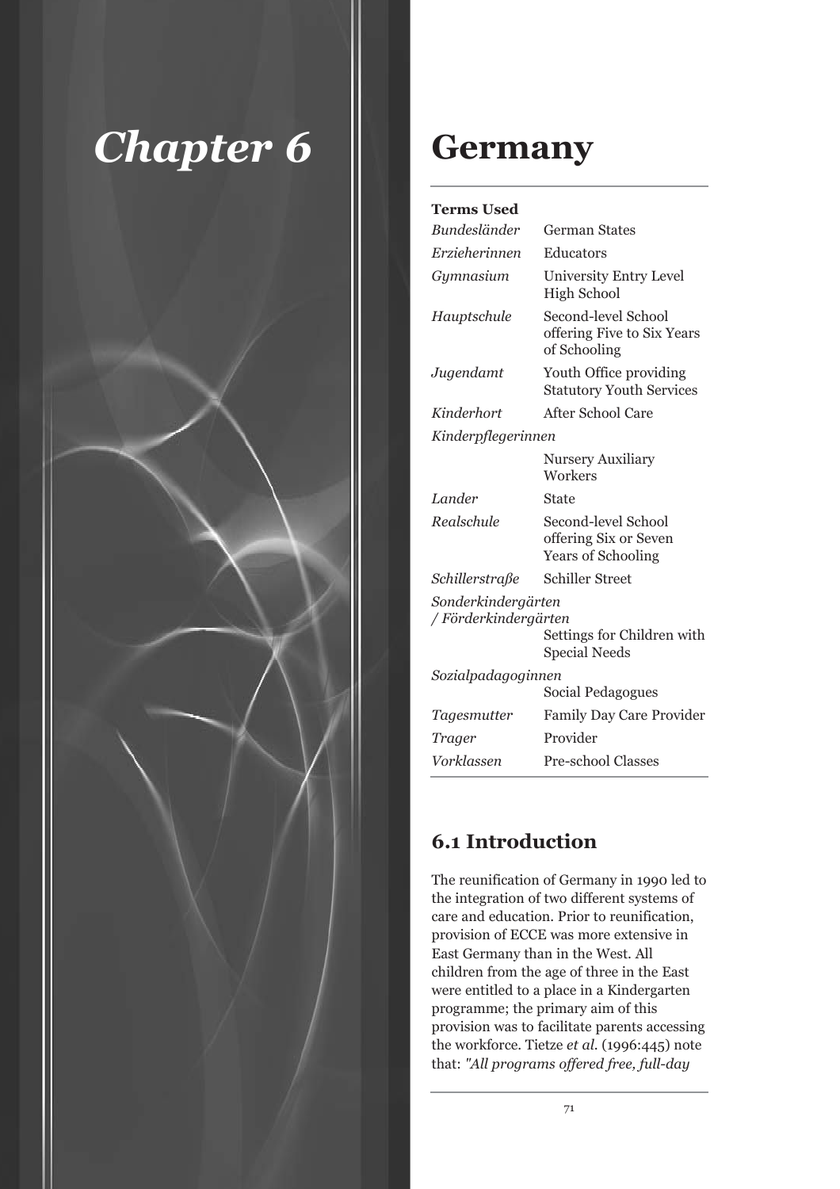# Chapter 6

# Germany

**Terms Used**

| | |
|---|---|
| *Bundesländer* | German States |
| *Erzieherinnen* | Educators |
| *Gymnasium* | University Entry Level High School |
| *Hauptschule* | Second-level School offering Five to Six Years of Schooling |
| *Jugendamt* | Youth Office providing Statutory Youth Services |
| *Kinderhort* | After School Care |
| *Kinderpflegerinnen* | Nursery Auxiliary Workers |
| *Lander* | State |
| *Realschule* | Second-level School offering Six or Seven Years of Schooling |
| *Schillerstraße* | Schiller Street |
| *Sonderkindergärten / Förderkindergärten* | Settings for Children with Special Needs |
| *Sozialpadagoginnen* | Social Pedagogues |
| *Tagesmutter* | Family Day Care Provider |
| *Trager* | Provider |
| *Vorklassen* | Pre-school Classes |

## 6.1 Introduction

The reunification of Germany in 1990 led to the integration of two different systems of care and education. Prior to reunification, provision of ECCE was more extensive in East Germany than in the West. All children from the age of three in the East were entitled to a place in a Kindergarten programme; the primary aim of this provision was to facilitate parents accessing the workforce. Tietze *et al.* (1996:445) note that: *"All programs offered free, full-day*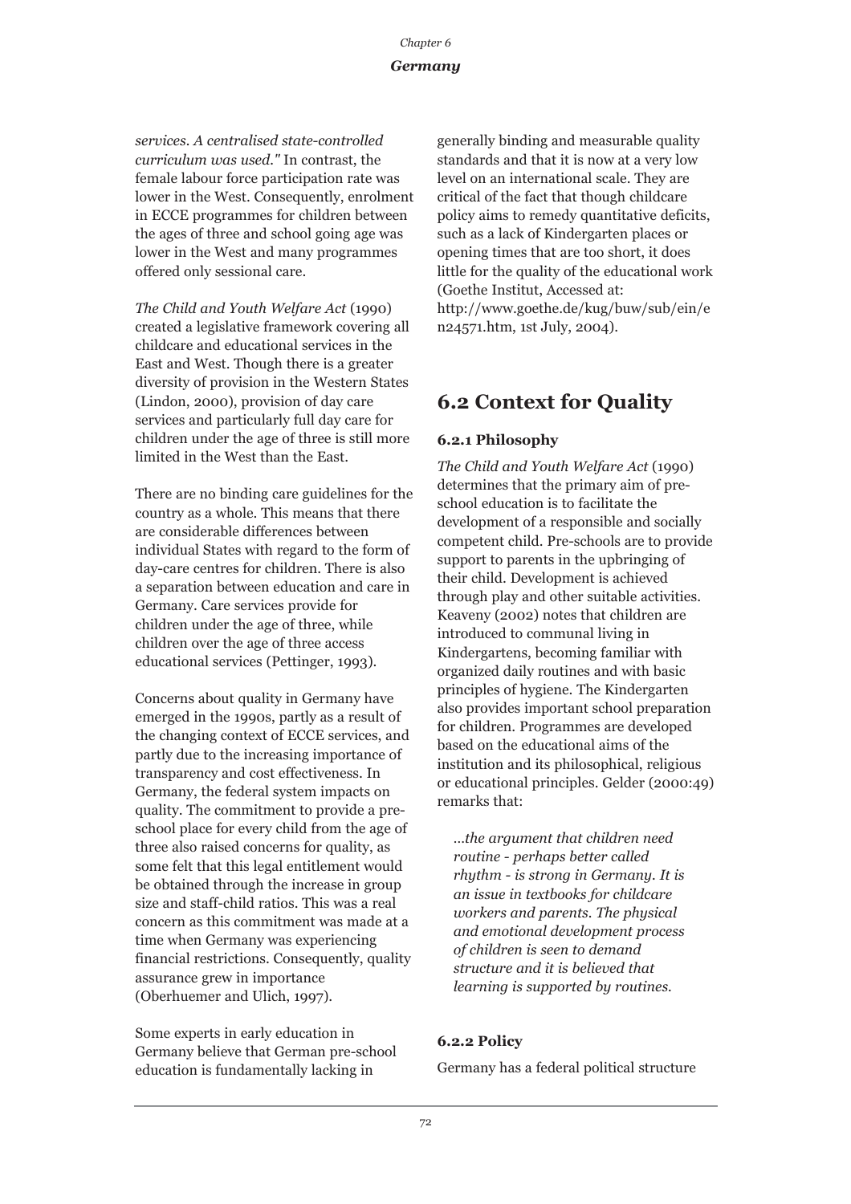*services. A centralised state-controlled curriculum was used."* In contrast, the female labour force participation rate was lower in the West. Consequently, enrolment in ECCE programmes for children between the ages of three and school going age was lower in the West and many programmes offered only sessional care.

*The Child and Youth Welfare Act* (1990) created a legislative framework covering all childcare and educational services in the East and West. Though there is a greater diversity of provision in the Western States (Lindon, 2000), provision of day care services and particularly full day care for children under the age of three is still more limited in the West than the East.

There are no binding care guidelines for the country as a whole. This means that there are considerable differences between individual States with regard to the form of day-care centres for children. There is also a separation between education and care in Germany. Care services provide for children under the age of three, while children over the age of three access educational services (Pettinger, 1993).

Concerns about quality in Germany have emerged in the 1990s, partly as a result of the changing context of ECCE services, and partly due to the increasing importance of transparency and cost effectiveness. In Germany, the federal system impacts on quality. The commitment to provide a pre-school place for every child from the age of three also raised concerns for quality, as some felt that this legal entitlement would be obtained through the increase in group size and staff-child ratios. This was a real concern as this commitment was made at a time when Germany was experiencing financial restrictions. Consequently, quality assurance grew in importance (Oberhuemer and Ulich, 1997).

Some experts in early education in Germany believe that German pre-school education is fundamentally lacking in generally binding and measurable quality standards and that it is now at a very low level on an international scale. They are critical of the fact that though childcare policy aims to remedy quantitative deficits, such as a lack of Kindergarten places or opening times that are too short, it does little for the quality of the educational work (Goethe Institut, Accessed at: http://www.goethe.de/kug/buw/sub/ein/en24571.htm, 1st July, 2004).

## 6.2 Context for Quality

### 6.2.1 Philosophy

*The Child and Youth Welfare Act* (1990) determines that the primary aim of pre-school education is to facilitate the development of a responsible and socially competent child. Pre-schools are to provide support to parents in the upbringing of their child. Development is achieved through play and other suitable activities. Keaveny (2002) notes that children are introduced to communal living in Kindergartens, becoming familiar with organized daily routines and with basic principles of hygiene. The Kindergarten also provides important school preparation for children. Programmes are developed based on the educational aims of the institution and its philosophical, religious or educational principles. Gelder (2000:49) remarks that:

> *...the argument that children need routine - perhaps better called rhythm - is strong in Germany. It is an issue in textbooks for childcare workers and parents. The physical and emotional development process of children is seen to demand structure and it is believed that learning is supported by routines.*

### 6.2.2 Policy

Germany has a federal political structure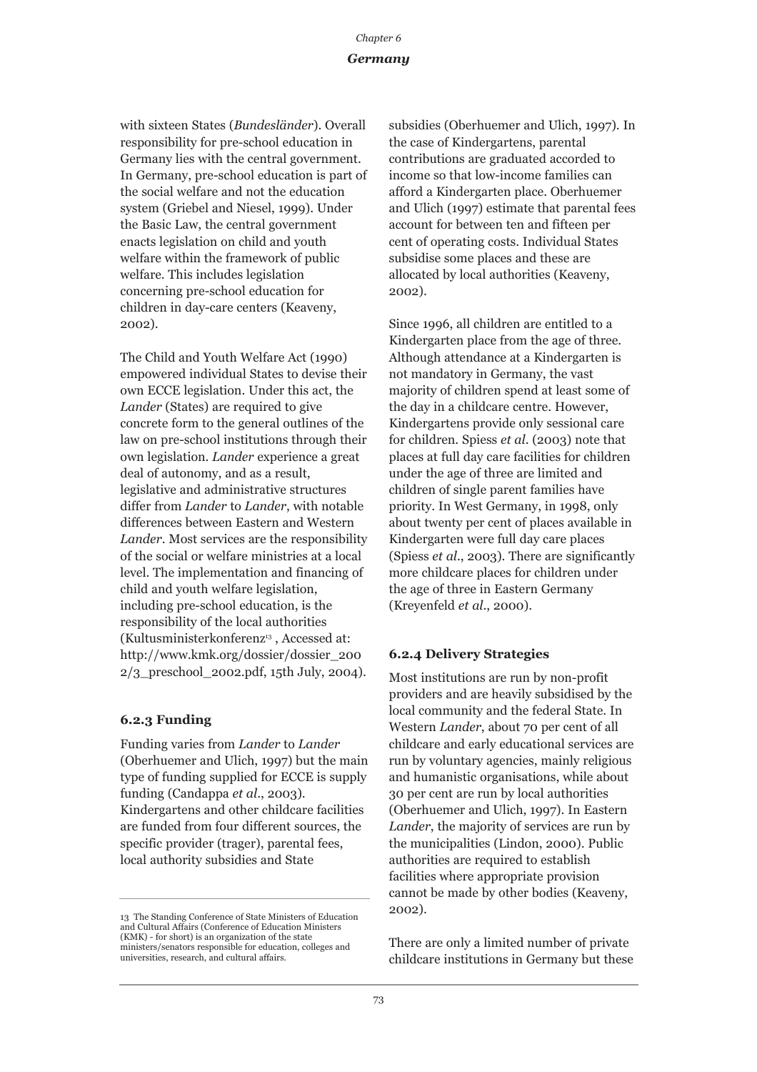with sixteen States (*Bundesländer*). Overall responsibility for pre-school education in Germany lies with the central government. In Germany, pre-school education is part of the social welfare and not the education system (Griebel and Niesel, 1999). Under the Basic Law, the central government enacts legislation on child and youth welfare within the framework of public welfare. This includes legislation concerning pre-school education for children in day-care centers (Keaveny, 2002).

The Child and Youth Welfare Act (1990) empowered individual States to devise their own ECCE legislation. Under this act, the *Lander* (States) are required to give concrete form to the general outlines of the law on pre-school institutions through their own legislation. *Lander* experience a great deal of autonomy, and as a result, legislative and administrative structures differ from *Lander* to *Lander*, with notable differences between Eastern and Western *Lander*. Most services are the responsibility of the social or welfare ministries at a local level. The implementation and financing of child and youth welfare legislation, including pre-school education, is the responsibility of the local authorities (Kultusministerkonferenz[13], Accessed at: http://www.kmk.org/dossier/dossier_2002/3_preschool_2002.pdf, 15th July, 2004).

### 6.2.3 Funding

Funding varies from *Lander* to *Lander* (Oberhuemer and Ulich, 1997) but the main type of funding supplied for ECCE is supply funding (Candappa *et al*., 2003). Kindergartens and other childcare facilities are funded from four different sources, the specific provider (trager), parental fees, local authority subsidies and State subsidies (Oberhuemer and Ulich, 1997). In the case of Kindergartens, parental contributions are graduated accorded to income so that low-income families can afford a Kindergarten place. Oberhuemer and Ulich (1997) estimate that parental fees account for between ten and fifteen per cent of operating costs. Individual States subsidise some places and these are allocated by local authorities (Keaveny, 2002).

Since 1996, all children are entitled to a Kindergarten place from the age of three. Although attendance at a Kindergarten is not mandatory in Germany, the vast majority of children spend at least some of the day in a childcare centre. However, Kindergartens provide only sessional care for children. Spiess *et al*. (2003) note that places at full day care facilities for children under the age of three are limited and children of single parent families have priority. In West Germany, in 1998, only about twenty per cent of places available in Kindergarten were full day care places (Spiess *et al*., 2003). There are significantly more childcare places for children under the age of three in Eastern Germany (Kreyenfeld *et al*., 2000).

### 6.2.4 Delivery Strategies

Most institutions are run by non-profit providers and are heavily subsidised by the local community and the federal State. In Western *Lander*, about 70 per cent of all childcare and early educational services are run by voluntary agencies, mainly religious and humanistic organisations, while about 30 per cent are run by local authorities (Oberhuemer and Ulich, 1997). In Eastern *Lander*, the majority of services are run by the municipalities (Lindon, 2000). Public authorities are required to establish facilities where appropriate provision cannot be made by other bodies (Keaveny, 2002).

There are only a limited number of private childcare institutions in Germany but these

---

13 The Standing Conference of State Ministers of Education and Cultural Affairs (Conference of Education Ministers (KMK) - for short) is an organization of the state ministers/senators responsible for education, colleges and universities, research, and cultural affairs.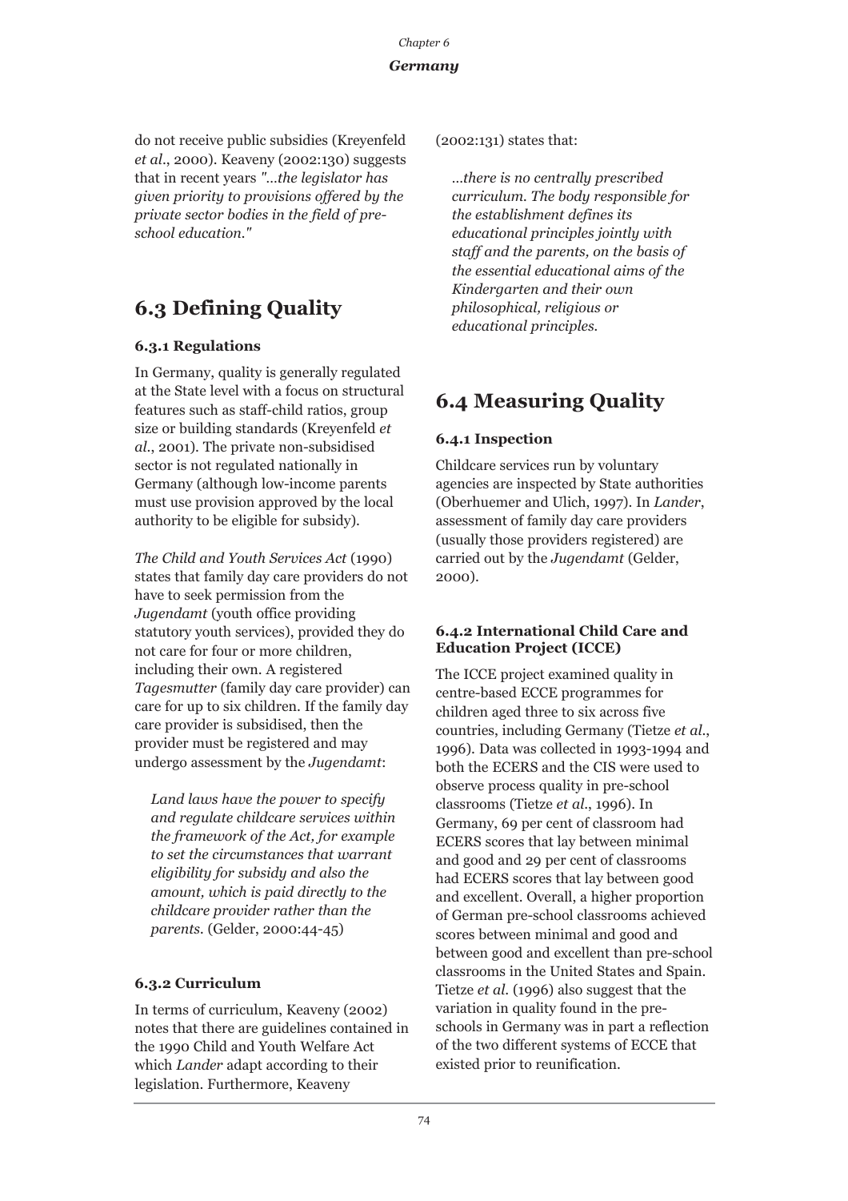do not receive public subsidies (Kreyenfeld *et al*., 2000). Keaveny (2002:130) suggests that in recent years *"...the legislator has given priority to provisions offered by the private sector bodies in the field of pre-school education."*

## 6.3 Defining Quality

### 6.3.1 Regulations

In Germany, quality is generally regulated at the State level with a focus on structural features such as staff-child ratios, group size or building standards (Kreyenfeld *et al*., 2001). The private non-subsidised sector is not regulated nationally in Germany (although low-income parents must use provision approved by the local authority to be eligible for subsidy).

*The Child and Youth Services Act* (1990) states that family day care providers do not have to seek permission from the *Jugendamt* (youth office providing statutory youth services), provided they do not care for four or more children, including their own. A registered *Tagesmutter* (family day care provider) can care for up to six children. If the family day care provider is subsidised, then the provider must be registered and may undergo assessment by the *Jugendamt*:

> *Land laws have the power to specify and regulate childcare services within the framework of the Act, for example to set the circumstances that warrant eligibility for subsidy and also the amount, which is paid directly to the childcare provider rather than the parents.* (Gelder, 2000:44-45)

### 6.3.2 Curriculum

In terms of curriculum, Keaveny (2002) notes that there are guidelines contained in the 1990 Child and Youth Welfare Act which *Lander* adapt according to their legislation. Furthermore, Keaveny (2002:131) states that:

> *...there is no centrally prescribed curriculum. The body responsible for the establishment defines its educational principles jointly with staff and the parents, on the basis of the essential educational aims of the Kindergarten and their own philosophical, religious or educational principles.*

## 6.4 Measuring Quality

### 6.4.1 Inspection

Childcare services run by voluntary agencies are inspected by State authorities (Oberhuemer and Ulich, 1997). In *Lander*, assessment of family day care providers (usually those providers registered) are carried out by the *Jugendamt* (Gelder, 2000).

### 6.4.2 International Child Care and Education Project (ICCE)

The ICCE project examined quality in centre-based ECCE programmes for children aged three to six across five countries, including Germany (Tietze *et al*., 1996). Data was collected in 1993-1994 and both the ECERS and the CIS were used to observe process quality in pre-school classrooms (Tietze *et al*., 1996). In Germany, 69 per cent of classroom had ECERS scores that lay between minimal and good and 29 per cent of classrooms had ECERS scores that lay between good and excellent. Overall, a higher proportion of German pre-school classrooms achieved scores between minimal and good and between good and excellent than pre-school classrooms in the United States and Spain. Tietze *et al.* (1996) also suggest that the variation in quality found in the pre-schools in Germany was in part a reflection of the two different systems of ECCE that existed prior to reunification.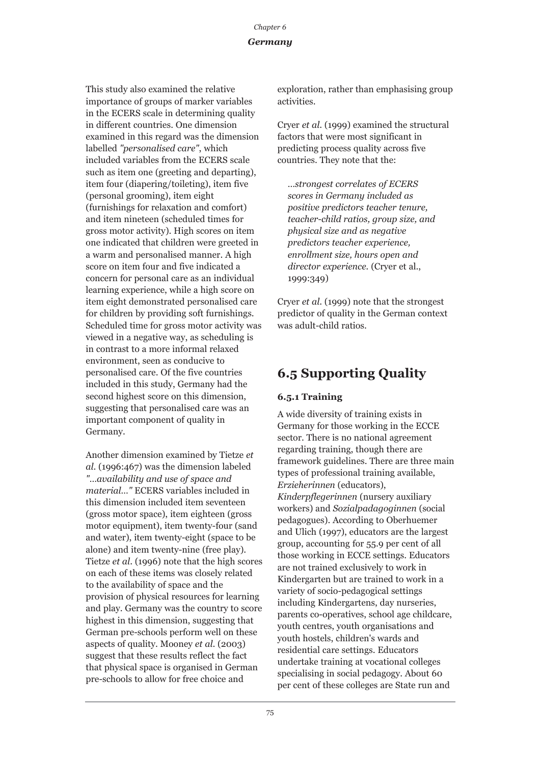This study also examined the relative importance of groups of marker variables in the ECERS scale in determining quality in different countries. One dimension examined in this regard was the dimension labelled *"personalised care"*, which included variables from the ECERS scale such as item one (greeting and departing), item four (diapering/toileting), item five (personal grooming), item eight (furnishings for relaxation and comfort) and item nineteen (scheduled times for gross motor activity). High scores on item one indicated that children were greeted in a warm and personalised manner. A high score on item four and five indicated a concern for personal care as an individual learning experience, while a high score on item eight demonstrated personalised care for children by providing soft furnishings. Scheduled time for gross motor activity was viewed in a negative way, as scheduling is in contrast to a more informal relaxed environment, seen as conducive to personalised care. Of the five countries included in this study, Germany had the second highest score on this dimension, suggesting that personalised care was an important component of quality in Germany.

Another dimension examined by Tietze *et al.* (1996:467) was the dimension labeled *"...availability and use of space and material..."* ECERS variables included in this dimension included item seventeen (gross motor space), item eighteen (gross motor equipment), item twenty-four (sand and water), item twenty-eight (space to be alone) and item twenty-nine (free play). Tietze *et al.* (1996) note that the high scores on each of these items was closely related to the availability of space and the provision of physical resources for learning and play. Germany was the country to score highest in this dimension, suggesting that German pre-schools perform well on these aspects of quality. Mooney *et al.* (2003) suggest that these results reflect the fact that physical space is organised in German pre-schools to allow for free choice and exploration, rather than emphasising group activities.

Cryer *et al.* (1999) examined the structural factors that were most significant in predicting process quality across five countries. They note that the:

> *...strongest correlates of ECERS scores in Germany included as positive predictors teacher tenure, teacher-child ratios, group size, and physical size and as negative predictors teacher experience, enrollment size, hours open and director experience.* (Cryer et al., 1999:349)

Cryer *et al.* (1999) note that the strongest predictor of quality in the German context was adult-child ratios.

## 6.5 Supporting Quality

### 6.5.1 Training

A wide diversity of training exists in Germany for those working in the ECCE sector. There is no national agreement regarding training, though there are framework guidelines. There are three main types of professional training available, *Erzieherinnen* (educators), *Kinderpflegerinnen* (nursery auxiliary workers) and *Sozialpadagoginnen* (social pedagogues). According to Oberhuemer and Ulich (1997), educators are the largest group, accounting for 55.9 per cent of all those working in ECCE settings. Educators are not trained exclusively to work in Kindergarten but are trained to work in a variety of socio-pedagogical settings including Kindergartens, day nurseries, parents co-operatives, school age childcare, youth centres, youth organisations and youth hostels, children's wards and residential care settings. Educators undertake training at vocational colleges specialising in social pedagogy. About 60 per cent of these colleges are State run and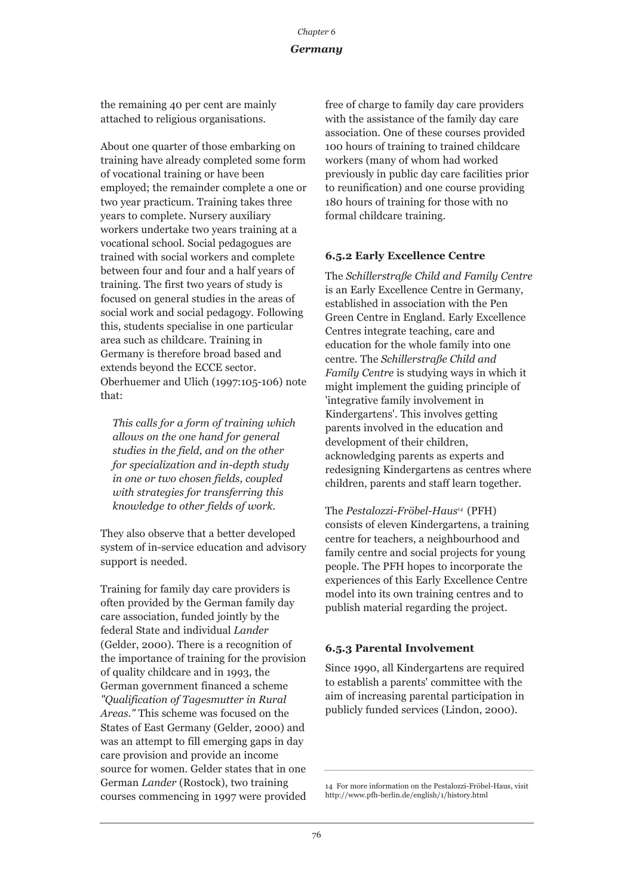the remaining 40 per cent are mainly attached to religious organisations.

About one quarter of those embarking on training have already completed some form of vocational training or have been employed; the remainder complete a one or two year practicum. Training takes three years to complete. Nursery auxiliary workers undertake two years training at a vocational school. Social pedagogues are trained with social workers and complete between four and four and a half years of training. The first two years of study is focused on general studies in the areas of social work and social pedagogy. Following this, students specialise in one particular area such as childcare. Training in Germany is therefore broad based and extends beyond the ECCE sector. Oberhuemer and Ulich (1997:105-106) note that:

> *This calls for a form of training which allows on the one hand for general studies in the field, and on the other for specialization and in-depth study in one or two chosen fields, coupled with strategies for transferring this knowledge to other fields of work.*

They also observe that a better developed system of in-service education and advisory support is needed.

Training for family day care providers is often provided by the German family day care association, funded jointly by the federal State and individual *Lander* (Gelder, 2000). There is a recognition of the importance of training for the provision of quality childcare and in 1993, the German government financed a scheme *"Qualification of Tagesmutter in Rural Areas."* This scheme was focused on the States of East Germany (Gelder, 2000) and was an attempt to fill emerging gaps in day care provision and provide an income source for women. Gelder states that in one German *Lander* (Rostock), two training courses commencing in 1997 were provided free of charge to family day care providers with the assistance of the family day care association. One of these courses provided 100 hours of training to trained childcare workers (many of whom had worked previously in public day care facilities prior to reunification) and one course providing 180 hours of training for those with no formal childcare training.

### 6.5.2 Early Excellence Centre

The *Schillerstraße Child and Family Centre* is an Early Excellence Centre in Germany, established in association with the Pen Green Centre in England. Early Excellence Centres integrate teaching, care and education for the whole family into one centre. The *Schillerstraße Child and Family Centre* is studying ways in which it might implement the guiding principle of 'integrative family involvement in Kindergartens'. This involves getting parents involved in the education and development of their children, acknowledging parents as experts and redesigning Kindergartens as centres where children, parents and staff learn together.

The *Pestalozzi-Fröbel-Haus*[14] (PFH) consists of eleven Kindergartens, a training centre for teachers, a neighbourhood and family centre and social projects for young people. The PFH hopes to incorporate the experiences of this Early Excellence Centre model into its own training centres and to publish material regarding the project.

### 6.5.3 Parental Involvement

Since 1990, all Kindergartens are required to establish a parents' committee with the aim of increasing parental participation in publicly funded services (Lindon, 2000).

---

14 For more information on the Pestalozzi-Fröbel-Haus, visit http://www.pfh-berlin.de/english/1/history.html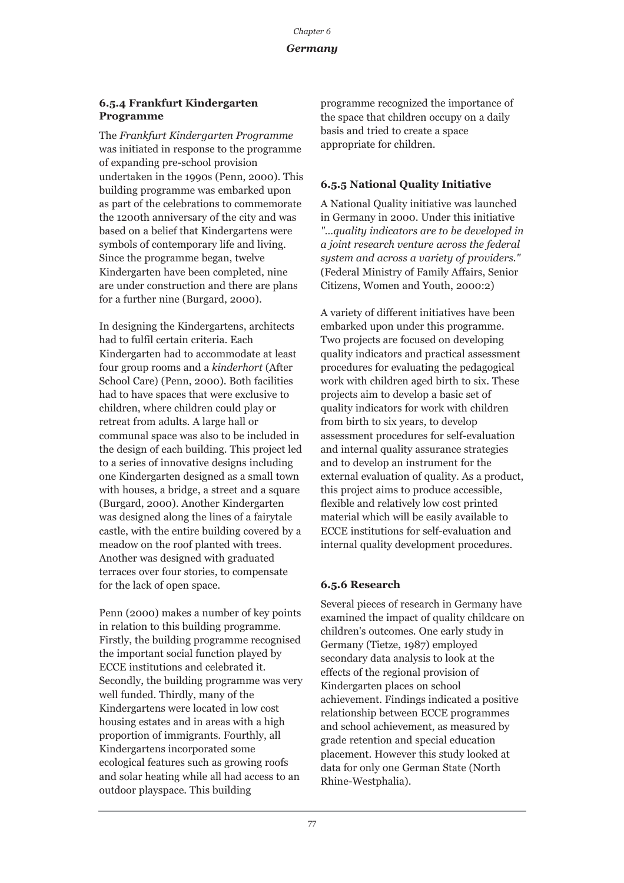### 6.5.4 Frankfurt Kindergarten Programme

The *Frankfurt Kindergarten Programme* was initiated in response to the programme of expanding pre-school provision undertaken in the 1990s (Penn, 2000). This building programme was embarked upon as part of the celebrations to commemorate the 1200th anniversary of the city and was based on a belief that Kindergartens were symbols of contemporary life and living. Since the programme began, twelve Kindergarten have been completed, nine are under construction and there are plans for a further nine (Burgard, 2000).

In designing the Kindergartens, architects had to fulfil certain criteria. Each Kindergarten had to accommodate at least four group rooms and a *kinderhort* (After School Care) (Penn, 2000). Both facilities had to have spaces that were exclusive to children, where children could play or retreat from adults. A large hall or communal space was also to be included in the design of each building. This project led to a series of innovative designs including one Kindergarten designed as a small town with houses, a bridge, a street and a square (Burgard, 2000). Another Kindergarten was designed along the lines of a fairytale castle, with the entire building covered by a meadow on the roof planted with trees. Another was designed with graduated terraces over four stories, to compensate for the lack of open space.

Penn (2000) makes a number of key points in relation to this building programme. Firstly, the building programme recognised the important social function played by ECCE institutions and celebrated it. Secondly, the building programme was very well funded. Thirdly, many of the Kindergartens were located in low cost housing estates and in areas with a high proportion of immigrants. Fourthly, all Kindergartens incorporated some ecological features such as growing roofs and solar heating while all had access to an outdoor playspace. This building programme recognized the importance of the space that children occupy on a daily basis and tried to create a space appropriate for children.

### 6.5.5 National Quality Initiative

A National Quality initiative was launched in Germany in 2000. Under this initiative *"...quality indicators are to be developed in a joint research venture across the federal system and across a variety of providers."* (Federal Ministry of Family Affairs, Senior Citizens, Women and Youth, 2000:2)

A variety of different initiatives have been embarked upon under this programme. Two projects are focused on developing quality indicators and practical assessment procedures for evaluating the pedagogical work with children aged birth to six. These projects aim to develop a basic set of quality indicators for work with children from birth to six years, to develop assessment procedures for self-evaluation and internal quality assurance strategies and to develop an instrument for the external evaluation of quality. As a product, this project aims to produce accessible, flexible and relatively low cost printed material which will be easily available to ECCE institutions for self-evaluation and internal quality development procedures.

### 6.5.6 Research

Several pieces of research in Germany have examined the impact of quality childcare on children's outcomes. One early study in Germany (Tietze, 1987) employed secondary data analysis to look at the effects of the regional provision of Kindergarten places on school achievement. Findings indicated a positive relationship between ECCE programmes and school achievement, as measured by grade retention and special education placement. However this study looked at data for only one German State (North Rhine-Westphalia).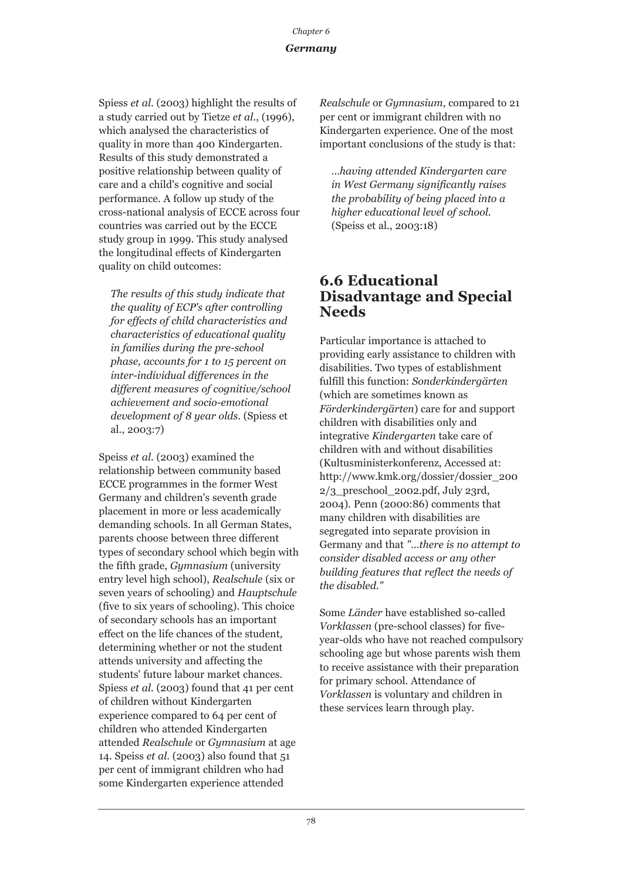Spiess *et al.* (2003) highlight the results of a study carried out by Tietze *et al.*, (1996), which analysed the characteristics of quality in more than 400 Kindergarten. Results of this study demonstrated a positive relationship between quality of care and a child's cognitive and social performance. A follow up study of the cross-national analysis of ECCE across four countries was carried out by the ECCE study group in 1999. This study analysed the longitudinal effects of Kindergarten quality on child outcomes:

> *The results of this study indicate that the quality of ECP's after controlling for effects of child characteristics and characteristics of educational quality in families during the pre-school phase, accounts for 1 to 15 percent on inter-individual differences in the different measures of cognitive/school achievement and socio-emotional development of 8 year olds.* (Spiess et al., 2003:7)

Speiss *et al.* (2003) examined the relationship between community based ECCE programmes in the former West Germany and children's seventh grade placement in more or less academically demanding schools. In all German States, parents choose between three different types of secondary school which begin with the fifth grade, *Gymnasium* (university entry level high school), *Realschule* (six or seven years of schooling) and *Hauptschule* (five to six years of schooling). This choice of secondary schools has an important effect on the life chances of the student, determining whether or not the student attends university and affecting the students' future labour market chances. Spiess *et al.* (2003) found that 41 per cent of children without Kindergarten experience compared to 64 per cent of children who attended Kindergarten attended *Realschule* or *Gymnasium* at age 14. Speiss *et al.* (2003) also found that 51 per cent of immigrant children who had some Kindergarten experience attended *Realschule* or *Gymnasium*, compared to 21 per cent or immigrant children with no Kindergarten experience. One of the most important conclusions of the study is that:

> *...having attended Kindergarten care in West Germany significantly raises the probability of being placed into a higher educational level of school.* (Speiss et al., 2003:18)

## 6.6 Educational Disadvantage and Special Needs

Particular importance is attached to providing early assistance to children with disabilities. Two types of establishment fulfill this function: *Sonderkindergärten* (which are sometimes known as *Förderkindergärten*) care for and support children with disabilities only and integrative *Kindergarten* take care of children with and without disabilities (Kultusministerkonferenz, Accessed at: http://www.kmk.org/dossier/dossier_2002/3_preschool_2002.pdf, July 23rd, 2004). Penn (2000:86) comments that many children with disabilities are segregated into separate provision in Germany and that *"...there is no attempt to consider disabled access or any other building features that reflect the needs of the disabled."*

Some *Länder* have established so-called *Vorklassen* (pre-school classes) for five-year-olds who have not reached compulsory schooling age but whose parents wish them to receive assistance with their preparation for primary school. Attendance of *Vorklassen* is voluntary and children in these services learn through play.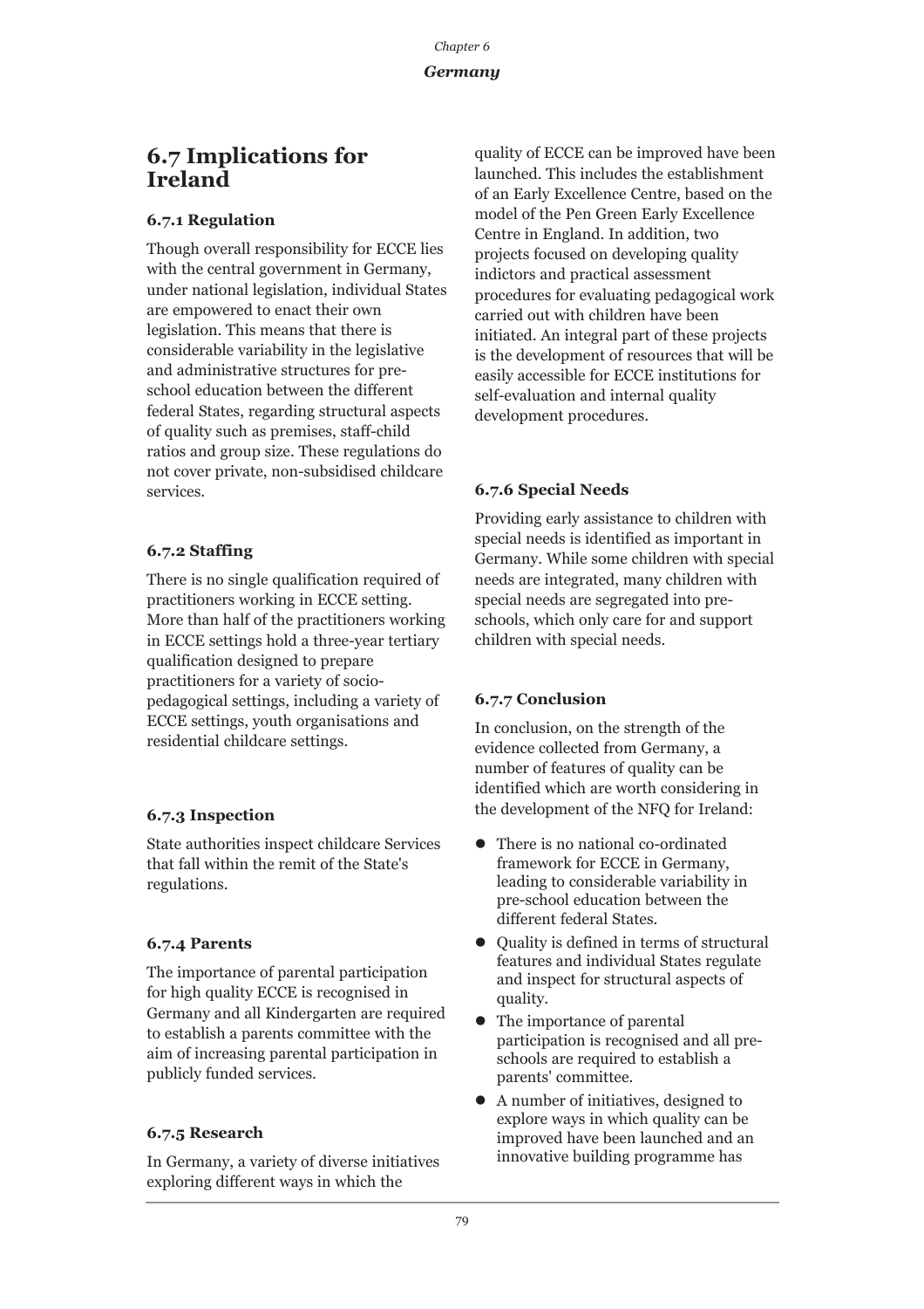## 6.7 Implications for Ireland

### 6.7.1 Regulation

Though overall responsibility for ECCE lies with the central government in Germany, under national legislation, individual States are empowered to enact their own legislation. This means that there is considerable variability in the legislative and administrative structures for pre-school education between the different federal States, regarding structural aspects of quality such as premises, staff-child ratios and group size. These regulations do not cover private, non-subsidised childcare services.

### 6.7.2 Staffing

There is no single qualification required of practitioners working in ECCE setting. More than half of the practitioners working in ECCE settings hold a three-year tertiary qualification designed to prepare practitioners for a variety of socio-pedagogical settings, including a variety of ECCE settings, youth organisations and residential childcare settings.

### 6.7.3 Inspection

State authorities inspect childcare Services that fall within the remit of the State's regulations.

### 6.7.4 Parents

The importance of parental participation for high quality ECCE is recognised in Germany and all Kindergarten are required to establish a parents committee with the aim of increasing parental participation in publicly funded services.

### 6.7.5 Research

In Germany, a variety of diverse initiatives exploring different ways in which the quality of ECCE can be improved have been launched. This includes the establishment of an Early Excellence Centre, based on the model of the Pen Green Early Excellence Centre in England. In addition, two projects focused on developing quality indictors and practical assessment procedures for evaluating pedagogical work carried out with children have been initiated. An integral part of these projects is the development of resources that will be easily accessible for ECCE institutions for self-evaluation and internal quality development procedures.

### 6.7.6 Special Needs

Providing early assistance to children with special needs is identified as important in Germany. While some children with special needs are integrated, many children with special needs are segregated into pre-schools, which only care for and support children with special needs.

### 6.7.7 Conclusion

In conclusion, on the strength of the evidence collected from Germany, a number of features of quality can be identified which are worth considering in the development of the NFQ for Ireland:

- There is no national co-ordinated framework for ECCE in Germany, leading to considerable variability in pre-school education between the different federal States.
- Quality is defined in terms of structural features and individual States regulate and inspect for structural aspects of quality.
- The importance of parental participation is recognised and all pre-schools are required to establish a parents' committee.
- A number of initiatives, designed to explore ways in which quality can be improved have been launched and an innovative building programme has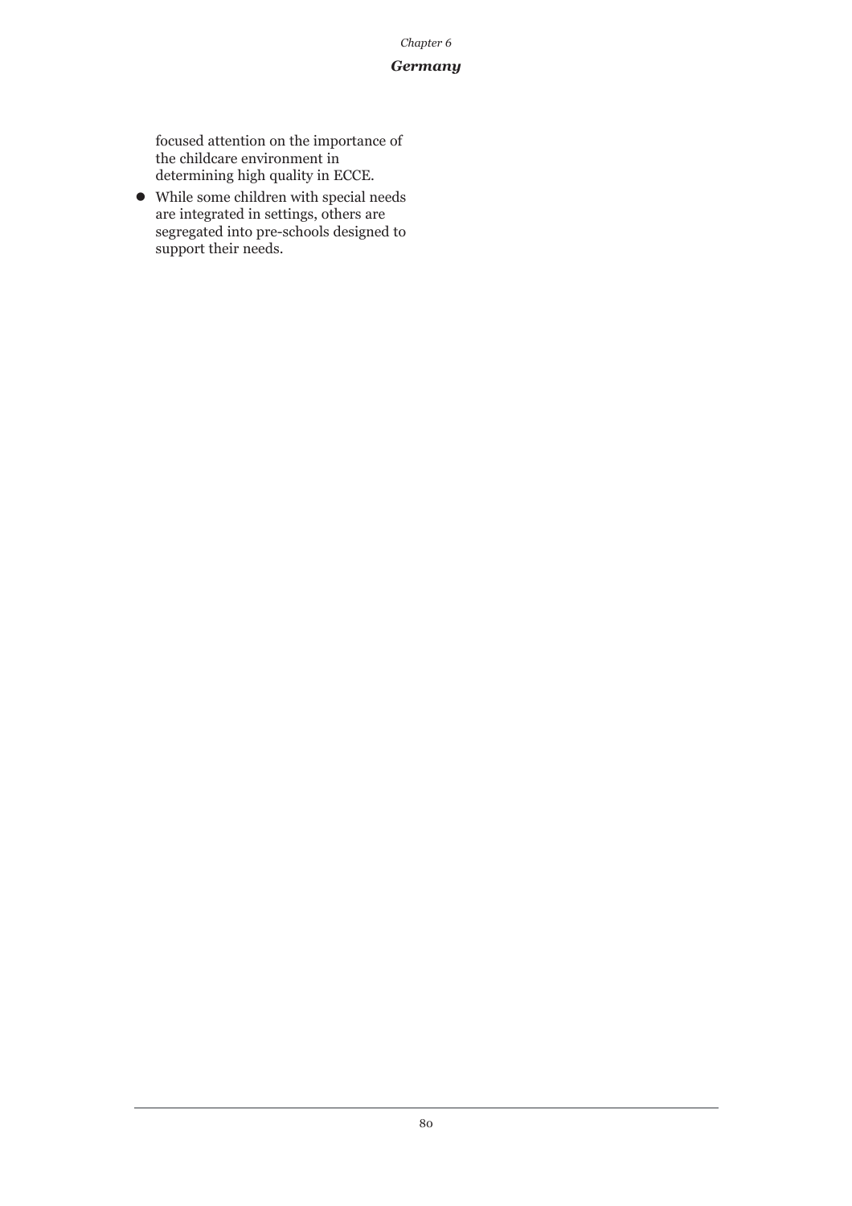focused attention on the importance of the childcare environment in determining high quality in ECCE.

- While some children with special needs are integrated in settings, others are segregated into pre-schools designed to support their needs.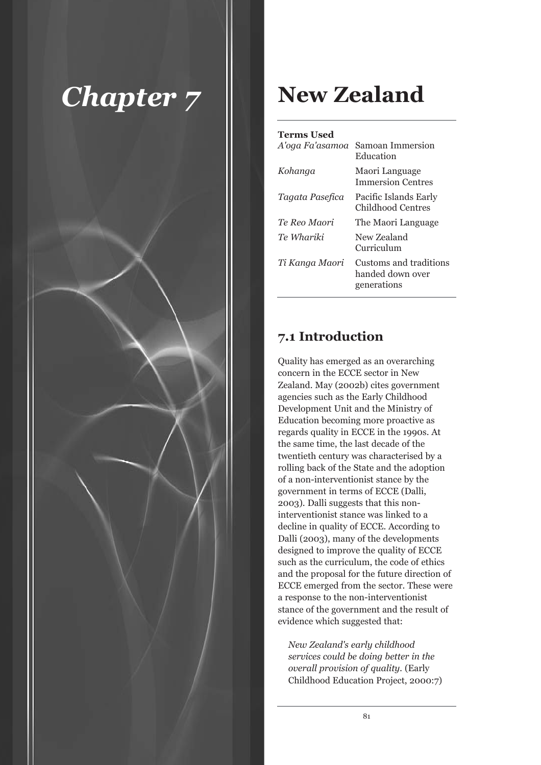# Chapter 7

# New Zealand

**Terms Used**

| | |
|---|---|
| *A'oga Fa'asamoa* | Samoan Immersion Education |
| *Kohanga* | Maori Language Immersion Centres |
| *Tagata Pasefica* | Pacific Islands Early Childhood Centres |
| *Te Reo Maori* | The Maori Language |
| *Te Whariki* | New Zealand Curriculum |
| *Ti Kanga Maori* | Customs and traditions handed down over generations |

## 7.1 Introduction

Quality has emerged as an overarching concern in the ECCE sector in New Zealand. May (2002b) cites government agencies such as the Early Childhood Development Unit and the Ministry of Education becoming more proactive as regards quality in ECCE in the 1990s. At the same time, the last decade of the twentieth century was characterised by a rolling back of the State and the adoption of a non-interventionist stance by the government in terms of ECCE (Dalli, 2003). Dalli suggests that this non-interventionist stance was linked to a decline in quality of ECCE. According to Dalli (2003), many of the developments designed to improve the quality of ECCE such as the curriculum, the code of ethics and the proposal for the future direction of ECCE emerged from the sector. These were a response to the non-interventionist stance of the government and the result of evidence which suggested that:

> *New Zealand's early childhood services could be doing better in the overall provision of quality.* (Early Childhood Education Project, 2000:7)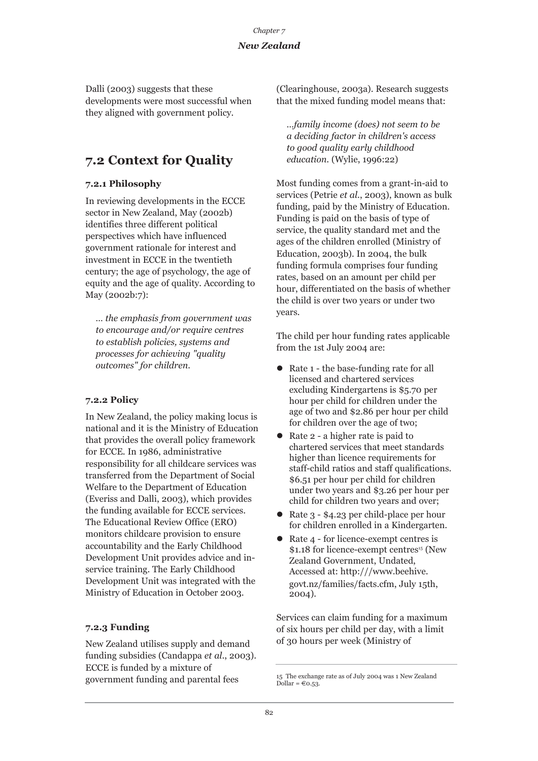Dalli (2003) suggests that these developments were most successful when they aligned with government policy.

## 7.2 Context for Quality

### 7.2.1 Philosophy

In reviewing developments in the ECCE sector in New Zealand, May (2002b) identifies three different political perspectives which have influenced government rationale for interest and investment in ECCE in the twentieth century; the age of psychology, the age of equity and the age of quality. According to May (2002b:7):

> *... the emphasis from government was to encourage and/or require centres to establish policies, systems and processes for achieving "quality outcomes" for children.*

### 7.2.2 Policy

In New Zealand, the policy making locus is national and it is the Ministry of Education that provides the overall policy framework for ECCE. In 1986, administrative responsibility for all childcare services was transferred from the Department of Social Welfare to the Department of Education (Everiss and Dalli, 2003), which provides the funding available for ECCE services. The Educational Review Office (ERO) monitors childcare provision to ensure accountability and the Early Childhood Development Unit provides advice and in-service training. The Early Childhood Development Unit was integrated with the Ministry of Education in October 2003.

### 7.2.3 Funding

New Zealand utilises supply and demand funding subsidies (Candappa *et al*., 2003). ECCE is funded by a mixture of government funding and parental fees (Clearinghouse, 2003a). Research suggests that the mixed funding model means that:

> *...family income (does) not seem to be a deciding factor in children's access to good quality early childhood education.* (Wylie, 1996:22)

Most funding comes from a grant-in-aid to services (Petrie *et al*., 2003), known as bulk funding, paid by the Ministry of Education. Funding is paid on the basis of type of service, the quality standard met and the ages of the children enrolled (Ministry of Education, 2003b). In 2004, the bulk funding formula comprises four funding rates, based on an amount per child per hour, differentiated on the basis of whether the child is over two years or under two years.

The child per hour funding rates applicable from the 1st July 2004 are:

- Rate 1 - the base-funding rate for all licensed and chartered services excluding Kindergartens is $5.70 per hour per child for children under the age of two and $2.86 per hour per child for children over the age of two;
- Rate 2 - a higher rate is paid to chartered services that meet standards higher than licence requirements for staff-child ratios and staff qualifications. $6.51 per hour per child for children under two years and $3.26 per hour per child for children two years and over;
- Rate 3 - $4.23 per child-place per hour for children enrolled in a Kindergarten.
- Rate 4 - for licence-exempt centres is $1.18 for licence-exempt centres[15] (New Zealand Government, Undated, Accessed at: http:///www.beehive.govt.nz/families/facts.cfm, July 15th, 2004).

Services can claim funding for a maximum of six hours per child per day, with a limit of 30 hours per week (Ministry of

---

15 The exchange rate as of July 2004 was 1 New Zealand Dollar = €0.53.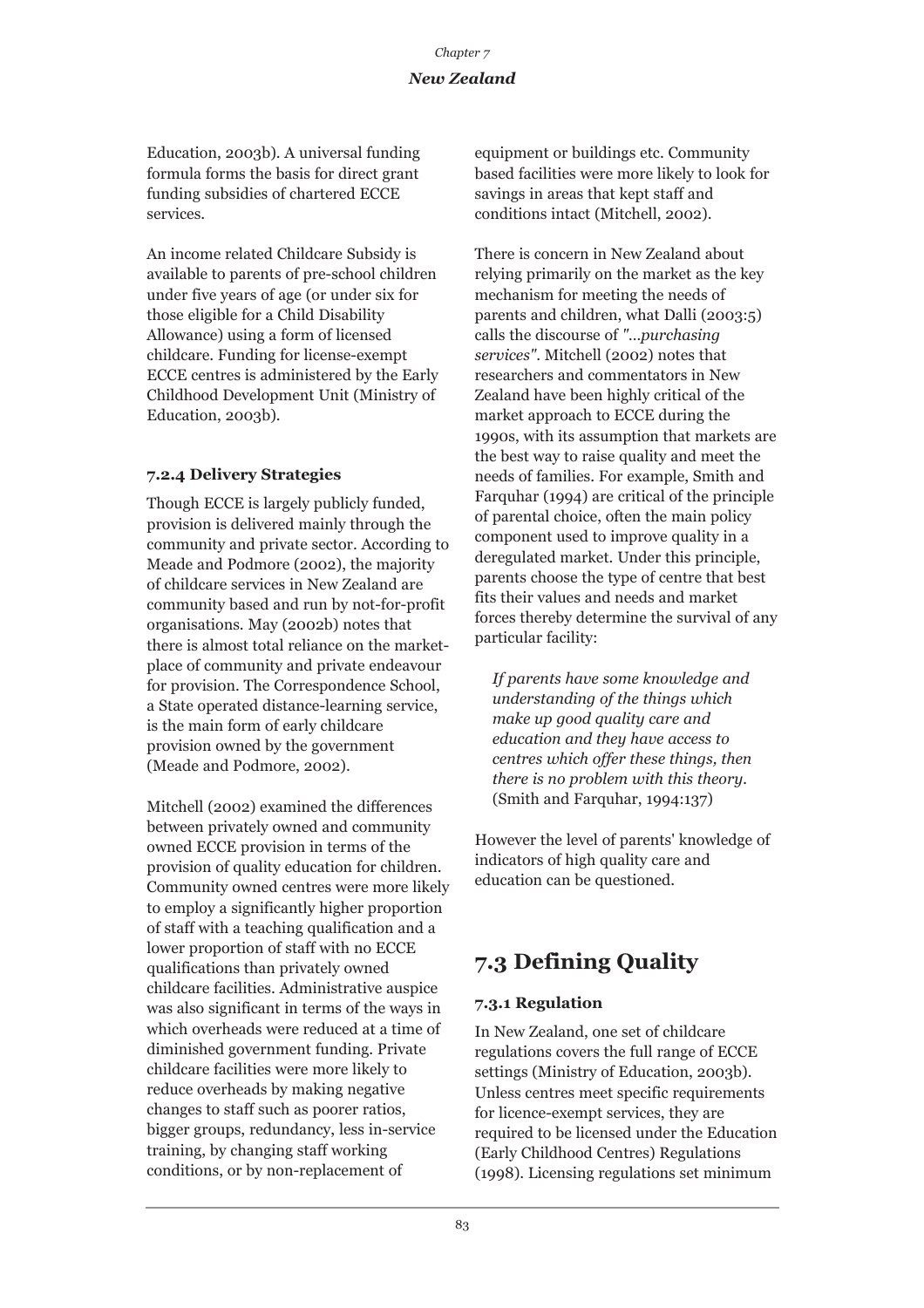Education, 2003b). A universal funding formula forms the basis for direct grant funding subsidies of chartered ECCE services.

An income related Childcare Subsidy is available to parents of pre-school children under five years of age (or under six for those eligible for a Child Disability Allowance) using a form of licensed childcare. Funding for license-exempt ECCE centres is administered by the Early Childhood Development Unit (Ministry of Education, 2003b).

### 7.2.4 Delivery Strategies

Though ECCE is largely publicly funded, provision is delivered mainly through the community and private sector. According to Meade and Podmore (2002), the majority of childcare services in New Zealand are community based and run by not-for-profit organisations. May (2002b) notes that there is almost total reliance on the market-place of community and private endeavour for provision. The Correspondence School, a State operated distance-learning service, is the main form of early childcare provision owned by the government (Meade and Podmore, 2002).

Mitchell (2002) examined the differences between privately owned and community owned ECCE provision in terms of the provision of quality education for children. Community owned centres were more likely to employ a significantly higher proportion of staff with a teaching qualification and a lower proportion of staff with no ECCE qualifications than privately owned childcare facilities. Administrative auspice was also significant in terms of the ways in which overheads were reduced at a time of diminished government funding. Private childcare facilities were more likely to reduce overheads by making negative changes to staff such as poorer ratios, bigger groups, redundancy, less in-service training, by changing staff working conditions, or by non-replacement of equipment or buildings etc. Community based facilities were more likely to look for savings in areas that kept staff and conditions intact (Mitchell, 2002).

There is concern in New Zealand about relying primarily on the market as the key mechanism for meeting the needs of parents and children, what Dalli (2003:5) calls the discourse of *"...purchasing services"*. Mitchell (2002) notes that researchers and commentators in New Zealand have been highly critical of the market approach to ECCE during the 1990s, with its assumption that markets are the best way to raise quality and meet the needs of families. For example, Smith and Farquhar (1994) are critical of the principle of parental choice, often the main policy component used to improve quality in a deregulated market. Under this principle, parents choose the type of centre that best fits their values and needs and market forces thereby determine the survival of any particular facility:

> *If parents have some knowledge and understanding of the things which make up good quality care and education and they have access to centres which offer these things, then there is no problem with this theory.* (Smith and Farquhar, 1994:137)

However the level of parents' knowledge of indicators of high quality care and education can be questioned.

## 7.3 Defining Quality

### 7.3.1 Regulation

In New Zealand, one set of childcare regulations covers the full range of ECCE settings (Ministry of Education, 2003b). Unless centres meet specific requirements for licence-exempt services, they are required to be licensed under the Education (Early Childhood Centres) Regulations (1998). Licensing regulations set minimum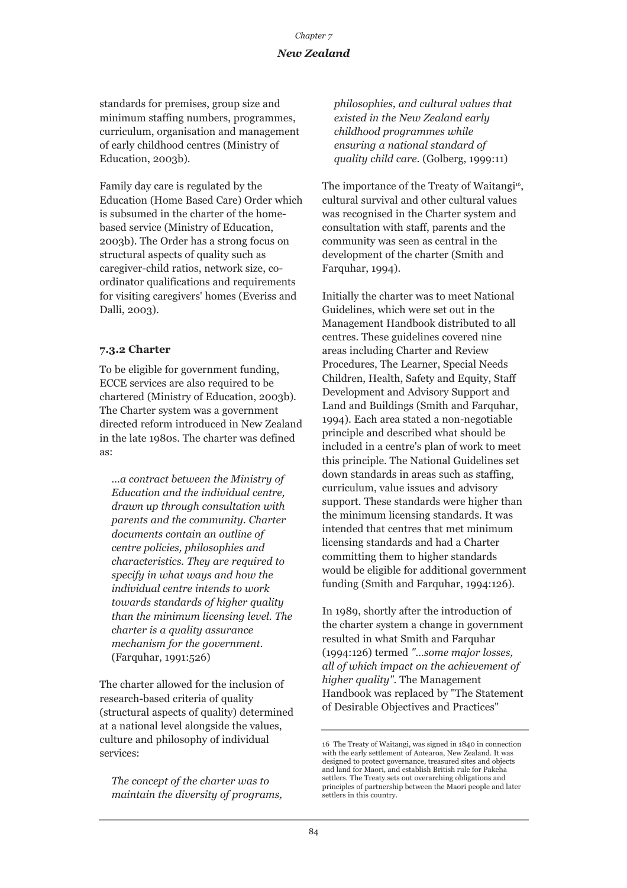standards for premises, group size and minimum staffing numbers, programmes, curriculum, organisation and management of early childhood centres (Ministry of Education, 2003b).

Family day care is regulated by the Education (Home Based Care) Order which is subsumed in the charter of the home-based service (Ministry of Education, 2003b). The Order has a strong focus on structural aspects of quality such as caregiver-child ratios, network size, co-ordinator qualifications and requirements for visiting caregivers' homes (Everiss and Dalli, 2003).

### 7.3.2 Charter

To be eligible for government funding, ECCE services are also required to be chartered (Ministry of Education, 2003b). The Charter system was a government directed reform introduced in New Zealand in the late 1980s. The charter was defined as:

> *...a contract between the Ministry of Education and the individual centre, drawn up through consultation with parents and the community. Charter documents contain an outline of centre policies, philosophies and characteristics. They are required to specify in what ways and how the individual centre intends to work towards standards of higher quality than the minimum licensing level. The charter is a quality assurance mechanism for the government.* (Farquhar, 1991:526)

The charter allowed for the inclusion of research-based criteria of quality (structural aspects of quality) determined at a national level alongside the values, culture and philosophy of individual services:

> *The concept of the charter was to maintain the diversity of programs, philosophies, and cultural values that existed in the New Zealand early childhood programmes while ensuring a national standard of quality child care.* (Golberg, 1999:11)

The importance of the Treaty of Waitangi[16], cultural survival and other cultural values was recognised in the Charter system and consultation with staff, parents and the community was seen as central in the development of the charter (Smith and Farquhar, 1994).

Initially the charter was to meet National Guidelines, which were set out in the Management Handbook distributed to all centres. These guidelines covered nine areas including Charter and Review Procedures, The Learner, Special Needs Children, Health, Safety and Equity, Staff Development and Advisory Support and Land and Buildings (Smith and Farquhar, 1994). Each area stated a non-negotiable principle and described what should be included in a centre's plan of work to meet this principle. The National Guidelines set down standards in areas such as staffing, curriculum, value issues and advisory support. These standards were higher than the minimum licensing standards. It was intended that centres that met minimum licensing standards and had a Charter committing them to higher standards would be eligible for additional government funding (Smith and Farquhar, 1994:126).

In 1989, shortly after the introduction of the charter system a change in government resulted in what Smith and Farquhar (1994:126) termed *"...some major losses, all of which impact on the achievement of higher quality"*. The Management Handbook was replaced by "The Statement of Desirable Objectives and Practices"

---

16 The Treaty of Waitangi, was signed in 1840 in connection with the early settlement of Aotearoa, New Zealand. It was designed to protect governance, treasured sites and objects and land for Maori, and establish British rule for Pakeha settlers. The Treaty sets out overarching obligations and principles of partnership between the Maori people and later settlers in this country.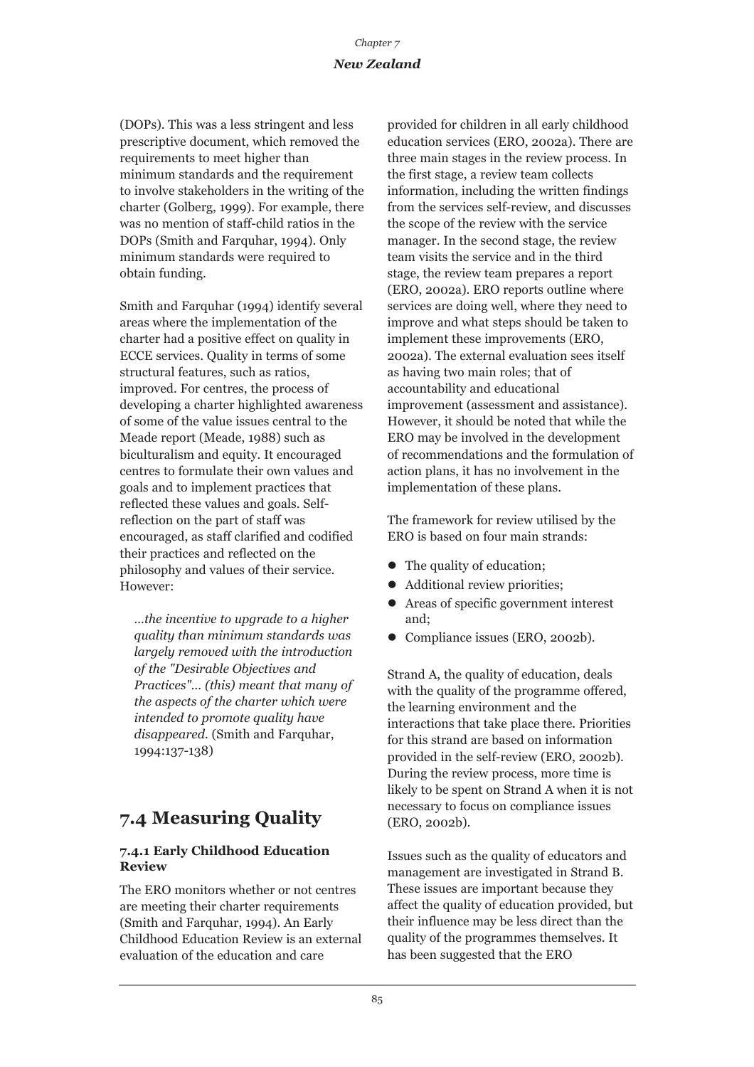(DOPs). This was a less stringent and less prescriptive document, which removed the requirements to meet higher than minimum standards and the requirement to involve stakeholders in the writing of the charter (Golberg, 1999). For example, there was no mention of staff-child ratios in the DOPs (Smith and Farquhar, 1994). Only minimum standards were required to obtain funding.

Smith and Farquhar (1994) identify several areas where the implementation of the charter had a positive effect on quality in ECCE services. Quality in terms of some structural features, such as ratios, improved. For centres, the process of developing a charter highlighted awareness of some of the value issues central to the Meade report (Meade, 1988) such as biculturalism and equity. It encouraged centres to formulate their own values and goals and to implement practices that reflected these values and goals. Self-reflection on the part of staff was encouraged, as staff clarified and codified their practices and reflected on the philosophy and values of their service. However:

> *...the incentive to upgrade to a higher quality than minimum standards was largely removed with the introduction of the "Desirable Objectives and Practices"... (this) meant that many of the aspects of the charter which were intended to promote quality have disappeared.* (Smith and Farquhar, 1994:137-138)

## 7.4 Measuring Quality

### 7.4.1 Early Childhood Education Review

The ERO monitors whether or not centres are meeting their charter requirements (Smith and Farquhar, 1994). An Early Childhood Education Review is an external evaluation of the education and care provided for children in all early childhood education services (ERO, 2002a). There are three main stages in the review process. In the first stage, a review team collects information, including the written findings from the services self-review, and discusses the scope of the review with the service manager. In the second stage, the review team visits the service and in the third stage, the review team prepares a report (ERO, 2002a). ERO reports outline where services are doing well, where they need to improve and what steps should be taken to implement these improvements (ERO, 2002a). The external evaluation sees itself as having two main roles; that of accountability and educational improvement (assessment and assistance). However, it should be noted that while the ERO may be involved in the development of recommendations and the formulation of action plans, it has no involvement in the implementation of these plans.

The framework for review utilised by the ERO is based on four main strands:

- The quality of education;
- Additional review priorities;
- Areas of specific government interest and;
- Compliance issues (ERO, 2002b).

Strand A, the quality of education, deals with the quality of the programme offered, the learning environment and the interactions that take place there. Priorities for this strand are based on information provided in the self-review (ERO, 2002b). During the review process, more time is likely to be spent on Strand A when it is not necessary to focus on compliance issues (ERO, 2002b).

Issues such as the quality of educators and management are investigated in Strand B. These issues are important because they affect the quality of education provided, but their influence may be less direct than the quality of the programmes themselves. It has been suggested that the ERO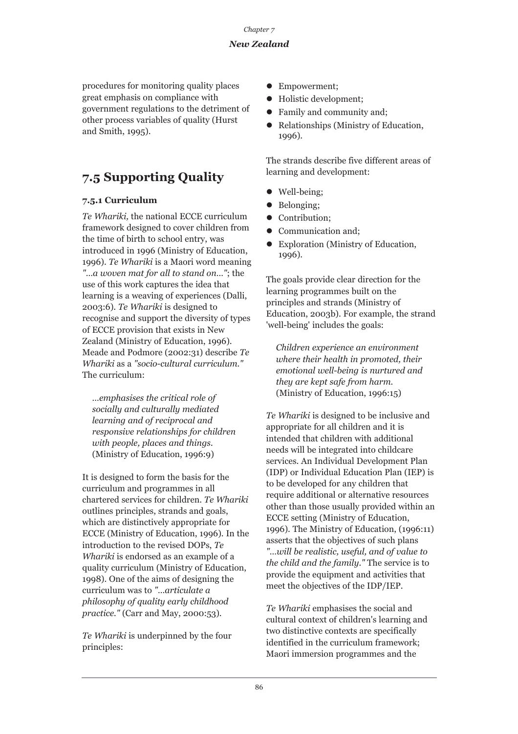procedures for monitoring quality places great emphasis on compliance with government regulations to the detriment of other process variables of quality (Hurst and Smith, 1995).

## 7.5 Supporting Quality

### 7.5.1 Curriculum

*Te Whariki,* the national ECCE curriculum framework designed to cover children from the time of birth to school entry, was introduced in 1996 (Ministry of Education, 1996). *Te Whariki* is a Maori word meaning *"...a woven mat for all to stand on..."*; the use of this work captures the idea that learning is a weaving of experiences (Dalli, 2003:6). *Te Whariki* is designed to recognise and support the diversity of types of ECCE provision that exists in New Zealand (Ministry of Education, 1996). Meade and Podmore (2002:31) describe *Te Whariki* as a *"socio-cultural curriculum."* The curriculum:

> *...emphasises the critical role of socially and culturally mediated learning and of reciprocal and responsive relationships for children with people, places and things.* (Ministry of Education, 1996:9)

It is designed to form the basis for the curriculum and programmes in all chartered services for children. *Te Whariki* outlines principles, strands and goals, which are distinctively appropriate for ECCE (Ministry of Education, 1996). In the introduction to the revised DOPs, *Te Whariki* is endorsed as an example of a quality curriculum (Ministry of Education, 1998). One of the aims of designing the curriculum was to *"...articulate a philosophy of quality early childhood practice."* (Carr and May, 2000:53).

*Te Whariki* is underpinned by the four principles:

- Empowerment;
- Holistic development;
- Family and community and;
- Relationships (Ministry of Education, 1996).

The strands describe five different areas of learning and development:

- Well-being;
- Belonging;
- Contribution;
- Communication and;
- Exploration (Ministry of Education, 1996).

The goals provide clear direction for the learning programmes built on the principles and strands (Ministry of Education, 2003b). For example, the strand 'well-being' includes the goals:

> *Children experience an environment where their health in promoted, their emotional well-being is nurtured and they are kept safe from harm.* (Ministry of Education, 1996:15)

*Te Whariki* is designed to be inclusive and appropriate for all children and it is intended that children with additional needs will be integrated into childcare services. An Individual Development Plan (IDP) or Individual Education Plan (IEP) is to be developed for any children that require additional or alternative resources other than those usually provided within an ECCE setting (Ministry of Education, 1996). The Ministry of Education, (1996:11) asserts that the objectives of such plans *"...will be realistic, useful, and of value to the child and the family."* The service is to provide the equipment and activities that meet the objectives of the IDP/IEP.

*Te Whariki* emphasises the social and cultural context of children's learning and two distinctive contexts are specifically identified in the curriculum framework; Maori immersion programmes and the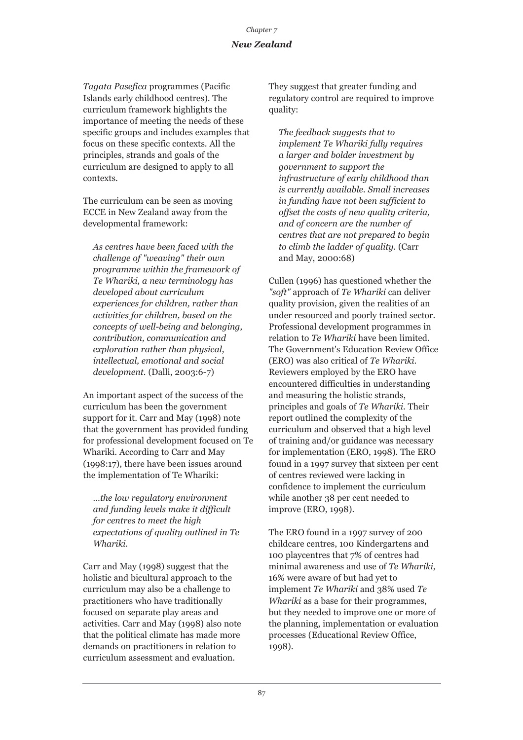*Tagata Pasefica* programmes (Pacific Islands early childhood centres). The curriculum framework highlights the importance of meeting the needs of these specific groups and includes examples that focus on these specific contexts. All the principles, strands and goals of the curriculum are designed to apply to all contexts.

The curriculum can be seen as moving ECCE in New Zealand away from the developmental framework:

> *As centres have been faced with the challenge of "weaving" their own programme within the framework of Te Whariki, a new terminology has developed about curriculum experiences for children, rather than activities for children, based on the concepts of well-being and belonging, contribution, communication and exploration rather than physical, intellectual, emotional and social development.* (Dalli, 2003:6-7)

An important aspect of the success of the curriculum has been the government support for it. Carr and May (1998) note that the government has provided funding for professional development focused on Te Whariki. According to Carr and May (1998:17), there have been issues around the implementation of Te Whariki:

> *...the low regulatory environment and funding levels make it difficult for centres to meet the high expectations of quality outlined in Te Whariki.*

Carr and May (1998) suggest that the holistic and bicultural approach to the curriculum may also be a challenge to practitioners who have traditionally focused on separate play areas and activities. Carr and May (1998) also note that the political climate has made more demands on practitioners in relation to curriculum assessment and evaluation.

They suggest that greater funding and regulatory control are required to improve quality:

> *The feedback suggests that to implement Te Whariki fully requires a larger and bolder investment by government to support the infrastructure of early childhood than is currently available. Small increases in funding have not been sufficient to offset the costs of new quality criteria, and of concern are the number of centres that are not prepared to begin to climb the ladder of quality.* (Carr and May, 2000:68)

Cullen (1996) has questioned whether the *"soft"* approach of *Te Whariki* can deliver quality provision, given the realities of an under resourced and poorly trained sector. Professional development programmes in relation to *Te Whariki* have been limited. The Government's Education Review Office (ERO) was also critical of *Te Whariki*. Reviewers employed by the ERO have encountered difficulties in understanding and measuring the holistic strands, principles and goals of *Te Whariki*. Their report outlined the complexity of the curriculum and observed that a high level of training and/or guidance was necessary for implementation (ERO, 1998). The ERO found in a 1997 survey that sixteen per cent of centres reviewed were lacking in confidence to implement the curriculum while another 38 per cent needed to improve (ERO, 1998).

The ERO found in a 1997 survey of 200 childcare centres, 100 Kindergartens and 100 playcentres that 7% of centres had minimal awareness and use of *Te Whariki*, 16% were aware of but had yet to implement *Te Whariki* and 38% used *Te Whariki* as a base for their programmes, but they needed to improve one or more of the planning, implementation or evaluation processes (Educational Review Office, 1998).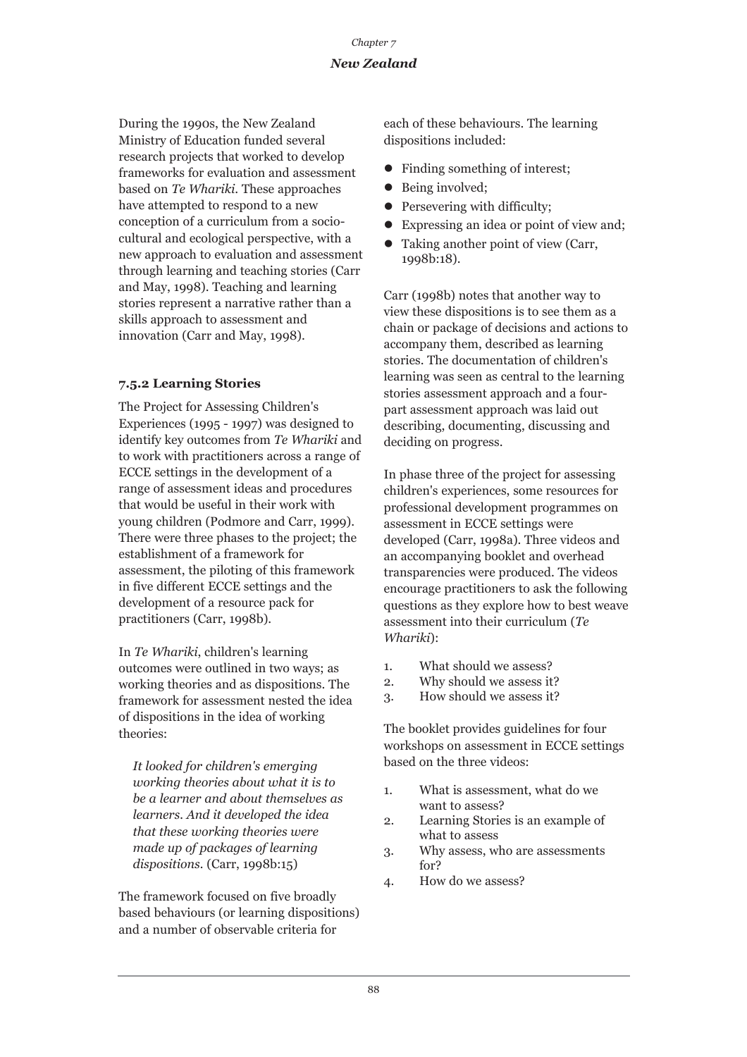During the 1990s, the New Zealand Ministry of Education funded several research projects that worked to develop frameworks for evaluation and assessment based on *Te Whariki*. These approaches have attempted to respond to a new conception of a curriculum from a socio-cultural and ecological perspective, with a new approach to evaluation and assessment through learning and teaching stories (Carr and May, 1998). Teaching and learning stories represent a narrative rather than a skills approach to assessment and innovation (Carr and May, 1998).

### 7.5.2 Learning Stories

The Project for Assessing Children's Experiences (1995 - 1997) was designed to identify key outcomes from *Te Whariki* and to work with practitioners across a range of ECCE settings in the development of a range of assessment ideas and procedures that would be useful in their work with young children (Podmore and Carr, 1999). There were three phases to the project; the establishment of a framework for assessment, the piloting of this framework in five different ECCE settings and the development of a resource pack for practitioners (Carr, 1998b).

In *Te Whariki*, children's learning outcomes were outlined in two ways; as working theories and as dispositions. The framework for assessment nested the idea of dispositions in the idea of working theories:

> *It looked for children's emerging working theories about what it is to be a learner and about themselves as learners. And it developed the idea that these working theories were made up of packages of learning dispositions.* (Carr, 1998b:15)

The framework focused on five broadly based behaviours (or learning dispositions) and a number of observable criteria for each of these behaviours. The learning dispositions included:

- Finding something of interest;
- Being involved;
- Persevering with difficulty;
- Expressing an idea or point of view and;
- Taking another point of view (Carr, 1998b:18).

Carr (1998b) notes that another way to view these dispositions is to see them as a chain or package of decisions and actions to accompany them, described as learning stories. The documentation of children's learning was seen as central to the learning stories assessment approach and a four-part assessment approach was laid out describing, documenting, discussing and deciding on progress.

In phase three of the project for assessing children's experiences, some resources for professional development programmes on assessment in ECCE settings were developed (Carr, 1998a). Three videos and an accompanying booklet and overhead transparencies were produced. The videos encourage practitioners to ask the following questions as they explore how to best weave assessment into their curriculum (*Te Whariki*):

1. What should we assess?
2. Why should we assess it?
3. How should we assess it?

The booklet provides guidelines for four workshops on assessment in ECCE settings based on the three videos:

1. What is assessment, what do we want to assess?
2. Learning Stories is an example of what to assess
3. Why assess, who are assessments for?
4. How do we assess?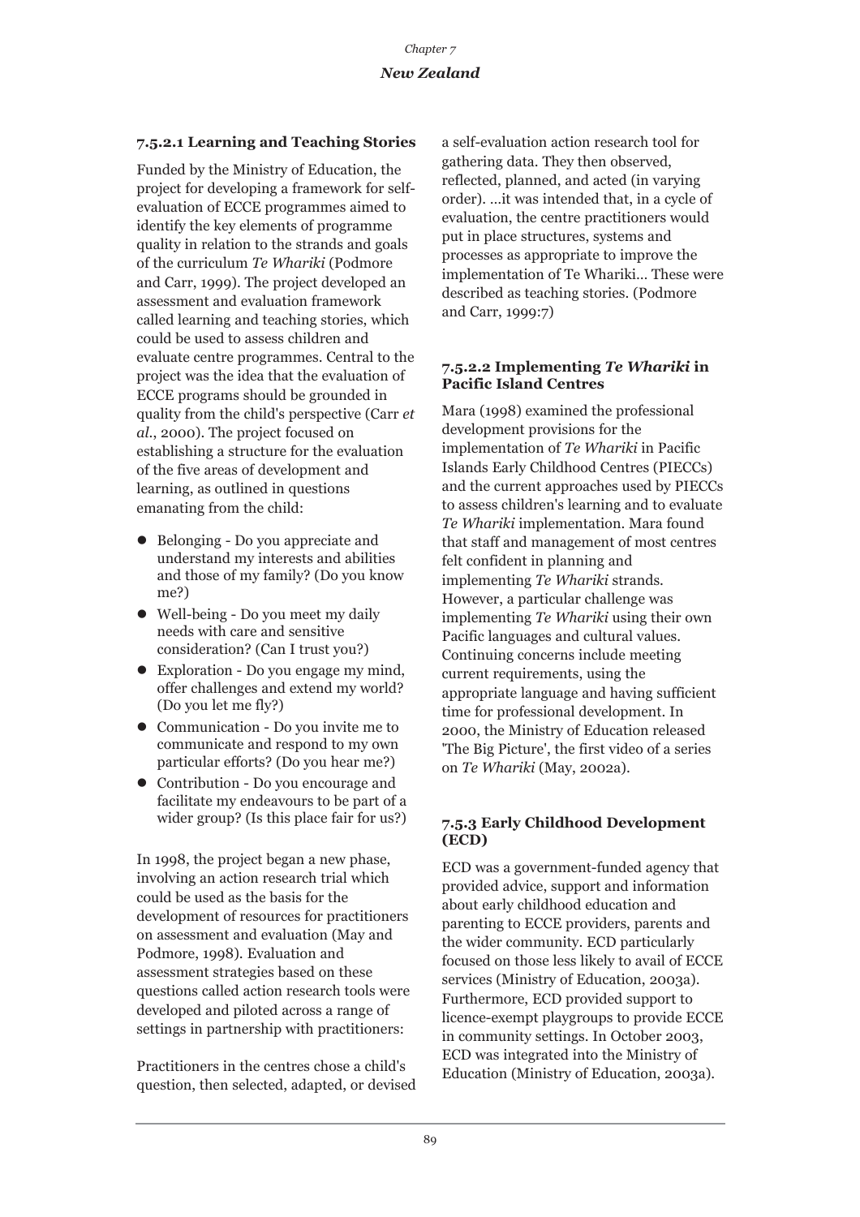#### 7.5.2.1 Learning and Teaching Stories

Funded by the Ministry of Education, the project for developing a framework for self-evaluation of ECCE programmes aimed to identify the key elements of programme quality in relation to the strands and goals of the curriculum *Te Whariki* (Podmore and Carr, 1999). The project developed an assessment and evaluation framework called learning and teaching stories, which could be used to assess children and evaluate centre programmes. Central to the project was the idea that the evaluation of ECCE programs should be grounded in quality from the child's perspective (Carr *et al*., 2000). The project focused on establishing a structure for the evaluation of the five areas of development and learning, as outlined in questions emanating from the child:

- Belonging - Do you appreciate and understand my interests and abilities and those of my family? (Do you know me?)
- Well-being - Do you meet my daily needs with care and sensitive consideration? (Can I trust you?)
- Exploration - Do you engage my mind, offer challenges and extend my world? (Do you let me fly?)
- Communication - Do you invite me to communicate and respond to my own particular efforts? (Do you hear me?)
- Contribution - Do you encourage and facilitate my endeavours to be part of a wider group? (Is this place fair for us?)

In 1998, the project began a new phase, involving an action research trial which could be used as the basis for the development of resources for practitioners on assessment and evaluation (May and Podmore, 1998). Evaluation and assessment strategies based on these questions called action research tools were developed and piloted across a range of settings in partnership with practitioners:

Practitioners in the centres chose a child's question, then selected, adapted, or devised a self-evaluation action research tool for gathering data. They then observed, reflected, planned, and acted (in varying order). ...it was intended that, in a cycle of evaluation, the centre practitioners would put in place structures, systems and processes as appropriate to improve the implementation of Te Whariki... These were described as teaching stories. (Podmore and Carr, 1999:7)

#### 7.5.2.2 Implementing *Te Whariki* in Pacific Island Centres

Mara (1998) examined the professional development provisions for the implementation of *Te Whariki* in Pacific Islands Early Childhood Centres (PIECCs) and the current approaches used by PIECCs to assess children's learning and to evaluate *Te Whariki* implementation. Mara found that staff and management of most centres felt confident in planning and implementing *Te Whariki* strands. However, a particular challenge was implementing *Te Whariki* using their own Pacific languages and cultural values. Continuing concerns include meeting current requirements, using the appropriate language and having sufficient time for professional development. In 2000, the Ministry of Education released 'The Big Picture', the first video of a series on *Te Whariki* (May, 2002a).

### 7.5.3 Early Childhood Development (ECD)

ECD was a government-funded agency that provided advice, support and information about early childhood education and parenting to ECCE providers, parents and the wider community. ECD particularly focused on those less likely to avail of ECCE services (Ministry of Education, 2003a). Furthermore, ECD provided support to licence-exempt playgroups to provide ECCE in community settings. In October 2003, ECD was integrated into the Ministry of Education (Ministry of Education, 2003a).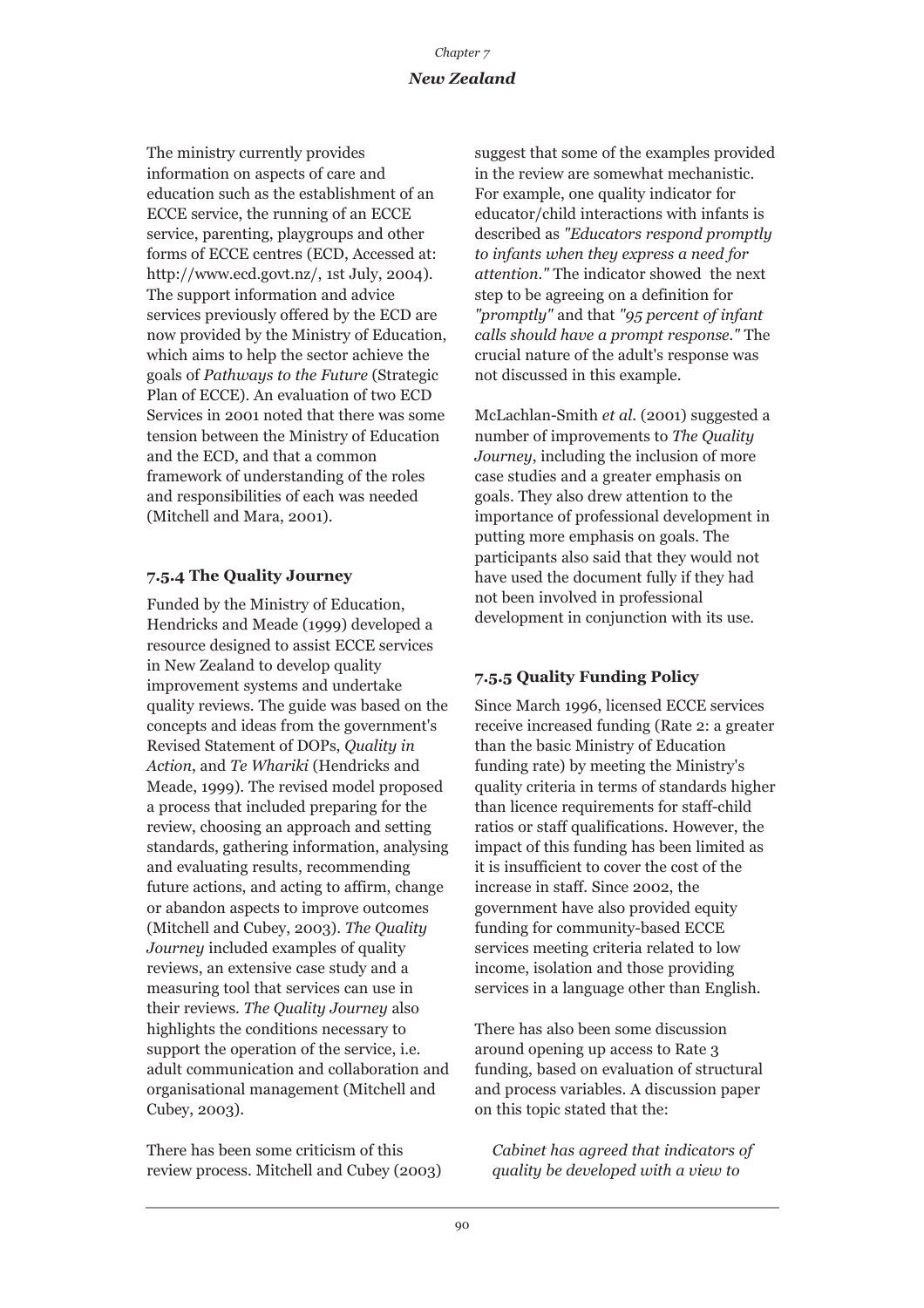The ministry currently provides information on aspects of care and education such as the establishment of an ECCE service, the running of an ECCE service, parenting, playgroups and other forms of ECCE centres (ECD, Accessed at: http://www.ecd.govt.nz/, 1st July, 2004). The support information and advice services previously offered by the ECD are now provided by the Ministry of Education, which aims to help the sector achieve the goals of *Pathways to the Future* (Strategic Plan of ECCE). An evaluation of two ECD Services in 2001 noted that there was some tension between the Ministry of Education and the ECD, and that a common framework of understanding of the roles and responsibilities of each was needed (Mitchell and Mara, 2001).

### 7.5.4 The Quality Journey

Funded by the Ministry of Education, Hendricks and Meade (1999) developed a resource designed to assist ECCE services in New Zealand to develop quality improvement systems and undertake quality reviews. The guide was based on the concepts and ideas from the government's Revised Statement of DOPs, *Quality in Action*, and *Te Whariki* (Hendricks and Meade, 1999). The revised model proposed a process that included preparing for the review, choosing an approach and setting standards, gathering information, analysing and evaluating results, recommending future actions, and acting to affirm, change or abandon aspects to improve outcomes (Mitchell and Cubey, 2003). *The Quality Journey* included examples of quality reviews, an extensive case study and a measuring tool that services can use in their reviews. *The Quality Journey* also highlights the conditions necessary to support the operation of the service, i.e. adult communication and collaboration and organisational management (Mitchell and Cubey, 2003).

There has been some criticism of this review process. Mitchell and Cubey (2003) suggest that some of the examples provided in the review are somewhat mechanistic. For example, one quality indicator for educator/child interactions with infants is described as *"Educators respond promptly to infants when they express a need for attention."* The indicator showed the next step to be agreeing on a definition for *"promptly"* and that *"95 percent of infant calls should have a prompt response."* The crucial nature of the adult's response was not discussed in this example.

McLachlan-Smith *et al.* (2001) suggested a number of improvements to *The Quality Journey*, including the inclusion of more case studies and a greater emphasis on goals. They also drew attention to the importance of professional development in putting more emphasis on goals. The participants also said that they would not have used the document fully if they had not been involved in professional development in conjunction with its use.

### 7.5.5 Quality Funding Policy

Since March 1996, licensed ECCE services receive increased funding (Rate 2: a greater than the basic Ministry of Education funding rate) by meeting the Ministry's quality criteria in terms of standards higher than licence requirements for staff-child ratios or staff qualifications. However, the impact of this funding has been limited as it is insufficient to cover the cost of the increase in staff. Since 2002, the government have also provided equity funding for community-based ECCE services meeting criteria related to low income, isolation and those providing services in a language other than English.

There has also been some discussion around opening up access to Rate 3 funding, based on evaluation of structural and process variables. A discussion paper on this topic stated that the:

> *Cabinet has agreed that indicators of quality be developed with a view to*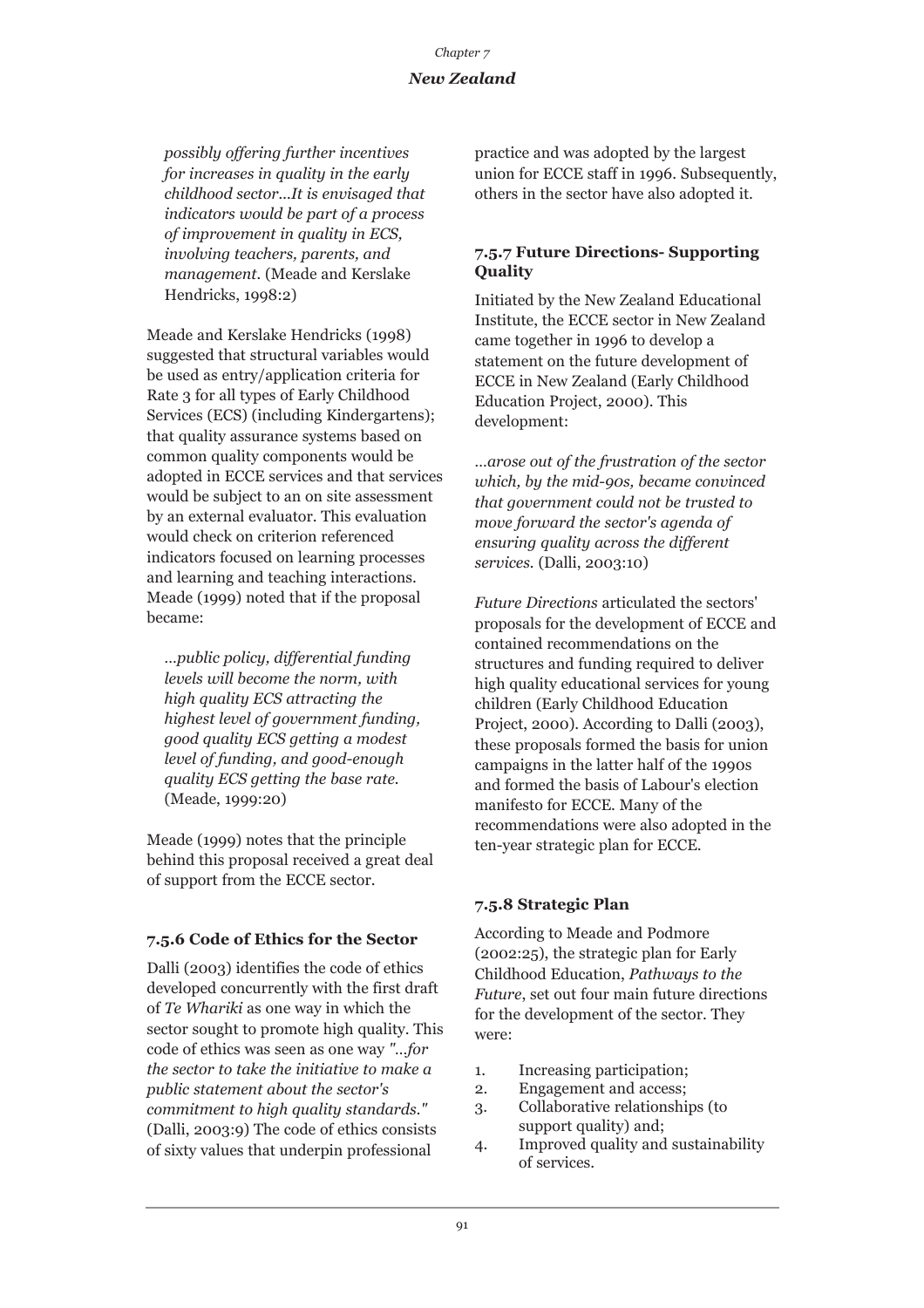> *possibly offering further incentives for increases in quality in the early childhood sector...It is envisaged that indicators would be part of a process of improvement in quality in ECS, involving teachers, parents, and management.* (Meade and Kerslake Hendricks, 1998:2)

Meade and Kerslake Hendricks (1998) suggested that structural variables would be used as entry/application criteria for Rate 3 for all types of Early Childhood Services (ECS) (including Kindergartens); that quality assurance systems based on common quality components would be adopted in ECCE services and that services would be subject to an on site assessment by an external evaluator. This evaluation would check on criterion referenced indicators focused on learning processes and learning and teaching interactions. Meade (1999) noted that if the proposal became:

> *...public policy, differential funding levels will become the norm, with high quality ECS attracting the highest level of government funding, good quality ECS getting a modest level of funding, and good-enough quality ECS getting the base rate.* (Meade, 1999:20)

Meade (1999) notes that the principle behind this proposal received a great deal of support from the ECCE sector.

### 7.5.6 Code of Ethics for the Sector

Dalli (2003) identifies the code of ethics developed concurrently with the first draft of *Te Whariki* as one way in which the sector sought to promote high quality. This code of ethics was seen as one way *"...for the sector to take the initiative to make a public statement about the sector's commitment to high quality standards."* (Dalli, 2003:9) The code of ethics consists of sixty values that underpin professional practice and was adopted by the largest union for ECCE staff in 1996. Subsequently, others in the sector have also adopted it.

### 7.5.7 Future Directions- Supporting Quality

Initiated by the New Zealand Educational Institute, the ECCE sector in New Zealand came together in 1996 to develop a statement on the future development of ECCE in New Zealand (Early Childhood Education Project, 2000). This development:

> *...arose out of the frustration of the sector which, by the mid-90s, became convinced that government could not be trusted to move forward the sector's agenda of ensuring quality across the different services.* (Dalli, 2003:10)

*Future Directions* articulated the sectors' proposals for the development of ECCE and contained recommendations on the structures and funding required to deliver high quality educational services for young children (Early Childhood Education Project, 2000). According to Dalli (2003), these proposals formed the basis for union campaigns in the latter half of the 1990s and formed the basis of Labour's election manifesto for ECCE. Many of the recommendations were also adopted in the ten-year strategic plan for ECCE.

### 7.5.8 Strategic Plan

According to Meade and Podmore (2002:25), the strategic plan for Early Childhood Education, *Pathways to the Future*, set out four main future directions for the development of the sector. They were:

1. Increasing participation;
2. Engagement and access;
3. Collaborative relationships (to support quality) and;
4. Improved quality and sustainability of services.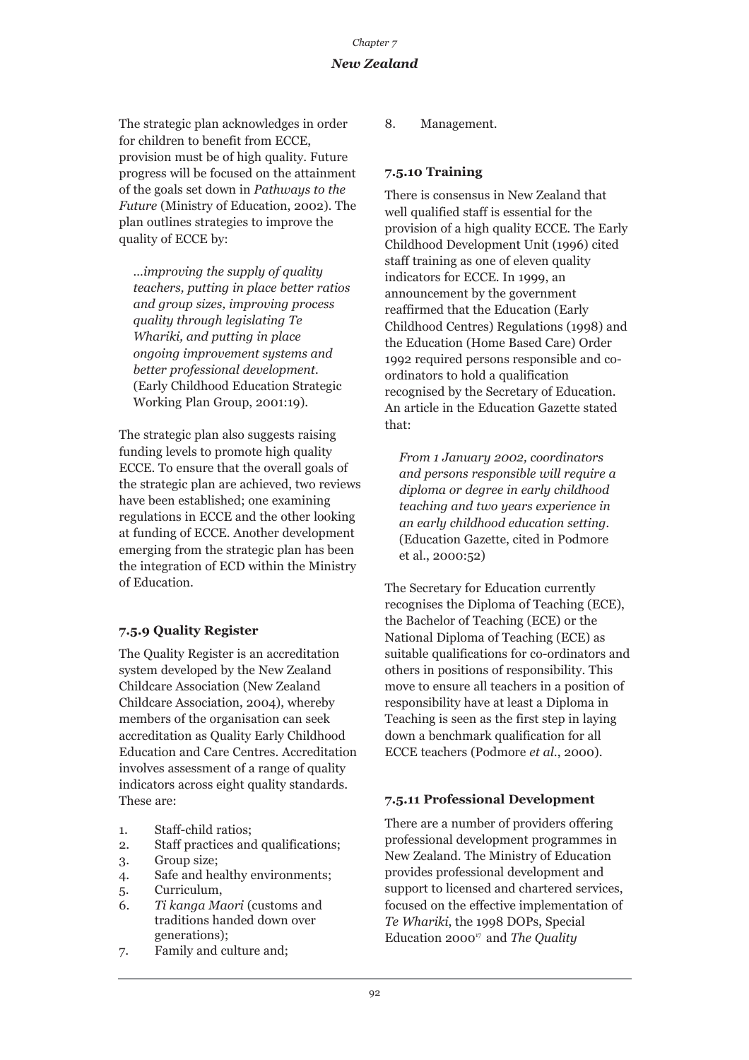The strategic plan acknowledges in order for children to benefit from ECCE, provision must be of high quality. Future progress will be focused on the attainment of the goals set down in *Pathways to the Future* (Ministry of Education, 2002). The plan outlines strategies to improve the quality of ECCE by:

> *…improving the supply of quality teachers, putting in place better ratios and group sizes, improving process quality through legislating Te Whariki, and putting in place ongoing improvement systems and better professional development.* (Early Childhood Education Strategic Working Plan Group, 2001:19).

The strategic plan also suggests raising funding levels to promote high quality ECCE. To ensure that the overall goals of the strategic plan are achieved, two reviews have been established; one examining regulations in ECCE and the other looking at funding of ECCE. Another development emerging from the strategic plan has been the integration of ECD within the Ministry of Education.

### 7.5.9 Quality Register

The Quality Register is an accreditation system developed by the New Zealand Childcare Association (New Zealand Childcare Association, 2004), whereby members of the organisation can seek accreditation as Quality Early Childhood Education and Care Centres. Accreditation involves assessment of a range of quality indicators across eight quality standards. These are:

1. Staff-child ratios;
2. Staff practices and qualifications;
3. Group size;
4. Safe and healthy environments;
5. Curriculum,
6. *Ti kanga Maori* (customs and traditions handed down over generations);
7. Family and culture and;
8. Management.

### 7.5.10 Training

There is consensus in New Zealand that well qualified staff is essential for the provision of a high quality ECCE. The Early Childhood Development Unit (1996) cited staff training as one of eleven quality indicators for ECCE. In 1999, an announcement by the government reaffirmed that the Education (Early Childhood Centres) Regulations (1998) and the Education (Home Based Care) Order 1992 required persons responsible and co-ordinators to hold a qualification recognised by the Secretary of Education. An article in the Education Gazette stated that:

> *From 1 January 2002, coordinators and persons responsible will require a diploma or degree in early childhood teaching and two years experience in an early childhood education setting.* (Education Gazette, cited in Podmore et al., 2000:52)

The Secretary for Education currently recognises the Diploma of Teaching (ECE), the Bachelor of Teaching (ECE) or the National Diploma of Teaching (ECE) as suitable qualifications for co-ordinators and others in positions of responsibility. This move to ensure all teachers in a position of responsibility have at least a Diploma in Teaching is seen as the first step in laying down a benchmark qualification for all ECCE teachers (Podmore *et al.*, 2000).

### 7.5.11 Professional Development

There are a number of providers offering professional development programmes in New Zealand. The Ministry of Education provides professional development and support to licensed and chartered services, focused on the effective implementation of *Te Whariki*, the 1998 DOPs, Special Education 2000[17] and *The Quality*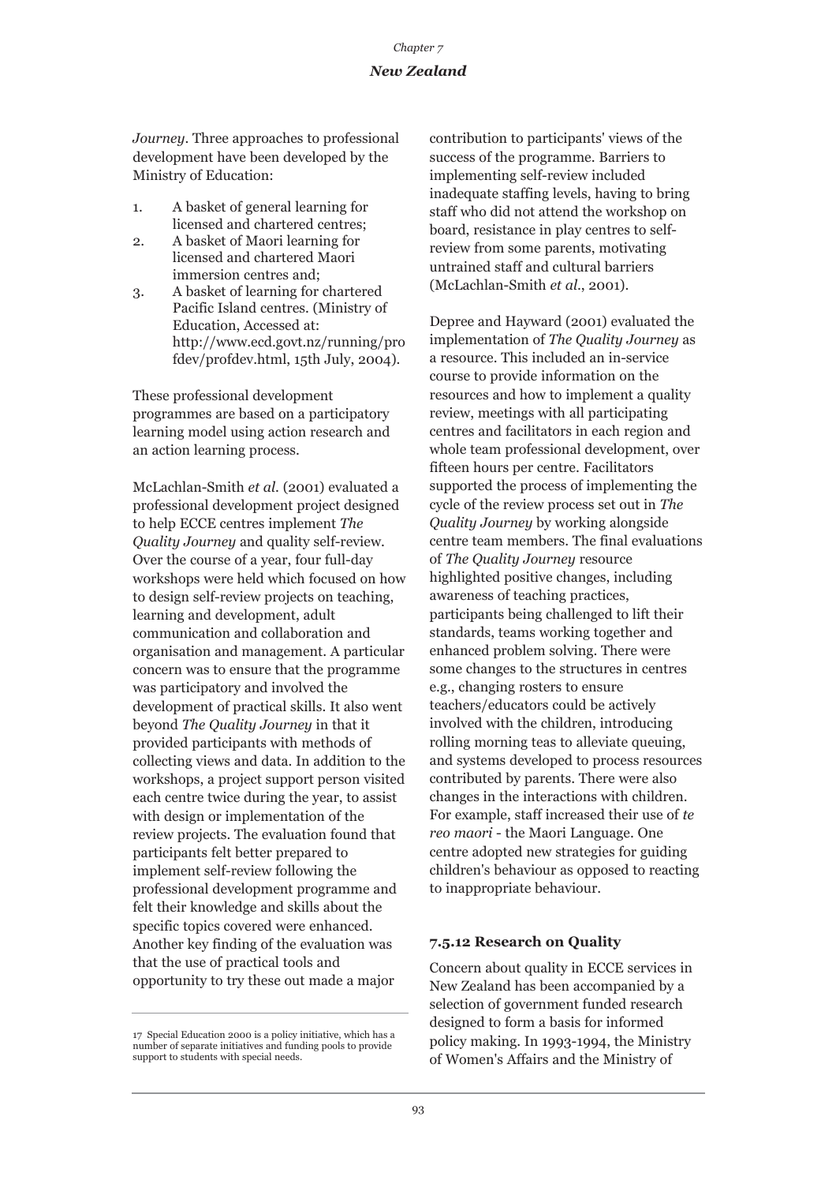*Journey*. Three approaches to professional development have been developed by the Ministry of Education:

1. A basket of general learning for licensed and chartered centres;
2. A basket of Maori learning for licensed and chartered Maori immersion centres and;
3. A basket of learning for chartered Pacific Island centres. (Ministry of Education, Accessed at: http://www.ecd.govt.nz/running/profdev/profdev.html, 15th July, 2004).

These professional development programmes are based on a participatory learning model using action research and an action learning process.

McLachlan-Smith *et al.* (2001) evaluated a professional development project designed to help ECCE centres implement *The Quality Journey* and quality self-review. Over the course of a year, four full-day workshops were held which focused on how to design self-review projects on teaching, learning and development, adult communication and collaboration and organisation and management. A particular concern was to ensure that the programme was participatory and involved the development of practical skills. It also went beyond *The Quality Journey* in that it provided participants with methods of collecting views and data. In addition to the workshops, a project support person visited each centre twice during the year, to assist with design or implementation of the review projects. The evaluation found that participants felt better prepared to implement self-review following the professional development programme and felt their knowledge and skills about the specific topics covered were enhanced. Another key finding of the evaluation was that the use of practical tools and opportunity to try these out made a major contribution to participants' views of the success of the programme. Barriers to implementing self-review included inadequate staffing levels, having to bring staff who did not attend the workshop on board, resistance in play centres to self-review from some parents, motivating untrained staff and cultural barriers (McLachlan-Smith *et al.*, 2001).

Depree and Hayward (2001) evaluated the implementation of *The Quality Journey* as a resource. This included an in-service course to provide information on the resources and how to implement a quality review, meetings with all participating centres and facilitators in each region and whole team professional development, over fifteen hours per centre. Facilitators supported the process of implementing the cycle of the review process set out in *The Quality Journey* by working alongside centre team members. The final evaluations of *The Quality Journey* resource highlighted positive changes, including awareness of teaching practices, participants being challenged to lift their standards, teams working together and enhanced problem solving. There were some changes to the structures in centres e.g., changing rosters to ensure teachers/educators could be actively involved with the children, introducing rolling morning teas to alleviate queuing, and systems developed to process resources contributed by parents. There were also changes in the interactions with children. For example, staff increased their use of *te reo maori* - the Maori Language. One centre adopted new strategies for guiding children's behaviour as opposed to reacting to inappropriate behaviour.

### 7.5.12 Research on Quality

Concern about quality in ECCE services in New Zealand has been accompanied by a selection of government funded research designed to form a basis for informed policy making. In 1993-1994, the Ministry of Women's Affairs and the Ministry of

---

17 Special Education 2000 is a policy initiative, which has a number of separate initiatives and funding pools to provide support to students with special needs.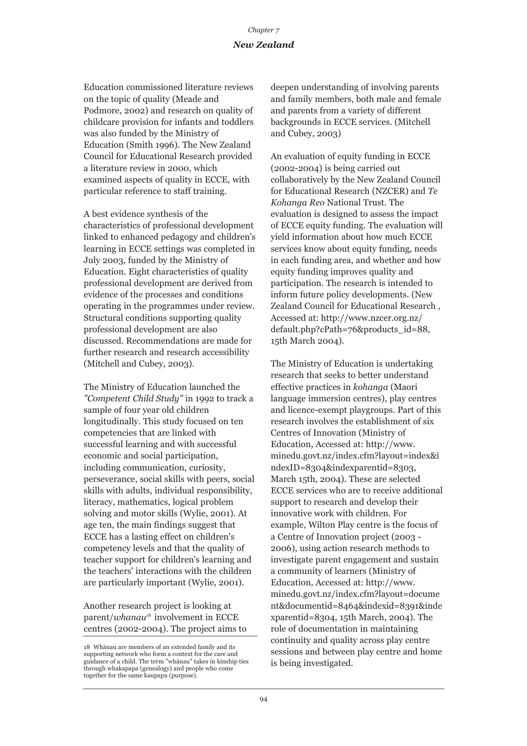Education commissioned literature reviews on the topic of quality (Meade and Podmore, 2002) and research on quality of childcare provision for infants and toddlers was also funded by the Ministry of Education (Smith 1996). The New Zealand Council for Educational Research provided a literature review in 2000, which examined aspects of quality in ECCE, with particular reference to staff training.

A best evidence synthesis of the characteristics of professional development linked to enhanced pedagogy and children's learning in ECCE settings was completed in July 2003, funded by the Ministry of Education. Eight characteristics of quality professional development are derived from evidence of the processes and conditions operating in the programmes under review. Structural conditions supporting quality professional development are also discussed. Recommendations are made for further research and research accessibility (Mitchell and Cubey, 2003).

The Ministry of Education launched the *"Competent Child Study"* in 1992 to track a sample of four year old children longitudinally. This study focused on ten competencies that are linked with successful learning and with successful economic and social participation, including communication, curiosity, perseverance, social skills with peers, social skills with adults, individual responsibility, literacy, mathematics, logical problem solving and motor skills (Wylie, 2001). At age ten, the main findings suggest that ECCE has a lasting effect on children's competency levels and that the quality of teacher support for children's learning and the teachers' interactions with the children are particularly important (Wylie, 2001).

Another research project is looking at parent/*whanau*[18] involvement in ECCE centres (2002-2004). The project aims to deepen understanding of involving parents and family members, both male and female and parents from a variety of different backgrounds in ECCE services. (Mitchell and Cubey, 2003)

An evaluation of equity funding in ECCE (2002-2004) is being carried out collaboratively by the New Zealand Council for Educational Research (NZCER) and *Te Kohanga Reo* National Trust. The evaluation is designed to assess the impact of ECCE equity funding. The evaluation will yield information about how much ECCE services know about equity funding, needs in each funding area, and whether and how equity funding improves quality and participation. The research is intended to inform future policy developments. (New Zealand Council for Educational Research , Accessed at: http://www.nzcer.org.nz/default.php?cPath=76&products_id=88, 15th March 2004).

The Ministry of Education is undertaking research that seeks to better understand effective practices in *kohanga* (Maori language immersion centres), play centres and licence-exempt playgroups. Part of this research involves the establishment of six Centres of Innovation (Ministry of Education, Accessed at: http://www.minedu.govt.nz/index.cfm?layout=index&indexID=8304&indexparentid=8303, March 15th, 2004). These are selected ECCE services who are to receive additional support to research and develop their innovative work with children. For example, Wilton Play centre is the focus of a Centre of Innovation project (2003 - 2006), using action research methods to investigate parent engagement and sustain a community of learners (Ministry of Education, Accessed at: http://www.minedu.govt.nz/index.cfm?layout=document&documentid=8464&indexid=8391&indexparentid=8304, 15th March, 2004). The role of documentation in maintaining continuity and quality across play centre sessions and between play centre and home is being investigated.

---

18 Whànau are members of an extended family and its supporting network who form a context for the care and guidance of a child. The term "whànau" takes in kinship ties through whakapapa (genealogy) and people who come together for the same kaupapa (purpose).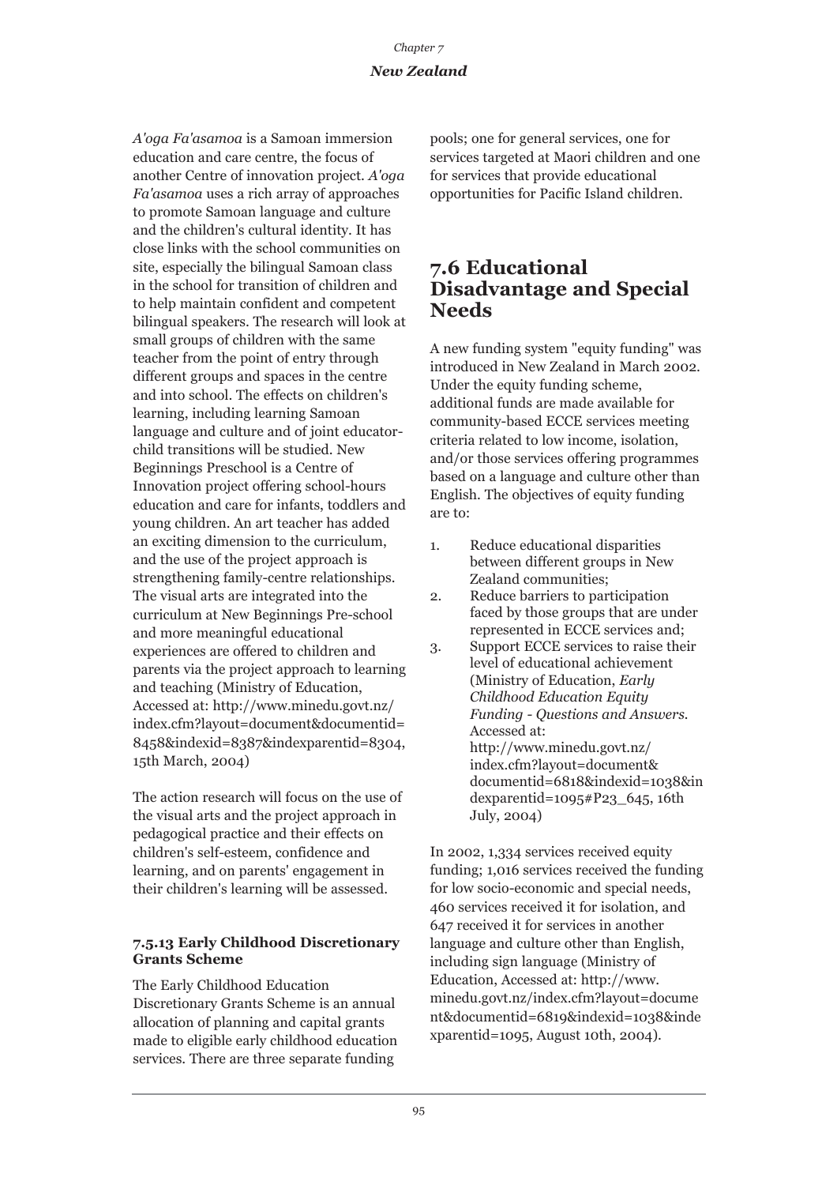*A'oga Fa'asamoa* is a Samoan immersion education and care centre, the focus of another Centre of innovation project. *A'oga Fa'asamoa* uses a rich array of approaches to promote Samoan language and culture and the children's cultural identity. It has close links with the school communities on site, especially the bilingual Samoan class in the school for transition of children and to help maintain confident and competent bilingual speakers. The research will look at small groups of children with the same teacher from the point of entry through different groups and spaces in the centre and into school. The effects on children's learning, including learning Samoan language and culture and of joint educator-child transitions will be studied. New Beginnings Preschool is a Centre of Innovation project offering school-hours education and care for infants, toddlers and young children. An art teacher has added an exciting dimension to the curriculum, and the use of the project approach is strengthening family-centre relationships. The visual arts are integrated into the curriculum at New Beginnings Pre-school and more meaningful educational experiences are offered to children and parents via the project approach to learning and teaching (Ministry of Education, Accessed at: http://www.minedu.govt.nz/index.cfm?layout=document&documentid=8458&indexid=8387&indexparentid=8304, 15th March, 2004)

The action research will focus on the use of the visual arts and the project approach in pedagogical practice and their effects on children's self-esteem, confidence and learning, and on parents' engagement in their children's learning will be assessed.

#### 7.5.13 Early Childhood Discretionary Grants Scheme

The Early Childhood Education Discretionary Grants Scheme is an annual allocation of planning and capital grants made to eligible early childhood education services. There are three separate funding pools; one for general services, one for services targeted at Maori children and one for services that provide educational opportunities for Pacific Island children.

## 7.6 Educational Disadvantage and Special Needs

A new funding system "equity funding" was introduced in New Zealand in March 2002. Under the equity funding scheme, additional funds are made available for community-based ECCE services meeting criteria related to low income, isolation, and/or those services offering programmes based on a language and culture other than English. The objectives of equity funding are to:

1. Reduce educational disparities between different groups in New Zealand communities;
2. Reduce barriers to participation faced by those groups that are under represented in ECCE services and;
3. Support ECCE services to raise their level of educational achievement (Ministry of Education, *Early Childhood Education Equity Funding - Questions and Answers.* Accessed at: http://www.minedu.govt.nz/index.cfm?layout=document&documentid=6818&indexid=1038&indexparentid=1095#P23_645, 16th July, 2004)

In 2002, 1,334 services received equity funding; 1,016 services received the funding for low socio-economic and special needs, 460 services received it for isolation, and 647 received it for services in another language and culture other than English, including sign language (Ministry of Education, Accessed at: http://www.minedu.govt.nz/index.cfm?layout=document&documentid=6819&indexid=1038&indexparentid=1095, August 10th, 2004).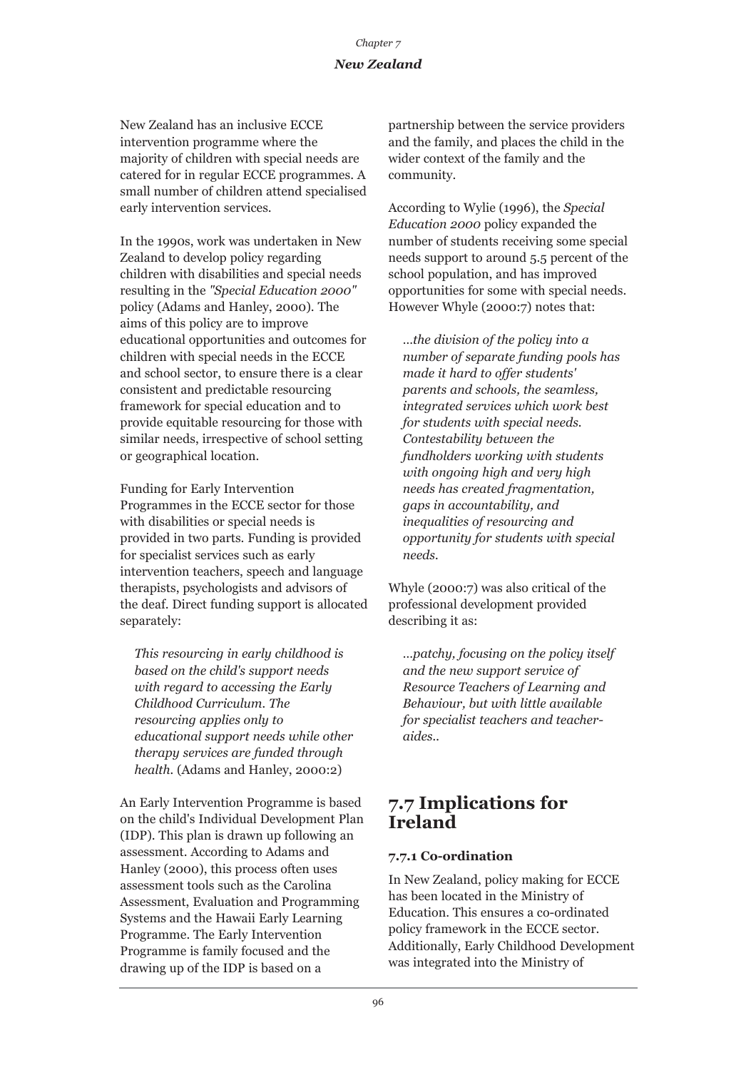New Zealand has an inclusive ECCE intervention programme where the majority of children with special needs are catered for in regular ECCE programmes. A small number of children attend specialised early intervention services.

In the 1990s, work was undertaken in New Zealand to develop policy regarding children with disabilities and special needs resulting in the *"Special Education 2000"* policy (Adams and Hanley, 2000). The aims of this policy are to improve educational opportunities and outcomes for children with special needs in the ECCE and school sector, to ensure there is a clear consistent and predictable resourcing framework for special education and to provide equitable resourcing for those with similar needs, irrespective of school setting or geographical location.

Funding for Early Intervention Programmes in the ECCE sector for those with disabilities or special needs is provided in two parts. Funding is provided for specialist services such as early intervention teachers, speech and language therapists, psychologists and advisors of the deaf. Direct funding support is allocated separately:

> *This resourcing in early childhood is based on the child's support needs with regard to accessing the Early Childhood Curriculum. The resourcing applies only to educational support needs while other therapy services are funded through health.* (Adams and Hanley, 2000:2)

An Early Intervention Programme is based on the child's Individual Development Plan (IDP). This plan is drawn up following an assessment. According to Adams and Hanley (2000), this process often uses assessment tools such as the Carolina Assessment, Evaluation and Programming Systems and the Hawaii Early Learning Programme. The Early Intervention Programme is family focused and the drawing up of the IDP is based on a partnership between the service providers and the family, and places the child in the wider context of the family and the community.

According to Wylie (1996), the *Special Education 2000* policy expanded the number of students receiving some special needs support to around 5.5 percent of the school population, and has improved opportunities for some with special needs. However Whyle (2000:7) notes that:

> *...the division of the policy into a number of separate funding pools has made it hard to offer students' parents and schools, the seamless, integrated services which work best for students with special needs. Contestability between the fundholders working with students with ongoing high and very high needs has created fragmentation, gaps in accountability, and inequalities of resourcing and opportunity for students with special needs.*

Whyle (2000:7) was also critical of the professional development provided describing it as:

> *...patchy, focusing on the policy itself and the new support service of Resource Teachers of Learning and Behaviour, but with little available for specialist teachers and teacher-aides..*

## 7.7 Implications for Ireland

### 7.7.1 Co-ordination

In New Zealand, policy making for ECCE has been located in the Ministry of Education. This ensures a co-ordinated policy framework in the ECCE sector. Additionally, Early Childhood Development was integrated into the Ministry of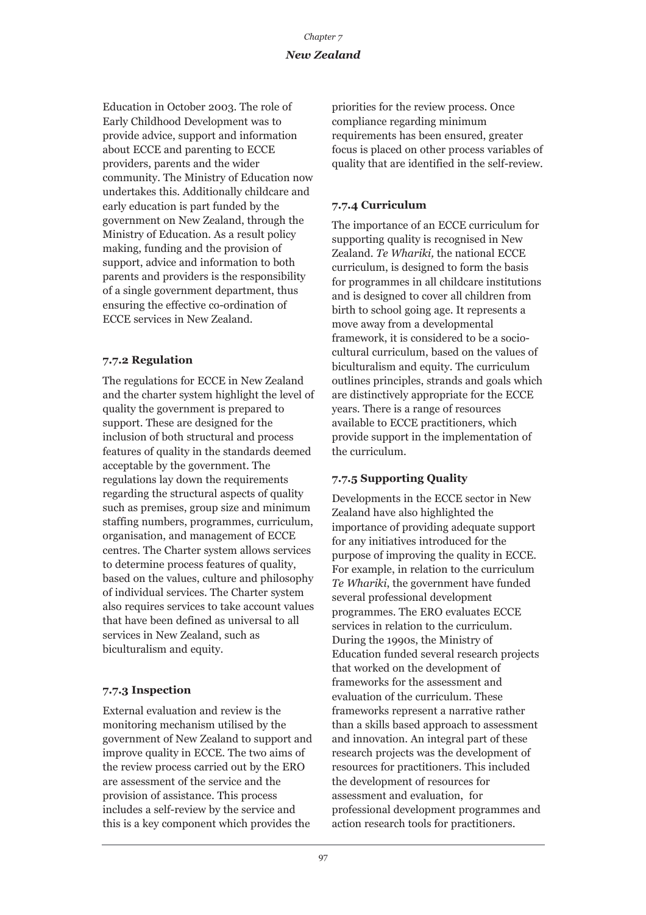Education in October 2003. The role of Early Childhood Development was to provide advice, support and information about ECCE and parenting to ECCE providers, parents and the wider community. The Ministry of Education now undertakes this. Additionally childcare and early education is part funded by the government on New Zealand, through the Ministry of Education. As a result policy making, funding and the provision of support, advice and information to both parents and providers is the responsibility of a single government department, thus ensuring the effective co-ordination of ECCE services in New Zealand.

### 7.7.2 Regulation

The regulations for ECCE in New Zealand and the charter system highlight the level of quality the government is prepared to support. These are designed for the inclusion of both structural and process features of quality in the standards deemed acceptable by the government. The regulations lay down the requirements regarding the structural aspects of quality such as premises, group size and minimum staffing numbers, programmes, curriculum, organisation, and management of ECCE centres. The Charter system allows services to determine process features of quality, based on the values, culture and philosophy of individual services. The Charter system also requires services to take account values that have been defined as universal to all services in New Zealand, such as biculturalism and equity.

### 7.7.3 Inspection

External evaluation and review is the monitoring mechanism utilised by the government of New Zealand to support and improve quality in ECCE. The two aims of the review process carried out by the ERO are assessment of the service and the provision of assistance. This process includes a self-review by the service and this is a key component which provides the priorities for the review process. Once compliance regarding minimum requirements has been ensured, greater focus is placed on other process variables of quality that are identified in the self-review.

### 7.7.4 Curriculum

The importance of an ECCE curriculum for supporting quality is recognised in New Zealand. *Te Whariki,* the national ECCE curriculum, is designed to form the basis for programmes in all childcare institutions and is designed to cover all children from birth to school going age. It represents a move away from a developmental framework, it is considered to be a socio-cultural curriculum, based on the values of biculturalism and equity. The curriculum outlines principles, strands and goals which are distinctively appropriate for the ECCE years. There is a range of resources available to ECCE practitioners, which provide support in the implementation of the curriculum.

### 7.7.5 Supporting Quality

Developments in the ECCE sector in New Zealand have also highlighted the importance of providing adequate support for any initiatives introduced for the purpose of improving the quality in ECCE. For example, in relation to the curriculum *Te Whariki*, the government have funded several professional development programmes. The ERO evaluates ECCE services in relation to the curriculum. During the 1990s, the Ministry of Education funded several research projects that worked on the development of frameworks for the assessment and evaluation of the curriculum. These frameworks represent a narrative rather than a skills based approach to assessment and innovation. An integral part of these research projects was the development of resources for practitioners. This included the development of resources for assessment and evaluation, for professional development programmes and action research tools for practitioners.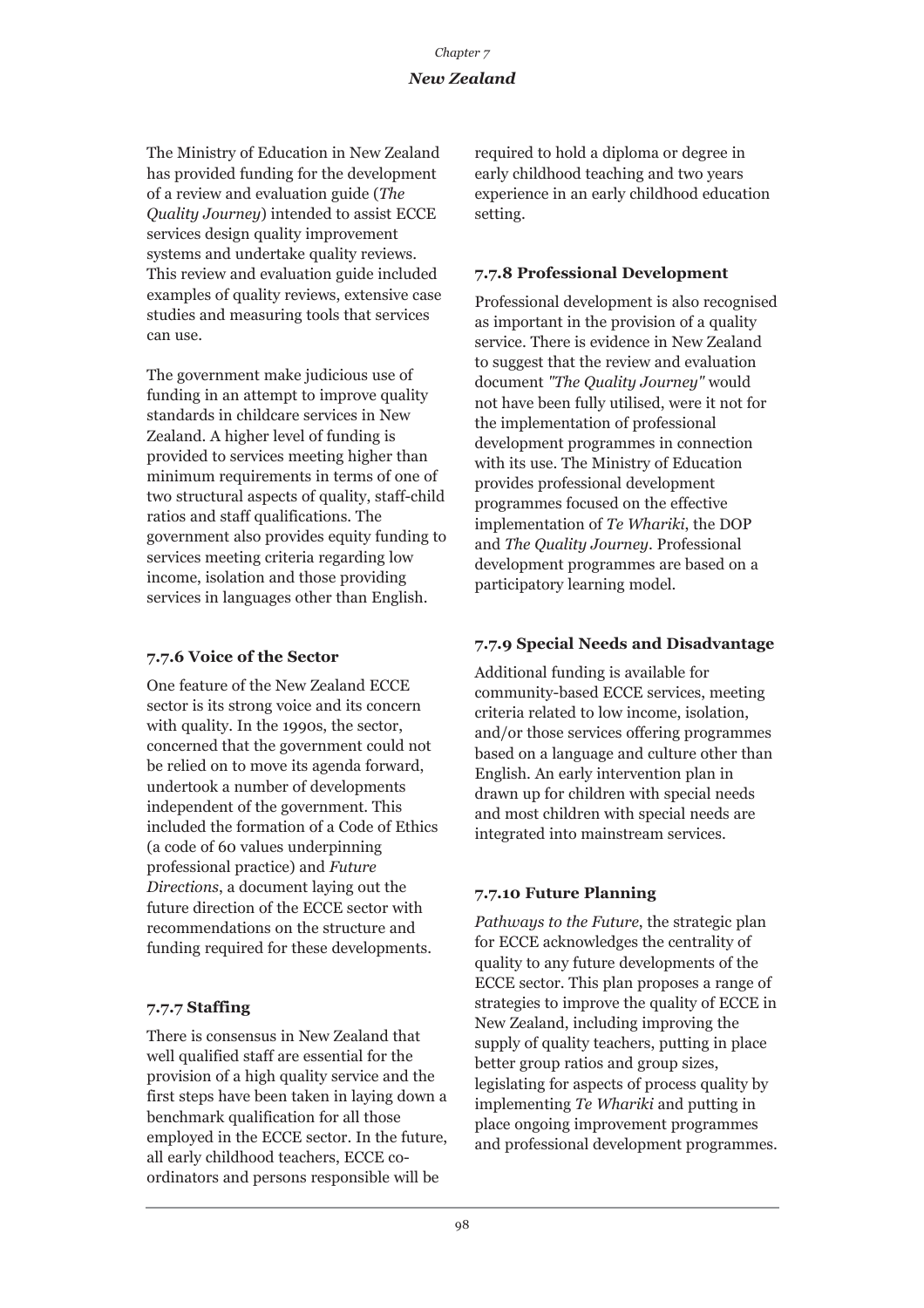The Ministry of Education in New Zealand has provided funding for the development of a review and evaluation guide (*The Quality Journey*) intended to assist ECCE services design quality improvement systems and undertake quality reviews. This review and evaluation guide included examples of quality reviews, extensive case studies and measuring tools that services can use.

The government make judicious use of funding in an attempt to improve quality standards in childcare services in New Zealand. A higher level of funding is provided to services meeting higher than minimum requirements in terms of one of two structural aspects of quality, staff-child ratios and staff qualifications. The government also provides equity funding to services meeting criteria regarding low income, isolation and those providing services in languages other than English.

### 7.7.6 Voice of the Sector

One feature of the New Zealand ECCE sector is its strong voice and its concern with quality. In the 1990s, the sector, concerned that the government could not be relied on to move its agenda forward, undertook a number of developments independent of the government. This included the formation of a Code of Ethics (a code of 60 values underpinning professional practice) and *Future Directions*, a document laying out the future direction of the ECCE sector with recommendations on the structure and funding required for these developments.

### 7.7.7 Staffing

There is consensus in New Zealand that well qualified staff are essential for the provision of a high quality service and the first steps have been taken in laying down a benchmark qualification for all those employed in the ECCE sector. In the future, all early childhood teachers, ECCE co-ordinators and persons responsible will be required to hold a diploma or degree in early childhood teaching and two years experience in an early childhood education setting.

### 7.7.8 Professional Development

Professional development is also recognised as important in the provision of a quality service. There is evidence in New Zealand to suggest that the review and evaluation document *"The Quality Journey"* would not have been fully utilised, were it not for the implementation of professional development programmes in connection with its use. The Ministry of Education provides professional development programmes focused on the effective implementation of *Te Whariki*, the DOP and *The Quality Journey*. Professional development programmes are based on a participatory learning model.

### 7.7.9 Special Needs and Disadvantage

Additional funding is available for community-based ECCE services, meeting criteria related to low income, isolation, and/or those services offering programmes based on a language and culture other than English. An early intervention plan in drawn up for children with special needs and most children with special needs are integrated into mainstream services.

### 7.7.10 Future Planning

*Pathways to the Future*, the strategic plan for ECCE acknowledges the centrality of quality to any future developments of the ECCE sector. This plan proposes a range of strategies to improve the quality of ECCE in New Zealand, including improving the supply of quality teachers, putting in place better group ratios and group sizes, legislating for aspects of process quality by implementing *Te Whariki* and putting in place ongoing improvement programmes and professional development programmes.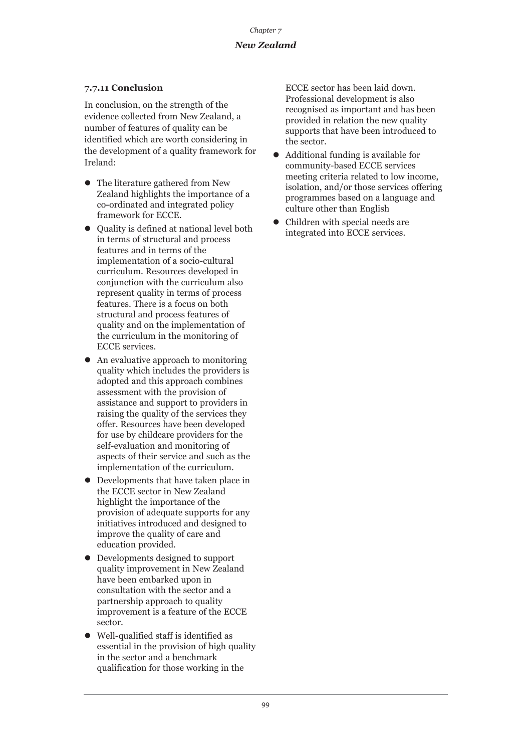### 7.7.11 Conclusion

In conclusion, on the strength of the evidence collected from New Zealand, a number of features of quality can be identified which are worth considering in the development of a quality framework for Ireland:

- The literature gathered from New Zealand highlights the importance of a co-ordinated and integrated policy framework for ECCE.
- Quality is defined at national level both in terms of structural and process features and in terms of the implementation of a socio-cultural curriculum. Resources developed in conjunction with the curriculum also represent quality in terms of process features. There is a focus on both structural and process features of quality and on the implementation of the curriculum in the monitoring of ECCE services.
- An evaluative approach to monitoring quality which includes the providers is adopted and this approach combines assessment with the provision of assistance and support to providers in raising the quality of the services they offer. Resources have been developed for use by childcare providers for the self-evaluation and monitoring of aspects of their service and such as the implementation of the curriculum.
- Developments that have taken place in the ECCE sector in New Zealand highlight the importance of the provision of adequate supports for any initiatives introduced and designed to improve the quality of care and education provided.
- Developments designed to support quality improvement in New Zealand have been embarked upon in consultation with the sector and a partnership approach to quality improvement is a feature of the ECCE sector.
- Well-qualified staff is identified as essential in the provision of high quality in the sector and a benchmark qualification for those working in the ECCE sector has been laid down. Professional development is also recognised as important and has been provided in relation the new quality supports that have been introduced to the sector.
- Additional funding is available for community-based ECCE services meeting criteria related to low income, isolation, and/or those services offering programmes based on a language and culture other than English
- Children with special needs are integrated into ECCE services.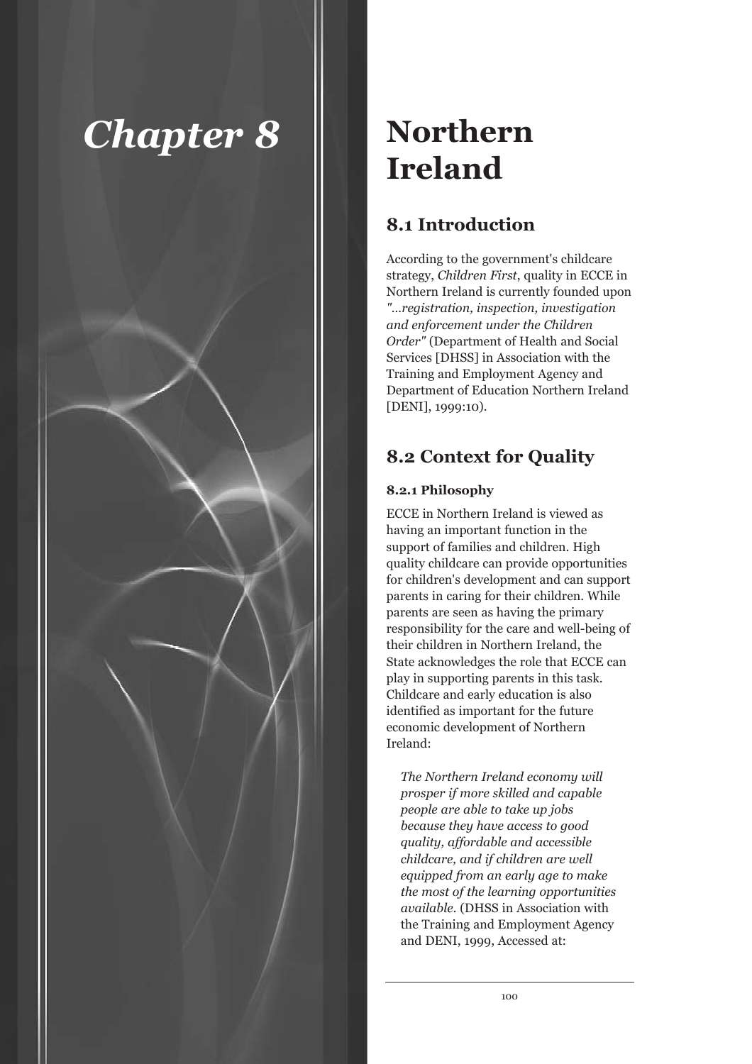# Chapter 8

# Northern Ireland

## 8.1 Introduction

According to the government's childcare strategy, *Children First*, quality in ECCE in Northern Ireland is currently founded upon *"...registration, inspection, investigation and enforcement under the Children Order"* (Department of Health and Social Services [DHSS] in Association with the Training and Employment Agency and Department of Education Northern Ireland [DENI], 1999:10).

## 8.2 Context for Quality

### 8.2.1 Philosophy

ECCE in Northern Ireland is viewed as having an important function in the support of families and children. High quality childcare can provide opportunities for children's development and can support parents in caring for their children. While parents are seen as having the primary responsibility for the care and well-being of their children in Northern Ireland, the State acknowledges the role that ECCE can play in supporting parents in this task. Childcare and early education is also identified as important for the future economic development of Northern Ireland:

> *The Northern Ireland economy will prosper if more skilled and capable people are able to take up jobs because they have access to good quality, affordable and accessible childcare, and if children are well equipped from an early age to make the most of the learning opportunities available*. (DHSS in Association with the Training and Employment Agency and DENI, 1999, Accessed at: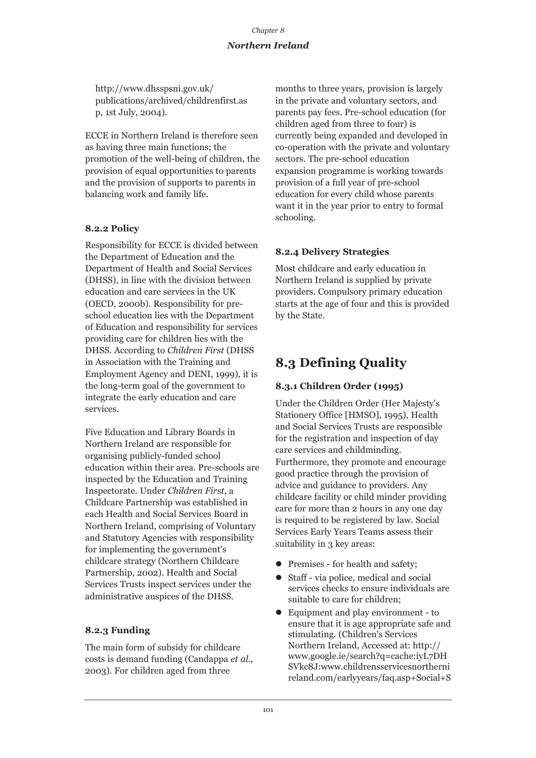http://www.dhsspsni.gov.uk/publications/archived/childrenfirst.asp, 1st July, 2004).

ECCE in Northern Ireland is therefore seen as having three main functions; the promotion of the well-being of children, the provision of equal opportunities to parents and the provision of supports to parents in balancing work and family life.

### 8.2.2 Policy

Responsibility for ECCE is divided between the Department of Education and the Department of Health and Social Services (DHSS), in line with the division between education and care services in the UK (OECD, 2000b). Responsibility for pre-school education lies with the Department of Education and responsibility for services providing care for children lies with the DHSS. According to *Children First* (DHSS in Association with the Training and Employment Agency and DENI, 1999), it is the long-term goal of the government to integrate the early education and care services.

Five Education and Library Boards in Northern Ireland are responsible for organising publicly-funded school education within their area. Pre-schools are inspected by the Education and Training Inspectorate. Under *Children First*, a Childcare Partnership was established in each Health and Social Services Board in Northern Ireland, comprising of Voluntary and Statutory Agencies with responsibility for implementing the government's childcare strategy (Northern Childcare Partnership, 2002). Health and Social Services Trusts inspect services under the administrative auspices of the DHSS.

### 8.2.3 Funding

The main form of subsidy for childcare costs is demand funding (Candappa *et al.*, 2003). For children aged from three months to three years, provision is largely in the private and voluntary sectors, and parents pay fees. Pre-school education (for children aged from three to four) is currently being expanded and developed in co-operation with the private and voluntary sectors. The pre-school education expansion programme is working towards provision of a full year of pre-school education for every child whose parents want it in the year prior to entry to formal schooling.

### 8.2.4 Delivery Strategies

Most childcare and early education in Northern Ireland is supplied by private providers. Compulsory primary education starts at the age of four and this is provided by the State.

## 8.3 Defining Quality

### 8.3.1 Children Order (1995)

Under the Children Order (Her Majesty's Stationery Office [HMSO], 1995), Health and Social Services Trusts are responsible for the registration and inspection of day care services and childminding. Furthermore, they promote and encourage good practice through the provision of advice and guidance to providers. Any childcare facility or child minder providing care for more than 2 hours in any one day is required to be registered by law. Social Services Early Years Teams assess their suitability in 3 key areas:

- Premises - for health and safety;
- Staff - via police, medical and social services checks to ensure individuals are suitable to care for children;
- Equipment and play environment - to ensure that it is age appropriate safe and stimulating. (Children's Services Northern Ireland, Accessed at: http://www.google.ie/search?q=cache:iyL7DHSVkc8J:www.childrensservicesnorthernireland.com/earlyyears/faq.asp+Social+S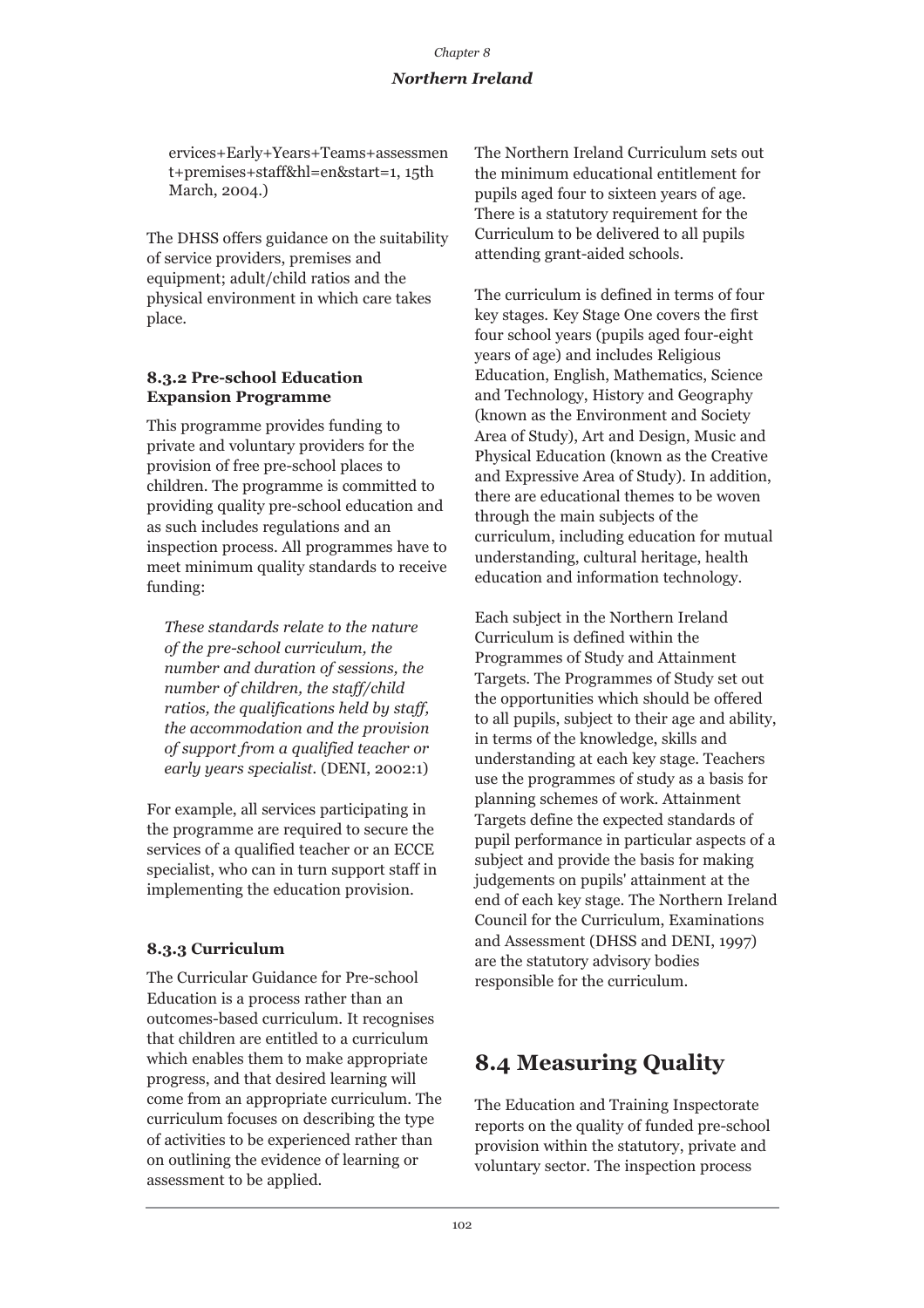ervices+Early+Years+Teams+assessment+premises+staff&hl=en&start=1, 15th March, 2004.)

The DHSS offers guidance on the suitability of service providers, premises and equipment; adult/child ratios and the physical environment in which care takes place.

### 8.3.2 Pre-school Education Expansion Programme

This programme provides funding to private and voluntary providers for the provision of free pre-school places to children. The programme is committed to providing quality pre-school education and as such includes regulations and an inspection process. All programmes have to meet minimum quality standards to receive funding:

> *These standards relate to the nature of the pre-school curriculum, the number and duration of sessions, the number of children, the staff/child ratios, the qualifications held by staff, the accommodation and the provision of support from a qualified teacher or early years specialist.* (DENI, 2002:1)

For example, all services participating in the programme are required to secure the services of a qualified teacher or an ECCE specialist, who can in turn support staff in implementing the education provision.

### 8.3.3 Curriculum

The Curricular Guidance for Pre-school Education is a process rather than an outcomes-based curriculum. It recognises that children are entitled to a curriculum which enables them to make appropriate progress, and that desired learning will come from an appropriate curriculum. The curriculum focuses on describing the type of activities to be experienced rather than on outlining the evidence of learning or assessment to be applied.

The Northern Ireland Curriculum sets out the minimum educational entitlement for pupils aged four to sixteen years of age. There is a statutory requirement for the Curriculum to be delivered to all pupils attending grant-aided schools.

The curriculum is defined in terms of four key stages. Key Stage One covers the first four school years (pupils aged four-eight years of age) and includes Religious Education, English, Mathematics, Science and Technology, History and Geography (known as the Environment and Society Area of Study), Art and Design, Music and Physical Education (known as the Creative and Expressive Area of Study). In addition, there are educational themes to be woven through the main subjects of the curriculum, including education for mutual understanding, cultural heritage, health education and information technology.

Each subject in the Northern Ireland Curriculum is defined within the Programmes of Study and Attainment Targets. The Programmes of Study set out the opportunities which should be offered to all pupils, subject to their age and ability, in terms of the knowledge, skills and understanding at each key stage. Teachers use the programmes of study as a basis for planning schemes of work. Attainment Targets define the expected standards of pupil performance in particular aspects of a subject and provide the basis for making judgements on pupils' attainment at the end of each key stage. The Northern Ireland Council for the Curriculum, Examinations and Assessment (DHSS and DENI, 1997) are the statutory advisory bodies responsible for the curriculum.

## 8.4 Measuring Quality

The Education and Training Inspectorate reports on the quality of funded pre-school provision within the statutory, private and voluntary sector. The inspection process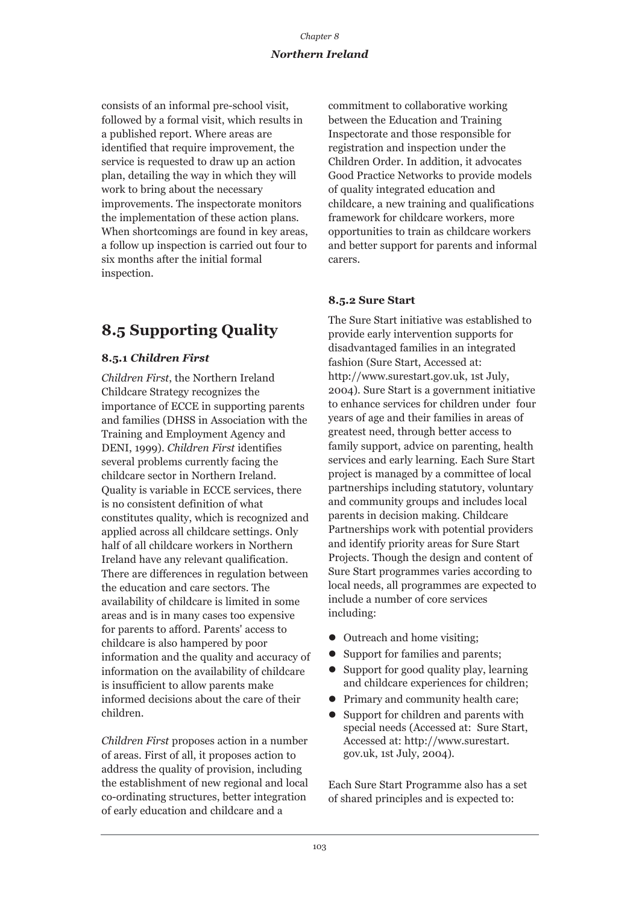consists of an informal pre-school visit, followed by a formal visit, which results in a published report. Where areas are identified that require improvement, the service is requested to draw up an action plan, detailing the way in which they will work to bring about the necessary improvements. The inspectorate monitors the implementation of these action plans. When shortcomings are found in key areas, a follow up inspection is carried out four to six months after the initial formal inspection.

## 8.5 Supporting Quality

### 8.5.1 *Children First*

*Children First*, the Northern Ireland Childcare Strategy recognizes the importance of ECCE in supporting parents and families (DHSS in Association with the Training and Employment Agency and DENI, 1999). *Children First* identifies several problems currently facing the childcare sector in Northern Ireland. Quality is variable in ECCE services, there is no consistent definition of what constitutes quality, which is recognized and applied across all childcare settings. Only half of all childcare workers in Northern Ireland have any relevant qualification. There are differences in regulation between the education and care sectors. The availability of childcare is limited in some areas and is in many cases too expensive for parents to afford. Parents' access to childcare is also hampered by poor information and the quality and accuracy of information on the availability of childcare is insufficient to allow parents make informed decisions about the care of their children.

*Children First* proposes action in a number of areas. First of all, it proposes action to address the quality of provision, including the establishment of new regional and local co-ordinating structures, better integration of early education and childcare and a commitment to collaborative working between the Education and Training Inspectorate and those responsible for registration and inspection under the Children Order. In addition, it advocates Good Practice Networks to provide models of quality integrated education and childcare, a new training and qualifications framework for childcare workers, more opportunities to train as childcare workers and better support for parents and informal carers.

### 8.5.2 Sure Start

The Sure Start initiative was established to provide early intervention supports for disadvantaged families in an integrated fashion (Sure Start, Accessed at: http://www.surestart.gov.uk, 1st July, 2004). Sure Start is a government initiative to enhance services for children under four years of age and their families in areas of greatest need, through better access to family support, advice on parenting, health services and early learning. Each Sure Start project is managed by a committee of local partnerships including statutory, voluntary and community groups and includes local parents in decision making. Childcare Partnerships work with potential providers and identify priority areas for Sure Start Projects. Though the design and content of Sure Start programmes varies according to local needs, all programmes are expected to include a number of core services including:

- Outreach and home visiting;
- Support for families and parents;
- Support for good quality play, learning and childcare experiences for children;
- Primary and community health care;
- Support for children and parents with special needs (Accessed at: Sure Start, Accessed at: http://www.surestart.gov.uk, 1st July, 2004).

Each Sure Start Programme also has a set of shared principles and is expected to: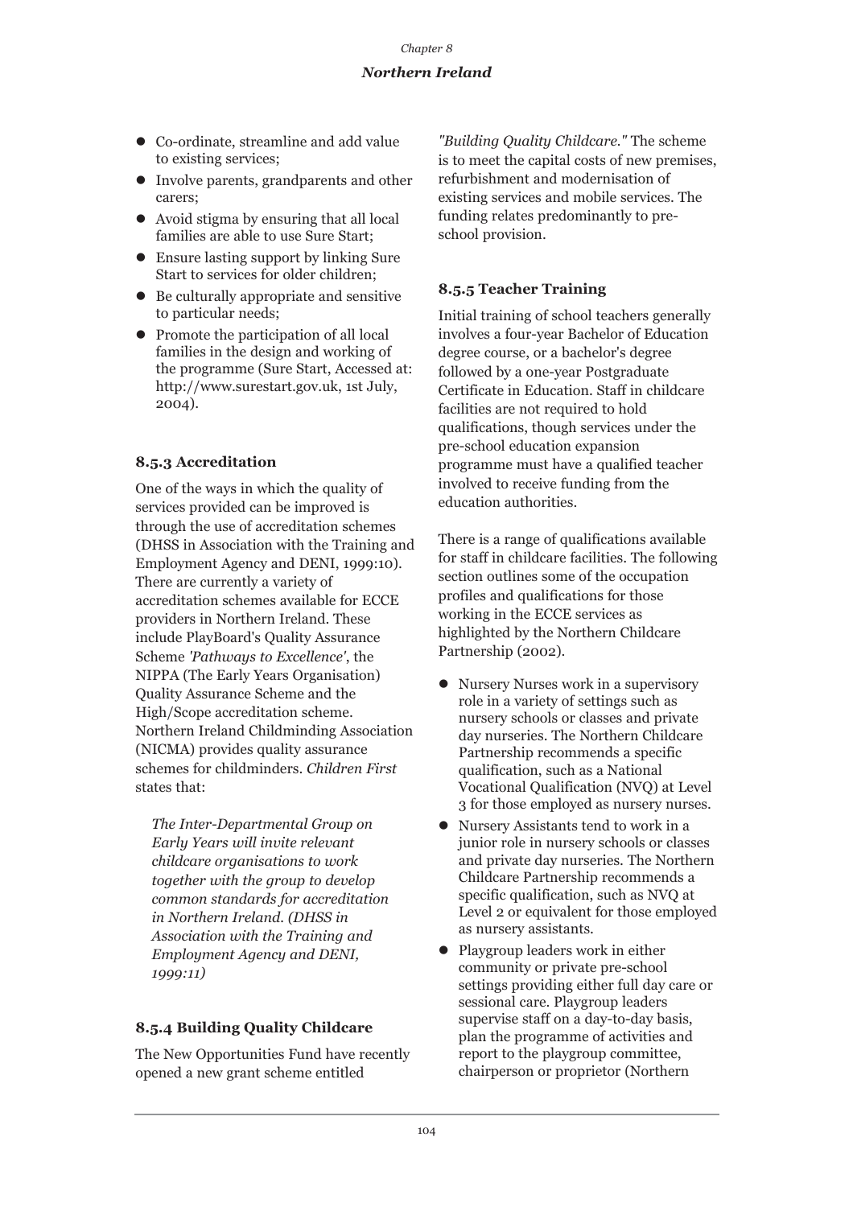- Co-ordinate, streamline and add value to existing services;
- Involve parents, grandparents and other carers;
- Avoid stigma by ensuring that all local families are able to use Sure Start;
- Ensure lasting support by linking Sure Start to services for older children;
- Be culturally appropriate and sensitive to particular needs;
- Promote the participation of all local families in the design and working of the programme (Sure Start, Accessed at: http://www.surestart.gov.uk, 1st July, 2004).

### 8.5.3 Accreditation

One of the ways in which the quality of services provided can be improved is through the use of accreditation schemes (DHSS in Association with the Training and Employment Agency and DENI, 1999:10). There are currently a variety of accreditation schemes available for ECCE providers in Northern Ireland. These include PlayBoard's Quality Assurance Scheme *'Pathways to Excellence'*, the NIPPA (The Early Years Organisation) Quality Assurance Scheme and the High/Scope accreditation scheme. Northern Ireland Childminding Association (NICMA) provides quality assurance schemes for childminders. *Children First* states that:

> *The Inter-Departmental Group on Early Years will invite relevant childcare organisations to work together with the group to develop common standards for accreditation in Northern Ireland. (DHSS in Association with the Training and Employment Agency and DENI, 1999:11)*

### 8.5.4 Building Quality Childcare

The New Opportunities Fund have recently opened a new grant scheme entitled *"Building Quality Childcare."* The scheme is to meet the capital costs of new premises, refurbishment and modernisation of existing services and mobile services. The funding relates predominantly to pre-school provision.

### 8.5.5 Teacher Training

Initial training of school teachers generally involves a four-year Bachelor of Education degree course, or a bachelor's degree followed by a one-year Postgraduate Certificate in Education. Staff in childcare facilities are not required to hold qualifications, though services under the pre-school education expansion programme must have a qualified teacher involved to receive funding from the education authorities.

There is a range of qualifications available for staff in childcare facilities. The following section outlines some of the occupation profiles and qualifications for those working in the ECCE services as highlighted by the Northern Childcare Partnership (2002).

- Nursery Nurses work in a supervisory role in a variety of settings such as nursery schools or classes and private day nurseries. The Northern Childcare Partnership recommends a specific qualification, such as a National Vocational Qualification (NVQ) at Level 3 for those employed as nursery nurses.
- Nursery Assistants tend to work in a junior role in nursery schools or classes and private day nurseries. The Northern Childcare Partnership recommends a specific qualification, such as NVQ at Level 2 or equivalent for those employed as nursery assistants.
- Playgroup leaders work in either community or private pre-school settings providing either full day care or sessional care. Playgroup leaders supervise staff on a day-to-day basis, plan the programme of activities and report to the playgroup committee, chairperson or proprietor (Northern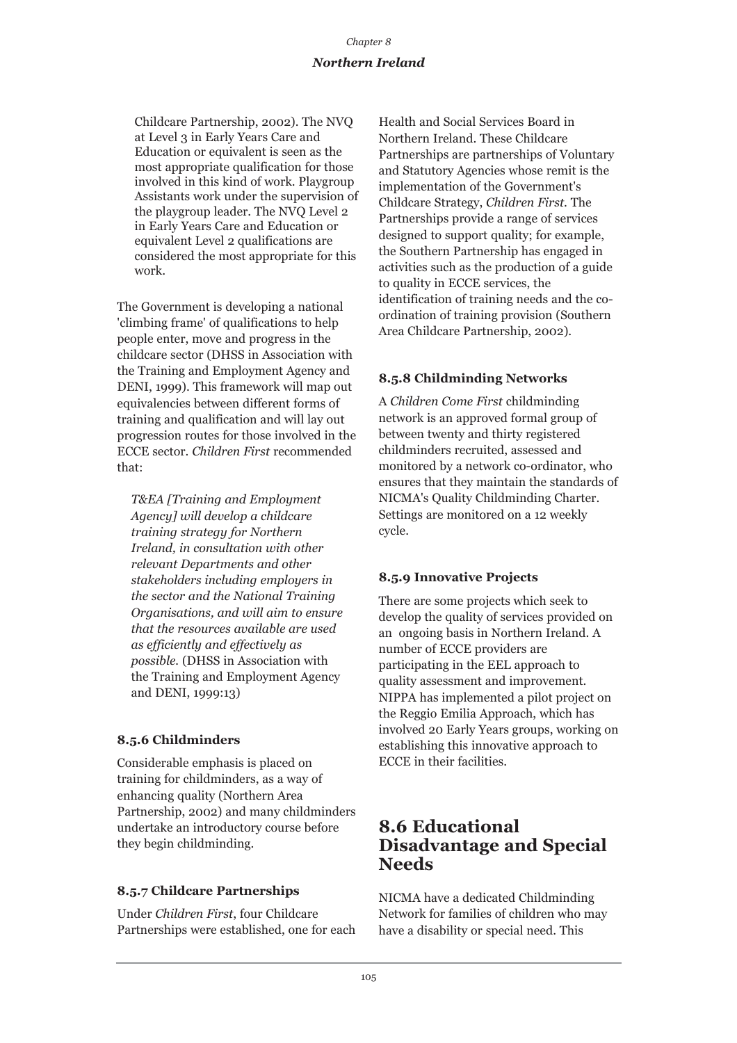Childcare Partnership, 2002). The NVQ at Level 3 in Early Years Care and Education or equivalent is seen as the most appropriate qualification for those involved in this kind of work. Playgroup Assistants work under the supervision of the playgroup leader. The NVQ Level 2 in Early Years Care and Education or equivalent Level 2 qualifications are considered the most appropriate for this work.

The Government is developing a national 'climbing frame' of qualifications to help people enter, move and progress in the childcare sector (DHSS in Association with the Training and Employment Agency and DENI, 1999). This framework will map out equivalencies between different forms of training and qualification and will lay out progression routes for those involved in the ECCE sector. *Children First* recommended that:

> *T&EA [Training and Employment Agency] will develop a childcare training strategy for Northern Ireland, in consultation with other relevant Departments and other stakeholders including employers in the sector and the National Training Organisations, and will aim to ensure that the resources available are used as efficiently and effectively as possible.* (DHSS in Association with the Training and Employment Agency and DENI, 1999:13)

### 8.5.6 Childminders

Considerable emphasis is placed on training for childminders, as a way of enhancing quality (Northern Area Partnership, 2002) and many childminders undertake an introductory course before they begin childminding.

### 8.5.7 Childcare Partnerships

Under *Children First*, four Childcare Partnerships were established, one for each Health and Social Services Board in Northern Ireland. These Childcare Partnerships are partnerships of Voluntary and Statutory Agencies whose remit is the implementation of the Government's Childcare Strategy, *Children First*. The Partnerships provide a range of services designed to support quality; for example, the Southern Partnership has engaged in activities such as the production of a guide to quality in ECCE services, the identification of training needs and the co-ordination of training provision (Southern Area Childcare Partnership, 2002).

### 8.5.8 Childminding Networks

A *Children Come First* childminding network is an approved formal group of between twenty and thirty registered childminders recruited, assessed and monitored by a network co-ordinator, who ensures that they maintain the standards of NICMA's Quality Childminding Charter. Settings are monitored on a 12 weekly cycle.

### 8.5.9 Innovative Projects

There are some projects which seek to develop the quality of services provided on an ongoing basis in Northern Ireland. A number of ECCE providers are participating in the EEL approach to quality assessment and improvement. NIPPA has implemented a pilot project on the Reggio Emilia Approach, which has involved 20 Early Years groups, working on establishing this innovative approach to ECCE in their facilities.

## 8.6 Educational Disadvantage and Special Needs

NICMA have a dedicated Childminding Network for families of children who may have a disability or special need. This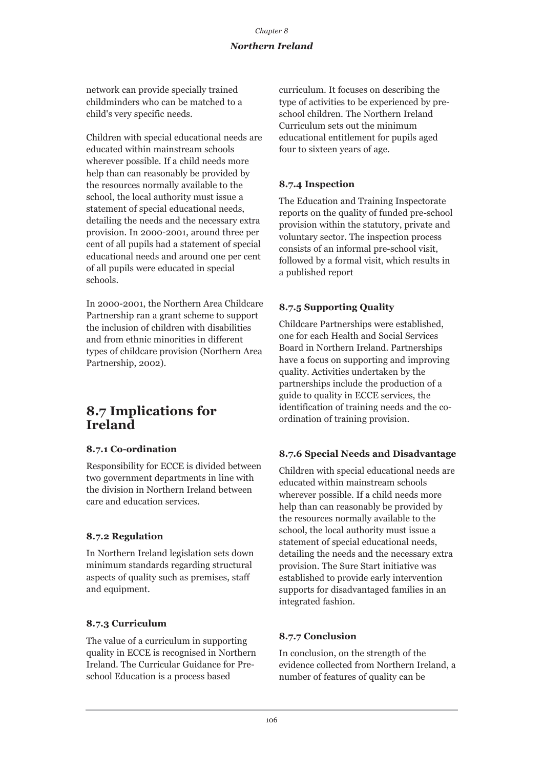network can provide specially trained childminders who can be matched to a child's very specific needs.

Children with special educational needs are educated within mainstream schools wherever possible. If a child needs more help than can reasonably be provided by the resources normally available to the school, the local authority must issue a statement of special educational needs, detailing the needs and the necessary extra provision. In 2000-2001, around three per cent of all pupils had a statement of special educational needs and around one per cent of all pupils were educated in special schools.

In 2000-2001, the Northern Area Childcare Partnership ran a grant scheme to support the inclusion of children with disabilities and from ethnic minorities in different types of childcare provision (Northern Area Partnership, 2002).

## 8.7 Implications for Ireland

### 8.7.1 Co-ordination

Responsibility for ECCE is divided between two government departments in line with the division in Northern Ireland between care and education services.

### 8.7.2 Regulation

In Northern Ireland legislation sets down minimum standards regarding structural aspects of quality such as premises, staff and equipment.

### 8.7.3 Curriculum

The value of a curriculum in supporting quality in ECCE is recognised in Northern Ireland. The Curricular Guidance for Pre-school Education is a process based curriculum. It focuses on describing the type of activities to be experienced by pre-school children. The Northern Ireland Curriculum sets out the minimum educational entitlement for pupils aged four to sixteen years of age.

### 8.7.4 Inspection

The Education and Training Inspectorate reports on the quality of funded pre-school provision within the statutory, private and voluntary sector. The inspection process consists of an informal pre-school visit, followed by a formal visit, which results in a published report

### 8.7.5 Supporting Quality

Childcare Partnerships were established, one for each Health and Social Services Board in Northern Ireland. Partnerships have a focus on supporting and improving quality. Activities undertaken by the partnerships include the production of a guide to quality in ECCE services, the identification of training needs and the co-ordination of training provision.

### 8.7.6 Special Needs and Disadvantage

Children with special educational needs are educated within mainstream schools wherever possible. If a child needs more help than can reasonably be provided by the resources normally available to the school, the local authority must issue a statement of special educational needs, detailing the needs and the necessary extra provision. The Sure Start initiative was established to provide early intervention supports for disadvantaged families in an integrated fashion.

### 8.7.7 Conclusion

In conclusion, on the strength of the evidence collected from Northern Ireland, a number of features of quality can be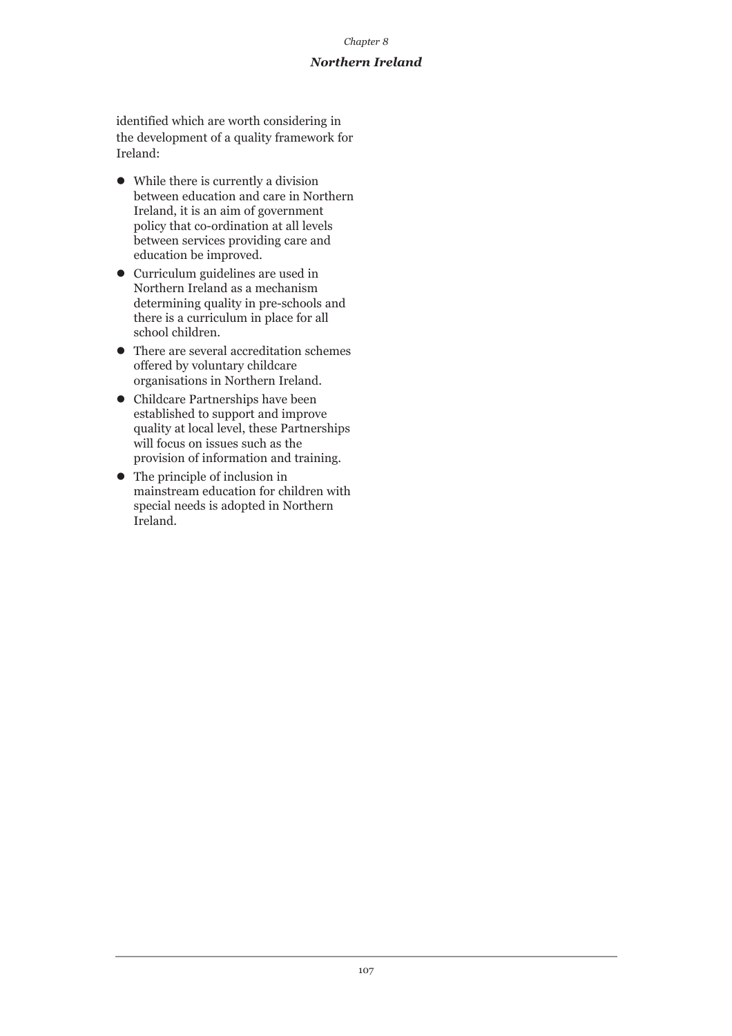identified which are worth considering in the development of a quality framework for Ireland:

- While there is currently a division between education and care in Northern Ireland, it is an aim of government policy that co-ordination at all levels between services providing care and education be improved.
- Curriculum guidelines are used in Northern Ireland as a mechanism determining quality in pre-schools and there is a curriculum in place for all school children.
- There are several accreditation schemes offered by voluntary childcare organisations in Northern Ireland.
- Childcare Partnerships have been established to support and improve quality at local level, these Partnerships will focus on issues such as the provision of information and training.
- The principle of inclusion in mainstream education for children with special needs is adopted in Northern Ireland.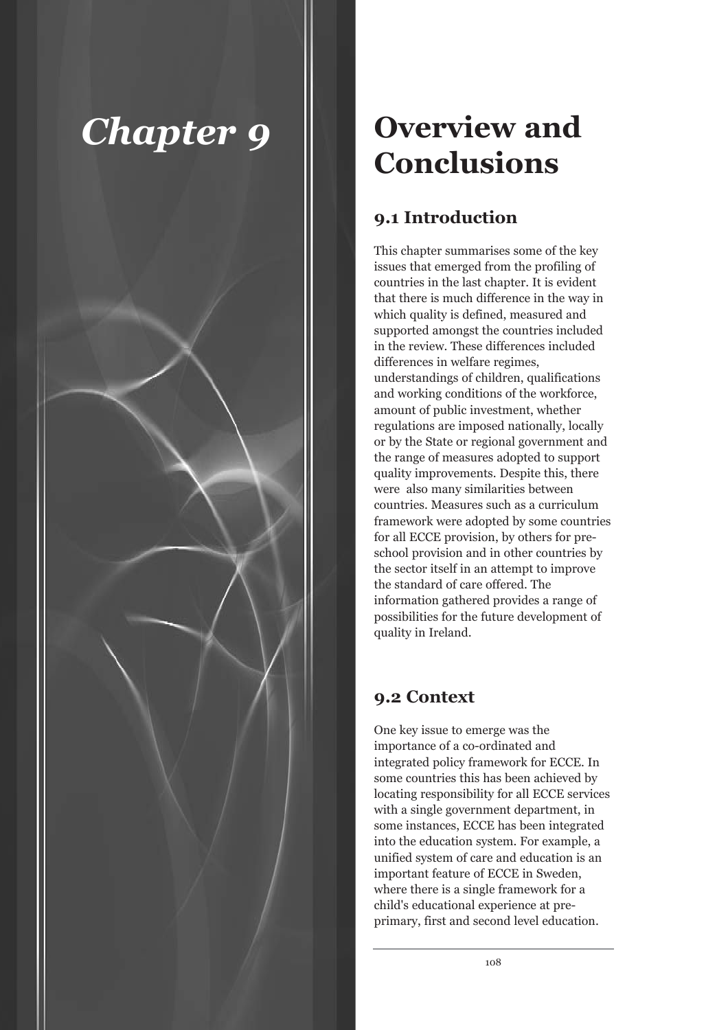# *Chapter 9*

# Overview and Conclusions

## 9.1 Introduction

This chapter summarises some of the key issues that emerged from the profiling of countries in the last chapter. It is evident that there is much difference in the way in which quality is defined, measured and supported amongst the countries included in the review. These differences included differences in welfare regimes, understandings of children, qualifications and working conditions of the workforce, amount of public investment, whether regulations are imposed nationally, locally or by the State or regional government and the range of measures adopted to support quality improvements. Despite this, there were also many similarities between countries. Measures such as a curriculum framework were adopted by some countries for all ECCE provision, by others for pre-school provision and in other countries by the sector itself in an attempt to improve the standard of care offered. The information gathered provides a range of possibilities for the future development of quality in Ireland.

## 9.2 Context

One key issue to emerge was the importance of a co-ordinated and integrated policy framework for ECCE. In some countries this has been achieved by locating responsibility for all ECCE services with a single government department, in some instances, ECCE has been integrated into the education system. For example, a unified system of care and education is an important feature of ECCE in Sweden, where there is a single framework for a child's educational experience at pre-primary, first and second level education.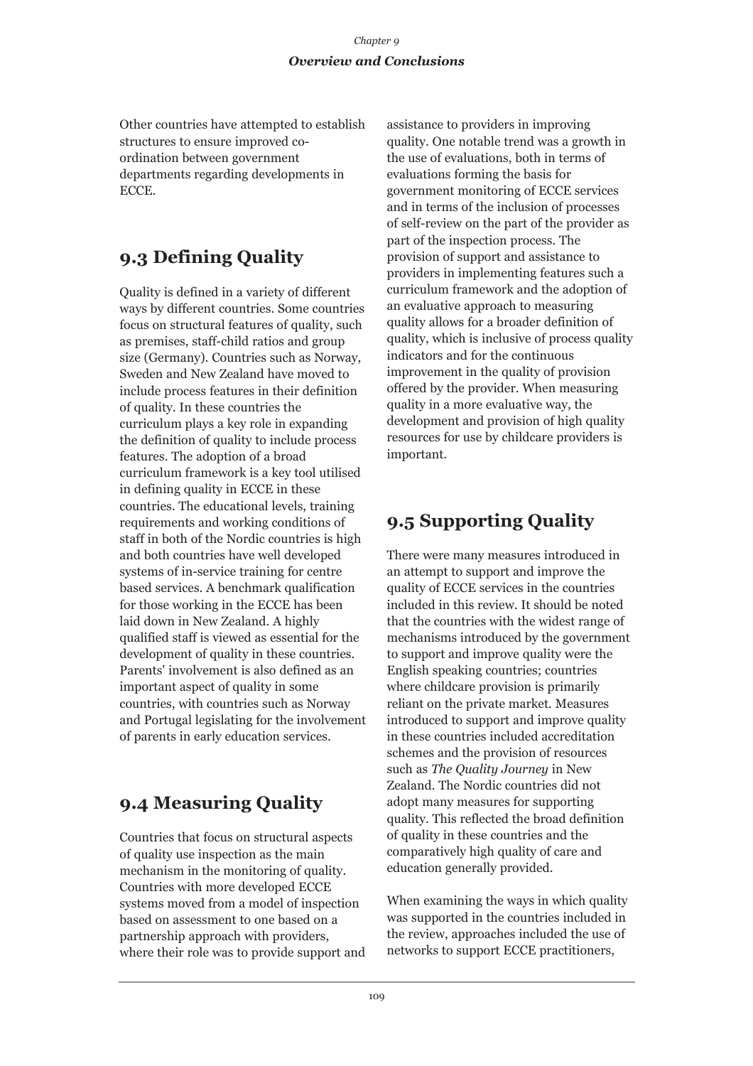Other countries have attempted to establish structures to ensure improved co-ordination between government departments regarding developments in ECCE.

## 9.3 Defining Quality

Quality is defined in a variety of different ways by different countries. Some countries focus on structural features of quality, such as premises, staff-child ratios and group size (Germany). Countries such as Norway, Sweden and New Zealand have moved to include process features in their definition of quality. In these countries the curriculum plays a key role in expanding the definition of quality to include process features. The adoption of a broad curriculum framework is a key tool utilised in defining quality in ECCE in these countries. The educational levels, training requirements and working conditions of staff in both of the Nordic countries is high and both countries have well developed systems of in-service training for centre based services. A benchmark qualification for those working in the ECCE has been laid down in New Zealand. A highly qualified staff is viewed as essential for the development of quality in these countries. Parents' involvement is also defined as an important aspect of quality in some countries, with countries such as Norway and Portugal legislating for the involvement of parents in early education services.

## 9.4 Measuring Quality

Countries that focus on structural aspects of quality use inspection as the main mechanism in the monitoring of quality. Countries with more developed ECCE systems moved from a model of inspection based on assessment to one based on a partnership approach with providers, where their role was to provide support and assistance to providers in improving quality. One notable trend was a growth in the use of evaluations, both in terms of evaluations forming the basis for government monitoring of ECCE services and in terms of the inclusion of processes of self-review on the part of the provider as part of the inspection process. The provision of support and assistance to providers in implementing features such a curriculum framework and the adoption of an evaluative approach to measuring quality allows for a broader definition of quality, which is inclusive of process quality indicators and for the continuous improvement in the quality of provision offered by the provider. When measuring quality in a more evaluative way, the development and provision of high quality resources for use by childcare providers is important.

## 9.5 Supporting Quality

There were many measures introduced in an attempt to support and improve the quality of ECCE services in the countries included in this review. It should be noted that the countries with the widest range of mechanisms introduced by the government to support and improve quality were the English speaking countries; countries where childcare provision is primarily reliant on the private market. Measures introduced to support and improve quality in these countries included accreditation schemes and the provision of resources such as *The Quality Journey* in New Zealand. The Nordic countries did not adopt many measures for supporting quality. This reflected the broad definition of quality in these countries and the comparatively high quality of care and education generally provided.

When examining the ways in which quality was supported in the countries included in the review, approaches included the use of networks to support ECCE practitioners,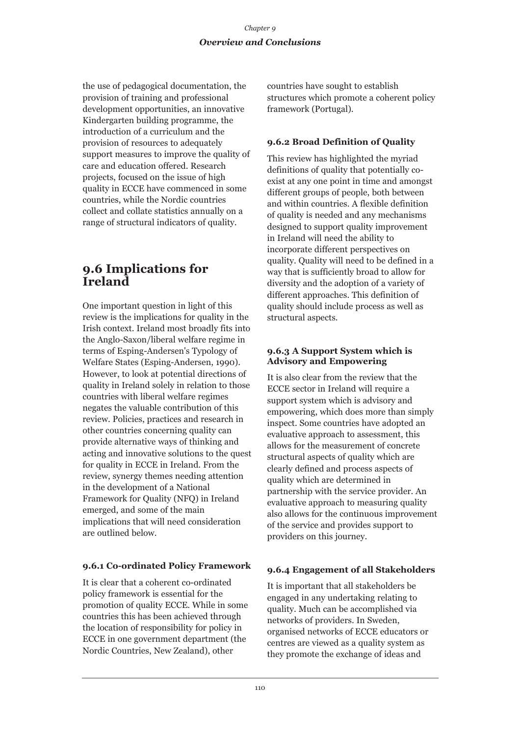the use of pedagogical documentation, the provision of training and professional development opportunities, an innovative Kindergarten building programme, the introduction of a curriculum and the provision of resources to adequately support measures to improve the quality of care and education offered. Research projects, focused on the issue of high quality in ECCE have commenced in some countries, while the Nordic countries collect and collate statistics annually on a range of structural indicators of quality.

## 9.6 Implications for Ireland

One important question in light of this review is the implications for quality in the Irish context. Ireland most broadly fits into the Anglo-Saxon/liberal welfare regime in terms of Esping-Andersen's Typology of Welfare States (Esping-Andersen, 1990). However, to look at potential directions of quality in Ireland solely in relation to those countries with liberal welfare regimes negates the valuable contribution of this review. Policies, practices and research in other countries concerning quality can provide alternative ways of thinking and acting and innovative solutions to the quest for quality in ECCE in Ireland. From the review, synergy themes needing attention in the development of a National Framework for Quality (NFQ) in Ireland emerged, and some of the main implications that will need consideration are outlined below.

### 9.6.1 Co-ordinated Policy Framework

It is clear that a coherent co-ordinated policy framework is essential for the promotion of quality ECCE. While in some countries this has been achieved through the location of responsibility for policy in ECCE in one government department (the Nordic Countries, New Zealand), other countries have sought to establish structures which promote a coherent policy framework (Portugal).

### 9.6.2 Broad Definition of Quality

This review has highlighted the myriad definitions of quality that potentially co-exist at any one point in time and amongst different groups of people, both between and within countries. A flexible definition of quality is needed and any mechanisms designed to support quality improvement in Ireland will need the ability to incorporate different perspectives on quality. Quality will need to be defined in a way that is sufficiently broad to allow for diversity and the adoption of a variety of different approaches. This definition of quality should include process as well as structural aspects.

### 9.6.3 A Support System which is Advisory and Empowering

It is also clear from the review that the ECCE sector in Ireland will require a support system which is advisory and empowering, which does more than simply inspect. Some countries have adopted an evaluative approach to assessment, this allows for the measurement of concrete structural aspects of quality which are clearly defined and process aspects of quality which are determined in partnership with the service provider. An evaluative approach to measuring quality also allows for the continuous improvement of the service and provides support to providers on this journey.

### 9.6.4 Engagement of all Stakeholders

It is important that all stakeholders be engaged in any undertaking relating to quality. Much can be accomplished via networks of providers. In Sweden, organised networks of ECCE educators or centres are viewed as a quality system as they promote the exchange of ideas and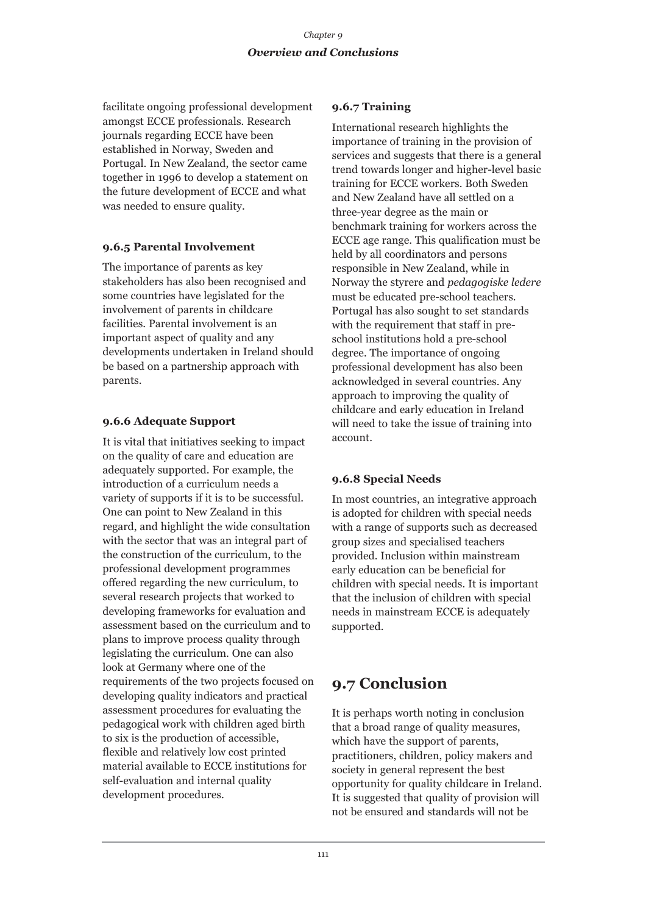facilitate ongoing professional development amongst ECCE professionals. Research journals regarding ECCE have been established in Norway, Sweden and Portugal. In New Zealand, the sector came together in 1996 to develop a statement on the future development of ECCE and what was needed to ensure quality.

### 9.6.5 Parental Involvement

The importance of parents as key stakeholders has also been recognised and some countries have legislated for the involvement of parents in childcare facilities. Parental involvement is an important aspect of quality and any developments undertaken in Ireland should be based on a partnership approach with parents.

### 9.6.6 Adequate Support

It is vital that initiatives seeking to impact on the quality of care and education are adequately supported. For example, the introduction of a curriculum needs a variety of supports if it is to be successful. One can point to New Zealand in this regard, and highlight the wide consultation with the sector that was an integral part of the construction of the curriculum, to the professional development programmes offered regarding the new curriculum, to several research projects that worked to developing frameworks for evaluation and assessment based on the curriculum and to plans to improve process quality through legislating the curriculum. One can also look at Germany where one of the requirements of the two projects focused on developing quality indicators and practical assessment procedures for evaluating the pedagogical work with children aged birth to six is the production of accessible, flexible and relatively low cost printed material available to ECCE institutions for self-evaluation and internal quality development procedures.

### 9.6.7 Training

International research highlights the importance of training in the provision of services and suggests that there is a general trend towards longer and higher-level basic training for ECCE workers. Both Sweden and New Zealand have all settled on a three-year degree as the main or benchmark training for workers across the ECCE age range. This qualification must be held by all coordinators and persons responsible in New Zealand, while in Norway the styrere and *pedagogiske ledere* must be educated pre-school teachers. Portugal has also sought to set standards with the requirement that staff in pre-school institutions hold a pre-school degree. The importance of ongoing professional development has also been acknowledged in several countries. Any approach to improving the quality of childcare and early education in Ireland will need to take the issue of training into account.

### 9.6.8 Special Needs

In most countries, an integrative approach is adopted for children with special needs with a range of supports such as decreased group sizes and specialised teachers provided. Inclusion within mainstream early education can be beneficial for children with special needs. It is important that the inclusion of children with special needs in mainstream ECCE is adequately supported.

## 9.7 Conclusion

It is perhaps worth noting in conclusion that a broad range of quality measures, which have the support of parents, practitioners, children, policy makers and society in general represent the best opportunity for quality childcare in Ireland. It is suggested that quality of provision will not be ensured and standards will not be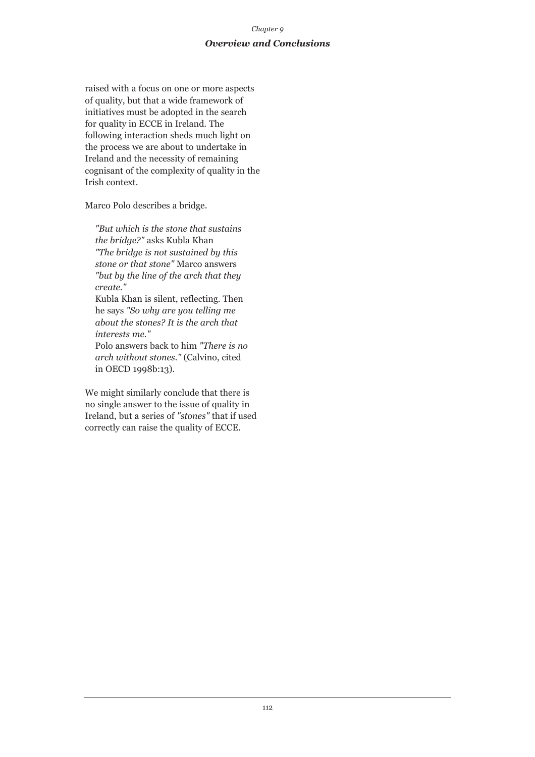raised with a focus on one or more aspects of quality, but that a wide framework of initiatives must be adopted in the search for quality in ECCE in Ireland. The following interaction sheds much light on the process we are about to undertake in Ireland and the necessity of remaining cognisant of the complexity of quality in the Irish context.

Marco Polo describes a bridge.

> *"But which is the stone that sustains the bridge?"* asks Kubla Khan
> *"The bridge is not sustained by this stone or that stone"* Marco answers *"but by the line of the arch that they create."*
> Kubla Khan is silent, reflecting. Then he says *"So why are you telling me about the stones? It is the arch that interests me."*
> Polo answers back to him *"There is no arch without stones."* (Calvino, cited in OECD 1998b:13).

We might similarly conclude that there is no single answer to the issue of quality in Ireland, but a series of *"stones"* that if used correctly can raise the quality of ECCE.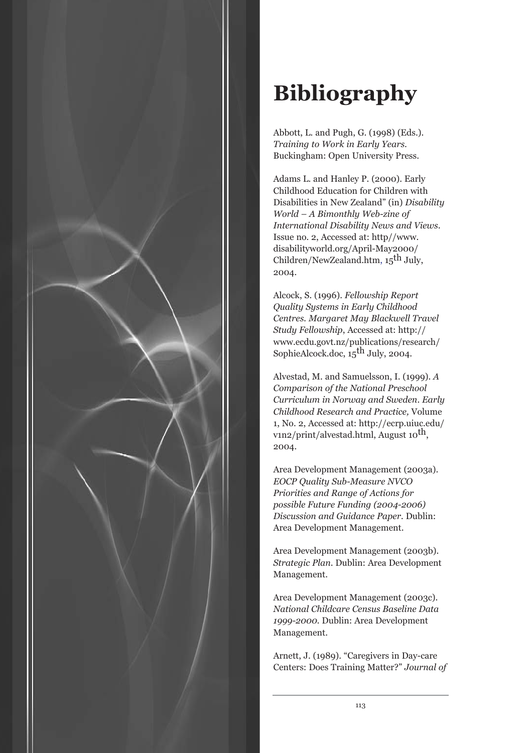# Bibliography

Abbott, L. and Pugh, G. (1998) (Eds.). *Training to Work in Early Years*. Buckingham: Open University Press.

Adams L. and Hanley P. (2000). Early Childhood Education for Children with Disabilities in New Zealand" (in) *Disability World – A Bimonthly Web-zine of International Disability News and Views*. Issue no. 2, Accessed at: http//www.disabilityworld.org/April-May2000/Children/NewZealand.htm, 15th July, 2004.

Alcock, S. (1996). *Fellowship Report Quality Systems in Early Childhood Centres. Margaret May Blackwell Travel Study Fellowship*, Accessed at: http://www.ecdu.govt.nz/publications/research/SophieAlcock.doc, 15th July, 2004.

Alvestad, M. and Samuelsson, I. (1999). *A Comparison of the National Preschool Curriculum in Norway and Sweden. Early Childhood Research and Practice,* Volume 1, No. 2, Accessed at: http://ecrp.uiuc.edu/v1n2/print/alvestad.html, August 10th, 2004.

Area Development Management (2003a). *EOCP Quality Sub-Measure NVCO Priorities and Range of Actions for possible Future Funding (2004-2006) Discussion and Guidance Paper*. Dublin: Area Development Management.

Area Development Management (2003b). *Strategic Plan*. Dublin: Area Development Management.

Area Development Management (2003c). *National Childcare Census Baseline Data 1999-2000.* Dublin: Area Development Management.

Arnett, J. (1989). "Caregivers in Day-care Centers: Does Training Matter?" *Journal of*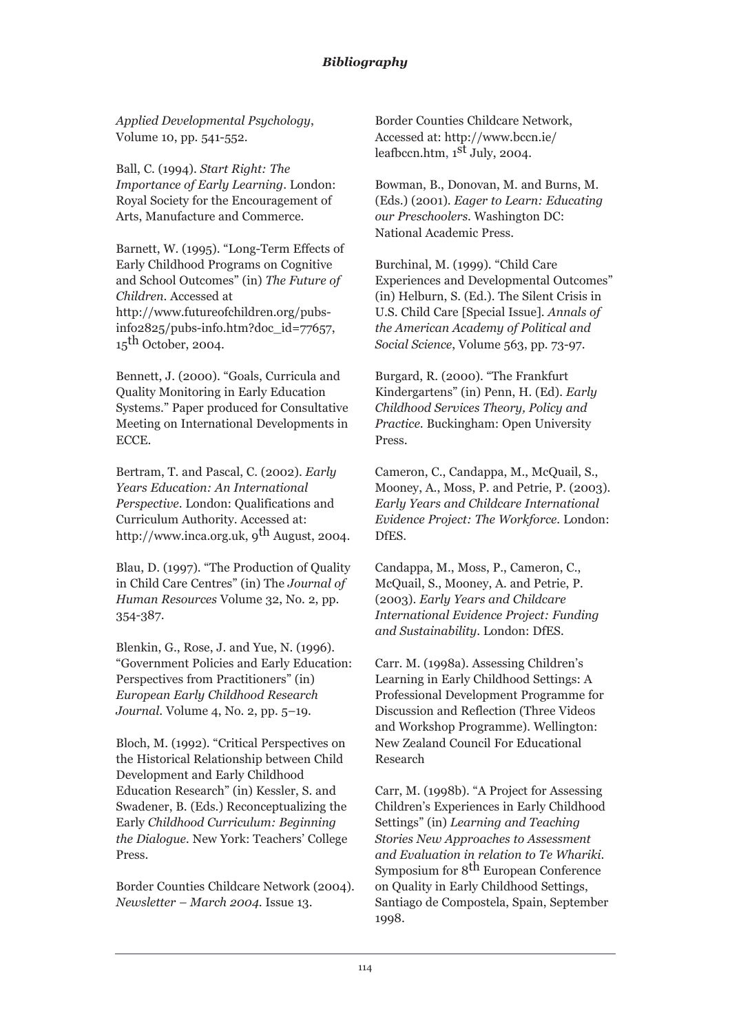*Applied Developmental Psychology*, Volume 10, pp. 541-552.

Ball, C. (1994). *Start Right: The Importance of Early Learning*. London: Royal Society for the Encouragement of Arts, Manufacture and Commerce.

Barnett, W. (1995). "Long-Term Effects of Early Childhood Programs on Cognitive and School Outcomes" (in) *The Future of Children*. Accessed at http://www.futureofchildren.org/pubs-info2825/pubs-info.htm?doc_id=77657, 15th October, 2004.

Bennett, J. (2000). "Goals, Curricula and Quality Monitoring in Early Education Systems." Paper produced for Consultative Meeting on International Developments in ECCE.

Bertram, T. and Pascal, C. (2002). *Early Years Education: An International Perspective*. London: Qualifications and Curriculum Authority. Accessed at: http://www.inca.org.uk, 9th August, 2004.

Blau, D. (1997). "The Production of Quality in Child Care Centres" (in) The *Journal of Human Resources* Volume 32, No. 2, pp. 354-387.

Blenkin, G., Rose, J. and Yue, N. (1996). "Government Policies and Early Education: Perspectives from Practitioners" (in) *European Early Childhood Research Journal*. Volume 4, No. 2, pp. 5–19.

Bloch, M. (1992). "Critical Perspectives on the Historical Relationship between Child Development and Early Childhood Education Research" (in) Kessler, S. and Swadener, B. (Eds.) Reconceptualizing the Early *Childhood Curriculum: Beginning the Dialogue*. New York: Teachers' College Press.

Border Counties Childcare Network (2004). *Newsletter – March 2004*. Issue 13.

Border Counties Childcare Network, Accessed at: http://www.bccn.ie/leafbccn.htm, 1st July, 2004.

Bowman, B., Donovan, M. and Burns, M. (Eds.) (2001). *Eager to Learn: Educating our Preschoolers*. Washington DC: National Academic Press.

Burchinal, M. (1999). "Child Care Experiences and Developmental Outcomes" (in) Helburn, S. (Ed.). The Silent Crisis in U.S. Child Care [Special Issue]. *Annals of the American Academy of Political and Social Science*, Volume 563, pp. 73-97.

Burgard, R. (2000). "The Frankfurt Kindergartens" (in) Penn, H. (Ed). *Early Childhood Services Theory, Policy and Practice*. Buckingham: Open University Press.

Cameron, C., Candappa, M., McQuail, S., Mooney, A., Moss, P. and Petrie, P. (2003). *Early Years and Childcare International Evidence Project: The Workforce*. London: DfES.

Candappa, M., Moss, P., Cameron, C., McQuail, S., Mooney, A. and Petrie, P. (2003). *Early Years and Childcare International Evidence Project: Funding and Sustainability*. London: DfES.

Carr. M. (1998a). Assessing Children's Learning in Early Childhood Settings: A Professional Development Programme for Discussion and Reflection (Three Videos and Workshop Programme). Wellington: New Zealand Council For Educational Research

Carr, M. (1998b). "A Project for Assessing Children's Experiences in Early Childhood Settings" (in) *Learning and Teaching Stories New Approaches to Assessment and Evaluation in relation to Te Whariki*. Symposium for 8th European Conference on Quality in Early Childhood Settings, Santiago de Compostela, Spain, September 1998.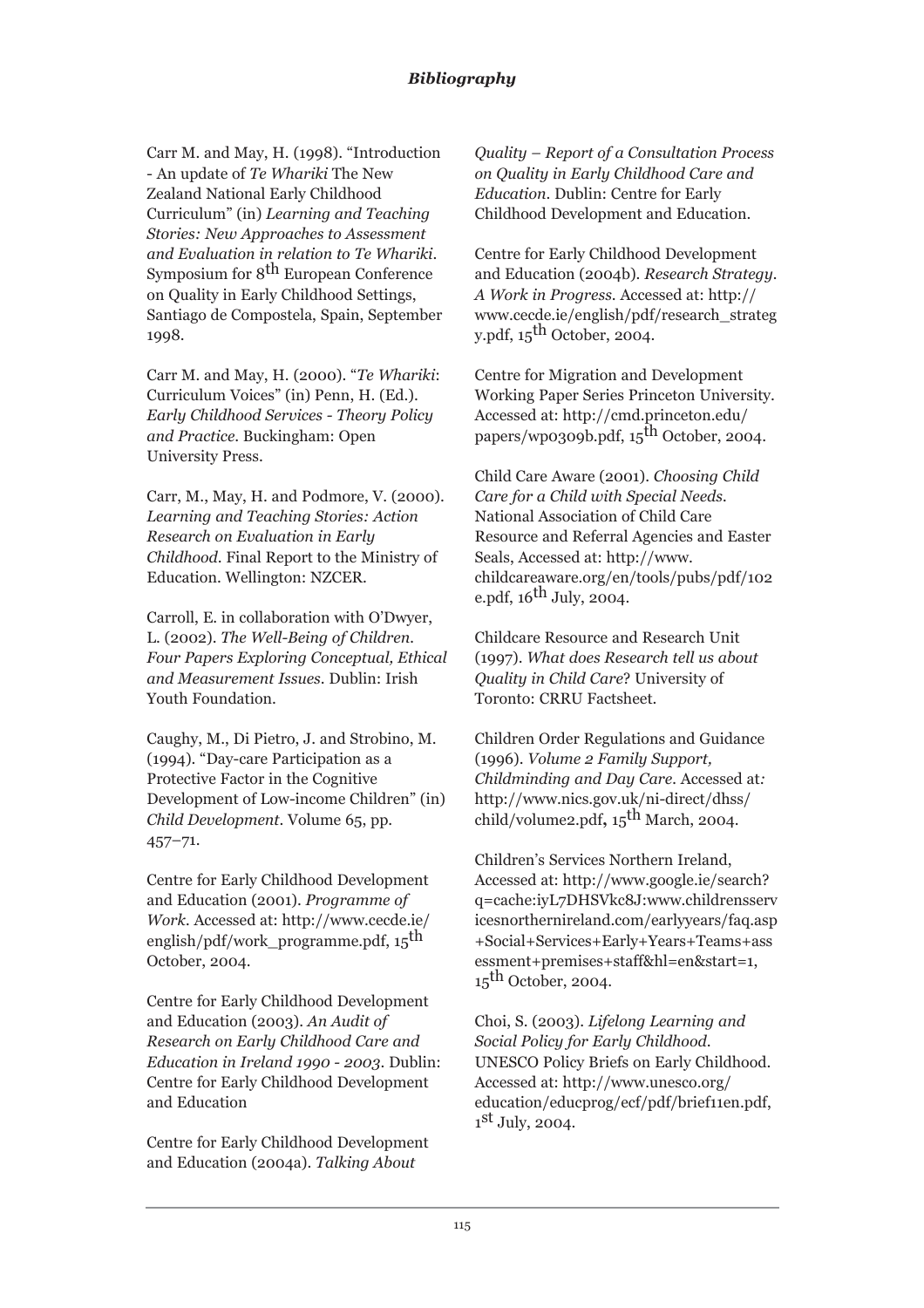Carr M. and May, H. (1998). "Introduction - An update of *Te Whariki* The New Zealand National Early Childhood Curriculum" (in) *Learning and Teaching Stories: New Approaches to Assessment and Evaluation in relation to Te Whariki*. Symposium for 8th European Conference on Quality in Early Childhood Settings, Santiago de Compostela, Spain, September 1998.

Carr M. and May, H. (2000). "*Te Whariki*: Curriculum Voices" (in) Penn, H. (Ed.). *Early Childhood Services - Theory Policy and Practice*. Buckingham: Open University Press.

Carr, M., May, H. and Podmore, V. (2000). *Learning and Teaching Stories: Action Research on Evaluation in Early Childhood*. Final Report to the Ministry of Education. Wellington: NZCER.

Carroll, E. in collaboration with O'Dwyer, L. (2002). *The Well-Being of Children. Four Papers Exploring Conceptual, Ethical and Measurement Issues*. Dublin: Irish Youth Foundation.

Caughy, M., Di Pietro, J. and Strobino, M. (1994). "Day-care Participation as a Protective Factor in the Cognitive Development of Low-income Children" (in) *Child Development*. Volume 65, pp. 457–71.

Centre for Early Childhood Development and Education (2001). *Programme of Work*. Accessed at: http://www.cecde.ie/english/pdf/work_programme.pdf, 15th October, 2004.

Centre for Early Childhood Development and Education (2003). *An Audit of Research on Early Childhood Care and Education in Ireland 1990 - 2003*. Dublin: Centre for Early Childhood Development and Education

Centre for Early Childhood Development and Education (2004a). *Talking About Quality – Report of a Consultation Process on Quality in Early Childhood Care and Education*. Dublin: Centre for Early Childhood Development and Education.

Centre for Early Childhood Development and Education (2004b). *Research Strategy. A Work in Progress*. Accessed at: http://www.cecde.ie/english/pdf/research_strategy.pdf, 15th October, 2004.

Centre for Migration and Development Working Paper Series Princeton University. Accessed at: http://cmd.princeton.edu/papers/wp0309b.pdf, 15th October, 2004.

Child Care Aware (2001). *Choosing Child Care for a Child with Special Needs*. National Association of Child Care Resource and Referral Agencies and Easter Seals, Accessed at: http://www.childcareaware.org/en/tools/pubs/pdf/102e.pdf, 16th July, 2004.

Childcare Resource and Research Unit (1997). *What does Research tell us about Quality in Child Care*? University of Toronto: CRRU Factsheet.

Children Order Regulations and Guidance (1996). *Volume 2 Family Support, Childminding and Day Care*. Accessed at: http://www.nics.gov.uk/ni-direct/dhss/child/volume2.pdf**,** 15th March, 2004.

Children's Services Northern Ireland, Accessed at: http://www.google.ie/search?q=cache:iyL7DHSVkc8J:www.childrensservicesnorthernireland.com/earlyyears/faq.asp+Social+Services+Early+Years+Teams+assessment+premises+staff&hl=en&start=1, 15th October, 2004.

Choi, S. (2003). *Lifelong Learning and Social Policy for Early Childhood*. UNESCO Policy Briefs on Early Childhood. Accessed at: http://www.unesco.org/education/educprog/ecf/pdf/brief11en.pdf, 1st July, 2004.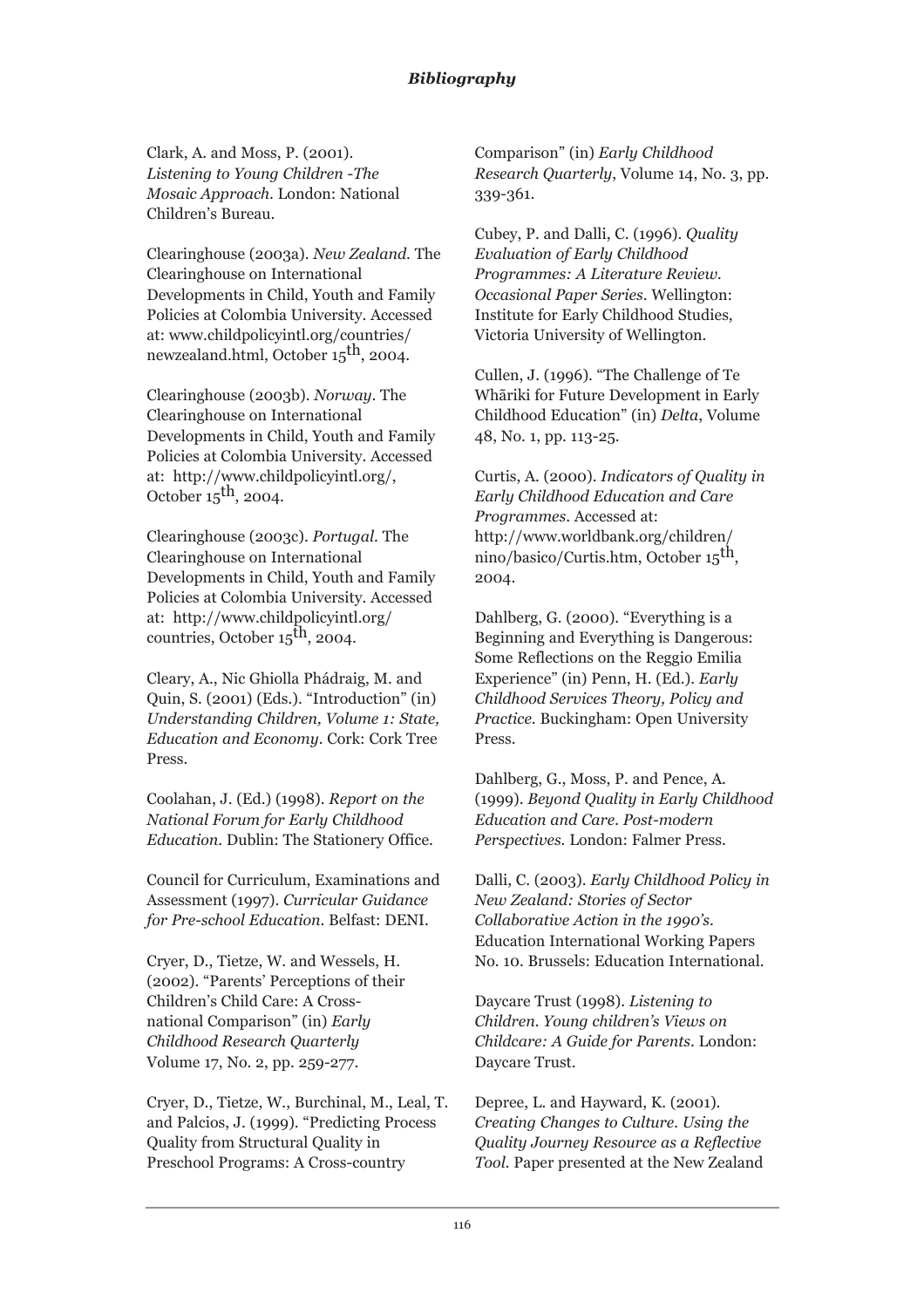Clark, A. and Moss, P. (2001). *Listening to Young Children -The Mosaic Approach*. London: National Children's Bureau.

Clearinghouse (2003a). *New Zealand*. The Clearinghouse on International Developments in Child, Youth and Family Policies at Colombia University. Accessed at: www.childpolicyintl.org/countries/newzealand.html, October 15th, 2004.

Clearinghouse (2003b). *Norway*. The Clearinghouse on International Developments in Child, Youth and Family Policies at Colombia University. Accessed at: http://www.childpolicyintl.org/, October 15th, 2004.

Clearinghouse (2003c). *Portugal*. The Clearinghouse on International Developments in Child, Youth and Family Policies at Colombia University. Accessed at: http://www.childpolicyintl.org/countries, October 15th, 2004.

Cleary, A., Nic Ghiolla Phádraig, M. and Quin, S. (2001) (Eds.). "Introduction" (in) *Understanding Children, Volume 1: State, Education and Economy*. Cork: Cork Tree Press.

Coolahan, J. (Ed.) (1998). *Report on the National Forum for Early Childhood Education*. Dublin: The Stationery Office.

Council for Curriculum, Examinations and Assessment (1997). *Curricular Guidance for Pre-school Education*. Belfast: DENI.

Cryer, D., Tietze, W. and Wessels, H. (2002). "Parents' Perceptions of their Children's Child Care: A Cross-national Comparison" (in) *Early Childhood Research Quarterly* Volume 17, No. 2, pp. 259-277.

Cryer, D., Tietze, W., Burchinal, M., Leal, T. and Palcios, J. (1999). "Predicting Process Quality from Structural Quality in Preschool Programs: A Cross-country Comparison" (in) *Early Childhood Research Quarterly*, Volume 14, No. 3, pp. 339-361.

Cubey, P. and Dalli, C. (1996). *Quality Evaluation of Early Childhood Programmes: A Literature Review. Occasional Paper Series*. Wellington: Institute for Early Childhood Studies, Victoria University of Wellington.

Cullen, J. (1996). "The Challenge of Te Whãriki for Future Development in Early Childhood Education" (in) *Delta*, Volume 48, No. 1, pp. 113-25.

Curtis, A. (2000). *Indicators of Quality in Early Childhood Education and Care Programmes*. Accessed at: http://www.worldbank.org/children/nino/basico/Curtis.htm, October 15th, 2004.

Dahlberg, G. (2000). "Everything is a Beginning and Everything is Dangerous: Some Reflections on the Reggio Emilia Experience" (in) Penn, H. (Ed.). *Early Childhood Services Theory, Policy and Practice*. Buckingham: Open University Press.

Dahlberg, G., Moss, P. and Pence, A. (1999). *Beyond Quality in Early Childhood Education and Care. Post-modern Perspectives*. London: Falmer Press.

Dalli, C. (2003). *Early Childhood Policy in New Zealand: Stories of Sector Collaborative Action in the 1990's*. Education International Working Papers No. 10. Brussels: Education International.

Daycare Trust (1998). *Listening to Children. Young children's Views on Childcare: A Guide for Parents*. London: Daycare Trust.

Depree, L. and Hayward, K. (2001). *Creating Changes to Culture. Using the Quality Journey Resource as a Reflective Tool*. Paper presented at the New Zealand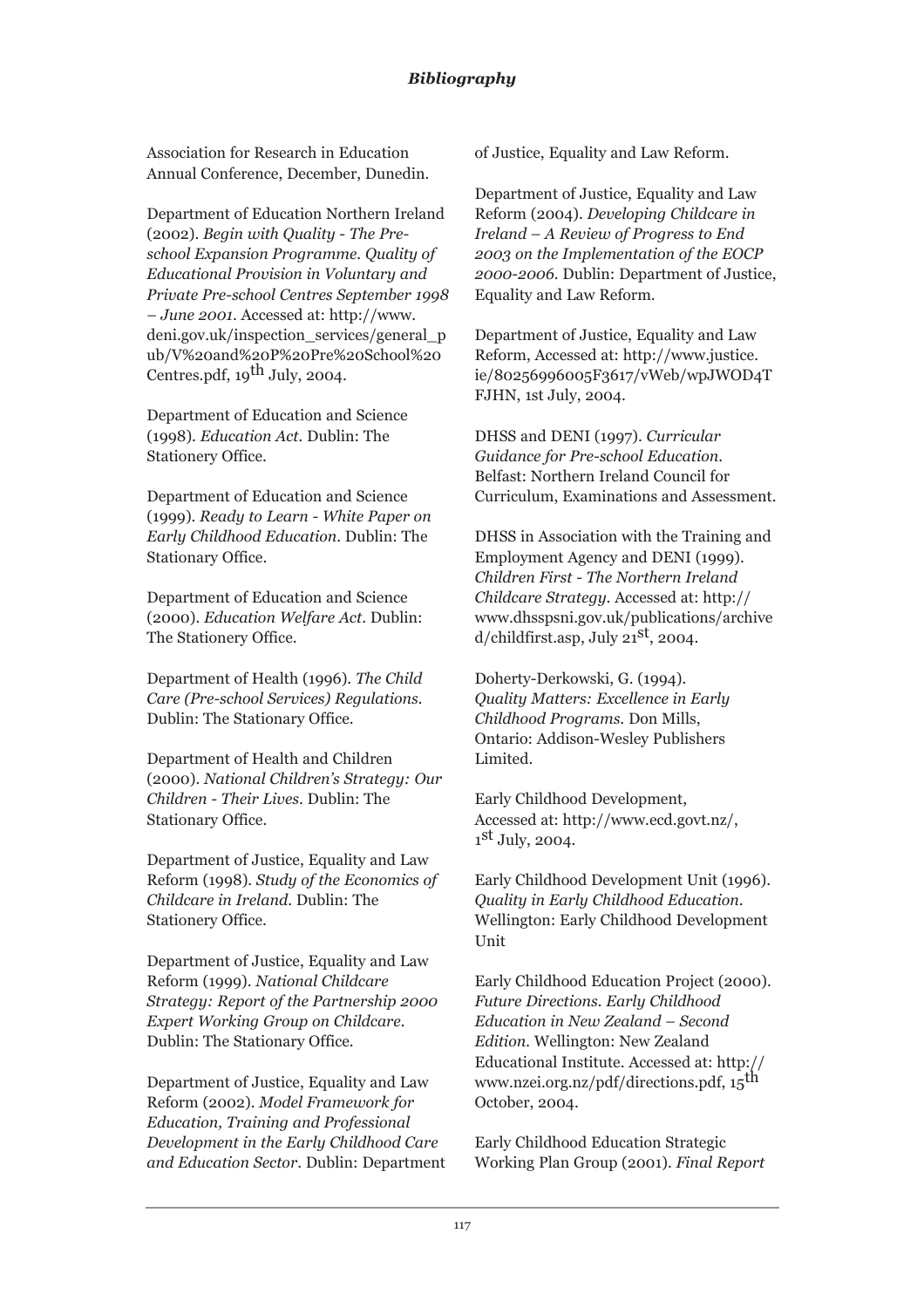Association for Research in Education Annual Conference, December, Dunedin.

Department of Education Northern Ireland (2002). *Begin with Quality - The Pre-school Expansion Programme. Quality of Educational Provision in Voluntary and Private Pre-school Centres September 1998 – June 2001*. Accessed at: http://www.deni.gov.uk/inspection_services/general_pub/V%20and%20P%20Pre%20School%20Centres.pdf, 19th July, 2004.

Department of Education and Science (1998). *Education Act*. Dublin: The Stationery Office.

Department of Education and Science (1999). *Ready to Learn - White Paper on Early Childhood Education*. Dublin: The Stationary Office.

Department of Education and Science (2000). *Education Welfare Act*. Dublin: The Stationery Office.

Department of Health (1996). *The Child Care (Pre-school Services) Regulations*. Dublin: The Stationary Office.

Department of Health and Children (2000). *National Children's Strategy: Our Children - Their Lives*. Dublin: The Stationary Office.

Department of Justice, Equality and Law Reform (1998). *Study of the Economics of Childcare in Ireland*. Dublin: The Stationery Office.

Department of Justice, Equality and Law Reform (1999). *National Childcare Strategy: Report of the Partnership 2000 Expert Working Group on Childcare*. Dublin: The Stationary Office.

Department of Justice, Equality and Law Reform (2002). *Model Framework for Education, Training and Professional Development in the Early Childhood Care and Education Sector*. Dublin: Department of Justice, Equality and Law Reform.

Department of Justice, Equality and Law Reform (2004). *Developing Childcare in Ireland – A Review of Progress to End 2003 on the Implementation of the EOCP 2000-2006*. Dublin: Department of Justice, Equality and Law Reform.

Department of Justice, Equality and Law Reform, Accessed at: http://www.justice.ie/80256996005F3617/vWeb/wpJWOD4TFJHN, 1st July, 2004.

DHSS and DENI (1997). *Curricular Guidance for Pre-school Education*. Belfast: Northern Ireland Council for Curriculum, Examinations and Assessment.

DHSS in Association with the Training and Employment Agency and DENI (1999). *Children First - The Northern Ireland Childcare Strategy*. Accessed at: http://www.dhsspsni.gov.uk/publications/archived/childfirst.asp, July 21st, 2004.

Doherty-Derkowski, G. (1994). *Quality Matters: Excellence in Early Childhood Programs*. Don Mills, Ontario: Addison-Wesley Publishers Limited.

Early Childhood Development, Accessed at: http://www.ecd.govt.nz/, 1st July, 2004.

Early Childhood Development Unit (1996). *Quality in Early Childhood Education*. Wellington: Early Childhood Development Unit

Early Childhood Education Project (2000). *Future Directions. Early Childhood Education in New Zealand – Second Edition*. Wellington: New Zealand Educational Institute. Accessed at: http://www.nzei.org.nz/pdf/directions.pdf, 15th October, 2004.

Early Childhood Education Strategic Working Plan Group (2001). *Final Report*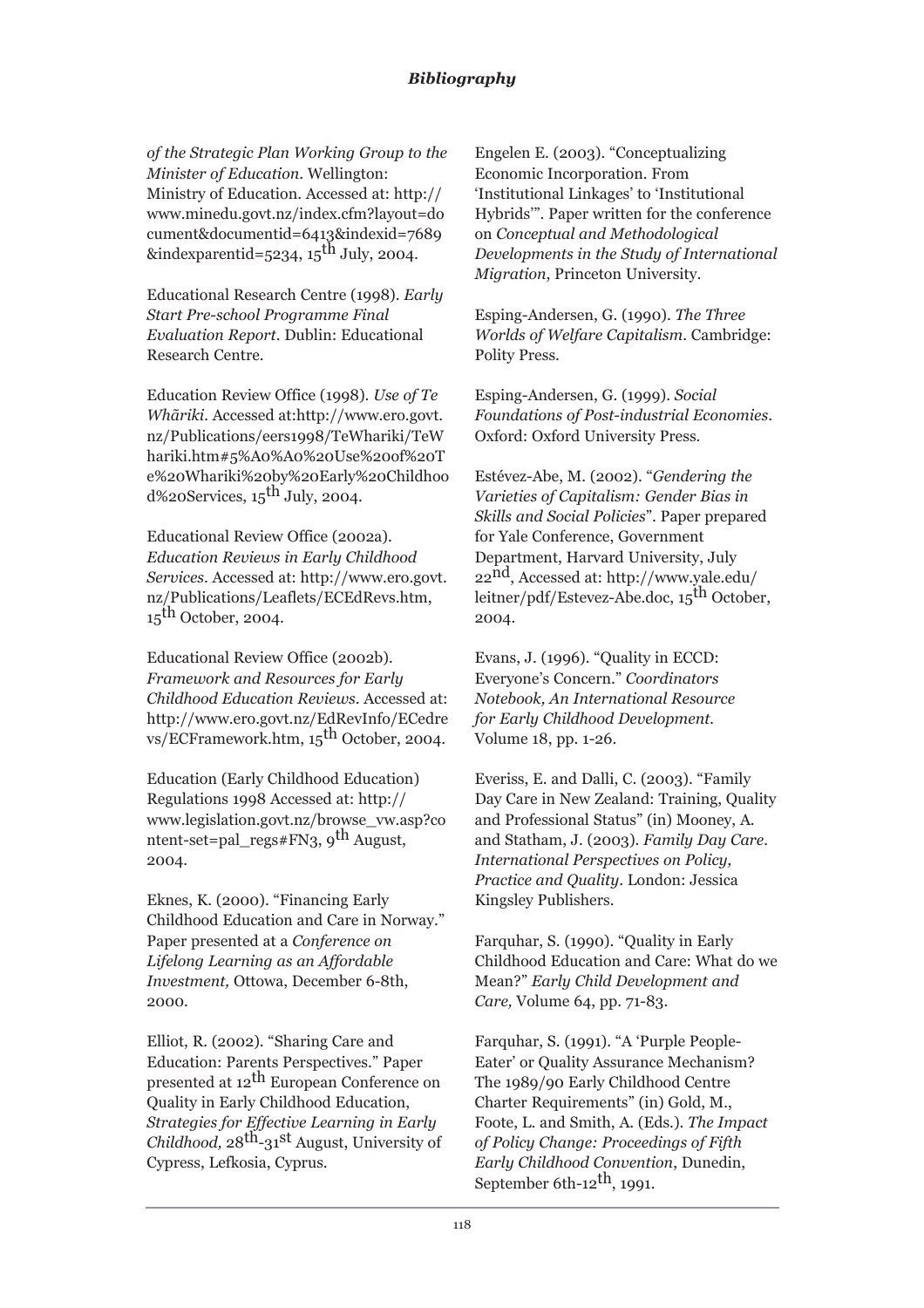*of the Strategic Plan Working Group to the Minister of Education*. Wellington: Ministry of Education. Accessed at: http://www.minedu.govt.nz/index.cfm?layout=document&documentid=6413&indexid=7689&indexparentid=5234, 15th July, 2004.

Educational Research Centre (1998). *Early Start Pre-school Programme Final Evaluation Report*. Dublin: Educational Research Centre.

Education Review Office (1998). *Use of Te Whãriki*. Accessed at:http://www.ero.govt.nz/Publications/eers1998/TeWhariki/TeWhariki.htm#5%A0%A0%20Use%20of%20Te%20Whariki%20by%20Early%20Childhood%20Services, 15th July, 2004.

Educational Review Office (2002a). *Education Reviews in Early Childhood Services*. Accessed at: http://www.ero.govt.nz/Publications/Leaflets/ECEdRevs.htm, 15th October, 2004.

Educational Review Office (2002b). *Framework and Resources for Early Childhood Education Reviews*. Accessed at: http://www.ero.govt.nz/EdRevInfo/ECedrevs/ECFramework.htm, 15th October, 2004.

Education (Early Childhood Education) Regulations 1998 Accessed at: http://www.legislation.govt.nz/browse_vw.asp?content-set=pal_regs#FN3, 9th August, 2004.

Eknes, K. (2000). "Financing Early Childhood Education and Care in Norway." Paper presented at a *Conference on Lifelong Learning as an Affordable Investment,* Ottowa, December 6-8th, 2000.

Elliot, R. (2002). "Sharing Care and Education: Parents Perspectives." Paper presented at 12th European Conference on Quality in Early Childhood Education, *Strategies for Effective Learning in Early Childhood,* 28th-31st August, University of Cypress, Lefkosia, Cyprus.

Engelen E. (2003). "Conceptualizing Economic Incorporation. From 'Institutional Linkages' to 'Institutional Hybrids'". Paper written for the conference on *Conceptual and Methodological Developments in the Study of International Migration*, Princeton University.

Esping-Andersen, G. (1990). *The Three Worlds of Welfare Capitalism*. Cambridge: Polity Press.

Esping-Andersen, G. (1999). *Social Foundations of Post-industrial Economies*. Oxford: Oxford University Press.

Estévez-Abe, M. (2002). "*Gendering the Varieties of Capitalism: Gender Bias in Skills and Social Policies*". Paper prepared for Yale Conference, Government Department, Harvard University, July 22nd, Accessed at: http://www.yale.edu/leitner/pdf/Estevez-Abe.doc, 15th October, 2004.

Evans, J. (1996). "Quality in ECCD: Everyone's Concern." *Coordinators Notebook, An International Resource for Early Childhood Development.* Volume 18, pp. 1-26.

Everiss, E. and Dalli, C. (2003). "Family Day Care in New Zealand: Training, Quality and Professional Status" (in) Mooney, A. and Statham, J. (2003). *Family Day Care. International Perspectives on Policy, Practice and Quality*. London: Jessica Kingsley Publishers.

Farquhar, S. (1990). "Quality in Early Childhood Education and Care: What do we Mean?" *Early Child Development and Care,* Volume 64, pp. 71-83.

Farquhar, S. (1991). "A 'Purple People-Eater' or Quality Assurance Mechanism? The 1989/90 Early Childhood Centre Charter Requirements" (in) Gold, M., Foote, L. and Smith, A. (Eds.). *The Impact of Policy Change: Proceedings of Fifth Early Childhood Convention*, Dunedin, September 6th-12th, 1991.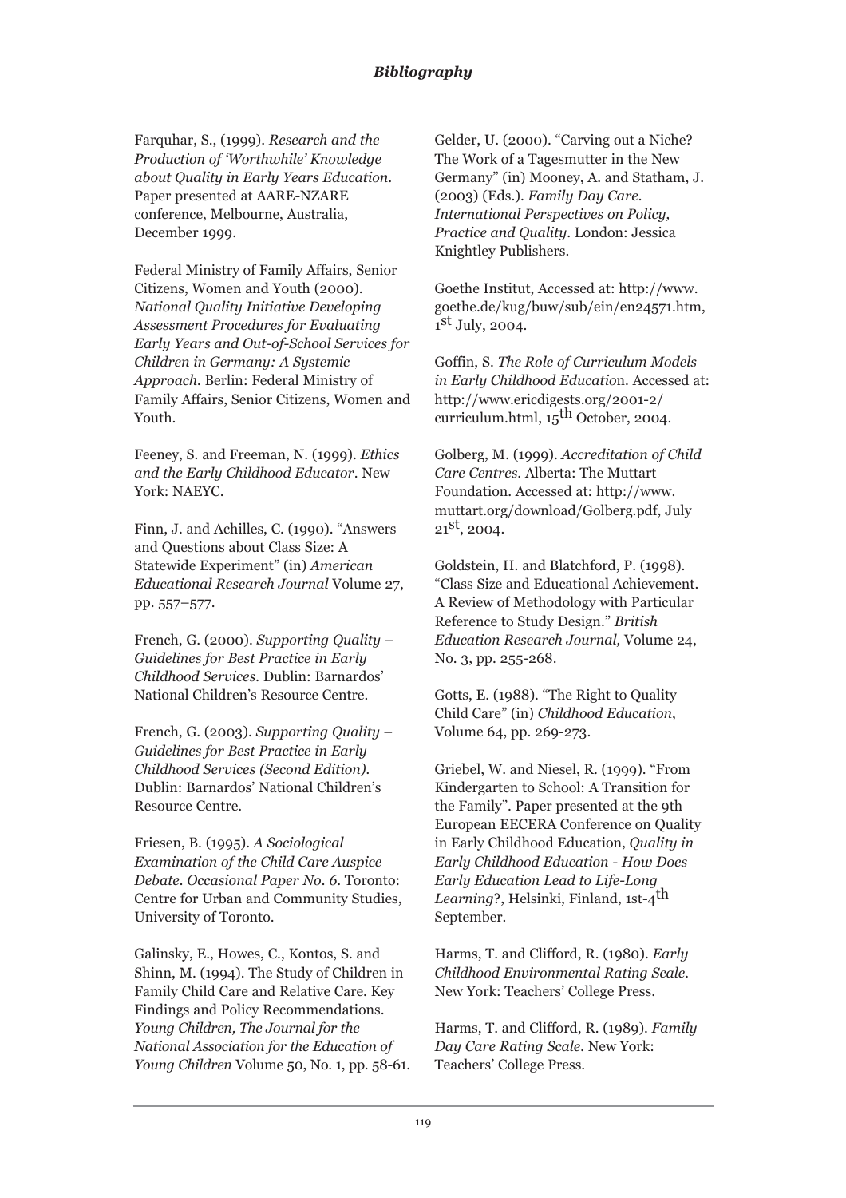Farquhar, S., (1999). *Research and the Production of 'Worthwhile' Knowledge about Quality in Early Years Education.* Paper presented at AARE-NZARE conference, Melbourne, Australia, December 1999.

Federal Ministry of Family Affairs, Senior Citizens, Women and Youth (2000). *National Quality Initiative Developing Assessment Procedures for Evaluating Early Years and Out-of-School Services for Children in Germany: A Systemic Approach.* Berlin: Federal Ministry of Family Affairs, Senior Citizens, Women and Youth.

Feeney, S. and Freeman, N. (1999). *Ethics and the Early Childhood Educator*. New York: NAEYC.

Finn, J. and Achilles, C. (1990). "Answers and Questions about Class Size: A Statewide Experiment" (in) *American Educational Research Journal* Volume 27, pp. 557–577.

French, G. (2000). *Supporting Quality – Guidelines for Best Practice in Early Childhood Services.* Dublin: Barnardos' National Children's Resource Centre.

French, G. (2003). *Supporting Quality – Guidelines for Best Practice in Early Childhood Services (Second Edition).* Dublin: Barnardos' National Children's Resource Centre.

Friesen, B. (1995). *A Sociological Examination of the Child Care Auspice Debate. Occasional Paper No. 6.* Toronto: Centre for Urban and Community Studies, University of Toronto.

Galinsky, E., Howes, C., Kontos, S. and Shinn, M. (1994). The Study of Children in Family Child Care and Relative Care. Key Findings and Policy Recommendations. *Young Children, The Journal for the National Association for the Education of Young Children* Volume 50, No. 1, pp. 58-61.

Gelder, U. (2000). "Carving out a Niche? The Work of a Tagesmutter in the New Germany" (in) Mooney, A. and Statham, J. (2003) (Eds.). *Family Day Care. International Perspectives on Policy, Practice and Quality*. London: Jessica Knightley Publishers.

Goethe Institut, Accessed at: http://www.goethe.de/kug/buw/sub/ein/en24571.htm, 1st July, 2004.

Goffin, S. *The Role of Curriculum Models in Early Childhood Education.* Accessed at: http://www.ericdigests.org/2001-2/curriculum.html, 15th October, 2004.

Golberg, M. (1999). *Accreditation of Child Care Centres.* Alberta: The Muttart Foundation. Accessed at: http://www.muttart.org/download/Golberg.pdf, July 21st, 2004.

Goldstein, H. and Blatchford, P. (1998). "Class Size and Educational Achievement. A Review of Methodology with Particular Reference to Study Design." *British Education Research Journal,* Volume 24, No. 3, pp. 255-268.

Gotts, E. (1988). "The Right to Quality Child Care" (in) *Childhood Education*, Volume 64, pp. 269-273.

Griebel, W. and Niesel, R. (1999). "From Kindergarten to School: A Transition for the Family". Paper presented at the 9th European EECERA Conference on Quality in Early Childhood Education, *Quality in Early Childhood Education - How Does Early Education Lead to Life-Long Learning*?, Helsinki, Finland, 1st-4th September.

Harms, T. and Clifford, R. (1980). *Early Childhood Environmental Rating Scale.* New York: Teachers' College Press.

Harms, T. and Clifford, R. (1989). *Family Day Care Rating Scale.* New York: Teachers' College Press.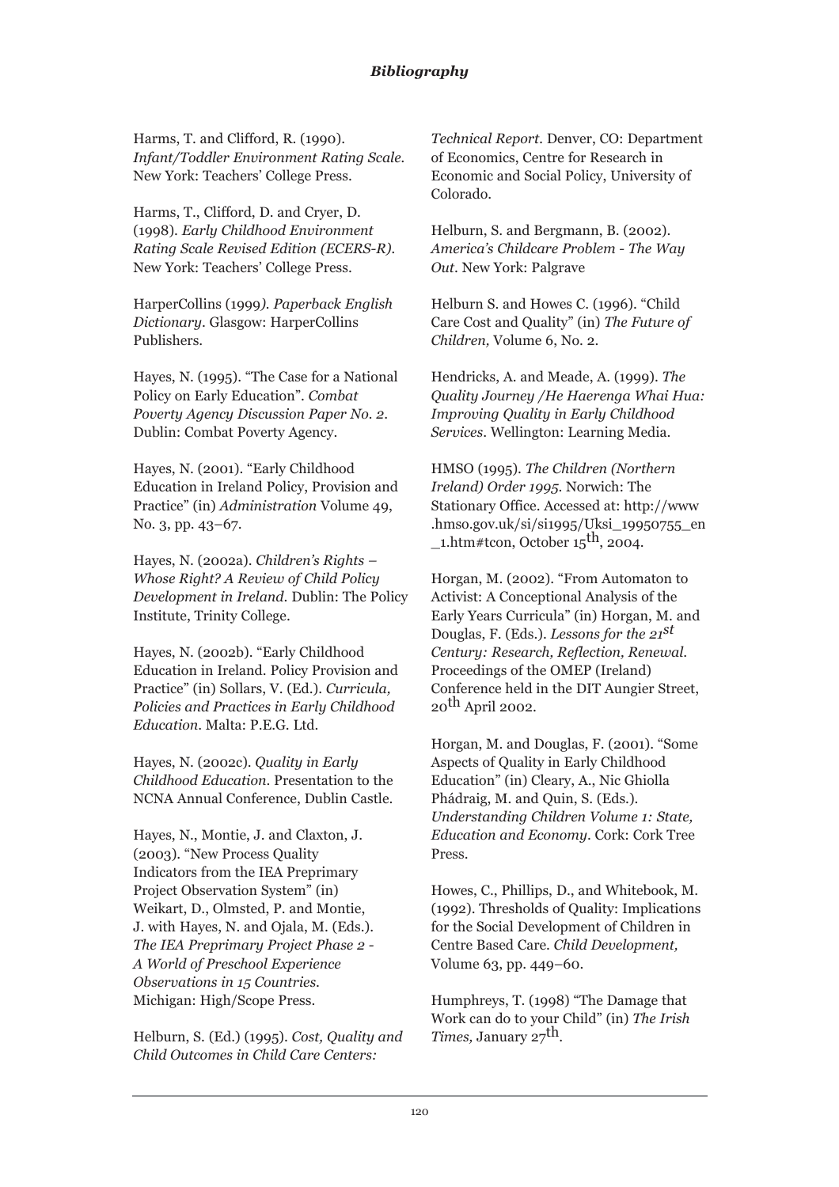Harms, T. and Clifford, R. (1990). *Infant/Toddler Environment Rating Scale*. New York: Teachers' College Press.

Harms, T., Clifford, D. and Cryer, D. (1998). *Early Childhood Environment Rating Scale Revised Edition (ECERS-R)*. New York: Teachers' College Press.

HarperCollins (1999). *Paperback English Dictionary*. Glasgow: HarperCollins Publishers.

Hayes, N. (1995). "The Case for a National Policy on Early Education". *Combat Poverty Agency Discussion Paper No. 2*. Dublin: Combat Poverty Agency.

Hayes, N. (2001). "Early Childhood Education in Ireland Policy, Provision and Practice" (in) *Administration* Volume 49, No. 3, pp. 43–67.

Hayes, N. (2002a). *Children's Rights – Whose Right? A Review of Child Policy Development in Ireland*. Dublin: The Policy Institute, Trinity College.

Hayes, N. (2002b). "Early Childhood Education in Ireland. Policy Provision and Practice" (in) Sollars, V. (Ed.). *Curricula, Policies and Practices in Early Childhood Education*. Malta: P.E.G. Ltd.

Hayes, N. (2002c). *Quality in Early Childhood Education*. Presentation to the NCNA Annual Conference, Dublin Castle.

Hayes, N., Montie, J. and Claxton, J. (2003). "New Process Quality Indicators from the IEA Preprimary Project Observation System" (in) Weikart, D., Olmsted, P. and Montie, J. with Hayes, N. and Ojala, M. (Eds.). *The IEA Preprimary Project Phase 2 - A World of Preschool Experience Observations in 15 Countries*. Michigan: High/Scope Press.

Helburn, S. (Ed.) (1995). *Cost, Quality and Child Outcomes in Child Care Centers: Technical Report*. Denver, CO: Department of Economics, Centre for Research in Economic and Social Policy, University of Colorado.

Helburn, S. and Bergmann, B. (2002). *America's Childcare Problem - The Way Out*. New York: Palgrave

Helburn S. and Howes C. (1996). "Child Care Cost and Quality" (in) *The Future of Children,* Volume 6, No. 2.

Hendricks, A. and Meade, A. (1999). *The Quality Journey /He Haerenga Whai Hua: Improving Quality in Early Childhood Services*. Wellington: Learning Media.

HMSO (1995). *The Children (Northern Ireland) Order 1995*. Norwich: The Stationary Office. Accessed at: http://www.hmso.gov.uk/si/si1995/Uksi_19950755_en_1.htm#tcon, October 15th, 2004.

Horgan, M. (2002). "From Automaton to Activist: A Conceptional Analysis of the Early Years Curricula" (in) Horgan, M. and Douglas, F. (Eds.). *Lessons for the 21st Century: Research, Reflection, Renewal*. Proceedings of the OMEP (Ireland) Conference held in the DIT Aungier Street, 20th April 2002.

Horgan, M. and Douglas, F. (2001). "Some Aspects of Quality in Early Childhood Education" (in) Cleary, A., Nic Ghiolla Phádraig, M. and Quin, S. (Eds.). *Understanding Children Volume 1: State, Education and Economy*. Cork: Cork Tree Press.

Howes, C., Phillips, D., and Whitebook, M. (1992). Thresholds of Quality: Implications for the Social Development of Children in Centre Based Care. *Child Development,* Volume 63, pp. 449–60.

Humphreys, T. (1998) "The Damage that Work can do to your Child" (in) *The Irish Times,* January 27th.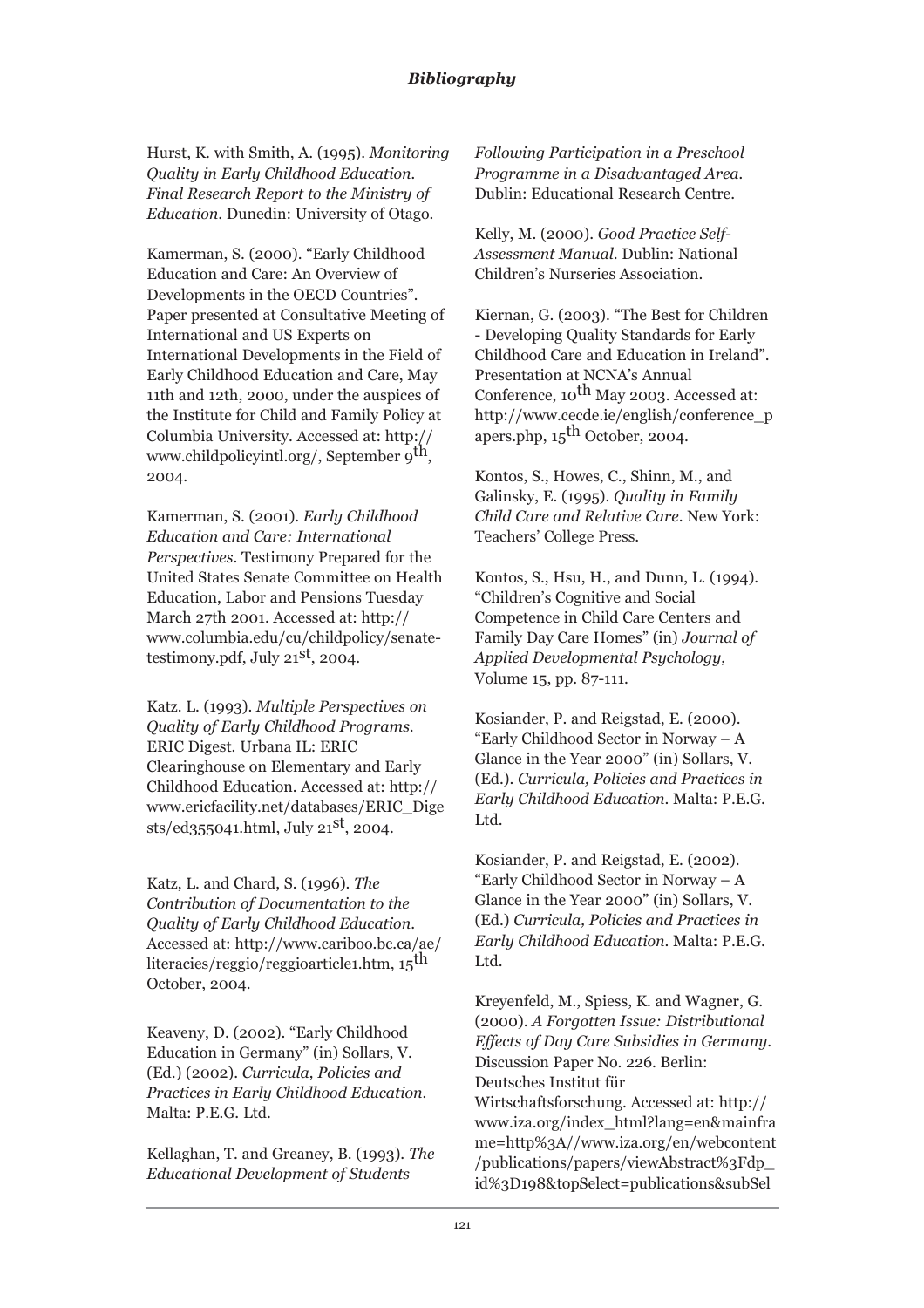Hurst, K. with Smith, A. (1995). *Monitoring Quality in Early Childhood Education. Final Research Report to the Ministry of Education*. Dunedin: University of Otago.

Kamerman, S. (2000). "Early Childhood Education and Care: An Overview of Developments in the OECD Countries". Paper presented at Consultative Meeting of International and US Experts on International Developments in the Field of Early Childhood Education and Care, May 11th and 12th, 2000, under the auspices of the Institute for Child and Family Policy at Columbia University. Accessed at: http://www.childpolicyintl.org/, September 9th, 2004.

Kamerman, S. (2001). *Early Childhood Education and Care: International Perspectives*. Testimony Prepared for the United States Senate Committee on Health Education, Labor and Pensions Tuesday March 27th 2001. Accessed at: http://www.columbia.edu/cu/childpolicy/senatetestimony.pdf, July 21st, 2004.

Katz. L. (1993). *Multiple Perspectives on Quality of Early Childhood Programs*. ERIC Digest. Urbana IL: ERIC Clearinghouse on Elementary and Early Childhood Education. Accessed at: http://www.ericfacility.net/databases/ERIC_Digests/ed355041.html, July 21st, 2004.

Katz, L. and Chard, S. (1996). *The Contribution of Documentation to the Quality of Early Childhood Education*. Accessed at: http://www.cariboo.bc.ca/ae/literacies/reggio/reggioarticle1.htm, 15th October, 2004.

Keaveny, D. (2002). "Early Childhood Education in Germany" (in) Sollars, V. (Ed.) (2002). *Curricula, Policies and Practices in Early Childhood Education*. Malta: P.E.G. Ltd.

Kellaghan, T. and Greaney, B. (1993). *The Educational Development of Students Following Participation in a Preschool Programme in a Disadvantaged Area*. Dublin: Educational Research Centre.

Kelly, M. (2000). *Good Practice Self-Assessment Manual*. Dublin: National Children's Nurseries Association.

Kiernan, G. (2003). "The Best for Children - Developing Quality Standards for Early Childhood Care and Education in Ireland". Presentation at NCNA's Annual Conference, 10th May 2003. Accessed at: http://www.cecde.ie/english/conference_papers.php, 15th October, 2004.

Kontos, S., Howes, C., Shinn, M., and Galinsky, E. (1995). *Quality in Family Child Care and Relative Care*. New York: Teachers' College Press.

Kontos, S., Hsu, H., and Dunn, L. (1994). "Children's Cognitive and Social Competence in Child Care Centers and Family Day Care Homes" (in) *Journal of Applied Developmental Psychology*, Volume 15, pp. 87-111.

Kosiander, P. and Reigstad, E. (2000). "Early Childhood Sector in Norway – A Glance in the Year 2000" (in) Sollars, V. (Ed.). *Curricula, Policies and Practices in Early Childhood Education*. Malta: P.E.G. Ltd.

Kosiander, P. and Reigstad, E. (2002). "Early Childhood Sector in Norway – A Glance in the Year 2000" (in) Sollars, V. (Ed.) *Curricula, Policies and Practices in Early Childhood Education*. Malta: P.E.G. Ltd.

Kreyenfeld, M., Spiess, K. and Wagner, G. (2000). *A Forgotten Issue: Distributional Effects of Day Care Subsidies in Germany*. Discussion Paper No. 226. Berlin: Deutsches Institut für Wirtschaftsforschung. Accessed at: http://www.iza.org/index_html?lang=en&mainframe=http%3A//www.iza.org/en/webcontent/publications/papers/viewAbstract%3Fdp_id%3D198&topSelect=publications&subSel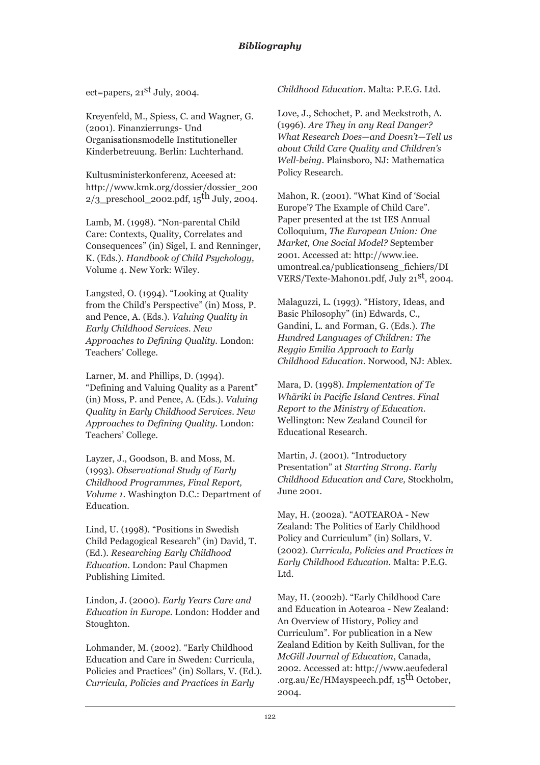ect=papers, 21st July, 2004.

Kreyenfeld, M., Spiess, C. and Wagner, G. (2001). Finanzierrungs- Und Organisationsmodelle Institutioneller Kinderbetreuung. Berlin: Luchterhand.

Kultusministerkonferenz, Aceesed at: http://www.kmk.org/dossier/dossier_2002/3_preschool_2002.pdf, 15th July, 2004.

Lamb, M. (1998). "Non-parental Child Care: Contexts, Quality, Correlates and Consequences" (in) Sigel, I. and Renninger, K. (Eds.). *Handbook of Child Psychology,* Volume 4. New York: Wiley.

Langsted, O. (1994). "Looking at Quality from the Child's Perspective" (in) Moss, P. and Pence, A. (Eds.). *Valuing Quality in Early Childhood Services. New Approaches to Defining Quality.* London: Teachers' College.

Larner, M. and Phillips, D. (1994). "Defining and Valuing Quality as a Parent" (in) Moss, P. and Pence, A. (Eds.). *Valuing Quality in Early Childhood Services. New Approaches to Defining Quality.* London: Teachers' College.

Layzer, J., Goodson, B. and Moss, M. (1993). *Observational Study of Early Childhood Programmes, Final Report, Volume 1.* Washington D.C.: Department of Education.

Lind, U. (1998). "Positions in Swedish Child Pedagogical Research" (in) David, T. (Ed.). *Researching Early Childhood Education.* London: Paul Chapmen Publishing Limited.

Lindon, J. (2000). *Early Years Care and Education in Europe.* London: Hodder and Stoughton.

Lohmander, M. (2002). "Early Childhood Education and Care in Sweden: Curricula, Policies and Practices" (in) Sollars, V. (Ed.). *Curricula, Policies and Practices in Early Childhood Education.* Malta: P.E.G. Ltd.

Love, J., Schochet, P. and Meckstroth, A. (1996). *Are They in any Real Danger? What Research Does—and Doesn't—Tell us about Child Care Quality and Children's Well-being.* Plainsboro, NJ: Mathematica Policy Research.

Mahon, R. (2001). "What Kind of 'Social Europe'? The Example of Child Care". Paper presented at the 1st IES Annual Colloquium, *The European Union: One Market, One Social Model?* September 2001. Accessed at: http://www.iee.umontreal.ca/publicationseng_fichiers/DIVERS/Texte-Mahon01.pdf, July 21st, 2004.

Malaguzzi, L. (1993). "History, Ideas, and Basic Philosophy" (in) Edwards, C., Gandini, L. and Forman, G. (Eds.). *The Hundred Languages of Children: The Reggio Emilia Approach to Early Childhood Education.* Norwood, NJ: Ablex.

Mara, D. (1998). *Implementation of Te Whãriki in Pacific Island Centres. Final Report to the Ministry of Education.* Wellington: New Zealand Council for Educational Research.

Martin, J. (2001). "Introductory Presentation" at *Starting Strong. Early Childhood Education and Care,* Stockholm, June 2001.

May, H. (2002a). "AOTEAROA - New Zealand: The Politics of Early Childhood Policy and Curriculum" (in) Sollars, V. (2002). *Curricula, Policies and Practices in Early Childhood Education.* Malta: P.E.G. Ltd.

May, H. (2002b). "Early Childhood Care and Education in Aotearoa - New Zealand: An Overview of History, Policy and Curriculum". For publication in a New Zealand Edition by Keith Sullivan, for the *McGill Journal of Education*, Canada, 2002. Accessed at: http://www.aeufederal.org.au/Ec/HMayspeech.pdf, 15th October, 2004.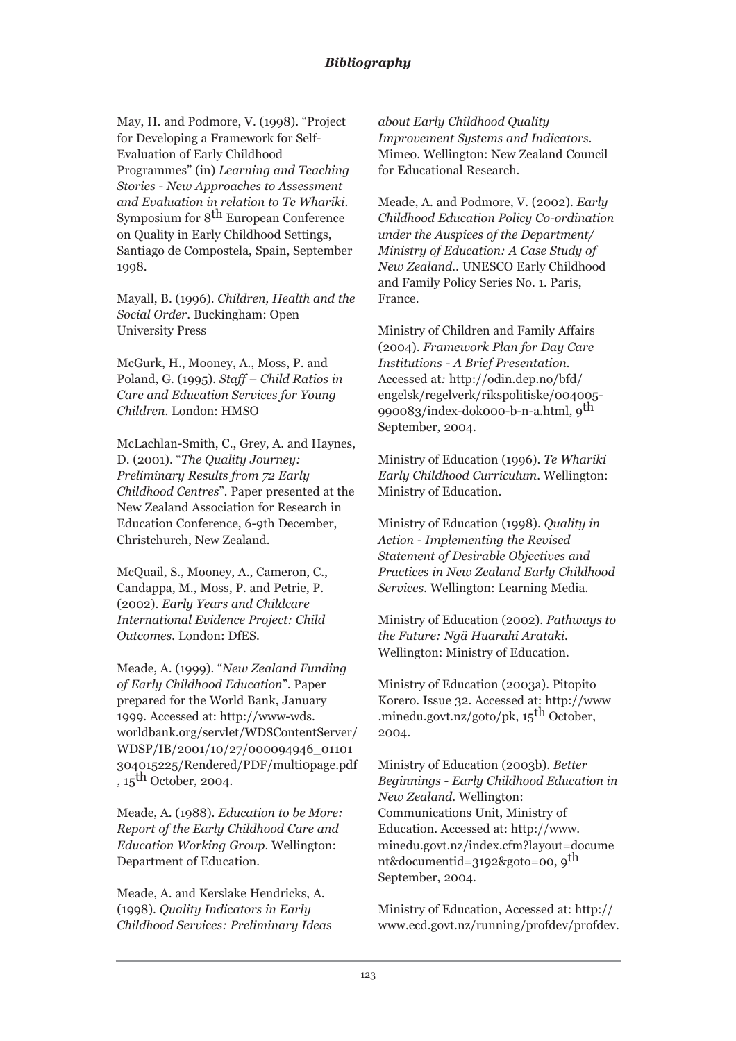May, H. and Podmore, V. (1998). "Project for Developing a Framework for Self-Evaluation of Early Childhood Programmes" (in) *Learning and Teaching Stories - New Approaches to Assessment and Evaluation in relation to Te Whariki*. Symposium for 8th European Conference on Quality in Early Childhood Settings, Santiago de Compostela, Spain, September 1998.

Mayall, B. (1996). *Children, Health and the Social Order*. Buckingham: Open University Press

McGurk, H., Mooney, A., Moss, P. and Poland, G. (1995). *Staff – Child Ratios in Care and Education Services for Young Children*. London: HMSO

McLachlan-Smith, C., Grey, A. and Haynes, D. (2001). "*The Quality Journey: Preliminary Results from 72 Early Childhood Centres*". Paper presented at the New Zealand Association for Research in Education Conference, 6-9th December, Christchurch, New Zealand.

McQuail, S., Mooney, A., Cameron, C., Candappa, M., Moss, P. and Petrie, P. (2002). *Early Years and Childcare International Evidence Project: Child Outcomes*. London: DfES.

Meade, A. (1999). "*New Zealand Funding of Early Childhood Education*". Paper prepared for the World Bank, January 1999. Accessed at: http://www-wds.worldbank.org/servlet/WDSContentServer/WDSP/IB/2001/10/27/000094946_01101304015225/Rendered/PDF/multi0page.pdf, 15th October, 2004.

Meade, A. (1988). *Education to be More: Report of the Early Childhood Care and Education Working Group*. Wellington: Department of Education.

Meade, A. and Kerslake Hendricks, A. (1998). *Quality Indicators in Early Childhood Services: Preliminary Ideas about Early Childhood Quality Improvement Systems and Indicators*. Mimeo. Wellington: New Zealand Council for Educational Research.

Meade, A. and Podmore, V. (2002). *Early Childhood Education Policy Co-ordination under the Auspices of the Department/ Ministry of Education: A Case Study of New Zealand.*. UNESCO Early Childhood and Family Policy Series No. 1. Paris, France.

Ministry of Children and Family Affairs (2004). *Framework Plan for Day Care Institutions - A Brief Presentation.* Accessed at: http://odin.dep.no/bfd/engelsk/regelverk/rikspolitiske/004005-990083/index-dok000-b-n-a.html, 9th September, 2004.

Ministry of Education (1996). *Te Whariki Early Childhood Curriculum*. Wellington: Ministry of Education.

Ministry of Education (1998). *Quality in Action - Implementing the Revised Statement of Desirable Objectives and Practices in New Zealand Early Childhood Services*. Wellington: Learning Media.

Ministry of Education (2002). *Pathways to the Future: Ngä Huarahi Arataki.* Wellington: Ministry of Education.

Ministry of Education (2003a). Pitopito Korero. Issue 32. Accessed at: http://www.minedu.govt.nz/goto/pk, 15th October, 2004.

Ministry of Education (2003b). *Better Beginnings - Early Childhood Education in New Zealand*. Wellington: Communications Unit, Ministry of Education. Accessed at: http://www.minedu.govt.nz/index.cfm?layout=document&documentid=3192&goto=00, 9th September, 2004.

Ministry of Education, Accessed at: http://www.ecd.govt.nz/running/profdev/profdev.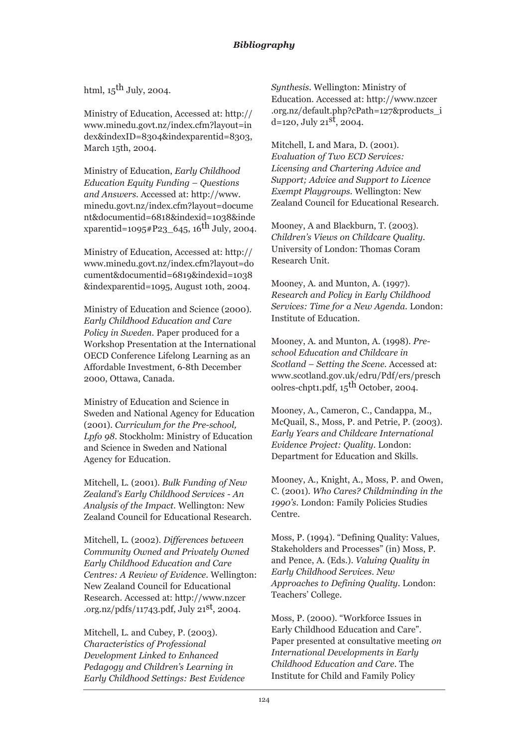html, 15th July, 2004.

Ministry of Education, Accessed at: http://www.minedu.govt.nz/index.cfm?layout=index&indexID=8304&indexparentid=8303, March 15th, 2004.

Ministry of Education, *Early Childhood Education Equity Funding – Questions and Answers*. Accessed at: http://www.minedu.govt.nz/index.cfm?layout=document&documentid=6818&indexid=1038&indexparentid=1095#P23_645, 16th July, 2004.

Ministry of Education, Accessed at: http://www.minedu.govt.nz/index.cfm?layout=document&documentid=6819&indexid=1038&indexparentid=1095, August 10th, 2004.

Ministry of Education and Science (2000). *Early Childhood Education and Care Policy in Sweden*. Paper produced for a Workshop Presentation at the International OECD Conference Lifelong Learning as an Affordable Investment, 6-8th December 2000, Ottawa, Canada.

Ministry of Education and Science in Sweden and National Agency for Education (2001). *Curriculum for the Pre-school, Lpfo 98*. Stockholm: Ministry of Education and Science in Sweden and National Agency for Education.

Mitchell, L. (2001). *Bulk Funding of New Zealand's Early Childhood Services - An Analysis of the Impact*. Wellington: New Zealand Council for Educational Research.

Mitchell, L. (2002). *Differences between Community Owned and Privately Owned Early Childhood Education and Care Centres: A Review of Evidence*. Wellington: New Zealand Council for Educational Research. Accessed at: http://www.nzcer.org.nz/pdfs/11743.pdf, July 21st, 2004.

Mitchell, L. and Cubey, P. (2003). *Characteristics of Professional Development Linked to Enhanced Pedagogy and Children's Learning in Early Childhood Settings: Best Evidence Synthesis*. Wellington: Ministry of Education. Accessed at: http://www.nzcer.org.nz/default.php?cPath=127&products_id=120, July 21st, 2004.

Mitchell, L and Mara, D. (2001). *Evaluation of Two ECD Services: Licensing and Chartering Advice and Support; Advice and Support to Licence Exempt Playgroups*. Wellington: New Zealand Council for Educational Research.

Mooney, A and Blackburn, T. (2003). *Children's Views on Childcare Quality*. University of London: Thomas Coram Research Unit.

Mooney, A. and Munton, A. (1997). *Research and Policy in Early Childhood Services: Time for a New Agenda*. London: Institute of Education.

Mooney, A. and Munton, A. (1998). *Pre-school Education and Childcare in Scotland – Setting the Scene*. Accessed at: www.scotland.gov.uk/edru/Pdf/ers/preschoolres-chpt1.pdf, 15th October, 2004.

Mooney, A., Cameron, C., Candappa, M., McQuail, S., Moss, P. and Petrie, P. (2003). *Early Years and Childcare International Evidence Project: Quality*. London: Department for Education and Skills.

Mooney, A., Knight, A., Moss, P. and Owen, C. (2001). *Who Cares? Childminding in the 1990's*. London: Family Policies Studies Centre.

Moss, P. (1994). "Defining Quality: Values, Stakeholders and Processes" (in) Moss, P. and Pence, A. (Eds.). *Valuing Quality in Early Childhood Services. New Approaches to Defining Quality*. London: Teachers' College.

Moss, P. (2000). "Workforce Issues in Early Childhood Education and Care". Paper presented at consultative meeting *on International Developments in Early Childhood Education and Care*. The Institute for Child and Family Policy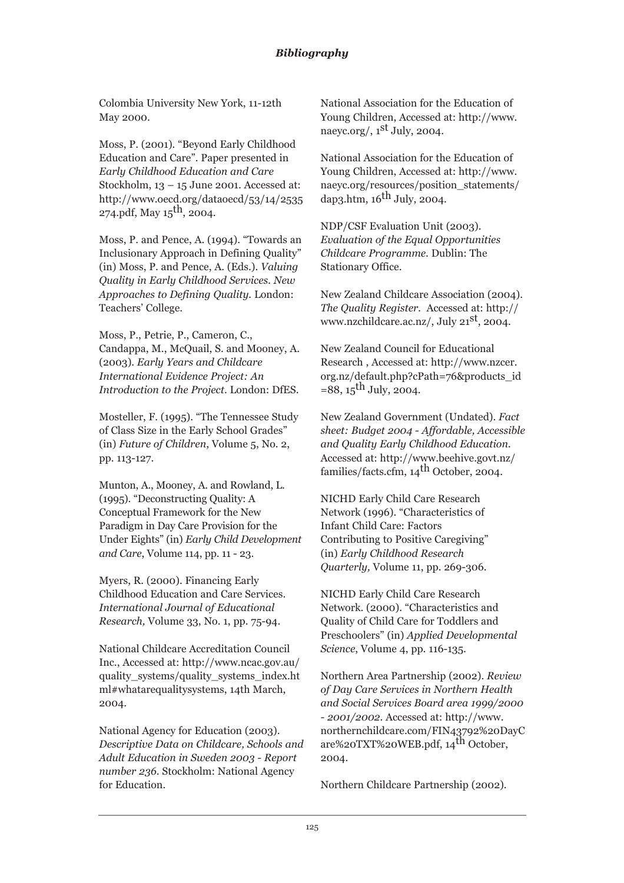Colombia University New York, 11-12th May 2000.

Moss, P. (2001). "Beyond Early Childhood Education and Care". Paper presented in *Early Childhood Education and Care* Stockholm, 13 – 15 June 2001. Accessed at: http://www.oecd.org/dataoecd/53/14/2535274.pdf, May 15th, 2004.

Moss, P. and Pence, A. (1994). "Towards an Inclusionary Approach in Defining Quality" (in) Moss, P. and Pence, A. (Eds.). *Valuing Quality in Early Childhood Services. New Approaches to Defining Quality.* London: Teachers' College.

Moss, P., Petrie, P., Cameron, C., Candappa, M., McQuail, S. and Mooney, A. (2003). *Early Years and Childcare International Evidence Project: An Introduction to the Project.* London: DfES.

Mosteller, F. (1995). "The Tennessee Study of Class Size in the Early School Grades" (in) *Future of Children*, Volume 5, No. 2, pp. 113-127.

Munton, A., Mooney, A. and Rowland, L. (1995). "Deconstructing Quality: A Conceptual Framework for the New Paradigm in Day Care Provision for the Under Eights" (in) *Early Child Development and Care*, Volume 114, pp. 11 - 23.

Myers, R. (2000). Financing Early Childhood Education and Care Services. *International Journal of Educational Research,* Volume 33, No. 1, pp. 75-94.

National Childcare Accreditation Council Inc., Accessed at: http://www.ncac.gov.au/quality_systems/quality_systems_index.html#whatarequalitysystems, 14th March, 2004.

National Agency for Education (2003). *Descriptive Data on Childcare, Schools and Adult Education in Sweden 2003 - Report number 236.* Stockholm: National Agency for Education.

National Association for the Education of Young Children, Accessed at: http://www.naeyc.org/, 1st July, 2004.

National Association for the Education of Young Children, Accessed at: http://www.naeyc.org/resources/position_statements/dap3.htm, 16th July, 2004.

NDP/CSF Evaluation Unit (2003). *Evaluation of the Equal Opportunities Childcare Programme.* Dublin: The Stationary Office.

New Zealand Childcare Association (2004). *The Quality Register.* Accessed at: http://www.nzchildcare.ac.nz/, July 21st, 2004.

New Zealand Council for Educational Research , Accessed at: http://www.nzcer.org.nz/default.php?cPath=76&products_id=88, 15th July, 2004.

New Zealand Government (Undated). *Fact sheet: Budget 2004 - Affordable, Accessible and Quality Early Childhood Education.* Accessed at: http://www.beehive.govt.nz/families/facts.cfm, 14th October, 2004.

NICHD Early Child Care Research Network (1996). "Characteristics of Infant Child Care: Factors Contributing to Positive Caregiving" (in) *Early Childhood Research Quarterly,* Volume 11, pp. 269-306.

NICHD Early Child Care Research Network. (2000). "Characteristics and Quality of Child Care for Toddlers and Preschoolers" (in) *Applied Developmental Science*, Volume 4, pp. 116-135.

Northern Area Partnership (2002). *Review of Day Care Services in Northern Health and Social Services Board area 1999/2000 - 2001/2002.* Accessed at: http://www.northernchildcare.com/FIN43792%20DayCare%20TXT%20WEB.pdf, 14th October, 2004.

Northern Childcare Partnership (2002).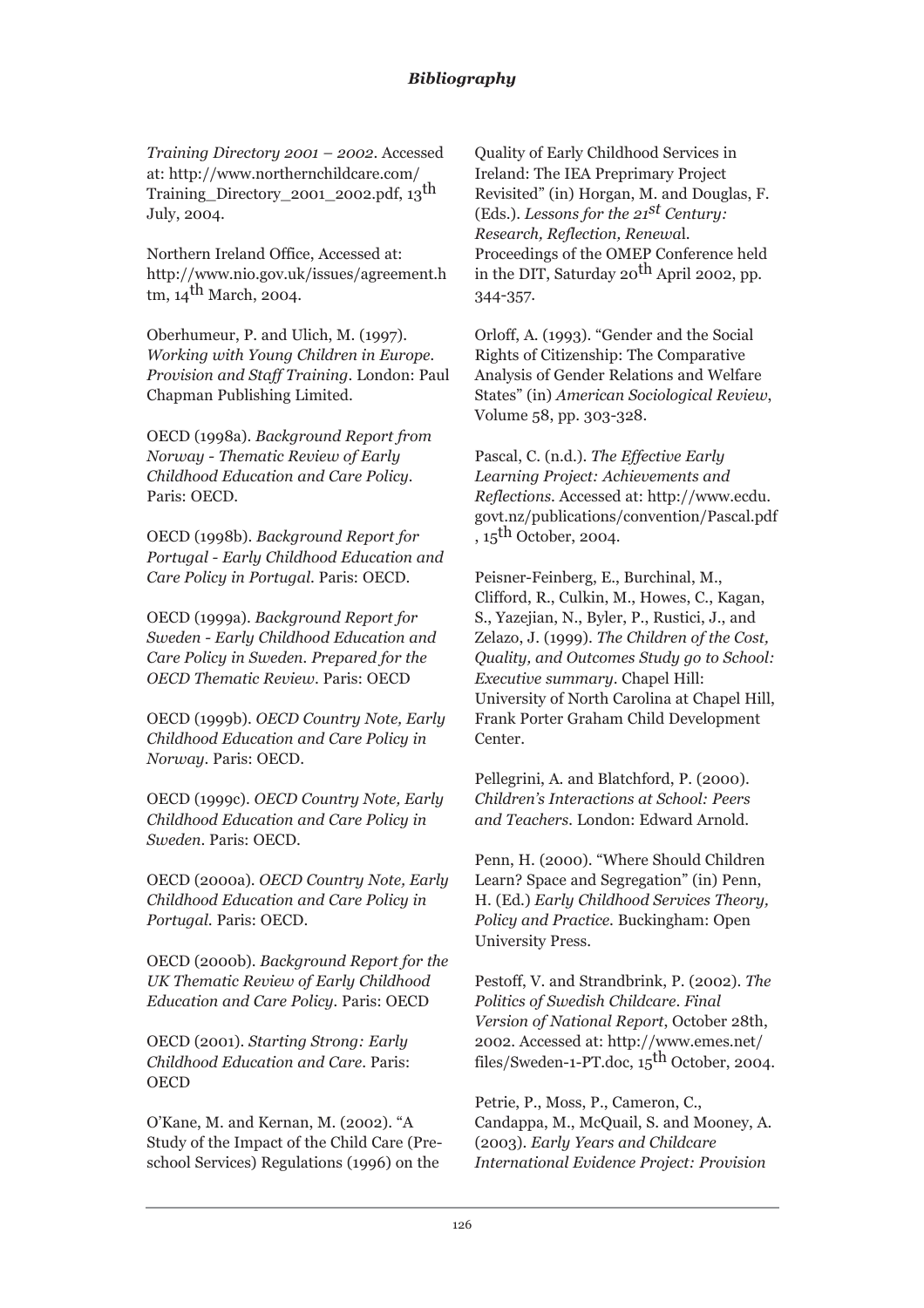*Training Directory 2001 – 2002*. Accessed at: http://www.northernchildcare.com/Training_Directory_2001_2002.pdf, 13th July, 2004.

Northern Ireland Office, Accessed at: http://www.nio.gov.uk/issues/agreement.htm, 14th March, 2004.

Oberhumeur, P. and Ulich, M. (1997). *Working with Young Children in Europe. Provision and Staff Training*. London: Paul Chapman Publishing Limited.

OECD (1998a). *Background Report from Norway - Thematic Review of Early Childhood Education and Care Policy*. Paris: OECD.

OECD (1998b). *Background Report for Portugal - Early Childhood Education and Care Policy in Portugal*. Paris: OECD.

OECD (1999a). *Background Report for Sweden - Early Childhood Education and Care Policy in Sweden. Prepared for the OECD Thematic Review*. Paris: OECD

OECD (1999b). *OECD Country Note, Early Childhood Education and Care Policy in Norway*. Paris: OECD.

OECD (1999c). *OECD Country Note, Early Childhood Education and Care Policy in Sweden*. Paris: OECD.

OECD (2000a). *OECD Country Note, Early Childhood Education and Care Policy in Portugal*. Paris: OECD.

OECD (2000b). *Background Report for the UK Thematic Review of Early Childhood Education and Care Policy*. Paris: OECD

OECD (2001). *Starting Strong: Early Childhood Education and Care*. Paris: OECD

O'Kane, M. and Kernan, M. (2002). "A Study of the Impact of the Child Care (Pre-school Services) Regulations (1996) on the Quality of Early Childhood Services in Ireland: The IEA Preprimary Project Revisited" (in) Horgan, M. and Douglas, F. (Eds.). *Lessons for the 21st Century: Research, Reflection, Renewal*. Proceedings of the OMEP Conference held in the DIT, Saturday 20th April 2002, pp. 344-357.

Orloff, A. (1993). "Gender and the Social Rights of Citizenship: The Comparative Analysis of Gender Relations and Welfare States" (in) *American Sociological Review*, Volume 58, pp. 303-328.

Pascal, C. (n.d.). *The Effective Early Learning Project: Achievements and Reflections*. Accessed at: http://www.ecdu.govt.nz/publications/convention/Pascal.pdf, 15th October, 2004.

Peisner-Feinberg, E., Burchinal, M., Clifford, R., Culkin, M., Howes, C., Kagan, S., Yazejian, N., Byler, P., Rustici, J., and Zelazo, J. (1999). *The Children of the Cost, Quality, and Outcomes Study go to School: Executive summary*. Chapel Hill: University of North Carolina at Chapel Hill, Frank Porter Graham Child Development Center.

Pellegrini, A. and Blatchford, P. (2000). *Children's Interactions at School: Peers and Teachers*. London: Edward Arnold.

Penn, H. (2000). "Where Should Children Learn? Space and Segregation" (in) Penn, H. (Ed.) *Early Childhood Services Theory, Policy and Practice*. Buckingham: Open University Press.

Pestoff, V. and Strandbrink, P. (2002). *The Politics of Swedish Childcare*. *Final Version of National Report*, October 28th, 2002. Accessed at: http://www.emes.net/files/Sweden-1-PT.doc, 15th October, 2004.

Petrie, P., Moss, P., Cameron, C., Candappa, M., McQuail, S. and Mooney, A. (2003). *Early Years and Childcare International Evidence Project: Provision*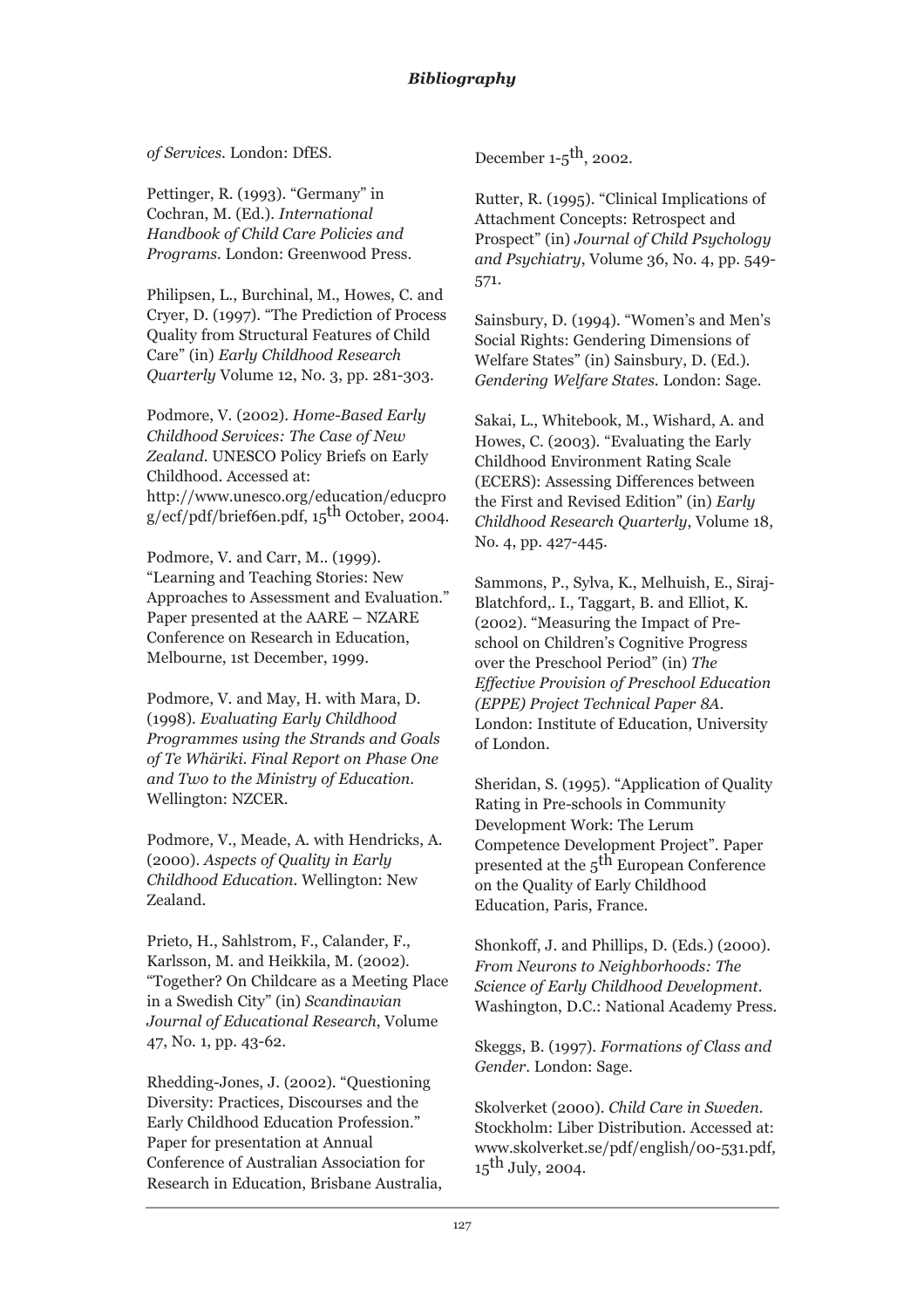*of Services*. London: DfES.

Pettinger, R. (1993). "Germany" in Cochran, M. (Ed.). *International Handbook of Child Care Policies and Programs*. London: Greenwood Press.

Philipsen, L., Burchinal, M., Howes, C. and Cryer, D. (1997). "The Prediction of Process Quality from Structural Features of Child Care" (in) *Early Childhood Research Quarterly* Volume 12, No. 3, pp. 281-303.

Podmore, V. (2002). *Home-Based Early Childhood Services: The Case of New Zealand*. UNESCO Policy Briefs on Early Childhood. Accessed at: http://www.unesco.org/education/educprog/ecf/pdf/brief6en.pdf, 15th October, 2004.

Podmore, V. and Carr, M.. (1999). "Learning and Teaching Stories: New Approaches to Assessment and Evaluation." Paper presented at the AARE – NZARE Conference on Research in Education, Melbourne, 1st December, 1999.

Podmore, V. and May, H. with Mara, D. (1998). *Evaluating Early Childhood Programmes using the Strands and Goals of Te Whäriki. Final Report on Phase One and Two to the Ministry of Education*. Wellington: NZCER.

Podmore, V., Meade, A. with Hendricks, A. (2000). *Aspects of Quality in Early Childhood Education*. Wellington: New Zealand.

Prieto, H., Sahlstrom, F., Calander, F., Karlsson, M. and Heikkila, M. (2002). "Together? On Childcare as a Meeting Place in a Swedish City" (in) *Scandinavian Journal of Educational Research*, Volume 47, No. 1, pp. 43-62.

Rhedding-Jones, J. (2002). "Questioning Diversity: Practices, Discourses and the Early Childhood Education Profession." Paper for presentation at Annual Conference of Australian Association for Research in Education, Brisbane Australia, December 1-5th, 2002.

Rutter, R. (1995). "Clinical Implications of Attachment Concepts: Retrospect and Prospect" (in) *Journal of Child Psychology and Psychiatry*, Volume 36, No. 4, pp. 549-571.

Sainsbury, D. (1994). "Women's and Men's Social Rights: Gendering Dimensions of Welfare States" (in) Sainsbury, D. (Ed.). *Gendering Welfare States*. London: Sage.

Sakai, L., Whitebook, M., Wishard, A. and Howes, C. (2003). "Evaluating the Early Childhood Environment Rating Scale (ECERS): Assessing Differences between the First and Revised Edition" (in) *Early Childhood Research Quarterly*, Volume 18, No. 4, pp. 427-445.

Sammons, P., Sylva, K., Melhuish, E., Siraj-Blatchford,. I., Taggart, B. and Elliot, K. (2002). "Measuring the Impact of Pre-school on Children's Cognitive Progress over the Preschool Period" (in) *The Effective Provision of Preschool Education (EPPE) Project Technical Paper 8A*. London: Institute of Education, University of London.

Sheridan, S. (1995). "Application of Quality Rating in Pre-schools in Community Development Work: The Lerum Competence Development Project". Paper presented at the 5th European Conference on the Quality of Early Childhood Education, Paris, France.

Shonkoff, J. and Phillips, D. (Eds.) (2000). *From Neurons to Neighborhoods: The Science of Early Childhood Development*. Washington, D.C.: National Academy Press.

Skeggs, B. (1997). *Formations of Class and Gender*. London: Sage.

Skolverket (2000). *Child Care in Sweden*. Stockholm: Liber Distribution. Accessed at: www.skolverket.se/pdf/english/00-531.pdf, 15th July, 2004.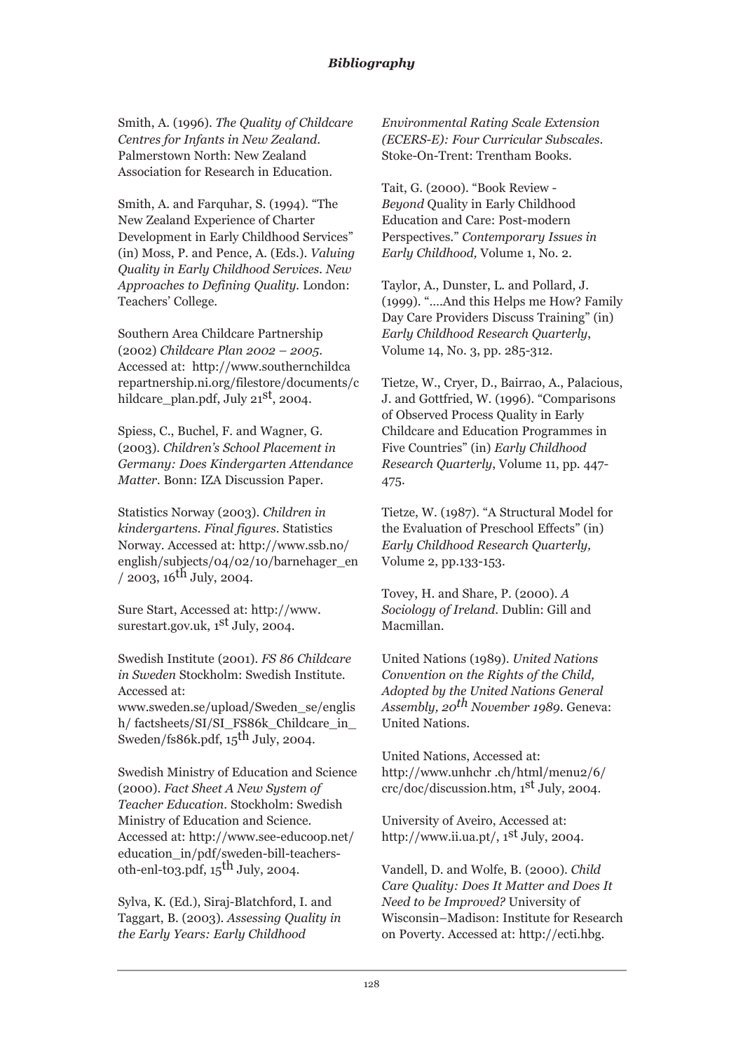Smith, A. (1996). *The Quality of Childcare Centres for Infants in New Zealand.* Palmerstown North: New Zealand Association for Research in Education.

Smith, A. and Farquhar, S. (1994). "The New Zealand Experience of Charter Development in Early Childhood Services" (in) Moss, P. and Pence, A. (Eds.). *Valuing Quality in Early Childhood Services. New Approaches to Defining Quality.* London: Teachers' College.

Southern Area Childcare Partnership (2002) *Childcare Plan 2002 – 2005.* Accessed at: http://www.southernchildcarepartnership.ni.org/filestore/documents/childcare_plan.pdf, July 21st, 2004.

Spiess, C., Buchel, F. and Wagner, G. (2003). *Children's School Placement in Germany: Does Kindergarten Attendance Matter.* Bonn: IZA Discussion Paper.

Statistics Norway (2003). *Children in kindergartens. Final figures.* Statistics Norway. Accessed at: http://www.ssb.no/english/subjects/04/02/10/barnehager_en / 2003, 16th July, 2004.

Sure Start, Accessed at: http://www.surestart.gov.uk, 1st July, 2004.

Swedish Institute (2001). *FS 86 Childcare in Sweden* Stockholm: Swedish Institute. Accessed at: www.sweden.se/upload/Sweden_se/english/ factsheets/SI/SI_FS86k_Childcare_in_Sweden/fs86k.pdf, 15th July, 2004.

Swedish Ministry of Education and Science (2000). *Fact Sheet A New System of Teacher Education.* Stockholm: Swedish Ministry of Education and Science. Accessed at: http://www.see-educoop.net/education_in/pdf/sweden-bill-teachers-oth-enl-t03.pdf, 15th July, 2004.

Sylva, K. (Ed.), Siraj-Blatchford, I. and Taggart, B. (2003). *Assessing Quality in the Early Years: Early Childhood Environmental Rating Scale Extension (ECERS-E): Four Curricular Subscales.* Stoke-On-Trent: Trentham Books.

Tait, G. (2000). "Book Review - *Beyond* Quality in Early Childhood Education and Care: Post-modern Perspectives." *Contemporary Issues in Early Childhood,* Volume 1, No. 2.

Taylor, A., Dunster, L. and Pollard, J. (1999). "….And this Helps me How? Family Day Care Providers Discuss Training" (in) *Early Childhood Research Quarterly*, Volume 14, No. 3, pp. 285-312.

Tietze, W., Cryer, D., Bairrao, A., Palacious, J. and Gottfried, W. (1996). "Comparisons of Observed Process Quality in Early Childcare and Education Programmes in Five Countries" (in) *Early Childhood Research Quarterly*, Volume 11, pp. 447-475.

Tietze, W. (1987). "A Structural Model for the Evaluation of Preschool Effects" (in) *Early Childhood Research Quarterly,* Volume 2, pp.133-153.

Tovey, H. and Share, P. (2000). *A Sociology of Ireland.* Dublin: Gill and Macmillan.

United Nations (1989). *United Nations Convention on the Rights of the Child, Adopted by the United Nations General Assembly, 20th November 1989.* Geneva: United Nations.

United Nations, Accessed at: http://www.unhchr .ch/html/menu2/6/crc/doc/discussion.htm, 1st July, 2004.

University of Aveiro, Accessed at: http://www.ii.ua.pt/, 1st July, 2004.

Vandell, D. and Wolfe, B. (2000). *Child Care Quality: Does It Matter and Does It Need to be Improved?* University of Wisconsin–Madison: Institute for Research on Poverty. Accessed at: http://ecti.hbg.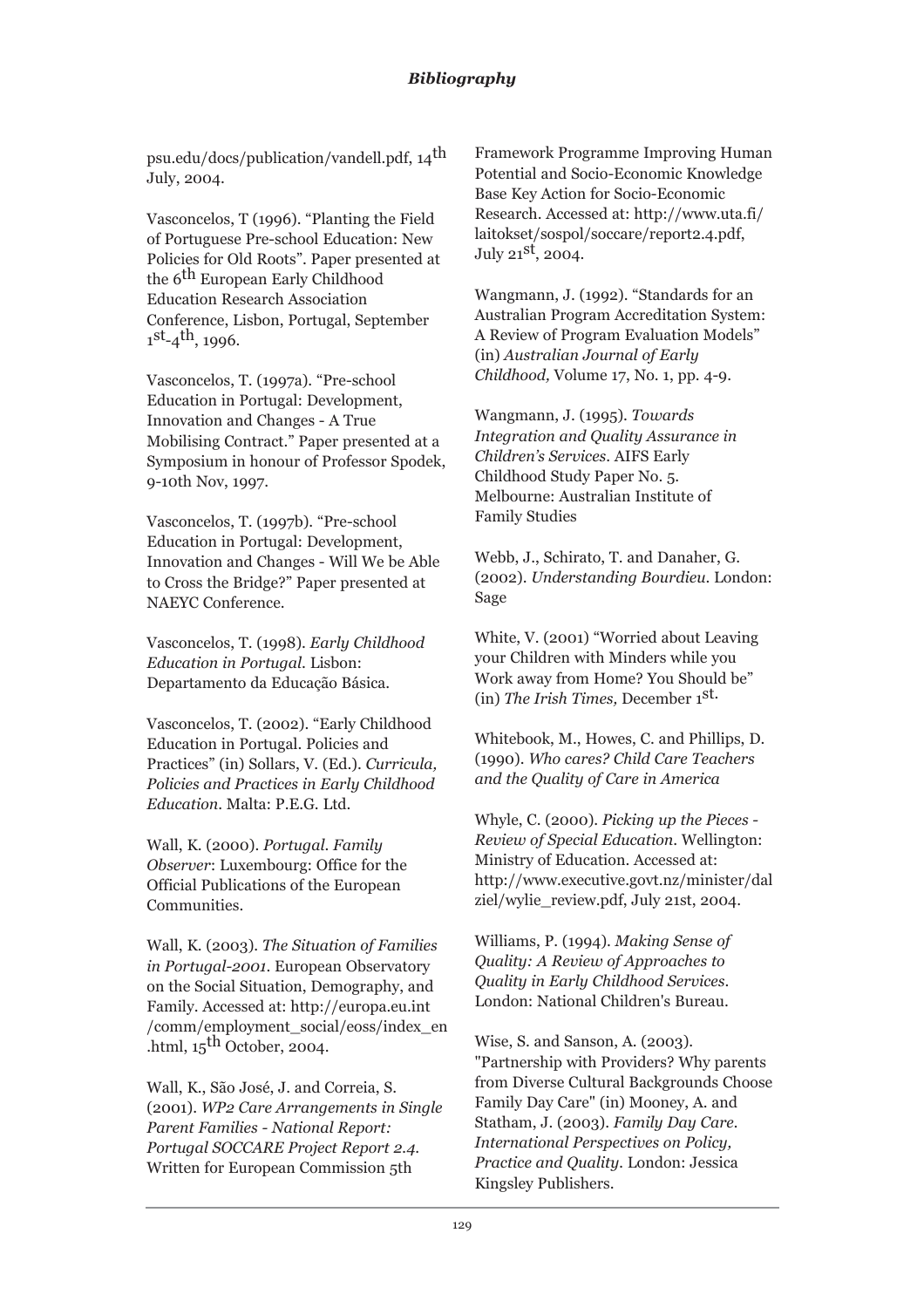psu.edu/docs/publication/vandell.pdf, 14th July, 2004.

Vasconcelos, T (1996). "Planting the Field of Portuguese Pre-school Education: New Policies for Old Roots". Paper presented at the 6th European Early Childhood Education Research Association Conference, Lisbon, Portugal, September 1st-4th, 1996.

Vasconcelos, T. (1997a). "Pre-school Education in Portugal: Development, Innovation and Changes - A True Mobilising Contract." Paper presented at a Symposium in honour of Professor Spodek, 9-10th Nov, 1997.

Vasconcelos, T. (1997b). "Pre-school Education in Portugal: Development, Innovation and Changes - Will We be Able to Cross the Bridge?" Paper presented at NAEYC Conference.

Vasconcelos, T. (1998). *Early Childhood Education in Portugal*. Lisbon: Departamento da Educação Básica.

Vasconcelos, T. (2002). "Early Childhood Education in Portugal. Policies and Practices" (in) Sollars, V. (Ed.). *Curricula, Policies and Practices in Early Childhood Education*. Malta: P.E.G. Ltd.

Wall, K. (2000). *Portugal. Family Observer*: Luxembourg: Office for the Official Publications of the European Communities.

Wall, K. (2003). *The Situation of Families in Portugal-2001*. European Observatory on the Social Situation, Demography, and Family. Accessed at: http://europa.eu.int /comm/employment_social/eoss/index_en .html, 15th October, 2004.

Wall, K., São José, J. and Correia, S. (2001). *WP2 Care Arrangements in Single Parent Families - National Report: Portugal SOCCARE Project Report 2.4*. Written for European Commission 5th Framework Programme Improving Human Potential and Socio-Economic Knowledge Base Key Action for Socio-Economic Research. Accessed at: http://www.uta.fi/ laitokset/sospol/soccare/report2.4.pdf, July 21st, 2004.

Wangmann, J. (1992). "Standards for an Australian Program Accreditation System: A Review of Program Evaluation Models" (in) *Australian Journal of Early Childhood,* Volume 17, No. 1, pp. 4-9.

Wangmann, J. (1995). *Towards Integration and Quality Assurance in Children's Services*. AIFS Early Childhood Study Paper No. 5. Melbourne: Australian Institute of Family Studies

Webb, J., Schirato, T. and Danaher, G. (2002). *Understanding Bourdieu*. London: Sage

White, V. (2001) "Worried about Leaving your Children with Minders while you Work away from Home? You Should be" (in) *The Irish Times,* December 1st.

Whitebook, M., Howes, C. and Phillips, D. (1990). *Who cares? Child Care Teachers and the Quality of Care in America*

Whyle, C. (2000). *Picking up the Pieces - Review of Special Education*. Wellington: Ministry of Education. Accessed at: http://www.executive.govt.nz/minister/dalziel/wylie_review.pdf, July 21st, 2004.

Williams, P. (1994). *Making Sense of Quality: A Review of Approaches to Quality in Early Childhood Services*. London: National Children's Bureau.

Wise, S. and Sanson, A. (2003). "Partnership with Providers? Why parents from Diverse Cultural Backgrounds Choose Family Day Care" (in) Mooney, A. and Statham, J. (2003). *Family Day Care. International Perspectives on Policy, Practice and Quality*. London: Jessica Kingsley Publishers.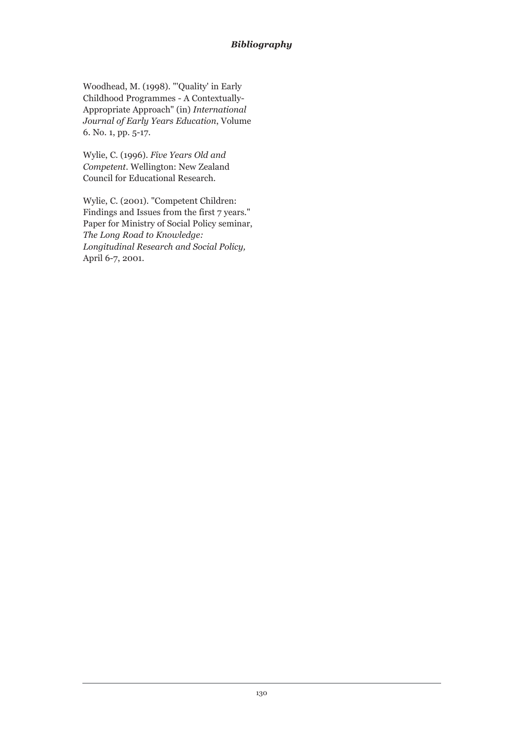Woodhead, M. (1998). "'Quality' in Early Childhood Programmes - A Contextually-Appropriate Approach" (in) *International Journal of Early Years Education*, Volume 6. No. 1, pp. 5-17.

Wylie, C. (1996). *Five Years Old and Competent*. Wellington: New Zealand Council for Educational Research.

Wylie, C. (2001). "Competent Children: Findings and Issues from the first 7 years." Paper for Ministry of Social Policy seminar, *The Long Road to Knowledge: Longitudinal Research and Social Policy,* April 6-7, 2001.